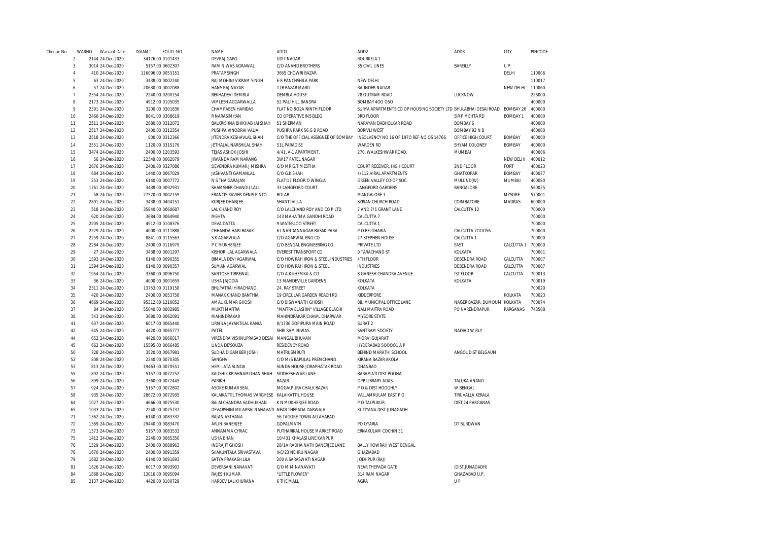| Cheque No | WARNO | Warrant Date | DIVAMT | FOLIO_NO | NAME | ADD1 | ADD2 | ADD3 | CITY | PINCODE |
|---|---|---|---|---|---|---|---|---|---|---|
| 2 | 2144 | 24-Dec-2020 | 34176.00 | 0101433 | DEVRAJ GARG | UDIT NAGAR | ROURKELA 1 | | | |
| 3 | 3014 | 24-Dec-2020 | 5157.00 | 0602307 | RAM NIWAS AGRAWAL | C/O ANAND BROTHERS | 35 CIVIL LINES | BAREILLY | U P | |
| 4 | 410 | 24-Dec-2020 | 116096.00 | 0053151 | PRATAP SINGH | 3665 CHOWRI BAZAR | . | | DELHI | 110006 |
| 5 | 63 | 24-Dec-2020 | 3438.00 | 0002240 | RAJ MOHINI VIKRAM SINGH | E-8 PANCHSHILA PARK | NEW DELHI | | | 110017 |
| 6 | 57 | 24-Dec-2020 | 20630.00 | 0002088 | HANS RAJ NAYAR | 17B BAZAR MARG | RAJINDER NAGAR | | NEW DELHI | 110060 |
| 7 | 2354 | 24-Dec-2020 | 2240.00 | 0200154 | REKHADEVI DEMBLA | DEMBLA HOUSE | 28 OUTRAM ROAD | LUCKNOW | | 226000 |
| 8 | 2173 | 24-Dec-2020 | 4912.00 | 0105035 | VIMLESH AGGARWALLA | 52 PALI HILL BANDRA | BOMBAY 4OO O5O | | | 400000 |
| 9 | 2391 | 24-Dec-2020 | 3200.00 | 0301836 | CHAMPABEN HARIDAS | FLAT NO 9O2A NINTH FLOOR | SURYA APARTMENTS CO OP HOUSING SOCIETY LTD BHULABHAI DESAI ROAD | BOMBAY 26 | | 400000 |
| 10 | 2466 | 24-Dec-2020 | 8841.00 | 0308619 | R NARASIMHAN | CO OPERATIVE INS BLDG | 3RD FLOOR | SIR P MEHTA RD | BOMBAY 1 | 400000 |
| 11 | 2511 | 24-Dec-2020 | 2880.00 | 0312073 | BALKRISHNA BHIKHABHAI SHAH | 51 SHERMAN | NARAYAN DABHOLKAR ROAD | BOMBAY 6 | | 400000 |
| 12 | 2517 | 24-Dec-2020 | 2400.00 | 0312354 | PUSHPA VINODRAI VALIA | PUSHPA PARK 56 G B ROAD | BORIVLI WEST | BOMBAY 92 N B | | 400000 |
| 13 | 2518 | 24-Dec-2020 | 800.00 | 0312366 | JITENDRA KESHAVLAL SHAH | C/O THE OFFICIAL ASSIGNEE OF BOMBAY | INSOLVENCY NO 16 OF 197O REF NO OS 14766 | OFFICE HIGH COURT | BOMBAY | 400000 |
| 14 | 2551 | 24-Dec-2020 | 1120.00 | 0315176 | JETHALAL NARSHILAL SHAH | 51L PARADISE | WARDEN RD | SHYAM COLONEY | BOMBAY | 400000 |
| 15 | 3474 | 24-Dec-2020 | 2400.00 | 1203593 | TEJAS ASHOK JOSHI | 4/41, A-1 APARTMENT, | 270, WALKESHWAR ROAD, | MUMBAI | | 400006 |
| 16 | 56 | 24-Dec-2020 | 22349.00 | 0002079 | JIWANDA RAM NARANG | 3W17 PATEL NAGAR | . | | NEW DELHI | 400012 |
| 17 | 2676 | 24-Dec-2020 | 2400.00 | 0327086 | DEVENDRA KUMAR J MISHRA | C/O MR G.T.MESTHA | COURT RECEIVER, HIGH COURT | 2ND FLOOR | FORT | 400023 |
| 18 | 684 | 24-Dec-2020 | 1440.00 | 0067029 | JASHVANTI GAMANLAL | C/O G.K SHAH | 4/112,VIRAL APARTMENTS | GHATKOPAR | BOMBAY | 400077 |
| 19 | 253 | 24-Dec-2020 | 6140.00 | 0007772 | N S THAIGARAJAN | FLAT:17 FLOOR:0 WING:A | GREEN VALLEY CO-OP SOC | MULUND(W) | MUMBAI | 400080 |
| 20 | 1761 | 24-Dec-2020 | 3438.00 | 0092931 | SHAMSHER CHANDU LALL | 33 LANGFORD COURT | LANGFORD GARDENS | BANGALORE | | 560025 |
| 21 | 58 | 24-Dec-2020 | 27520.00 | 0002159 | FRANCIS XAVIER DENIS PINTO | BOLAR | MANGALORE 1 | | MYSORE | 570001 |
| 22 | 2891 | 24-Dec-2020 | 3438.00 | 0404151 | KURJEE DHANJEE | SHANTI VILLA | SYRIAN CHURCH ROAD | COIMBATORE | MADRAS | 600000 |
| 23 | 518 | 24-Dec-2020 | 35840.00 | 0060687 | LAL CHAND ROY | C/O LALCHAND ROY AND CO P LTD | 7 AND 7/1 GRANT LANE | CALCUTTA 12 | | 700000 |
| 24 | 620 | 24-Dec-2020 | 3684.00 | 0064940 | MEHTA | 143 MAHATMA GANDHI ROAD | CALCUTTA 7 | | | 700000 |
| 25 | 2205 | 24-Dec-2020 | 4912.00 | 0108376 | DEVA DATTA | 9 WATERLOO STREET | CALCUTTA 1 | | | 700000 |
| 26 | 2229 | 24-Dec-2020 | 4000.00 | 0111888 | CHHANDA HARI BASAK | 67 NANDANNAGAR BASAK PARA | P O BELGHARIA | CALCUTTA 7OOO56 | | 700000 |
| 27 | 2259 | 24-Dec-2020 | 8841.00 | 0115563 | S K AGARWALA | C/O AGARWAL ENG CO | 27 STEPHEN HOUSE | CALCUTTA 1 | | 700000 |
| 28 | 2284 | 24-Dec-2020 | 2400.00 | 0116979 | P C MUKHERJEE | C/O BENGAL ENGINEERING CO | PRIVATE LTD | EAST | CALCUTTA 1 | 700000 |
| 29 | 27 | 24-Dec-2020 | 3438.00 | 0001297 | KISHORI LAL AGARWALA | EVEREST TRANSPORT CO | 9 TARACHAND ST | KOLKATA | | 700001 |
| 30 | 1593 | 24-Dec-2020 | 6140.00 | 0090355 | BIMALA DEVI AGARWAL | C/O HOWRAH IRON & STEEL INDUSTRIES | 4TH FLOOR | DEBENDRA ROAD | CALCUTTA | 700007 |
| 31 | 1594 | 24-Dec-2020 | 6140.00 | 0090357 | SUMAN AGARWAL | C/O HOWRAH IRON & STEEL | INDUSTRIES | DEBENDRA ROAD | CALCUTTA | 700007 |
| 32 | 1954 | 24-Dec-2020 | 3360.00 | 0096750 | SANTOSH TIBREWAL | C/O A.K.KHEMKA & CO | 8 GANESH CHANDRA AVENUE | IST FLOOR | CALCUTTA | 700013 |
| 33 | 36 | 24-Dec-2020 | 4000.00 | 0001659 | USHA JAJODIA | 13 MANDEVILLE GARDENS | KOLKATA | KOLKATA | | 700019 |
| 34 | 2311 | 24-Dec-2020 | 13753.00 | 0119158 | BHUPATRAI HIRACHAND | 24, RAY STREET | KOLKATA | | | 700020 |
| 35 | 420 | 24-Dec-2020 | 2400.00 | 0053758 | MANAK CHAND BANTHIA | 19 CIRCULAR GARDEN REACH RD | KIDDERPORE | | KOLKATA | 700023 |
| 36 | 4669 | 24-Dec-2020 | 95312.00 | 1210052 | AMAL KUMAR GHOSH | C/O BISWANATH GHOSH | 88, MUNICIPAL OFFICE LANE | NAGER BAZAR, DUMDUM | KOLKATA | 700074 |
| 37 | 84 | 24-Dec-2020 | 55040.00 | 0002985 | MUKTI MAITRA | "MAITRA ELASHIN" VILLAGE ELACHI | NALI MAITRA ROAD | PO NARENDRAPUR | PARGANAS | 743508 |
| 38 | 543 | 24-Dec-2020 | 3680.00 | 0062091 | MAHINDRAKAR | MAHINDRAKAR CHAWL DHARWAR | MYSORE STATE | | | |
| 41 | 637 | 24-Dec-2020 | 6017.00 | 0065440 | URMILA JAYANTILAL KANIA | 8/1736 GOPIPURA MAIN ROAD | SURAT 2 | | | |
| 42 | 645 | 24-Dec-2020 | 4420.00 | 0065777 | PATEL | SHRI RAM NIWAS | SANTRAM SOCIETY | NADIAD W RLY | | |
| 44 | 652 | 24-Dec-2020 | 4420.00 | 0066017 | VIRENDRA VISHNUPRASAD DESAI | MANGAL BHUVAN | MORVI GUJARAT | | | |
| 45 | 662 | 24-Dec-2020 | 15595.00 | 0066485 | LINDA DE'SOUZA | RESIDENCY ROAD | HYDERABAD 5OOOO1 A P | | | |
| 50 | 728 | 24-Dec-2020 | 3520.00 | 0067981 | SUDHA DIGAMBER JOSHI | MATRUSMRUTI | BEHIND MARATHI SCHOOL | ANGOL DIST BELGAUM | | |
| 52 | 808 | 24-Dec-2020 | 2240.00 | 0070305 | SANGHVI | C/O M/S BAPULAL PREMCHAND | KIRANA BAZAR AKOLA | | | |
| 53 | 813 | 24-Dec-2020 | 19463.00 | 0070551 | HEM LATA SUNDA | SUNDA HOUSE JORAPHATAK ROAD | DHANBAD | | | |
| 55 | 892 | 24-Dec-2020 | 5157.00 | 0072252 | KAUSHIK KRISHNAMOHAN SHAH | SIDDHESHWAR LANE | BARAMATI DIST POONA | | | |
| 56 | 899 | 24-Dec-2020 | 3360.00 | 0072445 | PARIKH | BAZAR | OPP LIBRARY ADAS | TALUKA ANAND | | |
| 57 | 924 | 24-Dec-2020 | 5157.00 | 0072802 | ASOKE KUMAR SEAL | MOGALPURA CHALK BAZAR | P O & DIST HOOGHLY | W BENGAL | | |
| 58 | 935 | 24-Dec-2020 | 28672.00 | 0072935 | KALAIKATTIL THOMAS VARGHESE | KALAIKATTIL HOUSE | VALLAMKULAM EAST P O | TIRUVALLA KERALA | | |
| 64 | 1027 | 24-Dec-2020 | 4666.00 | 0075530 | BALAI CHANDRA SADHUKHAN | K N MUKHERJEE ROAD | P O TALPUKUR | DIST 24 PARGANAS | | |
| 65 | 1033 | 24-Dec-2020 | 2240.00 | 0075737 | DEVARSHINI MILAPRAI NANAVATI | NEAR THEPADA DARWAJA | KUTIYANA DIST JUNAGADH | | | |
| 71 | 1362 | 24-Dec-2020 | 6140.00 | 0083332 | RAJAN ASTHANA | 56 TAGORE TOWN ALLAHABAD | | | | |
| 72 | 1369 | 24-Dec-2020 | 29440.00 | 0083470 | ARUN BANERJEE | GOPALMATH | PO OYARIA | DT BURDWAN | | |
| 73 | 1373 | 24-Dec-2020 | 5157.00 | 0083533 | ANNAMMA CYRIAC | PUTHARIKAL HOUSE MARKET ROAD | ERNAKULAM COCHIN 31 | | | |
| 75 | 1412 | 24-Dec-2020 | 2240.00 | 0085350 | USHA BHAN | 10/431 KHALASI LINE KANPUR | | | | |
| 76 | 1529 | 24-Dec-2020 | 2400.00 | 0088963 | INDRAJIT GHOSH | 28/1A RADHA NATH BANERJEE LANE | BALLY HOWRAH WEST BENGAL | | | |
| 78 | 1670 | 24-Dec-2020 | 2400.00 | 0091359 | SHAKUNTALA SRIVASTAVA | II-C/23 NEHRU NAGAR | GHAZIABAD | | | |
| 79 | 1682 | 24-Dec-2020 | 6140.00 | 0091693 | SATYA PRAKASH LILA | 200 A SARASWATI NAGAR | JODHPUR (RAJ) | | | |
| 81 | 1826 | 24-Dec-2020 | 6017.00 | 0093903 | DEVERSANI NANAVATI | C/O M M NANAVATI | NEAR THEPADA GATE | (DIST.JUNAGADH) | | |
| 84 | 1868 | 24-Dec-2020 | 13016.00 | 0095094 | RAJESH KUMAR | "LITTLE FLOWER" | 314 RAM NAGAR | GHAZIABAD U.P. | | |
| 85 | 2137 | 24-Dec-2020 | 4420.00 | 0100729 | HARDEV LAL KHURANA | 6 THE MALL | AGRA | U P | | |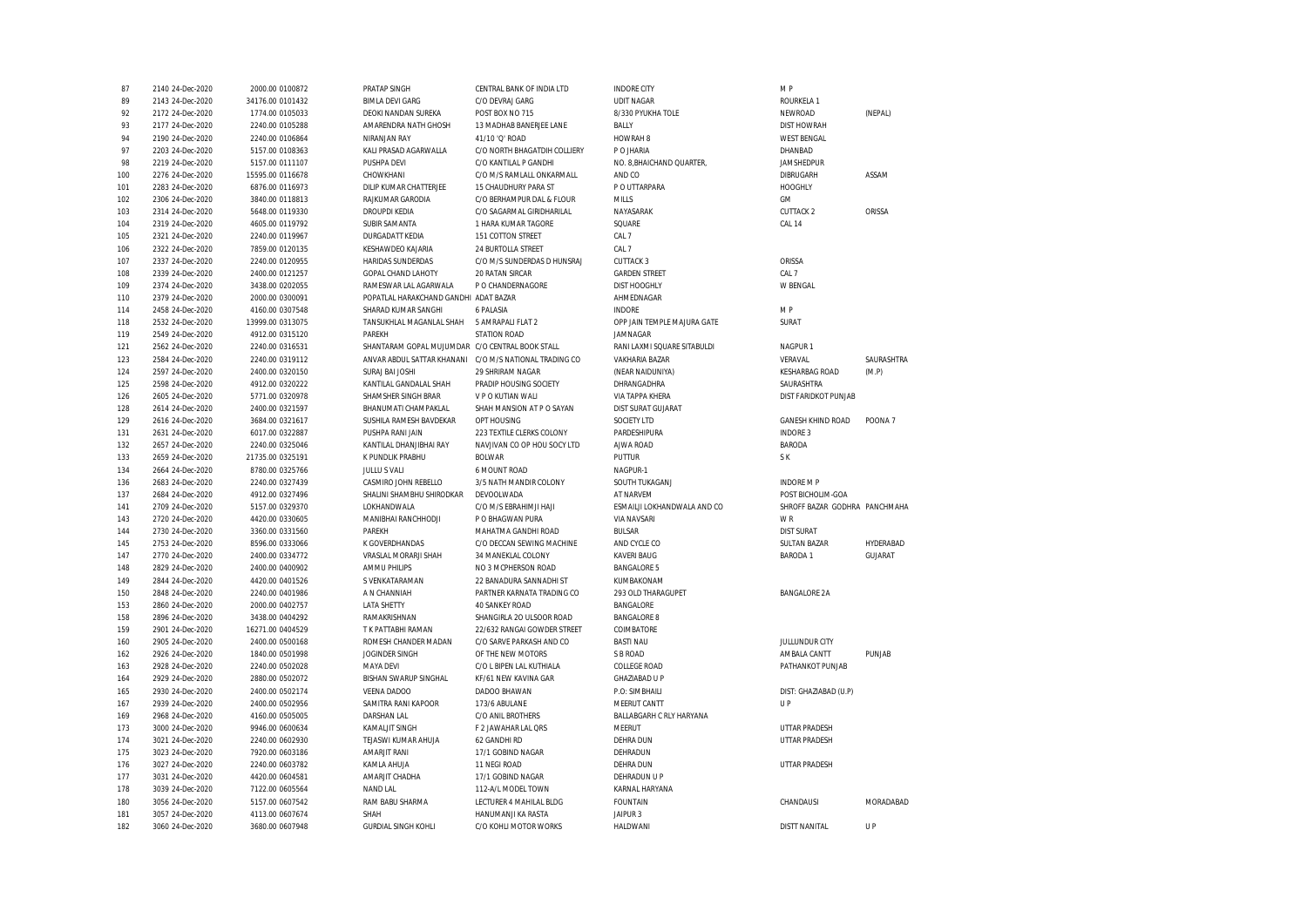| | | | | | | | | |
|---|---|---|---|---|---|---|---|---|
| 87 | 2140 24-Dec-2020 | 2000.00 0100872 | PRATAP SINGH | CENTRAL BANK OF INDIA LTD | INDORE CITY | M P | |
| 89 | 2143 24-Dec-2020 | 34176.00 0101432 | BIMLA DEVI GARG | C/O DEVRAJ GARG | UDIT NAGAR | ROURKELA 1 | |
| 92 | 2172 24-Dec-2020 | 1774.00 0105033 | DEOKI NANDAN SUREKA | POST BOX NO 715 | 8/330 PYUKHA TOLE | NEWROAD | (NEPAL) |
| 93 | 2177 24-Dec-2020 | 2240.00 0105288 | AMARENDRA NATH GHOSH | 13 MADHAB BANERJEE LANE | BALLY | DIST HOWRAH | |
| 94 | 2190 24-Dec-2020 | 2240.00 0106864 | NIRANJAN RAY | 41/10 'Q' ROAD | HOWRAH 8 | WEST BENGAL | |
| 97 | 2203 24-Dec-2020 | 5157.00 0108363 | KALI PRASAD AGARWALLA | C/O NORTH BHAGATDIH COLLIERY | P O JHARIA | DHANBAD | |
| 98 | 2219 24-Dec-2020 | 5157.00 0111107 | PUSHPA DEVI | C/O KANTILAL P GANDHI | NO. 8,BHAICHAND QUARTER, | JAMSHEDPUR | |
| 100 | 2276 24-Dec-2020 | 15595.00 0116678 | CHOWKHANI | C/O M/S RAMLALL ONKARMALL | AND CO | DIBRUGARH | ASSAM |
| 101 | 2283 24-Dec-2020 | 6876.00 0116973 | DILIP KUMAR CHATTERJEE | 15 CHAUDHURY PARA ST | P O UTTARPARA | HOOGHLY | |
| 102 | 2306 24-Dec-2020 | 3840.00 0118813 | RAJKUMAR GARODIA | C/O BERHAMPUR DAL & FLOUR | MILLS | GM | |
| 103 | 2314 24-Dec-2020 | 5648.00 0119330 | DROUPDI KEDIA | C/O SAGARMAL GIRIDHARILAL | NAYASARAK | CUTTACK 2 | ORISSA |
| 104 | 2319 24-Dec-2020 | 4605.00 0119792 | SUBIR SAMANTA | 1 HARA KUMAR TAGORE | SQUARE | CAL 14 | |
| 105 | 2321 24-Dec-2020 | 2240.00 0119967 | DURGADATT KEDIA | 151 COTTON STREET | CAL 7 | | |
| 106 | 2322 24-Dec-2020 | 7859.00 0120135 | KESHAWDEO KAJARIA | 24 BURTOLLA STREET | CAL 7 | | |
| 107 | 2337 24-Dec-2020 | 2240.00 0120955 | HARIDAS SUNDERDAS | C/O M/S SUNDERDAS D HUNSRAJ | CUTTACK 3 | ORISSA | |
| 108 | 2339 24-Dec-2020 | 2400.00 0121257 | GOPAL CHAND LAHOTY | 20 RATAN SIRCAR | GARDEN STREET | CAL 7 | |
| 109 | 2374 24-Dec-2020 | 3438.00 0202055 | RAMESWAR LAL AGARWALA | P O CHANDERNAGORE | DIST HOOGHLY | W BENGAL | |
| 110 | 2379 24-Dec-2020 | 2000.00 0300091 | POPATLAL HARAKCHAND GANDHI | ADAT BAZAR | AHMEDNAGAR | | |
| 114 | 2458 24-Dec-2020 | 4160.00 0307548 | SHARAD KUMAR SANGHI | 6 PALASIA | INDORE | M P | |
| 118 | 2532 24-Dec-2020 | 13999.00 0313075 | TANSUKHLAL MAGANLAL SHAH | 5 AMRAPALI FLAT 2 | OPP JAIN TEMPLE MAJURA GATE | SURAT | |
| 119 | 2549 24-Dec-2020 | 4912.00 0315120 | PAREKH | STATION ROAD | JAMNAGAR | | |
| 121 | 2562 24-Dec-2020 | 2240.00 0316531 | SHANTARAM GOPAL MUJUMDAR | C/O CENTRAL BOOK STALL | RANI LAXMI SQUARE SITABULDI | NAGPUR 1 | |
| 123 | 2584 24-Dec-2020 | 2240.00 0319112 | ANVAR ABDUL SATTAR KHANANI | C/O M/S NATIONAL TRADING CO | VAKHARIA BAZAR | VERAVAL | SAURASHTRA |
| 124 | 2597 24-Dec-2020 | 2400.00 0320150 | SURAJ BAI JOSHI | 29 SHRIRAM NAGAR | (NEAR NAIDUNIYA) | KESHARBAG ROAD | (M.P) |
| 125 | 2598 24-Dec-2020 | 4912.00 0320222 | KANTILAL GANDALAL SHAH | PRADIP HOUSING SOCIETY | DHRANGADHRA | SAURASHTRA | |
| 126 | 2605 24-Dec-2020 | 5771.00 0320978 | SHAMSHER SINGH BRAR | V P O KUTIAN WALI | VIA TAPPA KHERA | DIST FARIDKOT PUNJAB | |
| 128 | 2614 24-Dec-2020 | 2400.00 0321597 | BHANUMATI CHAMPAKLAL | SHAH MANSION AT P O SAYAN | DIST SURAT GUJARAT | | |
| 129 | 2616 24-Dec-2020 | 3684.00 0321617 | SUSHILA RAMESH BAVDEKAR | OPT HOUSING | SOCIETY LTD | GANESH KHIND ROAD | POONA 7 |
| 131 | 2631 24-Dec-2020 | 6017.00 0322887 | PUSHPA RANI JAIN | 223 TEXTILE CLERKS COLONY | PARDESHIPURA | INDORE 3 | |
| 132 | 2657 24-Dec-2020 | 2240.00 0325046 | KANTILAL DHANJIBHAI RAY | NAVJIVAN CO OP HOU SOCY LTD | AJWA ROAD | BARODA | |
| 133 | 2659 24-Dec-2020 | 21735.00 0325191 | K PUNDLIK PRABHU | BOLWAR | PUTTUR | S K | |
| 134 | 2664 24-Dec-2020 | 8780.00 0325766 | JULLU S VALI | 6 MOUNT ROAD | NAGPUR-1 | | |
| 136 | 2683 24-Dec-2020 | 2240.00 0327439 | CASMIRO JOHN REBELLO | 3/5 NATH MANDIR COLONY | SOUTH TUKAGANJ | INDORE M P | |
| 137 | 2684 24-Dec-2020 | 4912.00 0327496 | SHALINI SHAMBHU SHIRODKAR | DEVOOLWADA | AT NARVEM | POST BICHOLIM-GOA | |
| 141 | 2709 24-Dec-2020 | 5157.00 0329370 | LOKHANDWALA | C/O M/S EBRAHIMJI HAJI | ESMAILJI LOKHANDWALA AND CO | SHROFF BAZAR GODHRA | PANCHMAHA |
| 143 | 2720 24-Dec-2020 | 4420.00 0330605 | MANIBHAI RANCHHODJI | P O BHAGWAN PURA | VIA NAVSARI | W R | |
| 144 | 2730 24-Dec-2020 | 3360.00 0331560 | PAREKH | MAHATMA GANDHI ROAD | BULSAR | DIST SURAT | |
| 145 | 2753 24-Dec-2020 | 8596.00 0333066 | K GOVERDHANDAS | C/O DECCAN SEWING MACHINE | AND CYCLE CO | SULTAN BAZAR | HYDERABAD |
| 147 | 2770 24-Dec-2020 | 2400.00 0334772 | VRASLAL MORARJI SHAH | 34 MANEKLAL COLONY | KAVERI BAUG | BARODA 1 | GUJARAT |
| 148 | 2829 24-Dec-2020 | 2400.00 0400902 | AMMU PHILIPS | NO 3 MCPHERSON ROAD | BANGALORE 5 | | |
| 149 | 2844 24-Dec-2020 | 4420.00 0401526 | S VENKATARAMAN | 22 BANADURA SANNADHI ST | KUMBAKONAM | | |
| 150 | 2848 24-Dec-2020 | 2240.00 0401986 | A N CHANNIAH | PARTNER KARNATA TRADING CO | 293 OLD THARAGUPET | BANGALORE 2A | |
| 153 | 2860 24-Dec-2020 | 2000.00 0402757 | LATA SHETTY | 40 SANKEY ROAD | BANGALORE | | |
| 158 | 2896 24-Dec-2020 | 3438.00 0404292 | RAMAKRISHNAN | SHANGIRLA 20 ULSOOR ROAD | BANGALORE 8 | | |
| 159 | 2901 24-Dec-2020 | 16271.00 0404529 | T K PATTABHI RAMAN | 22/632 RANGAI GOWDER STREET | COIMBATORE | | |
| 160 | 2905 24-Dec-2020 | 2400.00 0500168 | ROMESH CHANDER MADAN | C/O SARVE PARKASH AND CO | BASTI NAU | JULLUNDUR CITY | |
| 162 | 2926 24-Dec-2020 | 1840.00 0501998 | JOGINDER SINGH | OF THE NEW MOTORS | S B ROAD | AMBALA CANTT | PUNJAB |
| 163 | 2928 24-Dec-2020 | 2240.00 0502028 | MAYA DEVI | C/O L BIPEN LAL KUTHIALA | COLLEGE ROAD | PATHANKOT PUNJAB | |
| 164 | 2929 24-Dec-2020 | 2880.00 0502072 | BISHAN SWARUP SINGHAL | KF/61 NEW KAVINA GAR | GHAZIABAD U P | | |
| 165 | 2930 24-Dec-2020 | 2400.00 0502174 | VEENA DADOO | DADOO BHAWAN | P.O: SIMBHAILI | DIST: GHAZIABAD (U.P) | |
| 167 | 2939 24-Dec-2020 | 2400.00 0502956 | SAMITRA RANI KAPOOR | 173/6 ABULANE | MEERUT CANTT | U P | |
| 169 | 2968 24-Dec-2020 | 4160.00 0505005 | DARSHAN LAL | C/O ANIL BROTHERS | BALLABGARH C RLY HARYANA | | |
| 173 | 3000 24-Dec-2020 | 9946.00 0600634 | KAMALJIT SINGH | F 2 JAWAHAR LAL QRS | MEERUT | UTTAR PRADESH | |
| 174 | 3021 24-Dec-2020 | 2240.00 0602930 | TEJASWI KUMAR AHUJA | 62 GANDHI RD | DEHRA DUN | UTTAR PRADESH | |
| 175 | 3023 24-Dec-2020 | 7920.00 0603186 | AMARJIT RANI | 17/1 GOBIND NAGAR | DEHRADUN | | |
| 176 | 3027 24-Dec-2020 | 2240.00 0603782 | KAMLA AHUJA | 11 NEGI ROAD | DEHRA DUN | UTTAR PRADESH | |
| 177 | 3031 24-Dec-2020 | 4420.00 0604581 | AMARJIT CHADHA | 17/1 GOBIND NAGAR | DEHRADUN U P | | |
| 178 | 3039 24-Dec-2020 | 7122.00 0605564 | NAND LAL | 112-A/L MODEL TOWN | KARNAL HARYANA | | |
| 180 | 3056 24-Dec-2020 | 5157.00 0607542 | RAM BABU SHARMA | LECTURER 4 MAHILAL BLDG | FOUNTAIN | CHANDAUSI | MORADABAD |
| 181 | 3057 24-Dec-2020 | 4113.00 0607674 | SHAH | HANUMANJI KA RASTA | JAIPUR 3 | | |
| 182 | 3060 24-Dec-2020 | 3680.00 0607948 | GURDIAL SINGH KOHLI | C/O KOHLI MOTOR WORKS | HALDWANI | DISTT NANITAL | U P |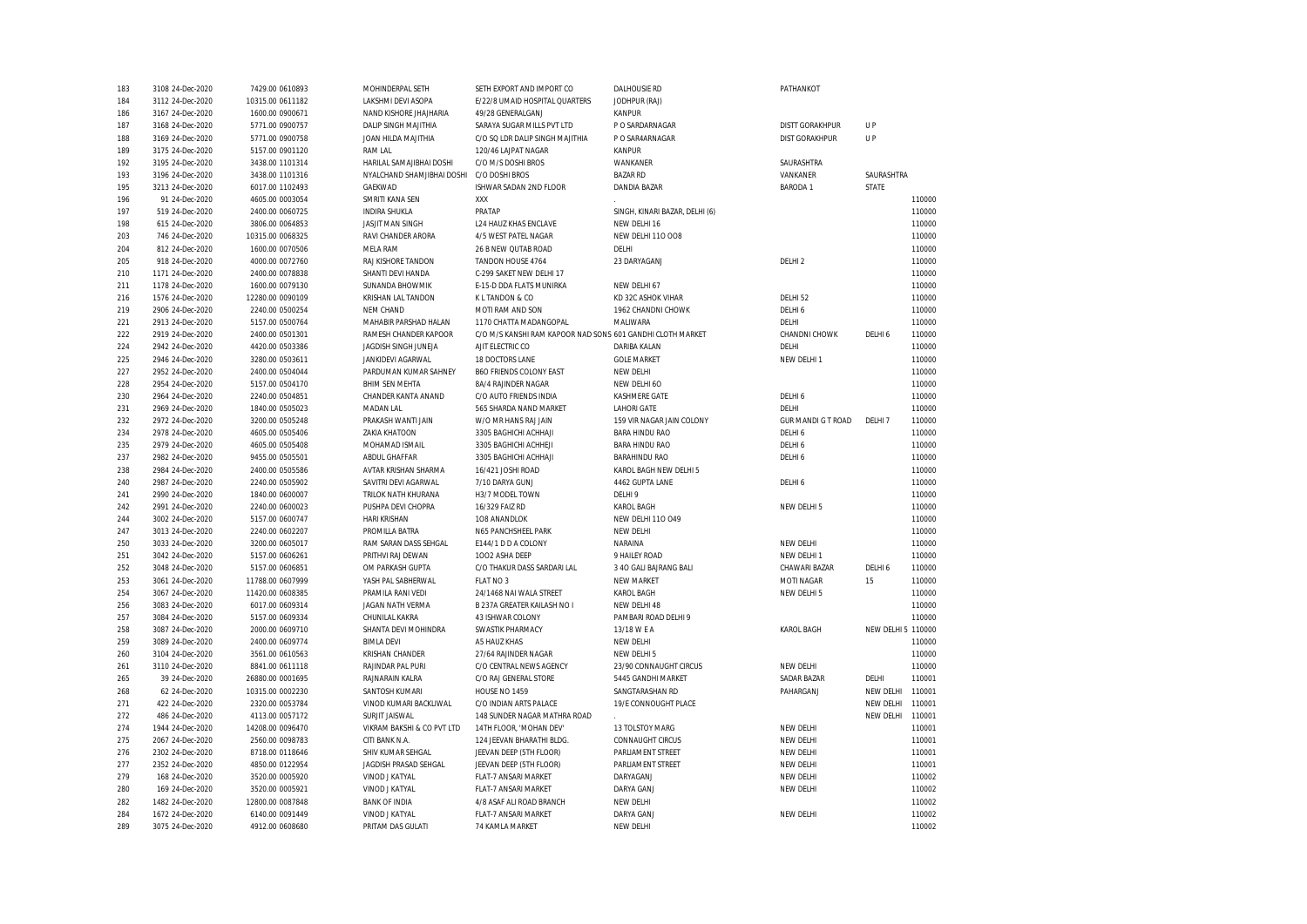| | | | | | | | | | |
|---|---|---|---|---|---|---|---|---|---|
| 183 | 3108 24-Dec-2020 | 7429.00 0610893 | MOHINDERPAL SETH | SETH EXPORT AND IMPORT CO | DALHOUSIE RD | PATHANKOT | | |
| 184 | 3112 24-Dec-2020 | 10315.00 0611182 | LAKSHMI DEVI ASOPA | E/22/8 UMAID HOSPITAL QUARTERS | JODHPUR (RAJ) | | | |
| 186 | 3167 24-Dec-2020 | 1600.00 0900671 | NAND KISHORE JHAJHARIA | 49/28 GENERALGANJ | KANPUR | | | |
| 187 | 3168 24-Dec-2020 | 5771.00 0900757 | DALIP SINGH MAJITHIA | SARAYA SUGAR MILLS PVT LTD | P O SARDARNAGAR | DISTT GORAKHPUR | U P | |
| 188 | 3169 24-Dec-2020 | 5771.00 0900758 | JOAN HILDA MAJITHIA | C/O SQ LDR DALIP SINGH MAJITHIA | P O SAR4ARNAGAR | DIST GORAKHPUR | U P | |
| 189 | 3175 24-Dec-2020 | 5157.00 0901120 | RAM LAL | 120/46 LAJPAT NAGAR | KANPUR | | | |
| 192 | 3195 24-Dec-2020 | 3438.00 1101314 | HARILAL SAMAJIBHAI DOSHI | C/O M/S DOSHI BROS | WANKANER | SAURASHTRA | | |
| 193 | 3196 24-Dec-2020 | 3438.00 1101316 | NYALCHAND SHAMJIBHAI DOSHI | C/O DOSHI BROS | BAZAR RD | VANKANER | SAURASHTRA | |
| 195 | 3213 24-Dec-2020 | 6017.00 1102493 | GAEKWAD | ISHWAR SADAN 2ND FLOOR | DANDIA BAZAR | BARODA 1 | STATE | |
| 196 | 91 24-Dec-2020 | 4605.00 0003054 | SMRITI KANA SEN | XXX | . | | | 110000 |
| 197 | 519 24-Dec-2020 | 2400.00 0060725 | INDIRA SHUKLA | PRATAP | SINGH, KINARI BAZAR, DELHI (6) | | | 110000 |
| 198 | 615 24-Dec-2020 | 3806.00 0064853 | JASJIT MAN SINGH | L24 HAUZ KHAS ENCLAVE | NEW DELHI 16 | | | 110000 |
| 203 | 746 24-Dec-2020 | 10315.00 0068325 | RAVI CHANDER ARORA | 4/5 WEST PATEL NAGAR | NEW DELHI 11O OO8 | | | 110000 |
| 204 | 812 24-Dec-2020 | 1600.00 0070506 | MELA RAM | 26 B NEW QUTAB ROAD | DELHI | | | 110000 |
| 205 | 918 24-Dec-2020 | 4000.00 0072760 | RAJ KISHORE TANDON | TANDON HOUSE 4764 | 23 DARYAGANJ | DELHI 2 | | 110000 |
| 210 | 1171 24-Dec-2020 | 2400.00 0078838 | SHANTI DEVI HANDA | C-299 SAKET NEW DELHI 17 | | | | 110000 |
| 211 | 1178 24-Dec-2020 | 1600.00 0079130 | SUNANDA BHOWMIK | E-15-D DDA FLATS MUNIRKA | NEW DELHI 67 | | | 110000 |
| 216 | 1576 24-Dec-2020 | 12280.00 0090109 | KRISHAN LAL TANDON | K L TANDON & CO | KD 32C ASHOK VIHAR | DELHI 52 | | 110000 |
| 219 | 2906 24-Dec-2020 | 2240.00 0500254 | NEM CHAND | MOTI RAM AND SON | 1962 CHANDNI CHOWK | DELHI 6 | | 110000 |
| 221 | 2913 24-Dec-2020 | 5157.00 0500764 | MAHABIR PARSHAD HALAN | 1170 CHATTA MADANGOPAL | MALIWARA | DELHI | | 110000 |
| 222 | 2919 24-Dec-2020 | 2400.00 0501301 | RAMESH CHANDER KAPOOR | C/O M/S KANSHI RAM KAPOOR NAD SONS 601 GANDHI CLOTH MARKET | | CHANDNI CHOWK | DELHI 6 | 110000 |
| 224 | 2942 24-Dec-2020 | 4420.00 0503386 | JAGDISH SINGH JUNEJA | AJIT ELECTRIC CO | DARIBA KALAN | DELHI | | 110000 |
| 225 | 2946 24-Dec-2020 | 3280.00 0503611 | JANKIDEVI AGARWAL | 18 DOCTORS LANE | GOLE MARKET | NEW DELHI 1 | | 110000 |
| 227 | 2952 24-Dec-2020 | 2400.00 0504044 | PARDUMAN KUMAR SAHNEY | B6O FRIENDS COLONY EAST | NEW DELHI | | | 110000 |
| 228 | 2954 24-Dec-2020 | 5157.00 0504170 | BHIM SEN MEHTA | 8A/4 RAJINDER NAGAR | NEW DELHI 6O | | | 110000 |
| 230 | 2964 24-Dec-2020 | 2240.00 0504851 | CHANDER KANTA ANAND | C/O AUTO FRIENDS INDIA | KASHMERE GATE | DELHI 6 | | 110000 |
| 231 | 2969 24-Dec-2020 | 1840.00 0505023 | MADAN LAL | 565 SHARDA NAND MARKET | LAHORI GATE | DELHI | | 110000 |
| 232 | 2972 24-Dec-2020 | 3200.00 0505248 | PRAKASH WANTI JAIN | W/O MR HANS RAJ JAIN | 159 VIR NAGAR JAIN COLONY | GUR MANDI G T ROAD | DELHI 7 | 110000 |
| 234 | 2978 24-Dec-2020 | 4605.00 0505406 | ZAKIA KHATOON | 3305 BAGHICHI ACHHAJI | BARA HINDU RAO | DELHI 6 | | 110000 |
| 235 | 2979 24-Dec-2020 | 4605.00 0505408 | MOHAMAD ISMAIL | 3305 BAGHICHI ACHHEJI | BARA HINDU RAO | DELHI 6 | | 110000 |
| 237 | 2982 24-Dec-2020 | 9455.00 0505501 | ABDUL GHAFFAR | 3305 BAGHICHI ACHHAJI | BARAHINDU RAO | DELHI 6 | | 110000 |
| 238 | 2984 24-Dec-2020 | 2400.00 0505586 | AVTAR KRISHAN SHARMA | 16/421 JOSHI ROAD | KAROL BAGH NEW DELHI 5 | | | 110000 |
| 240 | 2987 24-Dec-2020 | 2240.00 0505902 | SAVITRI DEVI AGARWAL | 7/10 DARYA GUNJ | 4462 GUPTA LANE | DELHI 6 | | 110000 |
| 241 | 2990 24-Dec-2020 | 1840.00 0600007 | TRILOK NATH KHURANA | H3/7 MODEL TOWN | DELHI 9 | | | 110000 |
| 242 | 2991 24-Dec-2020 | 2240.00 0600023 | PUSHPA DEVI CHOPRA | 16/329 FAIZ RD | KAROL BAGH | NEW DELHI 5 | | 110000 |
| 244 | 3002 24-Dec-2020 | 5157.00 0600747 | HARI KRISHAN | 1O8 ANANDLOK | NEW DELHI 11O O49 | | | 110000 |
| 247 | 3013 24-Dec-2020 | 2240.00 0602207 | PROMILLA BATRA | N65 PANCHSHEEL PARK | NEW DELHI | | | 110000 |
| 250 | 3033 24-Dec-2020 | 3200.00 0605017 | RAM SARAN DASS SEHGAL | E144/1 D D A COLONY | NARAINA | NEW DELHI | | 110000 |
| 251 | 3042 24-Dec-2020 | 5157.00 0606261 | PRITHVI RAJ DEWAN | 1OO2 ASHA DEEP | 9 HAILEY ROAD | NEW DELHI 1 | | 110000 |
| 252 | 3048 24-Dec-2020 | 5157.00 0606851 | OM PARKASH GUPTA | C/O THAKUR DASS SARDARI LAL | 3 4O GALI BAJRANG BALI | CHAWARI BAZAR | DELHI 6 | 110000 |
| 253 | 3061 24-Dec-2020 | 11788.00 0607999 | YASH PAL SABHERWAL | FLAT NO 3 | NEW MARKET | MOTI NAGAR | 15 | 110000 |
| 254 | 3067 24-Dec-2020 | 11420.00 0608385 | PRAMILA RANI VEDI | 24/1468 NAI WALA STREET | KAROL BAGH | NEW DELHI 5 | | 110000 |
| 256 | 3083 24-Dec-2020 | 6017.00 0609314 | JAGAN NATH VERMA | B 237A GREATER KAILASH NO I | NEW DELHI 48 | | | 110000 |
| 257 | 3084 24-Dec-2020 | 5157.00 0609334 | CHUNILAL KAKRA | 43 ISHWAR COLONY | PAMBARI ROAD DELHI 9 | | | 110000 |
| 258 | 3087 24-Dec-2020 | 2000.00 0609710 | SHANTA DEVI MOHINDRA | SWASTIK PHARMACY | 13/18 W E A | KAROL BAGH | NEW DELHI 5 | 110000 |
| 259 | 3089 24-Dec-2020 | 2400.00 0609774 | BIMLA DEVI | A5 HAUZ KHAS | NEW DELHI | | | 110000 |
| 260 | 3104 24-Dec-2020 | 3561.00 0610563 | KRISHAN CHANDER | 27/64 RAJINDER NAGAR | NEW DELHI 5 | | | 110000 |
| 261 | 3110 24-Dec-2020 | 8841.00 0611118 | RAJINDAR PAL PURI | C/O CENTRAL NEWS AGENCY | 23/90 CONNAUGHT CIRCUS | NEW DELHI | | 110000 |
| 265 | 39 24-Dec-2020 | 26880.00 0001695 | RAJNARAIN KALRA | C/O RAJ GENERAL STORE | 5445 GANDHI MARKET | SADAR BAZAR | DELHI | 110001 |
| 268 | 62 24-Dec-2020 | 10315.00 0002230 | SANTOSH KUMARI | HOUSE NO 1459 | SANGTARASHAN RD | PAHARGANJ | NEW DELHI | 110001 |
| 271 | 422 24-Dec-2020 | 2320.00 0053784 | VINOD KUMARI BACKLIWAL | C/O INDIAN ARTS PALACE | 19/E CONNOUGHT PLACE | | NEW DELHI | 110001 |
| 272 | 486 24-Dec-2020 | 4113.00 0057172 | SURJIT JAISWAL | 148 SUNDER NAGAR MATHRA ROAD | . | | NEW DELHI | 110001 |
| 274 | 1944 24-Dec-2020 | 14208.00 0096470 | VIKRAM BAKSHI & CO PVT LTD | 14TH FLOOR, 'MOHAN DEV' | 13 TOLSTOY MARG | NEW DELHI | | 110001 |
| 275 | 2067 24-Dec-2020 | 2560.00 0098783 | CITI BANK N.A. | 124 JEEVAN BHARATHI BLDG. | CONNAUGHT CIRCUS | NEW DELHI | | 110001 |
| 276 | 2302 24-Dec-2020 | 8718.00 0118646 | SHIV KUMAR SEHGAL | JEEVAN DEEP (5TH FLOOR) | PARLIAMENT STREET | NEW DELHI | | 110001 |
| 277 | 2352 24-Dec-2020 | 4850.00 0122954 | JAGDISH PRASAD SEHGAL | JEEVAN DEEP (5TH FLOOR) | PARLIAMENT STREET | NEW DELHI | | 110001 |
| 279 | 168 24-Dec-2020 | 3520.00 0005920 | VINOD J KATYAL | FLAT-7 ANSARI MARKET | DARYAGANJ | NEW DELHI | | 110002 |
| 280 | 169 24-Dec-2020 | 3520.00 0005921 | VINOD J KATYAL | FLAT-7 ANSARI MARKET | DARYA GANJ | NEW DELHI | | 110002 |
| 282 | 1482 24-Dec-2020 | 12800.00 0087848 | BANK OF INDIA | 4/8 ASAF ALI ROAD BRANCH | NEW DELHI | | | 110002 |
| 284 | 1672 24-Dec-2020 | 6140.00 0091449 | VINOD J KATYAL | FLAT-7 ANSARI MARKET | DARYA GANJ | NEW DELHI | | 110002 |
| 289 | 3075 24-Dec-2020 | 4912.00 0608680 | PRITAM DAS GULATI | 74 KAMLA MARKET | NEW DELHI | | | 110002 |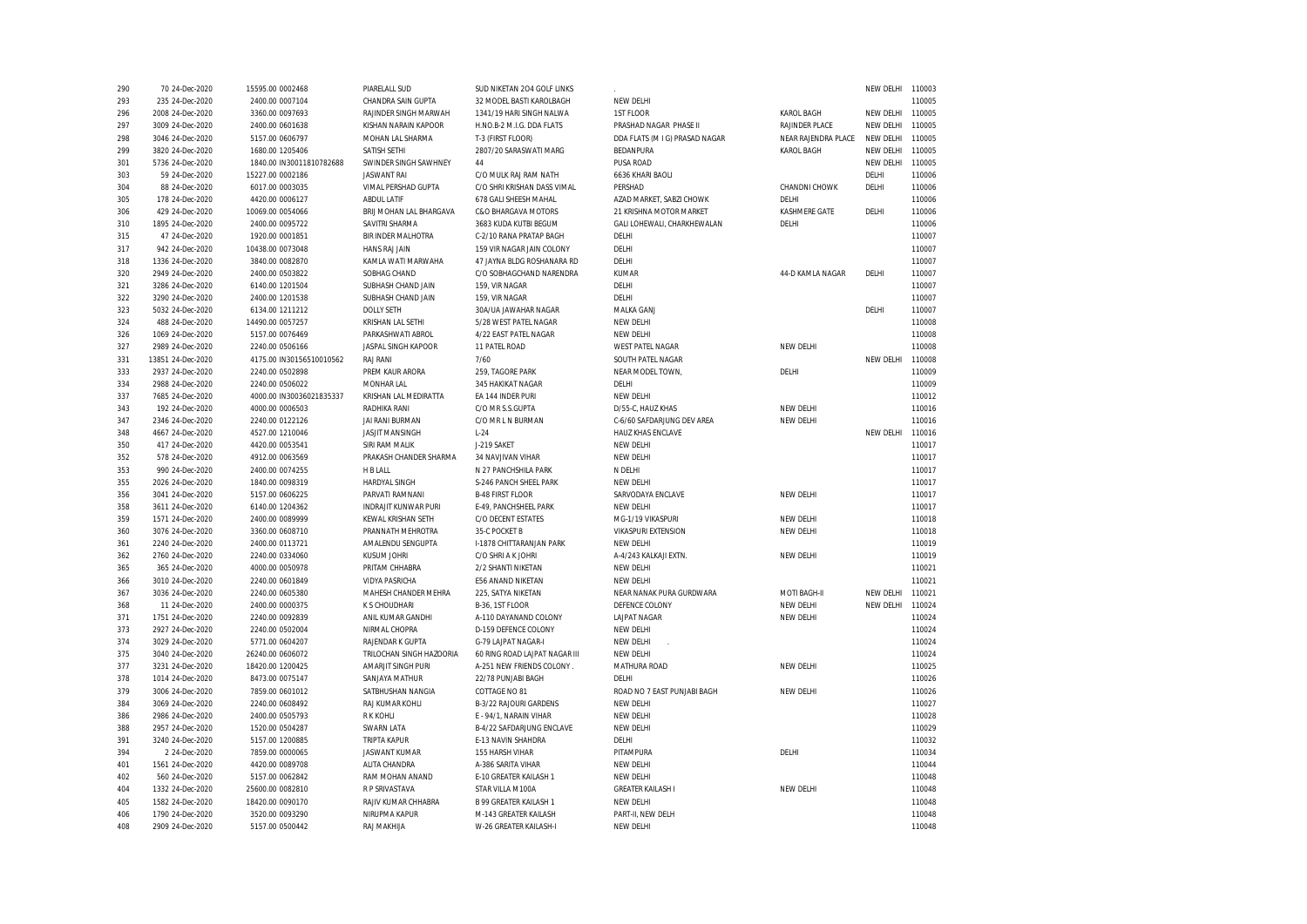| | | | | | | | | | |
|---|---|---|---|---|---|---|---|---|---|
| 290 | 70 24-Dec-2020 | 15595.00 0002468 | PIARELALL SUD | SUD NIKETAN 2O4 GOLF LINKS | . | | NEW DELHI | 110003 |
| 293 | 235 24-Dec-2020 | 2400.00 0007104 | CHANDRA SAIN GUPTA | 32 MODEL BASTI KAROLBAGH | NEW DELHI | | | 110005 |
| 296 | 2008 24-Dec-2020 | 3360.00 0097693 | RAJINDER SINGH MARWAH | 1341/19 HARI SINGH NALWA | 1ST FLOOR | KAROL BAGH | NEW DELHI | 110005 |
| 297 | 3009 24-Dec-2020 | 2400.00 0601638 | KISHAN NARAIN KAPOOR | H.NO.B-2 M.I.G. DDA FLATS | PRASHAD NAGAR PHASE II | RAJINDER PLACE | NEW DELHI | 110005 |
| 298 | 3046 24-Dec-2020 | 5157.00 0606797 | MOHAN LAL SHARMA | T-3 (FIRST FLOOR) | DDA FLATS (M I G) PRASAD NAGAR | NEAR RAJENDRA PLACE | NEW DELHI | 110005 |
| 299 | 3820 24-Dec-2020 | 1680.00 1205406 | SATISH SETHI | 2807/20 SARASWATI MARG | BEDANPURA | KAROL BAGH | NEW DELHI | 110005 |
| 301 | 5736 24-Dec-2020 | 1840.00 IN30011810782688 | SWINDER SINGH SAWHNEY | 44 | PUSA ROAD | | NEW DELHI | 110005 |
| 303 | 59 24-Dec-2020 | 15227.00 0002186 | JASWANT RAI | C/O MULK RAJ RAM NATH | 6636 KHARI BAOLI | | DELHI | 110006 |
| 304 | 88 24-Dec-2020 | 6017.00 0003035 | VIMAL PERSHAD GUPTA | C/O SHRI KRISHAN DASS VIMAL | PERSHAD | CHANDNI CHOWK | DELHI | 110006 |
| 305 | 178 24-Dec-2020 | 4420.00 0006127 | ABDUL LATIF | 678 GALI SHEESH MAHAL | AZAD MARKET, SABZI CHOWK | DELHI | | 110006 |
| 306 | 429 24-Dec-2020 | 10069.00 0054066 | BRIJ MOHAN LAL BHARGAVA | C&O BHARGAVA MOTORS | 21 KRISHNA MOTOR MARKET | KASHMERE GATE | DELHI | 110006 |
| 310 | 1895 24-Dec-2020 | 2400.00 0095722 | SAVITRI SHARMA | 3683 KUDA KUTBI BEGUM | GALI LOHEWALI, CHARKHEWALAN | DELHI | | 110006 |
| 315 | 47 24-Dec-2020 | 1920.00 0001851 | BIR INDER MALHOTRA | C-2/10 RANA PRATAP BAGH | DELHI | | | 110007 |
| 317 | 942 24-Dec-2020 | 10438.00 0073048 | HANS RAJ JAIN | 159 VIR NAGAR JAIN COLONY | DELHI | | | 110007 |
| 318 | 1336 24-Dec-2020 | 3840.00 0082870 | KAMLA WATI MARWAHA | 47 JAYNA BLDG ROSHANARA RD | DELHI | | | 110007 |
| 320 | 2949 24-Dec-2020 | 2400.00 0503822 | SOBHAG CHAND | C/O SOBHAGCHAND NARENDRA | KUMAR | 44-D KAMLA NAGAR | DELHI | 110007 |
| 321 | 3286 24-Dec-2020 | 6140.00 1201504 | SUBHASH CHAND JAIN | 159, VIR NAGAR | DELHI | | | 110007 |
| 322 | 3290 24-Dec-2020 | 2400.00 1201538 | SUBHASH CHAND JAIN | 159, VIR NAGAR | DELHI | | | 110007 |
| 323 | 5032 24-Dec-2020 | 6134.00 1211212 | DOLLY SETH | 30A/UA JAWAHAR NAGAR | MALKA GANJ | | DELHI | 110007 |
| 324 | 488 24-Dec-2020 | 14490.00 0057257 | KRISHAN LAL SETHI | 5/28 WEST PATEL NAGAR | NEW DELHI | | | 110008 |
| 326 | 1069 24-Dec-2020 | 5157.00 0076469 | PARKASHWATI ABROL | 4/22 EAST PATEL NAGAR | NEW DELHI | | | 110008 |
| 327 | 2989 24-Dec-2020 | 2240.00 0506166 | JASPAL SINGH KAPOOR | 11 PATEL ROAD | WEST PATEL NAGAR | NEW DELHI | | 110008 |
| 331 | 13851 24-Dec-2020 | 4175.00 IN30156510010562 | RAJ RANI | 7/60 | SOUTH PATEL NAGAR | | NEW DELHI | 110008 |
| 333 | 2937 24-Dec-2020 | 2240.00 0502898 | PREM KAUR ARORA | 259, TAGORE PARK | NEAR MODEL TOWN, | DELHI | | 110009 |
| 334 | 2988 24-Dec-2020 | 2240.00 0506022 | MONHAR LAL | 345 HAKIKAT NAGAR | DELHI | | | 110009 |
| 337 | 7685 24-Dec-2020 | 4000.00 IN30036021835337 | KRISHAN LAL MEDIRATTA | EA 144 INDER PURI | NEW DELHI | | | 110012 |
| 343 | 192 24-Dec-2020 | 4000.00 0006503 | RADHIKA RANI | C/O MR S.S.GUPTA | D/55-C, HAUZ KHAS | NEW DELHI | | 110016 |
| 347 | 2346 24-Dec-2020 | 2240.00 0122126 | JAI RANI BURMAN | C/O MR L N BURMAN | C-6/60 SAFDARJUNG DEV AREA | NEW DELHI | | 110016 |
| 348 | 4667 24-Dec-2020 | 4527.00 1210046 | JASJIT MANSINGH | L-24 | HAUZ KHAS ENCLAVE | | NEW DELHI | 110016 |
| 350 | 417 24-Dec-2020 | 4420.00 0053541 | SIRI RAM MALIK | J-219 SAKET | NEW DELHI | | | 110017 |
| 352 | 578 24-Dec-2020 | 4912.00 0063569 | PRAKASH CHANDER SHARMA | 34 NAVJIVAN VIHAR | NEW DELHI | | | 110017 |
| 353 | 990 24-Dec-2020 | 2400.00 0074255 | H B LALL | N 27 PANCHSHILA PARK | N DELHI | | | 110017 |
| 355 | 2026 24-Dec-2020 | 1840.00 0098319 | HARDYAL SINGH | S-246 PANCH SHEEL PARK | NEW DELHI | | | 110017 |
| 356 | 3041 24-Dec-2020 | 5157.00 0606225 | PARVATI RAMNANI | B-48 FIRST FLOOR | SARVODAYA ENCLAVE | NEW DELHI | | 110017 |
| 358 | 3611 24-Dec-2020 | 6140.00 1204362 | INDRAJIT KUNWAR PURI | E-49, PANCHSHEEL PARK | NEW DELHI | | | 110017 |
| 359 | 1571 24-Dec-2020 | 2400.00 0089999 | KEWAL KRISHAN SETH | C/O DECENT ESTATES | MG-1/19 VIKASPURI | NEW DELHI | | 110018 |
| 360 | 3076 24-Dec-2020 | 3360.00 0608710 | PRANNATH MEHROTRA | 35-C POCKET B | VIKASPURI EXTENSION | NEW DELHI | | 110018 |
| 361 | 2240 24-Dec-2020 | 2400.00 0113721 | AMALENDU SENGUPTA | I-1878 CHITTARANJAN PARK | NEW DELHI | | | 110019 |
| 362 | 2760 24-Dec-2020 | 2240.00 0334060 | KUSUM JOHRI | C/O SHRI A K JOHRI | A-4/243 KALKAJI EXTN. | NEW DELHI | | 110019 |
| 365 | 365 24-Dec-2020 | 4000.00 0050978 | PRITAM CHHABRA | 2/2 SHANTI NIKETAN | NEW DELHI | | | 110021 |
| 366 | 3010 24-Dec-2020 | 2240.00 0601849 | VIDYA PASRICHA | E56 ANAND NIKETAN | NEW DELHI | | | 110021 |
| 367 | 3036 24-Dec-2020 | 2240.00 0605380 | MAHESH CHANDER MEHRA | 225, SATYA NIKETAN | NEAR NANAK PURA GURDWARA | MOTI BAGH-II | NEW DELHI | 110021 |
| 368 | 11 24-Dec-2020 | 2400.00 0000375 | K S CHOUDHARI | B-36, 1ST FLOOR | DEFENCE COLONY | NEW DELHI | NEW DELHI | 110024 |
| 371 | 1751 24-Dec-2020 | 2240.00 0092839 | ANIL KUMAR GANDHI | A-110 DAYANAND COLONY | LAJPAT NAGAR | NEW DELHI | | 110024 |
| 373 | 2927 24-Dec-2020 | 2240.00 0502004 | NIRMAL CHOPRA | D-159 DEFENCE COLONY | NEW DELHI | | | 110024 |
| 374 | 3029 24-Dec-2020 | 5771.00 0604207 | RAJENDAR K GUPTA | G-79 LAJPAT NAGAR-I | NEW DELHI . | | | 110024 |
| 375 | 3040 24-Dec-2020 | 26240.00 0606072 | TRILOCHAN SINGH HAZOORIA | 60 RING ROAD LAJPAT NAGAR III | NEW DELHI | | | 110024 |
| 377 | 3231 24-Dec-2020 | 18420.00 1200425 | AMARJIT SINGH PURI | A-251 NEW FRIENDS COLONY . | MATHURA ROAD | NEW DELHI | | 110025 |
| 378 | 1014 24-Dec-2020 | 8473.00 0075147 | SANJAYA MATHUR | 22/78 PUNJABI BAGH | DELHI | | | 110026 |
| 379 | 3006 24-Dec-2020 | 7859.00 0601012 | SATBHUSHAN NANGIA | COTTAGE NO 81 | ROAD NO 7 EAST PUNJABI BAGH | NEW DELHI | | 110026 |
| 384 | 3069 24-Dec-2020 | 2240.00 0608492 | RAJ KUMAR KOHLI | B-3/22 RAJOURI GARDENS | NEW DELHI | | | 110027 |
| 386 | 2986 24-Dec-2020 | 2400.00 0505793 | R K KOHLI | E - 94/1, NARAIN VIHAR | NEW DELHI | | | 110028 |
| 388 | 2957 24-Dec-2020 | 1520.00 0504287 | SWARN LATA | B-4/22 SAFDARJUNG ENCLAVE | NEW DELHI | | | 110029 |
| 391 | 3240 24-Dec-2020 | 5157.00 1200885 | TRIPTA KAPUR | E-13 NAVIN SHAHDRA | DELHI | | | 110032 |
| 394 | 2 24-Dec-2020 | 7859.00 0000065 | JASWANT KUMAR | 155 HARSH VIHAR | PITAMPURA | DELHI | | 110034 |
| 401 | 1561 24-Dec-2020 | 4420.00 0089708 | ALITA CHANDRA | A-386 SARITA VIHAR | NEW DELHI | | | 110044 |
| 402 | 560 24-Dec-2020 | 5157.00 0062842 | RAM MOHAN ANAND | E-10 GREATER KAILASH 1 | NEW DELHI | | | 110048 |
| 404 | 1332 24-Dec-2020 | 25600.00 0082810 | R P SRIVASTAVA | STAR VILLA M 100A | GREATER KAILASH I | NEW DELHI | | 110048 |
| 405 | 1582 24-Dec-2020 | 18420.00 0090170 | RAJIV KUMAR CHHABRA | B 99 GREATER KAILASH 1 | NEW DELHI | | | 110048 |
| 406 | 1790 24-Dec-2020 | 3520.00 0093290 | NIRUPMA KAPUR | M-143 GREATER KAILASH | PART-II, NEW DELH | | | 110048 |
| 408 | 2909 24-Dec-2020 | 5157.00 0500442 | RAJ MAKHIJA | W-26 GREATER KAILASH-I | NEW DELHI | | | 110048 |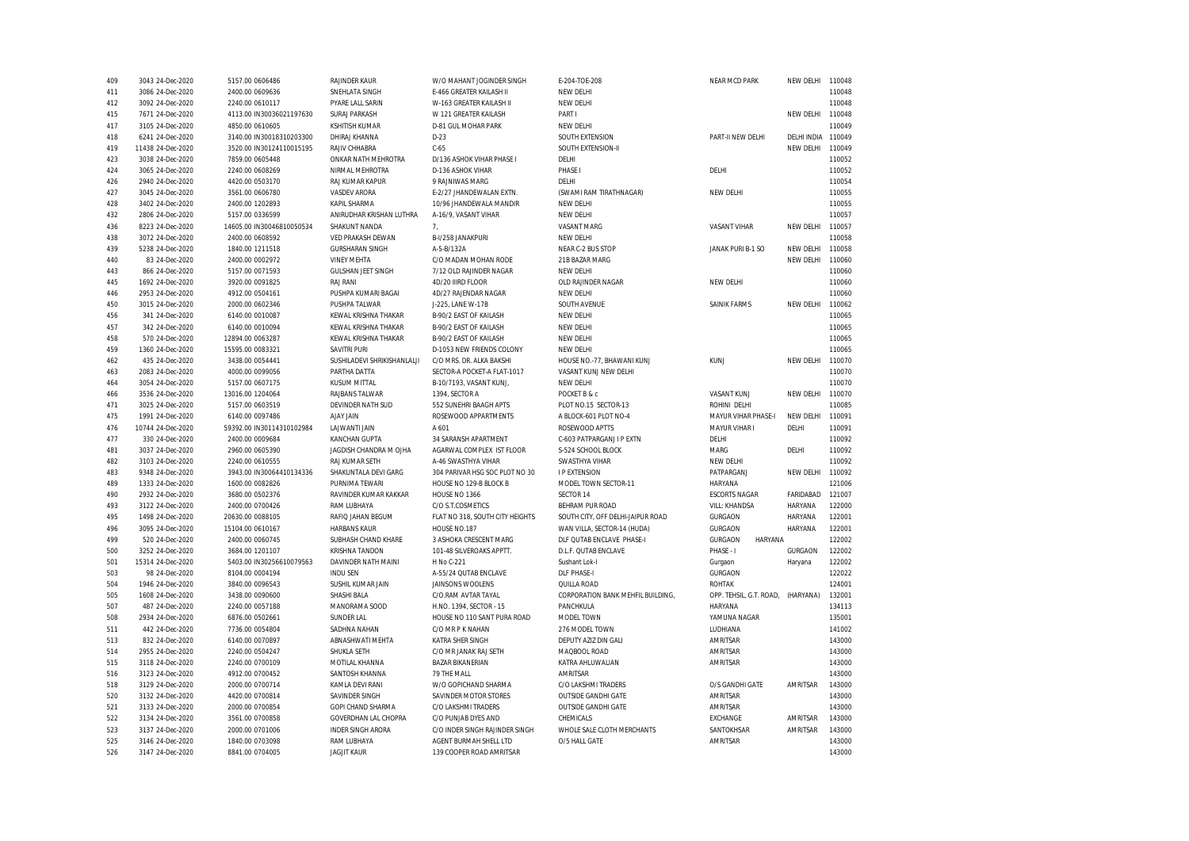| | | | | | | | | | |
|---|---|---|---|---|---|---|---|---|---|
| 409 | 3043 24-Dec-2020 | 5157.00 0606486 | RAJINDER KAUR | W/O MAHANT JOGINDER SINGH | E-204-TOE-208 | NEAR MCD PARK | NEW DELHI | 110048 |
| 411 | 3086 24-Dec-2020 | 2400.00 0609636 | SNEHLATA SINGH | E-466 GREATER KAILASH II | NEW DELHI | | | 110048 |
| 412 | 3092 24-Dec-2020 | 2240.00 0610117 | PYARE LALL SARIN | W-163 GREATER KAILASH II | NEW DELHI | | | 110048 |
| 415 | 7671 24-Dec-2020 | 4113.00 IN30036021197630 | SURAJ PARKASH | W 121 GREATER KAILASH | PART I | | NEW DELHI | 110048 |
| 417 | 3105 24-Dec-2020 | 4850.00 0610605 | KSHITISH KUMAR | D-81 GUL MOHAR PARK | NEW DELHI | | | 110049 |
| 418 | 6241 24-Dec-2020 | 3140.00 IN30018310203300 | DHIRAJ KHANNA | D-23 | SOUTH EXTENSION | PART-II NEW DELHI | DELHI INDIA | 110049 |
| 419 | 11438 24-Dec-2020 | 3520.00 IN30124110015195 | RAJIV CHHABRA | C-65 | SOUTH EXTENSION-II | | NEW DELHI | 110049 |
| 423 | 3038 24-Dec-2020 | 7859.00 0605448 | ONKAR NATH MEHROTRA | D/136 ASHOK VIHAR PHASE I | DELHI | | | 110052 |
| 424 | 3065 24-Dec-2020 | 2240.00 0608269 | NIRMAL MEHROTRA | D-136 ASHOK VIHAR | PHASE I | DELHI | | 110052 |
| 426 | 2940 24-Dec-2020 | 4420.00 0503170 | RAJ KUMAR KAPUR | 9 RAJNIWAS MARG | DELHI | | | 110054 |
| 427 | 3045 24-Dec-2020 | 3561.00 0606780 | VASDEV ARORA | E-2/27 JHANDEWALAN EXTN. | (SWAMI RAM TIRATHNAGAR) | NEW DELHI | | 110055 |
| 428 | 3402 24-Dec-2020 | 2400.00 1202893 | KAPIL SHARMA | 10/96 JHANDEWALA MANDIR | NEW DELHI | | | 110055 |
| 432 | 2806 24-Dec-2020 | 5157.00 0336599 | ANIRUDHAR KRISHAN LUTHRA | A-16/9, VASANT VIHAR | NEW DELHI | | | 110057 |
| 436 | 8223 24-Dec-2020 | 14605.00 IN30046810050534 | SHAKUNT NANDA | 7, | VASANT MARG | VASANT VIHAR | NEW DELHI | 110057 |
| 438 | 3072 24-Dec-2020 | 2400.00 0608592 | VED PRAKASH DEWAN | B-I/258 JANAKPURI | NEW DELHI | | | 110058 |
| 439 | 5238 24-Dec-2020 | 1840.00 1211518 | GURSHARAN SINGH | A-5-B/132A | NEAR C-2 BUS STOP | JANAK PURI B-1 SO | NEW DELHI | 110058 |
| 440 | 83 24-Dec-2020 | 2400.00 0002972 | VINEY MEHTA | C/O MADAN MOHAN RODE | 21B BAZAR MARG | | NEW DELHI | 110060 |
| 443 | 866 24-Dec-2020 | 5157.00 0071593 | GULSHAN JEET SINGH | 7/12 OLD RAJINDER NAGAR | NEW DELHI | | | 110060 |
| 445 | 1692 24-Dec-2020 | 3920.00 0091825 | RAJ RANI | 4D/20 IIIRD FLOOR | OLD RAJINDER NAGAR | NEW DELHI | | 110060 |
| 446 | 2953 24-Dec-2020 | 4912.00 0504161 | PUSHPA KUMARI BAGAI | 4D/27 RAJENDAR NAGAR | NEW DELHI | | | 110060 |
| 450 | 3015 24-Dec-2020 | 2000.00 0602346 | PUSHPA TALWAR | J-225, LANE W-17B | SOUTH AVENUE | SAINIK FARMS | NEW DELHI | 110062 |
| 456 | 341 24-Dec-2020 | 6140.00 0010087 | KEWAL KRISHNA THAKAR | B-90/2 EAST OF KAILASH | NEW DELHI | | | 110065 |
| 457 | 342 24-Dec-2020 | 6140.00 0010094 | KEWAL KRISHNA THAKAR | B-90/2 EAST OF KAILASH | NEW DELHI | | | 110065 |
| 458 | 570 24-Dec-2020 | 12894.00 0063287 | KEWAL KRISHNA THAKAR | B-90/2 EAST OF KAILASH | NEW DELHI | | | 110065 |
| 459 | 1360 24-Dec-2020 | 15595.00 0083321 | SAVITRI PURI | D-1053 NEW FRIENDS COLONY | NEW DELHI | | | 110065 |
| 462 | 435 24-Dec-2020 | 3438.00 0054441 | SUSHILADEVI SHRIKISHANLALJI | C/O MRS. DR. ALKA BAKSHI | HOUSE NO.-77, BHAWANI KUNJ | KUNJ | NEW DELHI | 110070 |
| 463 | 2083 24-Dec-2020 | 4000.00 0099056 | PARTHA DATTA | SECTOR-A POCKET-A FLAT-1017 | VASANT KUNJ NEW DELHI | | | 110070 |
| 464 | 3054 24-Dec-2020 | 5157.00 0607175 | KUSUM MITTAL | B-10/7193, VASANT KUNJ, | NEW DELHI | | | 110070 |
| 466 | 3536 24-Dec-2020 | 13016.00 1204064 | RAJBANS TALWAR | 1394, SECTOR A | POCKET B & c | VASANT KUNJ | NEW DELHI | 110070 |
| 471 | 3025 24-Dec-2020 | 5157.00 0603519 | DEVINDER NATH SUD | 552 SUNEHRI BAAGH APTS | PLOT NO.15 SECTOR-13 | ROHINI DELHI | | 110085 |
| 475 | 1991 24-Dec-2020 | 6140.00 0097486 | AJAY JAIN | ROSEWOOD APPARTMENTS | A BLOCK-601 PLOT NO-4 | MAYUR VIHAR PHASE-I | NEW DELHI | 110091 |
| 476 | 10744 24-Dec-2020 | 59392.00 IN30114310102984 | LAJWANTI JAIN | A 601 | ROSEWOOD APTTS | MAYUR VIHAR I | DELHI | 110091 |
| 477 | 330 24-Dec-2020 | 2400.00 0009684 | KANCHAN GUPTA | 34 SARANSH APARTMENT | C-603 PATPARGANJ I P EXTN | DELHI | | 110092 |
| 481 | 3037 24-Dec-2020 | 2960.00 0605390 | JAGDISH CHANDRA M OJHA | AGARWAL COMPLEX IST FLOOR | S-524 SCHOOL BLOCK | MARG | DELHI | 110092 |
| 482 | 3103 24-Dec-2020 | 2240.00 0610555 | RAJ KUMAR SETH | A-46 SWASTHYA VIHAR | SWASTHYA VIHAR | NEW DELHI | | 110092 |
| 483 | 9348 24-Dec-2020 | 3943.00 IN30064410134336 | SHAKUNTALA DEVI GARG | 304 PARIVAR HSG SOC PLOT NO 30 | I P EXTENSION | PATPARGANJ | NEW DELHI | 110092 |
| 489 | 1333 24-Dec-2020 | 1600.00 0082826 | PURNIMA TEWARI | HOUSE NO 129-B BLOCK B | MODEL TOWN SECTOR-11 | HARYANA | | 121006 |
| 490 | 2932 24-Dec-2020 | 3680.00 0502376 | RAVINDER KUMAR KAKKAR | HOUSE NO 1366 | SECTOR 14 | ESCORTS NAGAR | FARIDABAD | 121007 |
| 493 | 3122 24-Dec-2020 | 2400.00 0700426 | RAM LUBHAYA | C/O S.T.COSMETICS | BEHRAM PUR ROAD | VILL: KHANDSA | HARYANA | 122000 |
| 495 | 1498 24-Dec-2020 | 20630.00 0088105 | RAFIQ JAHAN BEGUM | FLAT NO 318, SOUTH CITY HEIGHTS | SOUTH CITY, OFF DELHI-JAIPUR ROAD | GURGAON | HARYANA | 122001 |
| 496 | 3095 24-Dec-2020 | 15104.00 0610167 | HARBANS KAUR | HOUSE NO.187 | WAN VILLA, SECTOR-14 (HUDA) | GURGAON | HARYANA | 122001 |
| 499 | 520 24-Dec-2020 | 2400.00 0060745 | SUBHASH CHAND KHARE | 3 ASHOKA CRESCENT MARG | DLF QUTAB ENCLAVE PHASE-I | GURGAON HARYANA | | 122002 |
| 500 | 3252 24-Dec-2020 | 3684.00 1201107 | KRISHNA TANDON | 101-48 SILVEROAKS APPTT. | D.L.F. QUTAB ENCLAVE | PHASE - I | GURGAON | 122002 |
| 501 | 15314 24-Dec-2020 | 5403.00 IN30256610079563 | DAVINDER NATH MAINI | H No C-221 | Sushant Lok-I | Gurgaon | Haryana | 122002 |
| 503 | 98 24-Dec-2020 | 8104.00 0004194 | INDU SEN | A-55/24 QUTAB ENCLAVE | DLF PHASE-I | GURGAON | | 122022 |
| 504 | 1946 24-Dec-2020 | 3840.00 0096543 | SUSHIL KUMAR JAIN | JAINSONS WOOLENS | QUILLA ROAD | ROHTAK | | 124001 |
| 505 | 1608 24-Dec-2020 | 3438.00 0090600 | SHASHI BALA | C/O.RAM AVTAR TAYAL | CORPORATION BANK MEHFIL BUILDING, | OPP. TEHSIL, G.T. ROAD, | (HARYANA) | 132001 |
| 507 | 487 24-Dec-2020 | 2240.00 0057188 | MANORAMA SOOD | H.NO. 1394, SECTOR - 15 | PANCHKULA | HARYANA | | 134113 |
| 508 | 2934 24-Dec-2020 | 6876.00 0502661 | SUNDER LAL | HOUSE NO 110 SANT PURA ROAD | MODEL TOWN | YAMUNA NAGAR | | 135001 |
| 511 | 442 24-Dec-2020 | 7736.00 0054804 | SADHNA NAHAN | C/O MR P K NAHAN | 276 MODEL TOWN | LUDHIANA | | 141002 |
| 513 | 832 24-Dec-2020 | 6140.00 0070897 | ABNASHWATI MEHTA | KATRA SHER SINGH | DEPUTY AZIZ DIN GALI | AMRITSAR | | 143000 |
| 514 | 2955 24-Dec-2020 | 2240.00 0504247 | SHUKLA SETH | C/O MR JANAK RAJ SETH | MAQBOOL ROAD | AMRITSAR | | 143000 |
| 515 | 3118 24-Dec-2020 | 2240.00 0700109 | MOTILAL KHANNA | BAZAR BIKANERIAN | KATRA AHLUWALIAN | AMRITSAR | | 143000 |
| 516 | 3123 24-Dec-2020 | 4912.00 0700452 | SANTOSH KHANNA | 79 THE MALL | AMRITSAR | | | 143000 |
| 518 | 3129 24-Dec-2020 | 2000.00 0700714 | KAMLA DEVI RANI | W/O GOPICHAND SHARMA | C/O LAKSHMI TRADERS | O/S GANDHI GATE | AMRITSAR | 143000 |
| 520 | 3132 24-Dec-2020 | 4420.00 0700814 | SAVINDER SINGH | SAVINDER MOTOR STORES | OUTSIDE GANDHI GATE | AMRITSAR | | 143000 |
| 521 | 3133 24-Dec-2020 | 2000.00 0700854 | GOPI CHAND SHARMA | C/O LAKSHMI TRADERS | OUTSIDE GANDHI GATE | AMRITSAR | | 143000 |
| 522 | 3134 24-Dec-2020 | 3561.00 0700858 | GOVERDHAN LAL CHOPRA | C/O PUNJAB DYES AND | CHEMICALS | EXCHANGE | AMRITSAR | 143000 |
| 523 | 3137 24-Dec-2020 | 2000.00 0701006 | INDER SINGH ARORA | C/O INDER SINGH RAJINDER SINGH | WHOLE SALE CLOTH MERCHANTS | SANTOKHSAR | AMRITSAR | 143000 |
| 525 | 3146 24-Dec-2020 | 1840.00 0703098 | RAM LUBHAYA | AGENT BURMAH SHELL LTD | O/5 HALL GATE | AMRITSAR | | 143000 |
| 526 | 3147 24-Dec-2020 | 8841.00 0704005 | JAGJIT KAUR | 139 COOPER ROAD AMRITSAR | | | | 143000 |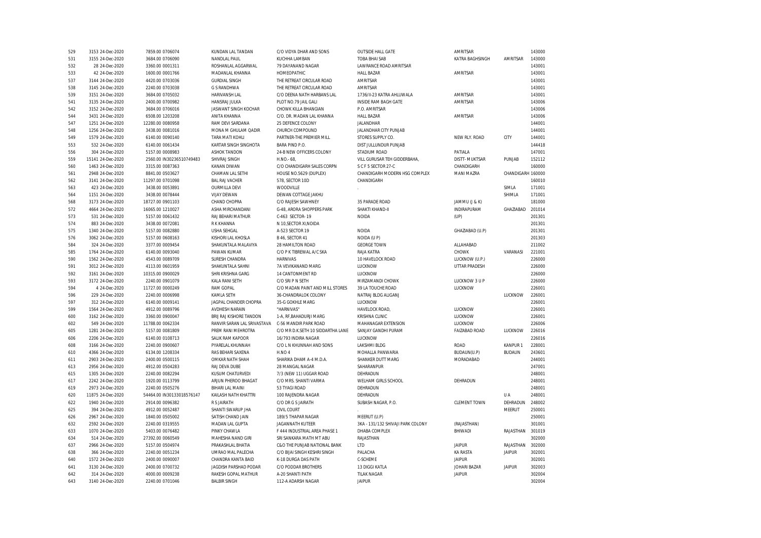| | | | | | | | | | |
|---|---|---|---|---|---|---|---|---|---|
| 529 | 3153 24-Dec-2020 | 7859.00 0706074 | KUNDAN LAL TANDAN | C/O VIDYA DHAR AND SONS | OUTSIDE HALL GATE | AMRITSAR | | 143000 |
| 531 | 3155 24-Dec-2020 | 3684.00 0706090 | NANDLAL PAUL | KUCHHA LAMBAN | TOBA BHAI SAB | KATRA BAGHSINGH | AMRITSAR | 143000 |
| 532 | 28 24-Dec-2020 | 3360.00 0001311 | ROSHANLAL AGGARWAL | 79 DAYANAND NAGAR | LAWRANCE ROAD AMRITSAR | | | 143001 |
| 533 | 42 24-Dec-2020 | 1600.00 0001766 | MADANLAL KHANNA | HOMEOPATHIC | HALL BAZAR | AMRITSAR | | 143001 |
| 537 | 3144 24-Dec-2020 | 4420.00 0703036 | GURDIAL SINGH | THE RETREAT CIRCULAR ROAD | AMRITSAR | | | 143001 |
| 538 | 3145 24-Dec-2020 | 2240.00 0703038 | G S RANDHWA | THE RETREAT CIRCULAR ROAD | AMRITSAR | | | 143001 |
| 539 | 3151 24-Dec-2020 | 3684.00 0705032 | HARIVANSH LAL | C/O DEENA NATH HARBANS LAL | 1736/II-23 KATRA AHLUWALA | AMRITSAR | | 143001 |
| 541 | 3135 24-Dec-2020 | 2400.00 0700982 | HANSRAJ JULKA | PLOT NO.79 JAIL GALI | INSIDE RAM BAGH GATE | AMRITSAR | | 143006 |
| 542 | 3152 24-Dec-2020 | 3684.00 0706016 | JASWANT SINGH KOCHAR | CHOWK KILLA BHANGIAN | P.O. AMRITSAR | | | 143006 |
| 544 | 3431 24-Dec-2020 | 6508.00 1203208 | ANITA KHANNA | C/O. DR. MADAN LAL KHANNA | HALL BAZAR | AMRITSAR | | 143006 |
| 547 | 1251 24-Dec-2020 | 12280.00 0080958 | RAM DEVI SARDANA | 25 DEFENCE COLONY | JALANDHAR | | | 144001 |
| 548 | 1256 24-Dec-2020 | 3438.00 0081016 | MONA M GHULAM QADIR | CHURCH COMPOUND | JALANDHAR CITY PUNJAB | | | 144001 |
| 549 | 1579 24-Dec-2020 | 6140.00 0090140 | TARA MATI KOHLI | PARTNER-THE PREMIER MILL | STORES SUPPLY CO. | NEW RLY. ROAD | CITY | 144001 |
| 553 | 532 24-Dec-2020 | 6140.00 0061434 | KARTAR SINGH SINGHOTA | BARA PIND P.O. | DIST JULLUNDUR PUNJAB | | | 144418 |
| 556 | 304 24-Dec-2020 | 5157.00 0008983 | ASHOK TANDON | 24-B NEW OFFICERS COLONY | STADIUM ROAD | PATIALA | | 147001 |
| 559 | 15141 24-Dec-2020 | 2560.00 IN30236510749483 | SHIVRAJ SINGH | H.NO.- 68, | VILL GURUSAR TEH GIDDERBAHA, | DISTT- MUKTSAR | PUNJAB | 152112 |
| 560 | 1463 24-Dec-2020 | 3315.00 0087363 | KANAN DIWAN | C/O CHANDIGARH SALES CORPN | S C F 5 SECTOR 27-C | CHANDIGARH | | 160000 |
| 561 | 2948 24-Dec-2020 | 8841.00 0503627 | CHAMAN LAL SETHI | HOUSE NO.5629 (DUPLEX) | CHANDIGARH MODERN HSG COMPLEX | MANI MAZRA | CHANDIGARH | 160000 |
| 562 | 3141 24-Dec-2020 | 11297.00 0701098 | BAL RAJ VACHER | 578, SECTOR 10D | CHANDIGARH | | | 160010 |
| 563 | 423 24-Dec-2020 | 3438.00 0053891 | OURMILLA DEVI | WOODVILLE | . | | SIMLA | 171001 |
| 564 | 1151 24-Dec-2020 | 3438.00 0078444 | VIJAY DEWAN | DEWAN COTTAGE JAKHU | | | SHIMLA | 171001 |
| 568 | 3173 24-Dec-2020 | 18727.00 0901103 | CHAND CHOPRA | C/O RAJESH SAWHNEY | 35 PARADE ROAD | JAMMU (J & K) | | 181000 |
| 572 | 4664 24-Dec-2020 | 16065.00 1210027 | ASHA MIRCHANDANI | G-48, ARORA SHOPPERS PARK | SHAKTI KHAND-II | INDIRAPURAM | GHAZIABAD | 201014 |
| 573 | 531 24-Dec-2020 | 5157.00 0061432 | RAJ BEHARI MATHUR | C-463 SECTOR- 19 | NOIDA | (UP) | | 201301 |
| 574 | 883 24-Dec-2020 | 3438.00 0072081 | R K KHANNA | N 10,SECTOR XI,NOIDA | | | | 201301 |
| 575 | 1340 24-Dec-2020 | 5157.00 0082880 | USHA SEHGAL | A-523 SECTOR 19 | NOIDA | GHAZIABAD (U.P) | | 201301 |
| 576 | 3062 24-Dec-2020 | 5157.00 0608163 | KISHORI LAL KHOSLA | B 46, SECTOR 41 | NOIDA (U P) | | | 201303 |
| 584 | 324 24-Dec-2020 | 3377.00 0009454 | SHAKUNTALA MALAVIYA | 28 HAMILTON ROAD | GEORGE TOWN | ALLAHABAD | | 211002 |
| 585 | 1764 24-Dec-2020 | 6140.00 0093040 | PAWAN KUMAR | C/O P K TIBREWAL A/C SKA | RAJA KATRA | CHOWK | VARANASI | 221001 |
| 590 | 1562 24-Dec-2020 | 4543.00 0089709 | SURESH CHANDRA | HARNIVAS | 10 HAVELOCK ROAD | LUCKNOW (U.P.) | | 226000 |
| 591 | 3012 24-Dec-2020 | 4113.00 0601959 | SHAKUNTALA SAHNI | 7A VEVIKANAND MARG | LUCKNOW | UTTAR PRADESH | | 226000 |
| 592 | 3161 24-Dec-2020 | 10315.00 0900029 | SHRI KRISHNA GARG | 14 CANTONMENT RD | LUCKNOW | | | 226000 |
| 593 | 3172 24-Dec-2020 | 2240.00 0901079 | KALA RANI SETH | C/O SRI P N SETH | MIRZAMANDI CHOWK | LUCKNOW 3 U P | | 226000 |
| 594 | 4 24-Dec-2020 | 11727.00 0000249 | RAM GOPAL | C/O MADAN PAINT AND MILL STORES | 39 LA TOUCHE ROAD | LUCKNOW | | 226001 |
| 596 | 229 24-Dec-2020 | 2240.00 0006998 | KAMLA SETH | 36-CHANDRALOK COLONY | NATRAJ BLDG ALIGANJ | | LUCKNOW | 226001 |
| 597 | 312 24-Dec-2020 | 6140.00 0009141 | JAGPAL CHANDER CHOPRA | 35-G GOKHLE MARG | LUCKNOW | | | 226001 |
| 599 | 1564 24-Dec-2020 | 4912.00 0089796 | AVDHESH NARAIN | "HARNIVAS" | HAVELOCK ROAD, | LUCKNOW | | 226001 |
| 600 | 3162 24-Dec-2020 | 3360.00 0900047 | BRIJ RAJ KISHORE TANDON | 1-A, RF,BAHADURJI MARG | KRISHNA CLINIC | LUCKNOW | | 226001 |
| 602 | 549 24-Dec-2020 | 11788.00 0062334 | RANVIR SARAN LAL SRIVASTAVA | C-56 MANDIR PARK ROAD | MAHANAGAR EXTENSION | LUCKNOW | | 226006 |
| 605 | 1281 24-Dec-2020 | 5157.00 0081809 | PREM RANI MEHROTRA | C/O MR D.K.SETH 10 SIDDARTHA LANE | SANJAY GANDHI PURAM | FAIZABAD ROAD | LUCKNOW | 226016 |
| 606 | 2206 24-Dec-2020 | 6140.00 0108713 | SALIK RAM KAPOOR | 16/793 INDIRA NAGAR | LUCKNOW | | | 226016 |
| 608 | 3166 24-Dec-2020 | 2240.00 0900607 | PYARELAL KHUNNAH | C/O L N KHUNNAH AND SONS | LAKSHMI BLDG | ROAD | KANPUR 1 | 228001 |
| 610 | 4366 24-Dec-2020 | 6134.00 1208334 | RAS BEHARI SAXENA | H.NO 4 | MOHALLA PANWARIA | BUDAUN(U.P) | BUDAUN | 243601 |
| 611 | 2903 24-Dec-2020 | 2400.00 0500115 | OMKAR NATH SHAH | SHARIKA DHAM A-4 M.D.A. | SHANKER DUTT MARG | MORADABAD | | 244001 |
| 613 | 2956 24-Dec-2020 | 4912.00 0504283 | RAJ DEVA DUBE | 28 MANGAL NAGAR | SAHARANPUR | | | 247001 |
| 615 | 1305 24-Dec-2020 | 2240.00 0082294 | KUSUM CHATURVEDI | 7/3 (NEW 11) UGGAR ROAD | DEHRADUN | | | 248001 |
| 617 | 2242 24-Dec-2020 | 1920.00 0113799 | ARJUN PHEROO BHAGAT | C/O MRS. SHANTI VARMA | WELHAM GIRLS SCHOOL | DEHRADUN | | 248001 |
| 619 | 2973 24-Dec-2020 | 2240.00 0505276 | BIHARI LAL MAINI | 53 TYAGI ROAD | DEHRADUN | | | 248001 |
| 620 | 11875 24-Dec-2020 | 54464.00 IN30133018576147 | KAILASH NATH KHATTRI | 100 RAJENDRA NAGAR | DEHRADUN | | U A | 248001 |
| 622 | 1940 24-Dec-2020 | 2914.00 0096382 | R S JAIRATH | C/O DR G S JAIRATH | SUBASH NAGAR, P.O. | CLEMENT TOWN | DEHRADUN | 248002 |
| 625 | 394 24-Dec-2020 | 4912.00 0052487 | SHANTI SWARUP JHA | CIVIL COURT | . | | MEERUT | 250001 |
| 626 | 2967 24-Dec-2020 | 1840.00 0505002 | SATISH CHAND JAIN | 189/5 THAPAR NAGAR | MEERUT (U.P) | | | 250001 |
| 632 | 2592 24-Dec-2020 | 2240.00 0319555 | MADAN LAL GUPTA | JAGANNATH KUTEER | 3KA - 131/132 SHIVAJI PARK COLONY | (RAJASTHAN) | | 301001 |
| 633 | 1070 24-Dec-2020 | 5403.00 0076482 | PINKY CHAWLA | F 444 INDUSTRIAL AREA PHASE 1 | DHABA COMPLEX | BHIWADI | RAJASTHAN | 301019 |
| 634 | 514 24-Dec-2020 | 27392.00 0060549 | MAHESHA NAND GIRI | SRI SANKARA MATH MT ABU | RAJASTHAN | | | 302000 |
| 637 | 2966 24-Dec-2020 | 5157.00 0504974 | PRAKASHLAL BHATIA | C&O THE PUNJAB NATIONAL BANK | LTD | JAIPUR | RAJASTHAN | 302000 |
| 638 | 366 24-Dec-2020 | 2240.00 0051234 | UMRAO MAL PALECHA | C/O BIJAI SINGH KESHRI SINGH | PALACHA | KA RASTA | JAIPUR | 302001 |
| 640 | 1572 24-Dec-2020 | 2400.00 0090007 | CHANDRA KANTA BAID | K-18 DURGA DAS PATH | C-SCHEME | JAIPUR | | 302001 |
| 641 | 3130 24-Dec-2020 | 2400.00 0700732 | JAGDISH PARSHAD PODAR | C/O PODDAR BROTHERS | 13 DIGGI KATLA | JOHARI BAZAR | JAIPUR | 302003 |
| 642 | 314 24-Dec-2020 | 4000.00 0009238 | RAKESH GOPAL MATHUR | A-20 SHANTI PATH | TILAK NAGAR | JAIPUR | | 302004 |
| 643 | 3140 24-Dec-2020 | 2240.00 0701046 | BALBIR SINGH | 112-A ADARSH NAGAR | JAIPUR | | | 302004 |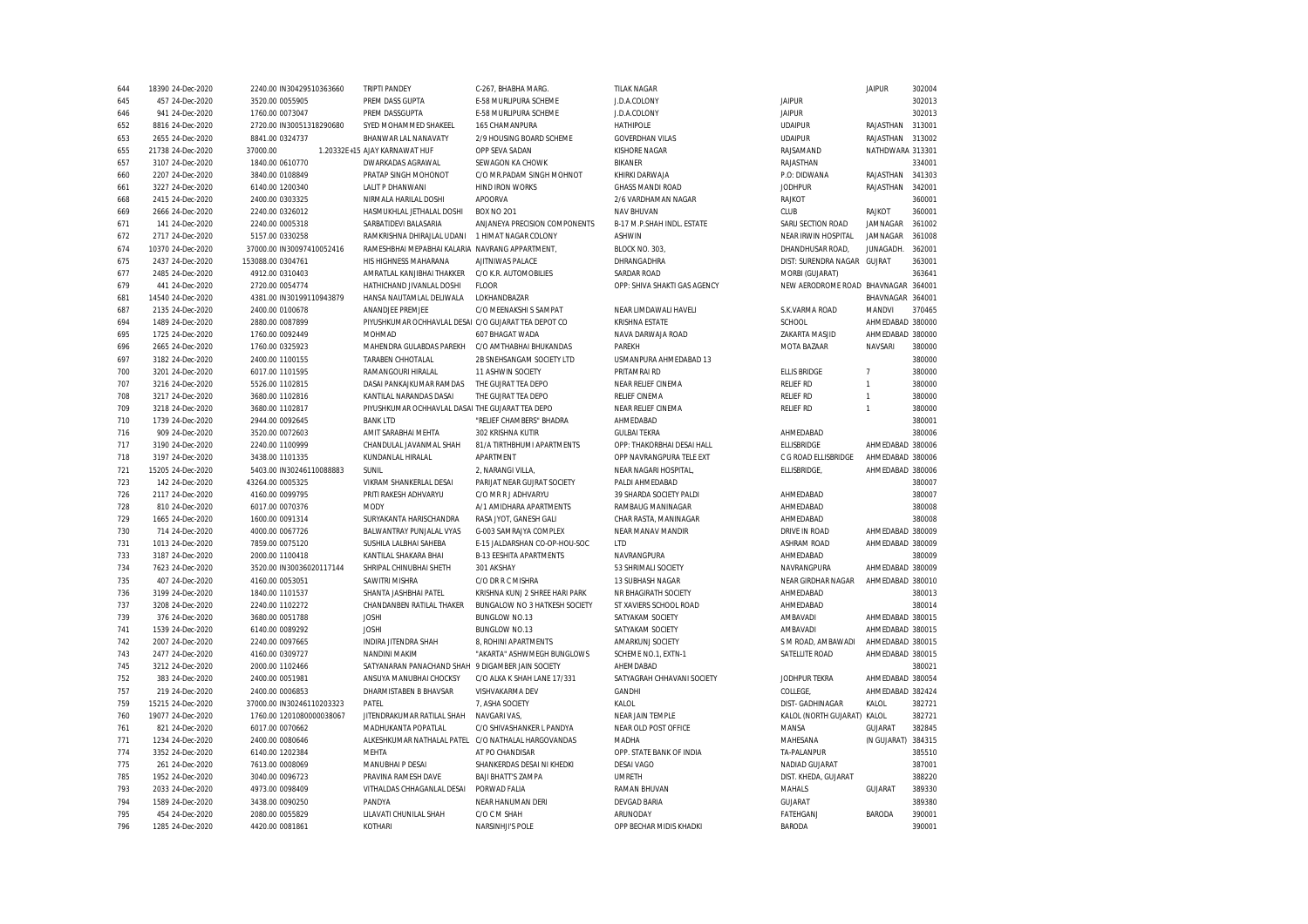| | | | | | | | | | | |
|---|---|---|---|---|---|---|---|---|---|---|
| 644 | 18390 | 24-Dec-2020 | 2240.00 | IN30429510363660 | TRIPTI PANDEY | C-267, BHABHA MARG. | TILAK NAGAR | | JAIPUR | 302004 |
| 645 | 457 | 24-Dec-2020 | 3520.00 | 0055905 | PREM DASS GUPTA | E-58 MURLIPURA SCHEME | J.D.A.COLONY | JAIPUR | | 302013 |
| 646 | 941 | 24-Dec-2020 | 1760.00 | 0073047 | PREM DASSGUPTA | E-58 MURLIPURA SCHEME | J.D.A.COLONY | JAIPUR | | 302013 |
| 652 | 8816 | 24-Dec-2020 | 2720.00 | IN30051318290680 | SYED MOHAMMED SHAKEEL | 165 CHAMANPURA | HATHIPOLE | UDAIPUR | RAJASTHAN | 313001 |
| 653 | 2655 | 24-Dec-2020 | 8841.00 | 0324737 | BHANWAR LAL NANAVATY | 2/9 HOUSING BOARD SCHEME | GOVERDHAN VILAS | UDAIPUR | RAJASTHAN | 313002 |
| 655 | 21738 | 24-Dec-2020 | 37000.00 | 1.20332E+15 | AJAY KARNAWAT HUF | OPP SEVA SADAN | KISHORE NAGAR | RAJSAMAND | NATHDWARA | 313301 |
| 657 | 3107 | 24-Dec-2020 | 1840.00 | 0610770 | DWARKADAS AGRAWAL | SEWAGON KA CHOWK | BIKANER | RAJASTHAN | | 334001 |
| 660 | 2207 | 24-Dec-2020 | 3840.00 | 0108849 | PRATAP SINGH MOHONOT | C/O MR.PADAM SINGH MOHNOT | KHIRKI DARWAJA | P.O: DIDWANA | RAJASTHAN | 341303 |
| 661 | 3227 | 24-Dec-2020 | 6140.00 | 1200340 | LALIT P DHANWANI | HIND IRON WORKS | GHASS MANDI ROAD | JODHPUR | RAJASTHAN | 342001 |
| 668 | 2415 | 24-Dec-2020 | 2400.00 | 0303325 | NIRMALA HARILAL DOSHI | APOORVA | 2/6 VARDHAMAN NAGAR | RAJKOT | | 360001 |
| 669 | 2666 | 24-Dec-2020 | 2240.00 | 0326012 | HASMUKHLAL JETHALAL DOSHI | BOX NO 201 | NAV BHUVAN | CLUB | RAJKOT | 360001 |
| 671 | 141 | 24-Dec-2020 | 2240.00 | 0005318 | SARBATIDEVI BALASARIA | ANJANEYA PRECISION COMPONENTS | B-17 M.P.SHAH INDL. ESTATE | SARU SECTION ROAD | JAMNAGAR | 361002 |
| 672 | 2717 | 24-Dec-2020 | 5157.00 | 0330258 | RAMKRISHNA DHIRAJLAL UDANI | 1 HIMAT NAGAR COLONY | ASHWIN | NEAR IRWIN HOSPITAL | JAMNAGAR | 361008 |
| 674 | 10370 | 24-Dec-2020 | 37000.00 | IN30097410052416 | RAMESHBHAI MEPABHAI KALARIA | NAVRANG APPARTMENT, | BLOCK NO. 303, | DHANDHUSAR ROAD, | JUNAGADH. | 362001 |
| 675 | 2437 | 24-Dec-2020 | 153088.00 | 0304761 | HIS HIGHNESS MAHARANA | AJITNIWAS PALACE | DHRANGADHRA | DIST: SURENDRA NAGAR | GUJRAT | 363001 |
| 677 | 2485 | 24-Dec-2020 | 4912.00 | 0310403 | AMRATLAL KANJIBHAI THAKKER | C/O K.R. AUTOMOBILIES | SARDAR ROAD | MORBI (GUJARAT) | | 363641 |
| 679 | 441 | 24-Dec-2020 | 2720.00 | 0054774 | HATHICHAND JIVANLAL DOSHI | FLOOR | OPP: SHIVA SHAKTI GAS AGENCY | NEW AERODROME ROAD | BHAVNAGAR | 364001 |
| 681 | 14540 | 24-Dec-2020 | 4381.00 | IN30199110943879 | HANSA NAUTAMLAL DELIWALA | LOKHANDBAZAR | | | BHAVNAGAR | 364001 |
| 687 | 2135 | 24-Dec-2020 | 2400.00 | 0100678 | ANANDJEE PREMJEE | C/O MEENAKSHI S SAMPAT | NEAR LIMDAWALI HAVELI | S.K.VARMA ROAD | MANDVI | 370465 |
| 694 | 1489 | 24-Dec-2020 | 2880.00 | 0087899 | PIYUSHKUMAR OCHHAVLAL DESAI | C/O GUJARAT TEA DEPOT CO | KRISHNA ESTATE | SCHOOL | AHMEDABAD | 380000 |
| 695 | 1725 | 24-Dec-2020 | 1760.00 | 0092449 | MOHMAD | 607 BHAGAT WADA | NAVA DARWAJA ROAD | ZAKARTA MASJID | AHMEDABAD | 380000 |
| 696 | 2665 | 24-Dec-2020 | 1760.00 | 0325923 | MAHENDRA GULABDAS PAREKH | C/O AMTHABHAI BHUKANDAS | PAREKH | MOTA BAZAAR | NAVSARI | 380000 |
| 697 | 3182 | 24-Dec-2020 | 2400.00 | 1100155 | TARABEN CHHOTALAL | 2B SNEHSANGAM SOCIETY LTD | USMANPURA AHMEDABAD 13 | | | 380000 |
| 700 | 3201 | 24-Dec-2020 | 6017.00 | 1101595 | RAMANGOURI HIRALAL | 11 ASHWIN SOCIETY | PRITAMRAI RD | ELLIS BRIDGE | 7 | 380000 |
| 707 | 3216 | 24-Dec-2020 | 5526.00 | 1102815 | DASAI PANKAJKUMAR RAMDAS | THE GUJRAT TEA DEPO | NEAR RELIEF CINEMA | RELIEF RD | 1 | 380000 |
| 708 | 3217 | 24-Dec-2020 | 3680.00 | 1102816 | KANTILAL NARANDAS DASAI | THE GUJRAT TEA DEPO | RELIEF CINEMA | RELIEF RD | 1 | 380000 |
| 709 | 3218 | 24-Dec-2020 | 3680.00 | 1102817 | PIYUSHKUMAR OCHHAVLAL DASAI | THE GUJRAT TEA DEPO | NEAR RELIEF CINEMA | RELIEF RD | 1 | 380000 |
| 710 | 1739 | 24-Dec-2020 | 2944.00 | 0092645 | BANK LTD | "RELIEF CHAMBERS" BHADRA | AHMEDABAD | | | 380001 |
| 716 | 909 | 24-Dec-2020 | 3520.00 | 0072603 | AMIT SARABHAI MEHTA | 302 KRISHNA KUTIR | GULBAI TEKRA | AHMEDABAD | | 380006 |
| 717 | 3190 | 24-Dec-2020 | 2240.00 | 1100999 | CHANDULAL JAVANMAL SHAH | 81/A TIRTHBHUMI APARTMENTS | OPP: THAKORBHAI DESAI HALL | ELLISBRIDGE | AHMEDABAD | 380006 |
| 718 | 3197 | 24-Dec-2020 | 3438.00 | 1101335 | KUNDANLAL HIRALAL | APARTMENT | OPP NAVRANGPURA TELE EXT | C G ROAD ELLISBRIDGE | AHMEDABAD | 380006 |
| 721 | 15205 | 24-Dec-2020 | 5403.00 | IN30246110088883 | SUNIL | 2, NARANGI VILLA, | NEAR NAGARI HOSPITAL, | ELLISBRIDGE, | AHMEDABAD | 380006 |
| 723 | 142 | 24-Dec-2020 | 43264.00 | 0005325 | VIKRAM SHANKERLAL DESAI | PARIJAT NEAR GUJRAT SOCIETY | PALDI AHMEDABAD | | | 380007 |
| 726 | 2117 | 24-Dec-2020 | 4160.00 | 0099795 | PRITI RAKESH ADHVARYU | C/O MR R J ADHVARYU | 39 SHARDA SOCIETY PALDI | AHMEDABAD | | 380007 |
| 728 | 810 | 24-Dec-2020 | 6017.00 | 0070376 | MODY | A/1 AMIDHARA APARTMENTS | RAMBAUG MANINAGAR | AHMEDABAD | | 380008 |
| 729 | 1665 | 24-Dec-2020 | 1600.00 | 0091314 | SURYAKANTA HARISCHANDRA | RASA JYOT, GANESH GALI | CHAR RASTA, MANINAGAR | AHMEDABAD | | 380008 |
| 730 | 714 | 24-Dec-2020 | 4000.00 | 0067726 | BALWANTRAY PUNJALAL VYAS | G-003 SAMRAJYA COMPLEX | NEAR MANAV MANDIR | DRIVE IN ROAD | AHMEDABAD | 380009 |
| 731 | 1013 | 24-Dec-2020 | 7859.00 | 0075120 | SUSHILA LALBHAI SAHEBA | E-15 JALDARSHAN CO-OP-HOU-SOC | LTD | ASHRAM ROAD | AHMEDABAD | 380009 |
| 733 | 3187 | 24-Dec-2020 | 2000.00 | 1100418 | KANTILAL SHAKARA BHAI | B-13 EESHITA APARTMENTS | NAVRANGPURA | AHMEDABAD | | 380009 |
| 734 | 7623 | 24-Dec-2020 | 3520.00 | IN30036020117144 | SHRIPAL CHINUBHAI SHETH | 301 AKSHAY | 53 SHRIMALI SOCIETY | NAVRANGPURA | AHMEDABAD | 380009 |
| 735 | 407 | 24-Dec-2020 | 4160.00 | 0053051 | SAWITRI MISHRA | C/O DR R C MISHRA | 13 SUBHASH NAGAR | NEAR GIRDHAR NAGAR | AHMEDABAD | 380010 |
| 736 | 3199 | 24-Dec-2020 | 1840.00 | 1101537 | SHANTA JASHBHAI PATEL | KRISHNA KUNJ 2 SHREE HARI PARK | NR BHAGIRATH SOCIETY | AHMEDABAD | | 380013 |
| 737 | 3208 | 24-Dec-2020 | 2240.00 | 1102272 | CHANDANBEN RATILAL THAKER | BUNGALOW NO 3 HATKESH SOCIETY | ST XAVIERS SCHOOL ROAD | AHMEDABAD | | 380014 |
| 739 | 376 | 24-Dec-2020 | 3680.00 | 0051788 | JOSHI | BUNGLOW NO.13 | SATYAKAM SOCIETY | AMBAVADI | AHMEDABAD | 380015 |
| 741 | 1539 | 24-Dec-2020 | 6140.00 | 0089292 | JOSHI | BUNGLOW NO.13 | SATYAKAM SOCIETY | AMBAVADI | AHMEDABAD | 380015 |
| 742 | 2007 | 24-Dec-2020 | 2240.00 | 0097665 | INDIRA JITENDRA SHAH | 8, ROHINI APARTMENTS | AMARKUNJ SOCIETY | S M ROAD, AMBAWADI | AHMEDABAD | 380015 |
| 743 | 2477 | 24-Dec-2020 | 4160.00 | 0309727 | NANDINI MAKIM | "AKARTA" ASHWMEGH BUNGLOWS | SCHEME NO.1, EXTN-1 | SATELLITE ROAD | AHMEDABAD | 380015 |
| 745 | 3212 | 24-Dec-2020 | 2000.00 | 1102466 | SATYANARAN PANACHAND SHAH | 9 DIGAMBER JAIN SOCIETY | AHEMDABAD | | | 380021 |
| 752 | 383 | 24-Dec-2020 | 2400.00 | 0051981 | ANSUYA MANUBHAI CHOCKSY | C/O ALKA K SHAH LANE 17/331 | SATYAGRAH CHHAVANI SOCIETY | JODHPUR TEKRA | AHMEDABAD | 380054 |
| 757 | 219 | 24-Dec-2020 | 2400.00 | 0006853 | DHARMISTABEN B BHAVSAR | VISHVAKARMA DEV | GANDHI | COLLEGE, | AHMEDABAD | 382424 |
| 759 | 15215 | 24-Dec-2020 | 37000.00 | IN30246110203323 | PATEL | 7, ASHA SOCIETY | KALOL | DIST- GADHINAGAR | KALOL | 382721 |
| 760 | 19077 | 24-Dec-2020 | 1760.00 | 1201080000038067 | JITENDRAKUMAR RATILAL SHAH | NAVGARI VAS, | NEAR JAIN TEMPLE | KALOL (NORTH GUJARAT) | KALOL | 382721 |
| 761 | 821 | 24-Dec-2020 | 6017.00 | 0070662 | MADHUKANTA POPATLAL | C/O SHIVASHANKER L PANDYA | NEAR OLD POST OFFICE | MANSA | GUJARAT | 382845 |
| 771 | 1234 | 24-Dec-2020 | 2400.00 | 0080646 | ALKESHKUMAR NATHALAL PATEL | C/O NATHALAL HARGOVANDAS | MADHA | MAHESANA | (N GUJARAT) | 384315 |
| 774 | 3352 | 24-Dec-2020 | 6140.00 | 1202384 | MEHTA | AT PO CHANDISAR | OPP. STATE BANK OF INDIA | TA-PALANPUR | | 385510 |
| 775 | 261 | 24-Dec-2020 | 7613.00 | 0008069 | MANUBHAI P DESAI | SHANKERDAS DESAI NI KHEDKI | DESAI VAGO | NADIAD GUJARAT | | 387001 |
| 785 | 1952 | 24-Dec-2020 | 3040.00 | 0096723 | PRAVINA RAMESH DAVE | BAJI BHATT'S ZAMPA | UMRETH | DIST. KHEDA, GUJARAT | | 388220 |
| 793 | 2033 | 24-Dec-2020 | 4973.00 | 0098409 | VITHALDAS CHHAGANLAL DESAI | PORWAD FALIA | RAMAN BHUVAN | MAHALS | GUJARAT | 389330 |
| 794 | 1589 | 24-Dec-2020 | 3438.00 | 0090250 | PANDYA | NEAR HANUMAN DERI | DEVGAD BARIA | GUJARAT | | 389380 |
| 795 | 454 | 24-Dec-2020 | 2080.00 | 0055829 | LILAVATI CHUNILAL SHAH | C/O C M SHAH | ARUNODAY | FATEHGANJ | BARODA | 390001 |
| 796 | 1285 | 24-Dec-2020 | 4420.00 | 0081861 | KOTHARI | NARSINHJI'S POLE | OPP BECHAR MIDIS KHADKI | BARODA | | 390001 |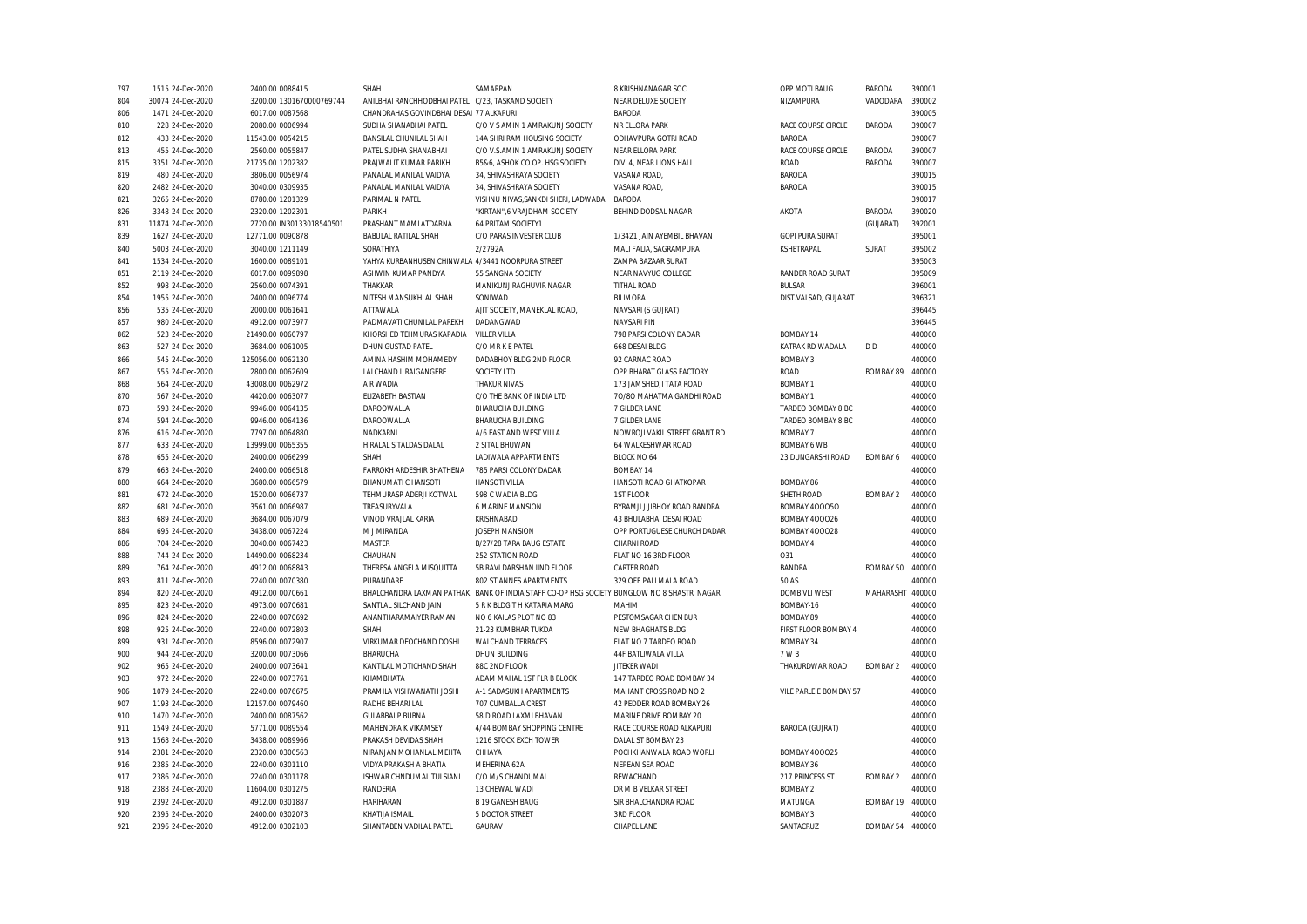| 797 | 1515 24-Dec-2020 | 2400.00 0088415 | SHAH | SAMARPAN | 8 KRISHNANAGAR SOC | OPP MOTI BAUG | BARODA | 390001 |
|---|---|---|---|---|---|---|---|---|
| 804 | 30074 24-Dec-2020 | 3200.00 1301670000769744 | ANILBHAI RANCHHODBHAI PATEL | C/23, TASKAND SOCIETY | NEAR DELUXE SOCIETY | NIZAMPURA | VADODARA | 390002 |
| 806 | 1471 24-Dec-2020 | 6017.00 0087568 | CHANDRAHAS GOVINDBHAI DESAI | 77 ALKAPURI | BARODA | | | 390005 |
| 810 | 228 24-Dec-2020 | 2080.00 0006994 | SUDHA SHANABHAI PATEL | C/O V S AMIN 1 AMRAKUNJ SOCIETY | NR ELLORA PARK | RACE COURSE CIRCLE | BARODA | 390007 |
| 812 | 433 24-Dec-2020 | 11543.00 0054215 | BANSILAL CHUNILAL SHAH | 14A SHRI RAM HOUSING SOCIETY | ODHAVPURA GOTRI ROAD | BARODA | | 390007 |
| 813 | 455 24-Dec-2020 | 2560.00 0055847 | PATEL SUDHA SHANABHAI | C/O V.S.AMIN 1 AMRAKUNJ SOCIETY | NEAR ELLORA PARK | RACE COURSE CIRCLE | BARODA | 390007 |
| 815 | 3351 24-Dec-2020 | 21735.00 1202382 | PRAJWALIT KUMAR PARIKH | B5&6, ASHOK CO OP. HSG SOCIETY | DIV. 4, NEAR LIONS HALL | ROAD | BARODA | 390007 |
| 819 | 480 24-Dec-2020 | 3806.00 0056974 | PANALAL MANILAL VAIDYA | 34, SHIVASHRAYA SOCIETY | VASANA ROAD, | BARODA | | 390015 |
| 820 | 2482 24-Dec-2020 | 3040.00 0309935 | PANALAL MANILAL VAIDYA | 34, SHIVASHRAYA SOCIETY | VASANA ROAD, | BARODA | | 390015 |
| 821 | 3265 24-Dec-2020 | 8780.00 1201329 | PARIMAL N PATEL | VISHNU NIVAS,SANKDI SHERI, LADWADA | BARODA | | | 390017 |
| 826 | 3348 24-Dec-2020 | 2320.00 1202301 | PARIKH | "KIRTAN",6 VRAJDHAM SOCIETY | BEHIND DODSAL NAGAR | AKOTA | BARODA | 390020 |
| 831 | 11874 24-Dec-2020 | 2720.00 IN30133018540501 | PRASHANT MAMLATDARNA | 64 PRITAM SOCIETY1 | | | (GUJARAT) | 392001 |
| 839 | 1627 24-Dec-2020 | 12771.00 0090878 | BABULAL RATILAL SHAH | C/O PARAS INVESTER CLUB | 1/3421 JAIN AYEMBIL BHAVAN | GOPI PURA SURAT | | 395001 |
| 840 | 5003 24-Dec-2020 | 3040.00 1211149 | SORATHIYA | 2/2792A | MALI FALIA, SAGRAMPURA | KSHETRAPAL | SURAT | 395002 |
| 841 | 1534 24-Dec-2020 | 1600.00 0089101 | YAHYA KURBANHUSEN CHINWALA | 4/3441 NOORPURA STREET | ZAMPA BAZAAR SURAT | | | 395003 |
| 851 | 2119 24-Dec-2020 | 6017.00 0099898 | ASHWIN KUMAR PANDYA | 55 SANGNA SOCIETY | NEAR NAVYUG COLLEGE | RANDER ROAD SURAT | | 395009 |
| 852 | 998 24-Dec-2020 | 2560.00 0074391 | THAKKAR | MANIKUNJ RAGHUVIR NAGAR | TITHAL ROAD | BULSAR | | 396001 |
| 854 | 1955 24-Dec-2020 | 2400.00 0096774 | NITESH MANSUKHLAL SHAH | SONIWAD | BILIMORA | DIST.VALSAD, GUJARAT | | 396321 |
| 856 | 535 24-Dec-2020 | 2000.00 0061641 | ATTAWALA | AJIT SOCIETY, MANEKLAL ROAD, | NAVSARI (S GUJRAT) | | | 396445 |
| 857 | 980 24-Dec-2020 | 4912.00 0073977 | PADMAVATI CHUNILAL PAREKH | DADANGWAD | NAVSARI PIN | | | 396445 |
| 862 | 523 24-Dec-2020 | 21490.00 0060797 | KHORSHED TEHMURAS KAPADIA | VILLER VILLA | 798 PARSI COLONY DADAR | BOMBAY 14 | | 400000 |
| 863 | 527 24-Dec-2020 | 3684.00 0061005 | DHUN GUSTAD PATEL | C/O MR K E PATEL | 668 DESAI BLDG | KATRAK RD WADALA | D D | 400000 |
| 866 | 545 24-Dec-2020 | 125056.00 0062130 | AMINA HASHIM MOHAMEDY | DADABHOY BLDG 2ND FLOOR | 92 CARNAC ROAD | BOMBAY 3 | | 400000 |
| 867 | 555 24-Dec-2020 | 2800.00 0062609 | LALCHAND L RAIGANGERE | SOCIETY LTD | OPP BHARAT GLASS FACTORY | ROAD | BOMBAY 89 | 400000 |
| 868 | 564 24-Dec-2020 | 43008.00 0062972 | A R WADIA | THAKUR NIVAS | 173 JAMSHEDJI TATA ROAD | BOMBAY 1 | | 400000 |
| 870 | 567 24-Dec-2020 | 4420.00 0063077 | ELIZABETH BASTIAN | C/O THE BANK OF INDIA LTD | 70/80 MAHATMA GANDHI ROAD | BOMBAY 1 | | 400000 |
| 873 | 593 24-Dec-2020 | 9946.00 0064135 | DAROOWALLA | BHARUCHA BUILDING | 7 GILDER LANE | TARDEO BOMBAY 8 BC | | 400000 |
| 874 | 594 24-Dec-2020 | 9946.00 0064136 | DAROOWALLA | BHARUCHA BUILDING | 7 GILDER LANE | TARDEO BOMBAY 8 BC | | 400000 |
| 876 | 616 24-Dec-2020 | 7797.00 0064880 | NADKARNI | A/6 EAST AND WEST VILLA | NOWROJI VAKIL STREET GRANT RD | BOMBAY 7 | | 400000 |
| 877 | 633 24-Dec-2020 | 13999.00 0065355 | HIRALAL SITALDAS DALAL | 2 SITAL BHUWAN | 64 WALKESHWAR ROAD | BOMBAY 6 WB | | 400000 |
| 878 | 655 24-Dec-2020 | 2400.00 0066299 | SHAH | LADIWALA APPARTMENTS | BLOCK NO 64 | 23 DUNGARSHI ROAD | BOMBAY 6 | 400000 |
| 879 | 663 24-Dec-2020 | 2400.00 0066518 | FARROKH ARDESHIR BHATHENA | 785 PARSI COLONY DADAR | BOMBAY 14 | | | 400000 |
| 880 | 664 24-Dec-2020 | 3680.00 0066579 | BHANUMATI C HANSOTI | HANSOTI VILLA | HANSOTI ROAD GHATKOPAR | BOMBAY 86 | | 400000 |
| 881 | 672 24-Dec-2020 | 1520.00 0066737 | TEHMURASP ADERJI KOTWAL | 598 C WADIA BLDG | 1ST FLOOR | SHETH ROAD | BOMBAY 2 | 400000 |
| 882 | 681 24-Dec-2020 | 3561.00 0066987 | TREASURYVALA | 6 MARINE MANSION | BYRAMJI JIJIBHOY ROAD BANDRA | BOMBAY 4OOO5O | | 400000 |
| 883 | 689 24-Dec-2020 | 3684.00 0067079 | VINOD VRAJLAL KARIA | KRISHNABAD | 43 BHULABHAI DESAI ROAD | BOMBAY 4OOO26 | | 400000 |
| 884 | 695 24-Dec-2020 | 3438.00 0067224 | M J MIRANDA | JOSEPH MANSION | OPP PORTUGUESE CHURCH DADAR | BOMBAY 4OOO28 | | 400000 |
| 886 | 704 24-Dec-2020 | 3040.00 0067423 | MASTER | B/27/28 TARA BAUG ESTATE | CHARNI ROAD | BOMBAY 4 | | 400000 |
| 888 | 744 24-Dec-2020 | 14490.00 0068234 | CHAUHAN | 252 STATION ROAD | FLAT NO 16 3RD FLOOR | O31 | | 400000 |
| 889 | 764 24-Dec-2020 | 4912.00 0068843 | THERESA ANGELA MISQUITTA | 5B RAVI DARSHAN IIND FLOOR | CARTER ROAD | BANDRA | BOMBAY 50 | 400000 |
| 893 | 811 24-Dec-2020 | 2240.00 0070380 | PURANDARE | 802 ST ANNES APARTMENTS | 329 OFF PALI MALA ROAD | 50 AS | | 400000 |
| 894 | 820 24-Dec-2020 | 4912.00 0070661 | BHALCHANDRA LAXMAN PATHAK | BANK OF INDIA STAFF CO-OP HSG SOCIETY | BUNGLOW NO 8 SHASTRI NAGAR | DOMBIVLI WEST | MAHARASHT | 400000 |
| 895 | 823 24-Dec-2020 | 4973.00 0070681 | SANTLAL SILCHAND JAIN | 5 R K BLDG T H KATARIA MARG | MAHIM | BOMBAY-16 | | 400000 |
| 896 | 824 24-Dec-2020 | 2240.00 0070692 | ANANTHARAMAIYER RAMAN | NO 6 KAILAS PLOT NO 83 | PESTOMSAGAR CHEMBUR | BOMBAY 89 | | 400000 |
| 898 | 925 24-Dec-2020 | 2240.00 0072803 | SHAH | 21-23 KUMBHAR TUKDA | NEW BHAGHATS BLDG | FIRST FLOOR BOMBAY 4 | | 400000 |
| 899 | 931 24-Dec-2020 | 8596.00 0072907 | VIRKUMAR DEOCHAND DOSHI | WALCHAND TERRACES | FLAT NO 7 TARDEO ROAD | BOMBAY 34 | | 400000 |
| 900 | 944 24-Dec-2020 | 3200.00 0073066 | BHARUCHA | DHUN BUILDING | 44F BATLIWALA VILLA | 7 W B | | 400000 |
| 902 | 965 24-Dec-2020 | 2400.00 0073641 | KANTILAL MOTICHAND SHAH | 88C 2ND FLOOR | JITEKER WADI | THAKURDWAR ROAD | BOMBAY 2 | 400000 |
| 903 | 972 24-Dec-2020 | 2240.00 0073761 | KHAMBHATA | ADAM MAHAL 1ST FLR B BLOCK | 147 TARDEO ROAD BOMBAY 34 | | | 400000 |
| 906 | 1079 24-Dec-2020 | 2240.00 0076675 | PRAMILA VISHWANATH JOSHI | A-1 SADASUKH APARTMENTS | MAHANT CROSS ROAD NO 2 | VILE PARLE E BOMBAY 57 | | 400000 |
| 907 | 1193 24-Dec-2020 | 12157.00 0079460 | RADHE BEHARI LAL | 707 CUMBALLA CREST | 42 PEDDER ROAD BOMBAY 26 | | | 400000 |
| 910 | 1470 24-Dec-2020 | 2400.00 0087562 | GULABBAI P BUBNA | 58 D ROAD LAXMI BHAVAN | MARINE DRIVE BOMBAY 20 | | | 400000 |
| 911 | 1549 24-Dec-2020 | 5771.00 0089554 | MAHENDRA K VIKAMSEY | 4/44 BOMBAY SHOPPING CENTRE | RACE COURSE ROAD ALKAPURI | BARODA (GUJRAT) | | 400000 |
| 913 | 1568 24-Dec-2020 | 3438.00 0089966 | PRAKASH DEVIDAS SHAH | 1216 STOCK EXCH TOWER | DALAL ST BOMBAY 23 | | | 400000 |
| 914 | 2381 24-Dec-2020 | 2320.00 0300563 | NIRANJAN MOHANLAL MEHTA | CHHAYA | POCHKHANWALA ROAD WORLI | BOMBAY 4OOO25 | | 400000 |
| 916 | 2385 24-Dec-2020 | 2240.00 0301110 | VIDYA PRAKASH A BHATIA | MEHERINA 62A | NEPEAN SEA ROAD | BOMBAY 36 | | 400000 |
| 917 | 2386 24-Dec-2020 | 2240.00 0301178 | ISHWAR CHNDUMAL TULSIANI | C/O M/S CHANDUMAL | REWACHAND | 217 PRINCESS ST | BOMBAY 2 | 400000 |
| 918 | 2388 24-Dec-2020 | 11604.00 0301275 | RANDERIA | 13 CHEWAL WADI | DR M B VELKAR STREET | BOMBAY 2 | | 400000 |
| 919 | 2392 24-Dec-2020 | 4912.00 0301887 | HARIHARAN | B 19 GANESH BAUG | SIR BHALCHANDRA ROAD | MATUNGA | BOMBAY 19 | 400000 |
| 920 | 2395 24-Dec-2020 | 2400.00 0302073 | KHATIJA ISMAIL | 5 DOCTOR STREET | 3RD FLOOR | BOMBAY 3 | | 400000 |
| 921 | 2396 24-Dec-2020 | 4912.00 0302103 | SHANTABEN VADILAL PATEL | GAURAV | CHAPEL LANE | SANTACRUZ | BOMBAY 54 | 400000 |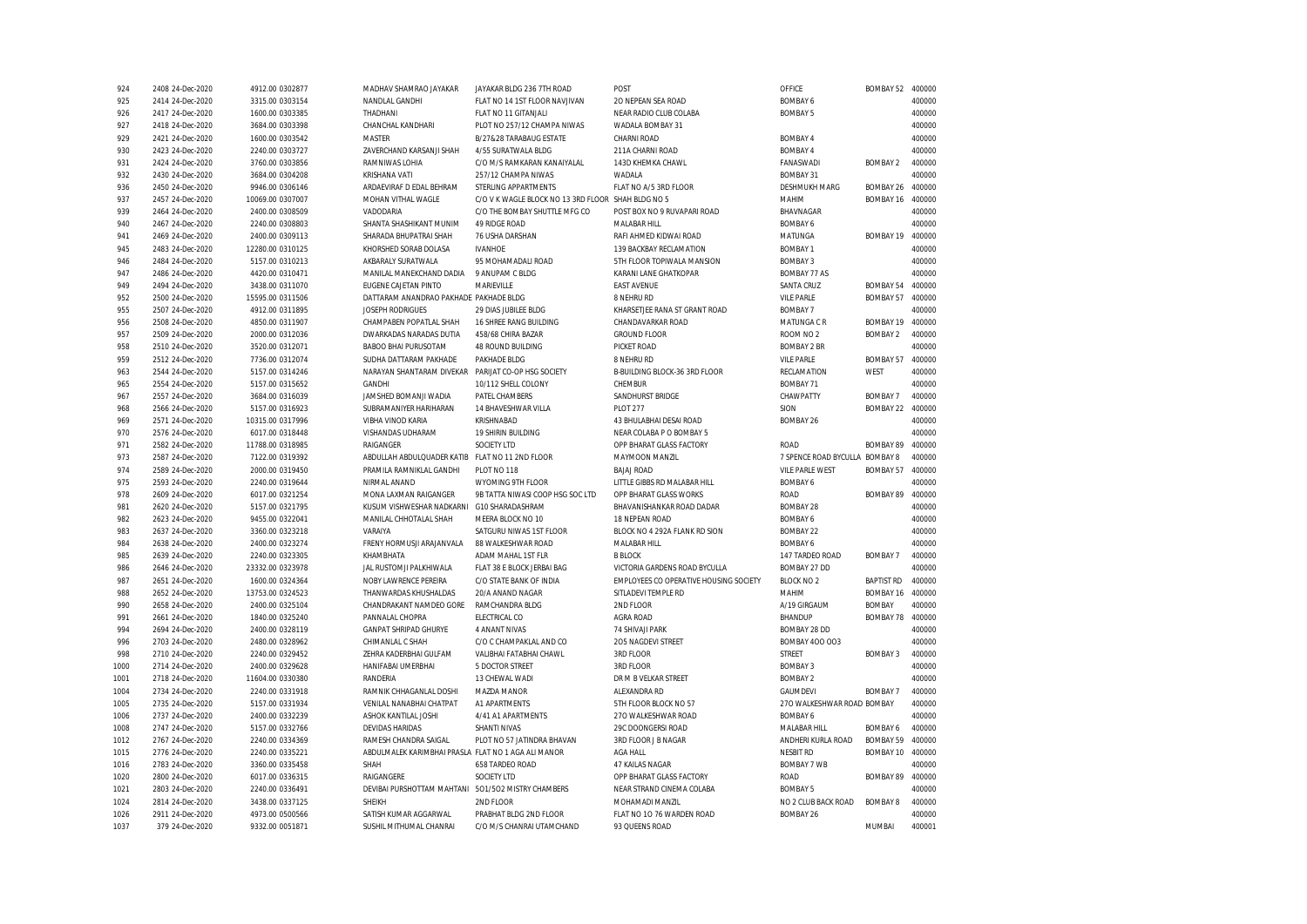| | | | | | | | | | |
|---|---|---|---|---|---|---|---|---|---|
| 924 | 2408 24-Dec-2020 | 4912.00 0302877 | MADHAV SHAMRAO JAYAKAR | JAYAKAR BLDG 236 7TH ROAD | POST | OFFICE | BOMBAY 52 | 400000 |
| 925 | 2414 24-Dec-2020 | 3315.00 0303154 | NANDLAL GANDHI | FLAT NO 14 1ST FLOOR NAVJIVAN | 2O NEPEAN SEA ROAD | BOMBAY 6 | | 400000 |
| 926 | 2417 24-Dec-2020 | 1600.00 0303385 | THADHANI | FLAT NO 11 GITANJALI | NEAR RADIO CLUB COLABA | BOMBAY 5 | | 400000 |
| 927 | 2418 24-Dec-2020 | 3684.00 0303398 | CHANCHAL KANDHARI | PLOT NO 257/12 CHAMPA NIWAS | WADALA BOMBAY 31 | | | 400000 |
| 929 | 2421 24-Dec-2020 | 1600.00 0303542 | MASTER | B/27&28 TARABAUG ESTATE | CHARNI ROAD | BOMBAY 4 | | 400000 |
| 930 | 2423 24-Dec-2020 | 2240.00 0303727 | ZAVERCHAND KARSANJI SHAH | 4/55 SURATWALA BLDG | 211A CHARNI ROAD | BOMBAY 4 | | 400000 |
| 931 | 2424 24-Dec-2020 | 3760.00 0303856 | RAMNIWAS LOHIA | C/O M/S RAMKARAN KANAIYALAL | 143D KHEMKA CHAWL | FANASWADI | BOMBAY 2 | 400000 |
| 932 | 2430 24-Dec-2020 | 3684.00 0304208 | KRISHANA VATI | 257/12 CHAMPA NIWAS | WADALA | BOMBAY 31 | | 400000 |
| 936 | 2450 24-Dec-2020 | 9946.00 0306146 | ARDAEVIRAF D EDAL BEHRAM | STERLING APPARTMENTS | FLAT NO A/5 3RD FLOOR | DESHMUKH MARG | BOMBAY 26 | 400000 |
| 937 | 2457 24-Dec-2020 | 10069.00 0307007 | MOHAN VITHAL WAGLE | C/O V K WAGLE BLOCK NO 13 3RD FLOOR | SHAH BLDG NO 5 | MAHIM | BOMBAY 16 | 400000 |
| 939 | 2464 24-Dec-2020 | 2400.00 0308509 | VADODARIA | C/O THE BOMBAY SHUTTLE MFG CO | POST BOX NO 9 RUVAPARI ROAD | BHAVNAGAR | | 400000 |
| 940 | 2467 24-Dec-2020 | 2240.00 0308803 | SHANTA SHASHIKANT MUNIM | 49 RIDGE ROAD | MALABAR HILL | BOMBAY 6 | | 400000 |
| 941 | 2469 24-Dec-2020 | 2400.00 0309113 | SHARADA BHUPATRAI SHAH | 76 USHA DARSHAN | RAFI AHMED KIDWAI ROAD | MATUNGA | BOMBAY 19 | 400000 |
| 945 | 2483 24-Dec-2020 | 12280.00 0310125 | KHORSHED SORAB DOLASA | IVANHOE | 139 BACKBAY RECLAMATION | BOMBAY 1 | | 400000 |
| 946 | 2484 24-Dec-2020 | 5157.00 0310213 | AKBARALY SURATWALA | 95 MOHAMADALI ROAD | 5TH FLOOR TOPIWALA MANSION | BOMBAY 3 | | 400000 |
| 947 | 2486 24-Dec-2020 | 4420.00 0310471 | MANILAL MANEKCHAND DADIA | 9 ANUPAM C BLDG | KARANI LANE GHATKOPAR | BOMBAY 77 AS | | 400000 |
| 949 | 2494 24-Dec-2020 | 3438.00 0311070 | EUGENE CAJETAN PINTO | MARIEVILLE | EAST AVENUE | SANTA CRUZ | BOMBAY 54 | 400000 |
| 952 | 2500 24-Dec-2020 | 15595.00 0311506 | DATTARAM ANANDRAO PAKHADE | PAKHADE BLDG | 8 NEHRU RD | VILE PARLE | BOMBAY 57 | 400000 |
| 955 | 2507 24-Dec-2020 | 4912.00 0311895 | JOSEPH RODRIGUES | 29 DIAS JUBILEE BLDG | KHARSETJEE RANA ST GRANT ROAD | BOMBAY 7 | | 400000 |
| 956 | 2508 24-Dec-2020 | 4850.00 0311907 | CHAMPABEN POPATLAL SHAH | 16 SHREE RANG BUILDING | CHANDAVARKAR ROAD | MATUNGA C R | BOMBAY 19 | 400000 |
| 957 | 2509 24-Dec-2020 | 2000.00 0312036 | DWARKADAS NARADAS DUTIA | 458/68 CHIRA BAZAR | GROUND FLOOR | ROOM NO 2 | BOMBAY 2 | 400000 |
| 958 | 2510 24-Dec-2020 | 3520.00 0312071 | BABOO BHAI PURUSOTAM | 48 ROUND BUILDING | PICKET ROAD | BOMBAY 2 BR | | 400000 |
| 959 | 2512 24-Dec-2020 | 7736.00 0312074 | SUDHA DATTARAM PAKHADE | PAKHADE BLDG | 8 NEHRU RD | VILE PARLE | BOMBAY 57 | 400000 |
| 963 | 2544 24-Dec-2020 | 5157.00 0314246 | NARAYAN SHANTARAM DIVEKAR | PARIJAT CO-OP HSG SOCIETY | B-BUILDING BLOCK-36 3RD FLOOR | RECLAMATION | WEST | 400000 |
| 965 | 2554 24-Dec-2020 | 5157.00 0315652 | GANDHI | 10/112 SHELL COLONY | CHEMBUR | BOMBAY 71 | | 400000 |
| 967 | 2557 24-Dec-2020 | 3684.00 0316039 | JAMSHED BOMANJI WADIA | PATEL CHAMBERS | SANDHURST BRIDGE | CHAWPATTY | BOMBAY 7 | 400000 |
| 968 | 2566 24-Dec-2020 | 5157.00 0316923 | SUBRAMANIYER HARIHARAN | 14 BHAVESHWAR VILLA | PLOT 277 | SION | BOMBAY 22 | 400000 |
| 969 | 2571 24-Dec-2020 | 10315.00 0317996 | VIBHA VINOD KARIA | KRISHNABAD | 43 BHULABHAI DESAI ROAD | BOMBAY 26 | | 400000 |
| 970 | 2576 24-Dec-2020 | 6017.00 0318448 | VISHANDAS UDHARAM | 19 SHIRIN BUILDING | NEAR COLABA P O BOMBAY 5 | | | 400000 |
| 971 | 2582 24-Dec-2020 | 11788.00 0318985 | RAIGANGER | SOCIETY LTD | OPP BHARAT GLASS FACTORY | ROAD | BOMBAY 89 | 400000 |
| 973 | 2587 24-Dec-2020 | 7122.00 0319392 | ABDULLAH ABDULQUADER KATIB | FLAT NO 11 2ND FLOOR | MAYMOON MANZIL | 7 SPENCE ROAD BYCULLA | BOMBAY 8 | 400000 |
| 974 | 2589 24-Dec-2020 | 2000.00 0319450 | PRAMILA RAMNIKLAL GANDHI | PLOT NO 118 | BAJAJ ROAD | VILE PARLE WEST | BOMBAY 57 | 400000 |
| 975 | 2593 24-Dec-2020 | 2240.00 0319644 | NIRMAL ANAND | WYOMING 9TH FLOOR | LITTLE GIBBS RD MALABAR HILL | BOMBAY 6 | | 400000 |
| 978 | 2609 24-Dec-2020 | 6017.00 0321254 | MONA LAXMAN RAIGANGER | 9B TATTA NIWASI COOP HSG SOC LTD | OPP BHARAT GLASS WORKS | ROAD | BOMBAY 89 | 400000 |
| 981 | 2620 24-Dec-2020 | 5157.00 0321795 | KUSUM VISHWESHAR NADKARNI | G10 SHARADASHRAM | BHAVANISHANKAR ROAD DADAR | BOMBAY 28 | | 400000 |
| 982 | 2623 24-Dec-2020 | 9455.00 0322041 | MANILAL CHHOTALAL SHAH | MEERA BLOCK NO 10 | 18 NEPEAN ROAD | BOMBAY 6 | | 400000 |
| 983 | 2637 24-Dec-2020 | 3360.00 0323218 | VARAIYA | SATGURU NIWAS 1ST FLOOR | BLOCK NO 4 292A FLANK RD SION | BOMBAY 22 | | 400000 |
| 984 | 2638 24-Dec-2020 | 2400.00 0323274 | FRENY HORMUSJI ARAJANVALA | 88 WALKESHWAR ROAD | MALABAR HILL | BOMBAY 6 | | 400000 |
| 985 | 2639 24-Dec-2020 | 2240.00 0323305 | KHAMBHATA | ADAM MAHAL 1ST FLR | B BLOCK | 147 TARDEO ROAD | BOMBAY 7 | 400000 |
| 986 | 2646 24-Dec-2020 | 23332.00 0323978 | JAL RUSTOMJI PALKHIWALA | FLAT 38 E BLOCK JERBAI BAG | VICTORIA GARDENS ROAD BYCULLA | BOMBAY 27 DD | | 400000 |
| 987 | 2651 24-Dec-2020 | 1600.00 0324364 | NOBY LAWRENCE PEREIRA | C/O STATE BANK OF INDIA | EMPLOYEES CO OPERATIVE HOUSING SOCIETY | BLOCK NO 2 | BAPTIST RD | 400000 |
| 988 | 2652 24-Dec-2020 | 13753.00 0324523 | THANWARDAS KHUSHALDAS | 20/A ANAND NAGAR | SITLADEVI TEMPLE RD | MAHIM | BOMBAY 16 | 400000 |
| 990 | 2658 24-Dec-2020 | 2400.00 0325104 | CHANDRAKANT NAMDEO GORE | RAMCHANDRA BLDG | 2ND FLOOR | A/19 GIRGAUM | BOMBAY | 400000 |
| 991 | 2661 24-Dec-2020 | 1840.00 0325240 | PANNALAL CHOPRA | ELECTRICAL CO | AGRA ROAD | BHANDUP | BOMBAY 78 | 400000 |
| 994 | 2694 24-Dec-2020 | 2400.00 0328119 | GANPAT SHRIPAD GHURYE | 4 ANANT NIVAS | 74 SHIVAJI PARK | BOMBAY 28 DD | | 400000 |
| 996 | 2703 24-Dec-2020 | 2480.00 0328962 | CHIMANLAL C SHAH | C/O C CHAMPAKLAL AND CO | 2O5 NAGDEVI STREET | BOMBAY 4OO OO3 | | 400000 |
| 998 | 2710 24-Dec-2020 | 2240.00 0329452 | ZEHRA KADERBHAI GULFAM | VALIBHAI FATABHAI CHAWL | 3RD FLOOR | STREET | BOMBAY 3 | 400000 |
| 1000 | 2714 24-Dec-2020 | 2400.00 0329628 | HANIFABAI UMERBHAI | 5 DOCTOR STREET | 3RD FLOOR | BOMBAY 3 | | 400000 |
| 1001 | 2718 24-Dec-2020 | 11604.00 0330380 | RANDERIA | 13 CHEWAL WADI | DR M B VELKAR STREET | BOMBAY 2 | | 400000 |
| 1004 | 2734 24-Dec-2020 | 2240.00 0331918 | RAMNIK CHHAGANLAL DOSHI | MAZDA MANOR | ALEXANDRA RD | GAUMDEVI | BOMBAY 7 | 400000 |
| 1005 | 2735 24-Dec-2020 | 5157.00 0331934 | VENILAL NANABHAI CHATPAT | A1 APARTMENTS | 5TH FLOOR BLOCK NO 57 | 27O WALKESHWAR ROAD | BOMBAY | 400000 |
| 1006 | 2737 24-Dec-2020 | 2400.00 0332239 | ASHOK KANTILAL JOSHI | 4/41 A1 APARTMENTS | 27O WALKESHWAR ROAD | BOMBAY 6 | | 400000 |
| 1008 | 2747 24-Dec-2020 | 5157.00 0332766 | DEVIDAS HARIDAS | SHANTI NIVAS | 29C DOONGERSI ROAD | MALABAR HILL | BOMBAY 6 | 400000 |
| 1012 | 2767 24-Dec-2020 | 2240.00 0334369 | RAMESH CHANDRA SAIGAL | PLOT NO 57 JATINDRA BHAVAN | 3RD FLOOR J B NAGAR | ANDHERI KURLA ROAD | BOMBAY 59 | 400000 |
| 1015 | 2776 24-Dec-2020 | 2240.00 0335221 | ABDULMALEK KARIMBHAI PRASLA | FLAT NO 1 AGA ALI MANOR | AGA HALL | NESBIT RD | BOMBAY 10 | 400000 |
| 1016 | 2783 24-Dec-2020 | 3360.00 0335458 | SHAH | 658 TARDEO ROAD | 47 KAILAS NAGAR | BOMBAY 7 WB | | 400000 |
| 1020 | 2800 24-Dec-2020 | 6017.00 0336315 | RAIGANGERE | SOCIETY LTD | OPP BHARAT GLASS FACTORY | ROAD | BOMBAY 89 | 400000 |
| 1021 | 2803 24-Dec-2020 | 2240.00 0336491 | DEVIBAI PURSHOTTAM MAHTANI | 501/502 MISTRY CHAMBERS | NEAR STRAND CINEMA COLABA | BOMBAY 5 | | 400000 |
| 1024 | 2814 24-Dec-2020 | 3438.00 0337125 | SHEIKH | 2ND FLOOR | MOHAMADI MANZIL | NO 2 CLUB BACK ROAD | BOMBAY 8 | 400000 |
| 1026 | 2911 24-Dec-2020 | 4973.00 0500566 | SATISH KUMAR AGGARWAL | PRABHAT BLDG 2ND FLOOR | FLAT NO 1O 76 WARDEN ROAD | BOMBAY 26 | | 400000 |
| 1037 | 379 24-Dec-2020 | 9332.00 0051871 | SUSHIL MITHUMAL CHANRAI | C/O M/S CHANRAI UTAMCHAND | 93 QUEENS ROAD | | MUMBAI | 400001 |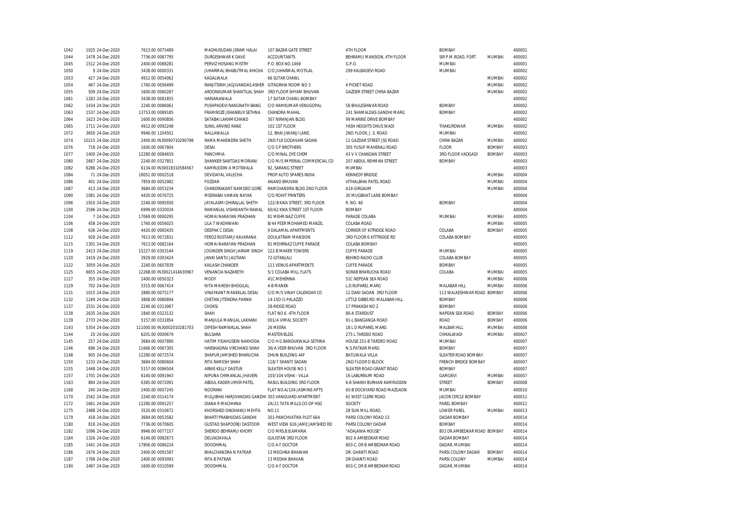| | | | | | | | | | |
|---|---|---|---|---|---|---|---|---|---|
| 1042 | 1025 24-Dec-2020 | 7613.00 0075489 | MADHUSUDAN JERAM HALAI | 107 BAZAR GATE STREET | 4TH FLOOR | BOMBAY | | 400001 |
| 1044 | 1478 24-Dec-2020 | 7736.00 0087795 | DURGESHWAR K DAVE | ACCOUNTANTS | BEHRAMJI MANSION, 4TH FLOOR | SIR P.M.ROAD, FORT | MUMBAI | 400001 |
| 1045 | 1512 24-Dec-2020 | 2400.00 0088281 | PERVIZ HOSANG MISTRY | P.O. BOX NO.1469 | G.P.O. | MUMBAI | | 400001 |
| 1050 | 9 24-Dec-2020 | 3438.00 0000331 | JUHARMAL BHABUTMAL KHICHA | C/O JUHARMAL MOTILAL | 299 KALBADEVI ROAD | MUMBAI | | 400002 |
| 1053 | 427 24-Dec-2020 | 4912.00 0054062 | KAGALWALA | 66 SUTAR CHAWL | . | | MUMBAI | 400002 |
| 1054 | 467 24-Dec-2020 | 1760.00 0056499 | RANJITSINH JAGJIVANDAS ASHER | GITAGRIHA ROOM NO 3 | 4 PICKET ROAD | | MUMBAI | 400002 |
| 1055 | 509 24-Dec-2020 | 1600.00 0060287 | AROONKUMAR SHANTILAL SHAH | 3RD FLOOR SHYAM BHUVAN | GAZDER STREET CHIRA BAZAR | | MUMBAI | 400002 |
| 1061 | 1283 24-Dec-2020 | 3438.00 0081855 | HARIANAWALA | 17 SUTAR CHAWL BOMBAY | | | | 400002 |
| 1062 | 1434 24-Dec-2020 | 2240.00 0086061 | PUSHPADEVI RANGNATH BANG | C/O RAMKUMAR VENUGOPAL | 58 BHULESHWAR ROAD | BOMBAY | | 400002 |
| 1063 | 1537 24-Dec-2020 | 13753.00 0089185 | FRAMROZE JEHANBUX SETHNA | CHANDRA MAHAL | 241 SHAMALDAS GANDHI MARG | BOMBAY | | 400002 |
| 1064 | 1623 24-Dec-2020 | 1600.00 0090856 | SATABAI LAKHMICHAND | 307 NIRANJAN BLDG | 99 MARINE DRIVE BOMBAY | | | 400002 |
| 1065 | 1711 24-Dec-2020 | 4912.00 0092248 | SUNIL ARVIND RANE | 102 1ST FLOOR | YASH HEIGHTS DHUS WADI | THAKURDWAR | MUMBAI | 400002 |
| 1072 | 3650 24-Dec-2020 | 9946.00 1204501 | NALLAWALLA | 12, BHAI JIWANJI LANE, | 2ND FLOOR, J. S. ROAD | MUMBAI | | 400002 |
| 1074 | 10215 24-Dec-2020 | 2400.00 IN30090710290798 | RAMA MAHENDRA SHETH | 2ND FLR GODAVARI SADAN | 11 GAZDAR STREET JSS ROAD | CHIRA BAZAR | MUMBAI | 400002 |
| 1076 | 718 24-Dec-2020 | 1600.00 0067804 | DESAI | C/O S P BROTHERS | 305 YUSUF MAHERALI ROAD | FLOOR | BOMBAY | 400003 |
| 1077 | 1400 24-Dec-2020 | 12280.00 0084659 | PANCHMIA | C/O MINAL DYE CHEM | 43 V V CHANDAN STREET | 3RD FLOOR VADGADI | BOMBAY | 400003 |
| 1080 | 2687 24-Dec-2020 | 2240.00 0327851 | SHANKER SANTDAS MORIANI | C/O M/S IMPERIAL COMMERCIAL CO | 207 ABDUL REHMAN STREET | BOMBAY | | 400003 |
| 1082 | 6286 24-Dec-2020 | 6134.00 IN30018310584567 | KAMRUDDIN A MOTIWALA | 92, SARANG STREET | MUMBAI | | | 400003 |
| 1084 | 71 24-Dec-2020 | 18051.00 0002518 | DEVIDAYAL VALECHA | PROP AUTO SPARES INDIA | KENNEDY BRIDGE | | MUMBAI | 400004 |
| 1086 | 401 24-Dec-2020 | 7859.00 0052982 | FOZDAR | ANAND BHUVAN | VITHALBHAI PATEL ROAD | | MUMBAI | 400004 |
| 1087 | 413 24-Dec-2020 | 3684.00 0053234 | CHANDRAKANT NAMDEO GORE | RAMCHANDRA BLDG 2ND FLOOR | A19 GIRGAUM | | MUMBAI | 400004 |
| 1090 | 1081 24-Dec-2020 | 4420.00 0076725 | MEERABAI VAMAN NAYAK | C/O ROHIT PRINTERS | 30 MUGBHAT LANE BOMBAY | | | 400004 |
| 1096 | 1910 24-Dec-2020 | 2240.00 0095930 | JAYALAXMI DHIRAJLAL SHETH | 122/B KIKA STREET, 3RD FLOOR | R. NO. 48 | BOMBAY | | 400004 |
| 1100 | 2596 24-Dec-2020 | 6999.00 0320034 | RAMANLAL VISHWANTH RAWAL | 60/62 KIKA STREET 1ST FLOOR | BOMBAY | | | 400004 |
| 1104 | 7 24-Dec-2020 | 17069.00 0000295 | HOMAI NARAYAN PRADHAN | 81 MEHR NAZ CUFFE | PARADE COLABA | MUMBAI | MUMBAI | 400005 |
| 1106 | 458 24-Dec-2020 | 1760.00 0056025 | LILA T WADHWANI | B/44 PEER MOHAMED MANZIL | COLABA ROAD | | MUMBAI | 400005 |
| 1108 | 636 24-Dec-2020 | 4420.00 0065435 | DEEPAK C DESAI | 9 DALAMAL APARTMENTS | CORNER OF KITRIDGE ROAD | COLABA | BOMBAY | 400005 |
| 1112 | 928 24-Dec-2020 | 7613.00 0072831 | FEROZ RUSTAMJI KAVARANA | DOULATRAM MANSION | 3RD FLOOR 6 KITTRIDGE RD | COLABA BOMBAY | | 400005 |
| 1115 | 1301 24-Dec-2020 | 7613.00 0082164 | HOMAI NARAYAN PRADHAN | 81 MEHRNAZ CUFFE PARADE | COLABA BOMBAY | | | 400005 |
| 1119 | 2413 24-Dec-2020 | 15227.00 0303144 | JOGINDER SINGH JAIRAM SINGH | 222-B MAKER TOWERS | CUFFE PARADE | MUMBAI | | 400005 |
| 1120 | 2419 24-Dec-2020 | 3929.00 0303424 | JANKI SANTU JAGTIANI | 72-GITANJALI | BEHIND RADIO CLUB | COLABA BOMBAY | | 400005 |
| 1122 | 3059 24-Dec-2020 | 2240.00 0607839 | KAILASH CHANDER | 111 VENUS APARTMENTS | CUFFE PARADE | BOMBAY | | 400005 |
| 1125 | 6655 24-Dec-2020 | 12268.00 IN30021414630967 | VENANCIA NAZARETH | 5/1 COLABA MILL FLATS | SORAB BHARUCHA ROAD | COLABA | MUMBAI | 400005 |
| 1127 | 355 24-Dec-2020 | 2400.00 0050323 | MODY | 41C MEHERINA | 51C NEPEAN SEA ROAD | | MUMBAI | 400006 |
| 1129 | 702 24-Dec-2020 | 3315.00 0067414 | NITA MAHESH BHOGILAL | 4-B MANEK | L.D.RUPAREL MARG | MALABAR HILL | MUMBAI | 400006 |
| 1131 | 1015 24-Dec-2020 | 2880.00 0075177 | VINAYKANT MANEKLAL DESAI | C/O M/S VINAY CALENDAR CO | 12 DANI SADAN 3RD FLOOR | 113 WALKESHWAR ROAD | BOMBAY | 400006 |
| 1132 | 1249 24-Dec-2020 | 3868.00 0080894 | CHETAN JITENDRA PARIKH | 14-15D I1-PALAZZO | LITTLE GIBBS RD. MALABAR HILL | BOMBAY | | 400006 |
| 1137 | 2531 24-Dec-2020 | 2240.00 0313067 | CHOKSI | 28-RIDGE ROAD | 17 PRAKASH NO 2 | BOMBAY | | 400006 |
| 1138 | 2635 24-Dec-2020 | 1840.00 0323132 | SHAH | FLAT NO.6 4TH FLOOR | 80-A STARDUST | NAPEAN SEA ROAD | BOMBAY | 400006 |
| 1139 | 2733 24-Dec-2020 | 5157.00 0331854 | MANJULA MANILAL LAKHANI | 001/A VIMAL SOCIETY | 91-L BANGANGA ROAD | ROAD | BOMBAY | 400006 |
| 1143 | 5354 24-Dec-2020 | 111000.00 IN30002010281703 | DIPESH RAMNIKLAL SHAH | 26 MEERA | 18 L D RUPAREL MARG | MALBAR HILL | MUMBAI | 400006 |
| 1144 | 20 24-Dec-2020 | 6201.00 0000679 | BULSARA | MASTER BLDG | 275 L TARDEO ROAD | CHIKALWADI | MUMBAI | 400007 |
| 1145 | 257 24-Dec-2020 | 3684.00 0007890 | HATIM FIDAHUSEIN NAKHODA | C/O H G BANDUKWALA SETHNA | HOUSE 251-B TARDEO ROAD | MUMBAI | | 400007 |
| 1146 | 696 24-Dec-2020 | 11666.00 0067305 | HARSHADRAI VIRCHAND SHAH | 36/A VEER BHUVAN 3RD FLOOR | N.S.PATKAR MARG | BOMBAY | | 400007 |
| 1148 | 905 24-Dec-2020 | 12280.00 0072574 | SHAPUR JAMSHED BHARUCHA | DHUN BUILDING 44F | BATLIWALA VILLA | SLEATER ROAD BOMBAY | | 400007 |
| 1150 | 1233 24-Dec-2020 | 3684.00 0080604 | RITA RAMESH SHAH | 118/7 SHANTI SADAN | 2ND FLOOR D BLOCK | FRENCH BRIDGE BOMBAY | | 400007 |
| 1155 | 1448 24-Dec-2020 | 5157.00 0086504 | ARNIE KELLY DASTUR | SLEATER HOUSE NO 1 | SLEATER ROAD GRANT ROAD | BOMBAY | | 400007 |
| 1157 | 1701 24-Dec-2020 | 6140.00 0091943 | NIPUNA CHIMANLAL JHAVERI | 103/104 VISHA - VILLA | 16 LABURNUM ROAD | GAMDEVI | MUMBAI | 400007 |
| 1163 | 884 24-Dec-2020 | 6385.00 0072091 | ABDUL KADER UMER PATEL | RASUL BUILDING 3RD FLOOR | 6-8 SHAIKH BURHAN KAMRUDDIN | STREET | BOMBAY | 400008 |
| 1168 | 240 24-Dec-2020 | 2400.00 0007245 | NOORANI | FLAT NO-A/104 JASMINE APTS | 65-B DOCKYARD ROAD MAZGAON | MUMBAI | | 400010 |
| 1170 | 2542 24-Dec-2020 | 2240.00 0314174 | MULJIBHAI HARJIVANDAS GANDHI | 303 VANGUARD APARTMENT | 61 WEST CLERK ROAD | JACOB CIRCLE BOMBAY | | 400011 |
| 1172 | 1661 24-Dec-2020 | 12280.00 0091257 | DIANA R MACHHINA | 2A/21 TATA MILLS CO-OP HSG | SOCIETY | PAREL BOMBAY | | 400012 |
| 1175 | 2488 24-Dec-2020 | 3520.00 0310672 | KHORSHED DINSHAWJI MEHTA | NO.11 | 28 SUN MILL ROAD, | LOWER PAREL | MUMBAI | 400013 |
| 1179 | 418 24-Dec-2020 | 3684.00 0053582 | BHARTI PRABHUDAS GANDHI | 301-PANCHVATIKA PLOT 664 | PARSI COLONY ROAD 13 | DADAR BOMBAY | | 400014 |
| 1180 | 818 24-Dec-2020 | 7736.00 0070605 | GUSTAD SHAPOORJI DASTOOR | WEST VIEW 616 JAME JAMSHED RD | PARSI COLONY DADAR | BOMBAY | | 400014 |
| 1182 | 1096 24-Dec-2020 | 9946.00 0077157 | SHEROO BEHRAMJI KHORY | C/O MRS.B.B.AMARIA | "ADAJANIA HOUSE" | 803 DR.AMBEDKAR ROAD | BOMBAY | 400014 |
| 1184 | 1326 24-Dec-2020 | 6140.00 0082673 | DELVADAVALA | GULISTAN 3RD FLOOR | 802 A AMBEDKAR ROAD | DADAR BOMBAY | | 400014 |
| 1185 | 1441 24-Dec-2020 | 17806.00 0086224 | DOODHMAL | C/O A F DOCTOR | 803-C, DR B AMBEDKAR ROAD | DADAR, MUMBAI | | 400014 |
| 1186 | 1676 24-Dec-2020 | 2400.00 0091587 | BHALCHANDRA N PATKAR | 13 MEGHNA BHAWAN | DR. GHANTI ROAD | PARSI COLONY DADAR | BOMBAY | 400014 |
| 1187 | 1768 24-Dec-2020 | 2400.00 0093093 | RITA B PATKAR | 13 MEDHA BHAVAN | DR GHANTI ROAD | PARSI COLONY | MUMBAI | 400014 |
| 1190 | 2487 24-Dec-2020 | 1600.00 0310599 | DOODHMAL | C/O A F DOCTOR | 803-C, DR B AMBEDKAR ROAD | DADAR, MUMBAI | | 400014 |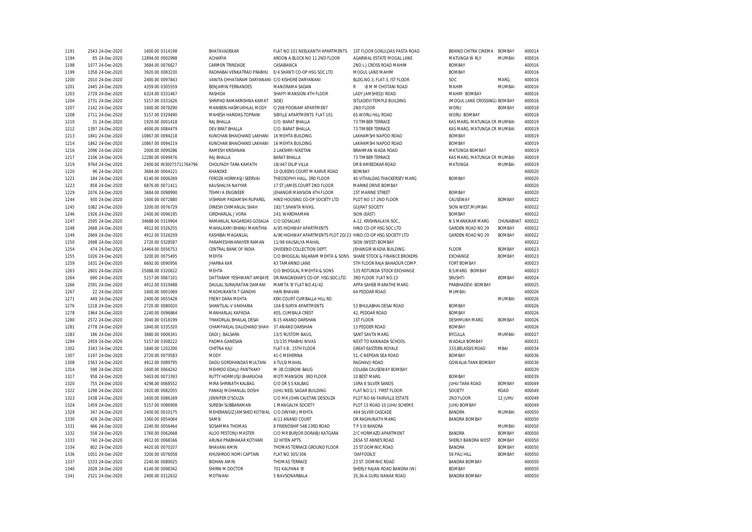| | | | | | | | | | |
|---|---|---|---|---|---|---|---|---|---|
| 1191 | 2543 24-Dec-2020 | 1600.00 0314198 | BHATAVADEKAR | FLAT NO 101 NEELKANTH APARTMENTS | 1ST FLOOR GOKULDAS PASTA ROAD | BEHIND CHITRA CINEMA | BOMBAY | 400014 |
| 1194 | 85 24-Dec-2020 | 12894.00 0002998 | ACHARYA | AROON A BLOCK NO 11 2ND FLOOR | AGARWAL ESTATE MOGAL LANE | MATUNGA W RLY | MUMBAI | 400016 |
| 1198 | 1077 24-Dec-2020 | 3684.00 0076627 | CARMEN TRINDADE | CASABIANCA | 2ND L J CROSS ROAD MAHIM | BOMBAY | | 400016 |
| 1199 | 1358 24-Dec-2020 | 3920.00 0083230 | RADHABAI VENKATRAO PRABHU | E/4 SHANTI CO-OP HSG SOC LTD | MOGUL LANE MAHIM | BOMBAY | | 400016 |
| 1200 | 2010 24-Dec-2020 | 2400.00 0097843 | VANITA CHHATARAM DARYANANI | C/O KISHORE DARYANANI | BLDG.NO.3, FLAT-3, IST FLOOR | SOC | MARG, | 400016 |
| 1201 | 2445 24-Dec-2020 | 4359.00 0305559 | BENJAMIN FERNANDES | MANORAMA SADAN | R -B M M CHOTANI ROAD | MAHIM | MUMBAI | 400016 |
| 1203 | 2729 24-Dec-2020 | 6324.00 0331467 | RASHIDA | SHAFFI MANSION 4TH FLOOR | LADY JAMSHEDJI ROAD | MAHIM BOMBAY | | 400016 |
| 1204 | 2731 24-Dec-2020 | 5157.00 0331626 | SHRIPAD RAMAKRISHNA KAMAT | SIDE) | SITLADEVI TEMPLE BUILDING | (MOGUL LANE CROSSING) | BOMBAY | 400016 |
| 1207 | 1142 24-Dec-2020 | 1600.00 0078290 | MANIBEN HASMUKHLAL MODY | C/208 POONAM APARTMENT | 2ND FLOOR | WORLI | BOMBAY | 400018 |
| 1208 | 2711 24-Dec-2020 | 5157.00 0329490 | MAHESH HARIDAS TOPRANI | SIBYLLE APARTMENTS FLAT-101 | 65 WORLI HILL ROAD | WORLI BOMBAY | | 400018 |
| 1210 | 31 24-Dec-2020 | 1920.00 0001418 | RAJ BHALLA | C/O. BARAT BHALLA | 73 TIMBER TERRACE | KAS MARG, MATUNGA CR | MUMBAI | 400019 |
| 1212 | 1397 24-Dec-2020 | 4000.00 0084479 | DEV BRAT BHALLA | C/O. BARAT BHALLA, | 73 TIMBER TERRACE | KAS MARG, MATUNGA CR | MUMBAI | 400019 |
| 1213 | 1841 24-Dec-2020 | 10867.00 0094218 | KUNCHAN BHAICHAND LAKHANI | 16 MEHTA BUILDING | LAKHAMSHI NAPOO ROAD | BOMBAY | | 400019 |
| 1214 | 1842 24-Dec-2020 | 10867.00 0094219 | KUNCHAN BHAICHAND LAKHANI | 16 MEHTA BUILDING | LAKHAMSHI NAPOO ROAD | BOMBAY | | 400019 |
| 1216 | 2096 24-Dec-2020 | 2000.00 0099286 | RAMESH KRISHNAN | 2 LAKSHMI NIKETAN | BRAHMAN WADA ROAD | MATUNGA BOMBAY | | 400019 |
| 1217 | 2106 24-Dec-2020 | 12280.00 0099476 | RAJ BHALLA | BARAT BHALLA | 73 TIMBER TERRACE | KAS MARG, MATUNGA CR | MUMBAI | 400019 |
| 1219 | 9764 24-Dec-2020 | 2400.00 IN30075711764796 | CHOLPADY TARA KAMATH | 18/447 DILIP VILLA | DR B AMBEDKAR ROAD | MATUNGA | MUMBAI | 400019 |
| 1220 | 96 24-Dec-2020 | 3684.00 0004121 | KHANDKE | 10 QUEENS COURT M KARVE ROAD | BOMBAY | | | 400020 |
| 1221 | 184 24-Dec-2020 | 6140.00 0006269 | FEROZA HORMASJI SEERVAI | THEOSOPHY HALL, 3RD FLOOR | 40 VITHALDAS THACKERSEY MARG | BOMBAY | | 400020 |
| 1223 | 858 24-Dec-2020 | 6876.00 0071411 | KAUSHALYA NAYYAR | 17 ST JAMES COURT 2ND FLOOR | MARINE DRIVE BOMBAY | | | 400020 |
| 1229 | 2076 24-Dec-2020 | 3684.00 0098990 | TEHMI A ENGINEER | JEHANGIR MANSION 4TH FLOOR | 1ST MARINE STREET | BOMBAY | | 400020 |
| 1244 | 930 24-Dec-2020 | 1600.00 0072880 | VISHRAM PADAMSHI RUPAREL | HIND HOUSING CO-OP SOCIETY LTD | PLOT NO 17 2ND FLOOR | CAUSEWAY | BOMBAY | 400022 |
| 1245 | 1082 24-Dec-2020 | 3200.00 0076729 | DINESH CHIMANLAL SHAH | 192/7,SHANTA NIVAS, | GUJRAT SOCIETY | SION WEST,MUMBAI | | 400022 |
| 1246 | 1926 24-Dec-2020 | 2400.00 0096195 | GIRDHARLAL J VORA | 243, WARDHAMAN | SION (EAST) | BOMBAY | | 400022 |
| 1247 | 2595 24-Dec-2020 | 34688.00 0319904 | RAMANLAL NAGARDAS GOSALIA | C/O GOSALIAS' | A-12, KRISHNALAYA SOC., | N S MANKIKAR MARG | CHUNABHAT | 400022 |
| 1248 | 2668 24-Dec-2020 | 4912.00 0326255 | MAHALAXMI BHANJI MAINTHIA | A/95 HIGHWAY APARTMENTS | HIND CO-OP HSG SOC LTD | GARDEN ROAD NO 29 | BOMBAY | 400022 |
| 1249 | 2669 24-Dec-2020 | 4912.00 0326259 | KASHIBAI MAGANLAL | A/96 HIGHWAY APARTMENTS PLOT 2D/23 | HIND CO-OP HSG SOCIETY LTD | GARDEN ROAD NO 29 | BOMBAY | 400022 |
| 1250 | 2698 24-Dec-2020 | 2720.00 0328587 | PARAMESHWARAIYER RAMAN | 11/98 KAUSALYA MAHAL | SION (WEST) BOMBAY | | | 400022 |
| 1254 | 474 24-Dec-2020 | 14464.00 0056753 | CENTRAL BANK OF INDIA | DIVIDEND COLLECTION DEPT. | JEHANGIR WADIA BUILDING | FLOOR | BOMBAY | 400023 |
| 1255 | 1026 24-Dec-2020 | 3200.00 0075495 | MEHTA | C/O BHOGILAL RAJARAM MEHTA & SONS | SHARE STOCK & FINANCE BROKERS | EXCHANGE | BOMBAY | 400023 |
| 1259 | 1631 24-Dec-2020 | 6692.00 0090956 | JHARNA KAR | 43 TAMARIND LANE | 5TH FLOOR RAJA BAHADUR COMP. | FORT BOMBAY | | 400023 |
| 1263 | 2601 24-Dec-2020 | 25088.00 0320622 | MEHTA | C/O BHOGILAL R MEHTA & SONS | 535 ROTUNDA STOCK EXCHANGE | B.S.MARG BOMBAY | | 400023 |
| 1264 | 690 24-Dec-2020 | 5157.00 0067101 | DATTARAM YESHWANT AMBAYE | DR.RANGNEKAR'S CO-OP. HSG.SOC.LTD. | 3RD FLOOR FLAT NO.13 | SRUSHTI | BOMBAY | 400024 |
| 1266 | 2591 24-Dec-2020 | 4912.00 0319488 | DAULAL SURAJRATAN DAMANI | MAMTA 'B' FLAT NO.41/42 | APPA SAHEB MARATHE MARG | PRABHADEVI BOMBAY | | 400025 |
| 1267 | 22 24-Dec-2020 | 1600.00 0001069 | MADHUKANTA T GANDHI | HARI BHAVAN | 64 PEDDAR ROAD | MUMBAI | | 400026 |
| 1271 | 449 24-Dec-2020 | 2400.00 0055428 | FRENY DARA MEHTA | KEKI COURT CUMBALLA HILL RD | . | | MUMBAI | 400026 |
| 1276 | 1218 24-Dec-2020 | 2720.00 0080020 | SHANTILAL V VAKHARIA | 104-B SURYA APARTMENTS | 53 BHULABHAI DESAI ROAD | BOMBAY | | 400026 |
| 1278 | 1964 24-Dec-2020 | 2240.00 0096864 | MANHARLAL KAPADIA | 405, CUMBALA CREST | 42, PEDDAR ROAD | BOMBAY | | 400026 |
| 1280 | 2572 24-Dec-2020 | 3040.00 0318199 | THAKORLAL BHAILAL DESAI | B-15 ANAND DARSHAN | 1ST FLOOR | DESHMUKH MARG | BOMBAY | 400026 |
| 1281 | 2778 24-Dec-2020 | 1840.00 0335320 | CHAMPAKLAL DALICHAND SHAH | 37 ANAND DARSHAN | 13 PEDDER ROAD | BOMBAY | | 400026 |
| 1283 | 186 24-Dec-2020 | 3680.00 0006341 | DADI J. BALSARA | 13/5 RUSTOM BAUG, | SANT SAVTA MARG | BYCULLA | MUMBAI | 400027 |
| 1294 | 2459 24-Dec-2020 | 5157.00 0308222 | PADMA GANESAN | 15/135 PRABHU NIVAS | NEXT TO KANNADA SCHOOL | WADALA BOMBAY | | 400031 |
| 1302 | 3343 24-Dec-2020 | 1840.00 1202200 | CHETNA KAJI | FLAT II B , 15TH FLOOR | GREAT EASTERN ROYALE | 333,BELASSIS ROAD | MBAI | 400034 |
| 1307 | 1197 24-Dec-2020 | 2720.00 0079583 | MODY | 41-C MEHERINA | 51,-C NEPEAN SEA ROAD | BOMBAY | | 400036 |
| 1308 | 1563 24-Dec-2020 | 4912.00 0089795 | DADU GORDHANDAS MULTANI | 4 TULSI MAHAL | RAGHAVJI ROAD | GOWALIA TANK BOMBAY | | 400036 |
| 1314 | 598 24-Dec-2020 | 1600.00 0064242 | MEHROO EDALJI PANTHAKY | M-38 CUSROW BAUG | COLABA CAUSEWAY BOMBAY | | | 400039 |
| 1317 | 958 24-Dec-2020 | 5403.00 0073393 | RUTTY HORMUSJI BHARUCHA | MOTI MANSION 3RD FLOOR | 10 BEST MARG | BOMBAY | | 400039 |
| 1320 | 755 24-Dec-2020 | 4298.00 0068552 | MIRA SHRINATH KALBAG | C/O DR S S KALBAG | 10RA 6 SILVER SANDS | JUHU TARA ROAD | BOMBAY | 400049 |
| 1322 | 1298 24-Dec-2020 | 1920.00 0082055 | PANKAJ MOHANLAL DOSHI | JUHU NEEL SAGAR BUILDING | FLAT NO.1/1 FIRST FLOOR | SOCIETY | ROAD | 400049 |
| 1323 | 1438 24-Dec-2020 | 1600.00 0086169 | JENNIFER D'SOUZA | C/O MR JOHN CAJETAN DESOUZA | PLOT NO 66 FAIRVILLE ESTATE | 2ND FLOOR | 12 JUHU | 400049 |
| 1324 | 1459 24-Dec-2020 | 5157.00 0086908 | SURESH SUBBARAMAN | 1 MANGALYA SOCIETY | PLOT 15 ROAD 10 JUHU SCHEME | JUHU BOMBAY | | 400049 |
| 1329 | 347 24-Dec-2020 | 2400.00 0010175 | MEHERANGIZ JAMSHED KOTWAL | C/O DINYAR J MEHTA | 404 SILVER CASCADE | BANDRA | MUMBAI | 400050 |
| 1330 | 428 24-Dec-2020 | 3360.00 0054064 | SAMSI | A/11 ANAND COURT | DR RAGHUNATH MARG | BANDRA BOMBAY | | 400050 |
| 1331 | 466 24-Dec-2020 | 2240.00 0056464 | SOSAMMA THOMAS | 8 FRIENDSHIP 54B 23RD ROAD | T P S III BANDRA | | MUMBAI | 400050 |
| 1332 | 558 24-Dec-2020 | 1760.00 0062668 | ALOO PESTONJI MASTER | C/O MR BURJOR DORABJI KATGARA | 2/C HORMAZD APARTMENT | BANDRA | BOMBAY | 400050 |
| 1333 | 740 24-Dec-2020 | 4912.00 0068166 | ARUNA PRABHAKAR KOTHARI | 32 HITEN APTS | 265A ST ANNES ROAD | SHERLY BANDRA WEST | BOMBAY | 400050 |
| 1334 | 802 24-Dec-2020 | 4420.00 0070107 | BHAVANI AMIN | THOMAS TERRACE GROUND FLOOR | 23 ST DOMINIC ROAD | BANDRA | BOMBAY | 400050 |
| 1336 | 1051 24-Dec-2020 | 3200.00 0076058 | KHUSHROO HOMI CAPTAIN | FLAT NO 305/306 | 'DAFFODILS' | 56 PALI HILL | BOMBAY | 400050 |
| 1337 | 1533 24-Dec-2020 | 2240.00 0089025 | BIDHAN AMIN | THOMAS TERRACE | 23 ST. DOMINIC ROAD | BANDRA BOMBAY | | 400050 |
| 1340 | 2028 24-Dec-2020 | 6140.00 0098342 | SHIRIN M DOCTOR | 701 KALPANA 'B' | SHERLY RAJAN ROAD BANDRA (W) | BOMBAY | | 400050 |
| 1341 | 2521 24-Dec-2020 | 2400.00 0312632 | MOTWANI | 5 NAVSONARBALA | 35,36-A GURU NANAK ROAD | BANDRA BOMBAY | | 400050 |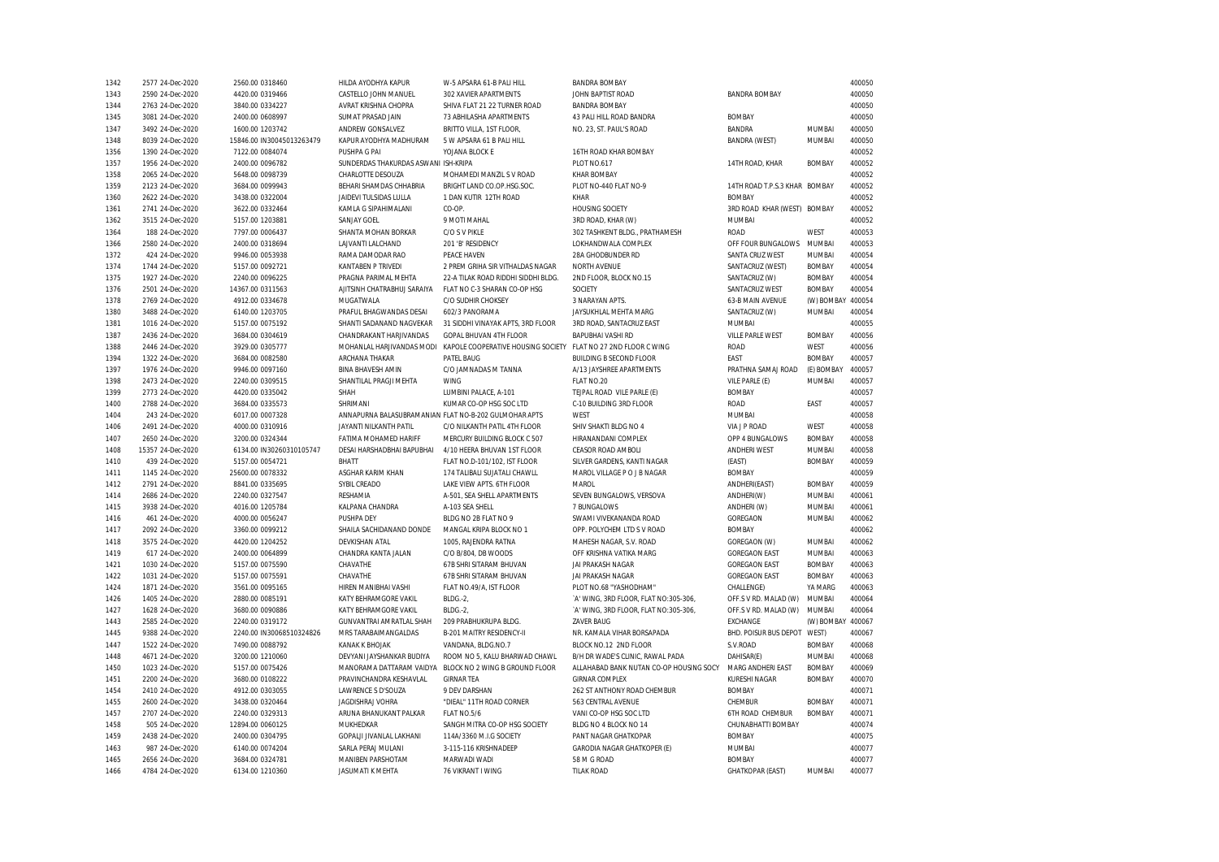| 1342 | 2577 | 24-Dec-2020 | 2560.00 | 0318460 | HILDA AYODHYA KAPUR | W-5 APSARA 61-B PALI HILL | BANDRA BOMBAY | | | 400050 |
|---|---|---|---|---|---|---|---|---|---|---|
| 1343 | 2590 | 24-Dec-2020 | 4420.00 | 0319466 | CASTELLO JOHN MANUEL | 302 XAVIER APARTMENTS | JOHN BAPTIST ROAD | BANDRA BOMBAY | | 400050 |
| 1344 | 2763 | 24-Dec-2020 | 3840.00 | 0334227 | AVRAT KRISHNA CHOPRA | SHIVA FLAT 21 22 TURNER ROAD | BANDRA BOMBAY | | | 400050 |
| 1345 | 3081 | 24-Dec-2020 | 2400.00 | 0608997 | SUMAT PRASAD JAIN | 73 ABHILASHA APARTMENTS | 43 PALI HILL ROAD BANDRA | BOMBAY | | 400050 |
| 1347 | 3492 | 24-Dec-2020 | 1600.00 | 1203742 | ANDREW GONSALVEZ | BRITTO VILLA, 1ST FLOOR, | NO. 23, ST. PAUL'S ROAD | BANDRA | MUMBAI | 400050 |
| 1348 | 8039 | 24-Dec-2020 | 15846.00 | IN30045013263479 | KAPUR AYODHYA MADHURAM | 5 W APSARA 61 B PALI HILL | | BANDRA (WEST) | MUMBAI | 400050 |
| 1356 | 1390 | 24-Dec-2020 | 7122.00 | 0084074 | PUSHPA G PAI | YOJANA BLOCK E | 16TH ROAD KHAR BOMBAY | | | 400052 |
| 1357 | 1956 | 24-Dec-2020 | 2400.00 | 0096782 | SUNDERDAS THAKURDAS ASWANI | ISH-KRIPA | PLOT NO.617 | 14TH ROAD, KHAR | BOMBAY | 400052 |
| 1358 | 2065 | 24-Dec-2020 | 5648.00 | 0098739 | CHARLOTTE DESOUZA | MOHAMEDI MANZIL S V ROAD | KHAR BOMBAY | | | 400052 |
| 1359 | 2123 | 24-Dec-2020 | 3684.00 | 0099943 | BEHARI SHAMDAS CHHABRIA | BRIGHT LAND CO.OP.HSG.SOC. | PLOT NO-440 FLAT NO-9 | 14TH ROAD T.P.S.3 KHAR | BOMBAY | 400052 |
| 1360 | 2622 | 24-Dec-2020 | 3438.00 | 0322004 | JAIDEVI TULSIDAS LULLA | 1 DAN KUTIR 12TH ROAD | KHAR | BOMBAY | | 400052 |
| 1361 | 2741 | 24-Dec-2020 | 3622.00 | 0332464 | KAMLA G SIPAHIMALANI | CO-OP. | HOUSING SOCIETY | 3RD ROAD KHAR (WEST) | BOMBAY | 400052 |
| 1362 | 3515 | 24-Dec-2020 | 5157.00 | 1203881 | SANJAY GOEL | 9 MOTI MAHAL | 3RD ROAD, KHAR (W) | MUMBAI | | 400052 |
| 1364 | 188 | 24-Dec-2020 | 7797.00 | 0006437 | SHANTA MOHAN BORKAR | C/O S V PIKLE | 302 TASHKENT BLDG., PRATHAMESH | ROAD | WEST | 400053 |
| 1366 | 2580 | 24-Dec-2020 | 2400.00 | 0318694 | LAJVANTI LALCHAND | 201 'B' RESIDENCY | LOKHANDWALA COMPLEX | OFF FOUR BUNGALOWS | MUMBAI | 400053 |
| 1372 | 424 | 24-Dec-2020 | 9946.00 | 0053938 | RAMA DAMODAR RAO | PEACE HAVEN | 28A GHODBUNDER RD | SANTA CRUZ WEST | MUMBAI | 400054 |
| 1374 | 1744 | 24-Dec-2020 | 5157.00 | 0092721 | KANTABEN P TRIVEDI | 2 PREM GRIHA SIR VITHALDAS NAGAR | NORTH AVENUE | SANTACRUZ (WEST) | BOMBAY | 400054 |
| 1375 | 1927 | 24-Dec-2020 | 2240.00 | 0096225 | PRAGNA PARIMAL MEHTA | 22-A TILAK ROAD RIDDHI SIDDHI BLDG. | 2ND FLOOR, BLOCK NO.15 | SANTACRUZ (W) | BOMBAY | 400054 |
| 1376 | 2501 | 24-Dec-2020 | 14367.00 | 0311563 | AJITSINH CHATRABHUJ SARAIYA | FLAT NO C-3 SHARAN CO-OP HSG | SOCIETY | SANTACRUZ WEST | BOMBAY | 400054 |
| 1378 | 2769 | 24-Dec-2020 | 4912.00 | 0334678 | MUGATWALA | C/O SUDHIR CHOKSEY | 3 NARAYAN APTS. | 63-B MAIN AVENUE | (W) BOMBAY | 400054 |
| 1380 | 3488 | 24-Dec-2020 | 6140.00 | 1203705 | PRAFUL BHAGWANDAS DESAI | 602/3 PANORAMA | JAYSUKHLAL MEHTA MARG | SANTACRUZ (W) | MUMBAI | 400054 |
| 1381 | 1016 | 24-Dec-2020 | 5157.00 | 0075192 | SHANTI SADANAND NAGVEKAR | 31 SIDDHI VINAYAK APTS, 3RD FLOOR | 3RD ROAD, SANTACRUZ EAST | MUMBAI | | 400055 |
| 1387 | 2436 | 24-Dec-2020 | 3684.00 | 0304619 | CHANDRAKANT HARJIVANDAS | GOPAL BHUVAN 4TH FLOOR | BAPUBHAI VASHI RD | VILLE PARLE WEST | BOMBAY | 400056 |
| 1388 | 2446 | 24-Dec-2020 | 3929.00 | 0305777 | MOHANLAL HARJIVANDAS MODI | KAPOLE COOPERATIVE HOUSING SOCIETY | FLAT NO 27 2ND FLOOR C WING | ROAD | WEST | 400056 |
| 1394 | 1322 | 24-Dec-2020 | 3684.00 | 0082580 | ARCHANA THAKAR | PATEL BAUG | BUILDING B SECOND FLOOR | EAST | BOMBAY | 400057 |
| 1397 | 1976 | 24-Dec-2020 | 9946.00 | 0097160 | BINA BHAVESH AMIN | C/O JAMNADAS M TANNA | A/13 JAYSHREE APARTMENTS | PRATHNA SAMAJ ROAD | (E) BOMBAY | 400057 |
| 1398 | 2473 | 24-Dec-2020 | 2240.00 | 0309515 | SHANTILAL PRAGJI MEHTA | WING | FLAT NO.20 | VILE PARLE (E) | MUMBAI | 400057 |
| 1399 | 2773 | 24-Dec-2020 | 4420.00 | 0335042 | SHAH | LUMBINI PALACE, A-101 | TEJPAL ROAD VILE PARLE (E) | BOMBAY | | 400057 |
| 1400 | 2788 | 24-Dec-2020 | 3684.00 | 0335573 | SHRIMANI | KUMAR CO-OP HSG SOC LTD | C-10 BUILDING 3RD FLOOR | ROAD | EAST | 400057 |
| 1404 | 243 | 24-Dec-2020 | 6017.00 | 0007328 | ANNAPURNA BALASUBRAMANIAN | FLAT NO-B-202 GULMOHAR APTS | WEST | MUMBAI | | 400058 |
| 1406 | 2491 | 24-Dec-2020 | 4000.00 | 0310916 | JAYANTI NILKANTH PATIL | C/O NILKANTH PATIL 4TH FLOOR | SHIV SHAKTI BLDG NO 4 | VIA J P ROAD | WEST | 400058 |
| 1407 | 2650 | 24-Dec-2020 | 3200.00 | 0324344 | FATIMA MOHAMED HARIFF | MERCURY BUILDING BLOCK C 507 | HIRANANDANI COMPLEX | OPP 4 BUNGALOWS | BOMBAY | 400058 |
| 1408 | 15357 | 24-Dec-2020 | 6134.00 | IN30260310105747 | DESAI HARSHADBHAI BAPUBHAI | 4/10 HEERA BHUVAN 1ST FLOOR | CEASOR ROAD AMBOLI | ANDHERI WEST | MUMBAI | 400058 |
| 1410 | 439 | 24-Dec-2020 | 5157.00 | 0054721 | BHATT | FLAT NO.D-101/102, IST FLOOR | SILVER GARDENS, KANTI NAGAR | (EAST) | BOMBAY | 400059 |
| 1411 | 1145 | 24-Dec-2020 | 25600.00 | 0078332 | ASGHAR KARIM KHAN | 174 TALIBALI SUJATALI CHAWLL | MAROL VILLAGE P O J B NAGAR | BOMBAY | | 400059 |
| 1412 | 2791 | 24-Dec-2020 | 8841.00 | 0335695 | SYBIL CREADO | LAKE VIEW APTS. 6TH FLOOR | MAROL | ANDHERI(EAST) | BOMBAY | 400059 |
| 1414 | 2686 | 24-Dec-2020 | 2240.00 | 0327547 | RESHAMIA | A-501, SEA SHELL APARTMENTS | SEVEN BUNGALOWS, VERSOVA | ANDHERI(W) | MUMBAI | 400061 |
| 1415 | 3938 | 24-Dec-2020 | 4016.00 | 1205784 | KALPANA CHANDRA | A-103 SEA SHELL | 7 BUNGALOWS | ANDHERI (W) | MUMBAI | 400061 |
| 1416 | 461 | 24-Dec-2020 | 4000.00 | 0056247 | PUSHPA DEY | BLDG NO 2B FLAT NO 9 | SWAMI VIVEKANANDA ROAD | GOREGAON | MUMBAI | 400062 |
| 1417 | 2092 | 24-Dec-2020 | 3360.00 | 0099212 | SHAILA SACHIDANAND DONDE | MANGAL KRIPA BLOCK NO 1 | OPP. POLYCHEM LTD S V ROAD | BOMBAY | | 400062 |
| 1418 | 3575 | 24-Dec-2020 | 4420.00 | 1204252 | DEVKISHAN ATAL | 1005, RAJENDRA RATNA | MAHESH NAGAR, S.V. ROAD | GOREGAON (W) | MUMBAI | 400062 |
| 1419 | 617 | 24-Dec-2020 | 2400.00 | 0064899 | CHANDRA KANTA JALAN | C/O B/804, DB WOODS | OFF KRISHNA VATIKA MARG | GOREGAON EAST | MUMBAI | 400063 |
| 1421 | 1030 | 24-Dec-2020 | 5157.00 | 0075590 | CHAVATHE | 67B SHRI SITARAM BHUVAN | JAI PRAKASH NAGAR | GOREGAON EAST | BOMBAY | 400063 |
| 1422 | 1031 | 24-Dec-2020 | 5157.00 | 0075591 | CHAVATHE | 67B SHRI SITARAM BHUVAN | JAI PRAKASH NAGAR | GOREGAON EAST | BOMBAY | 400063 |
| 1424 | 1871 | 24-Dec-2020 | 3561.00 | 0095165 | HIREN MANIBHAI VASHI | FLAT NO.49/A, IST FLOOR | PLOT NO.68 "YASHODHAM" | CHALLENGE) | YA MARG | 400063 |
| 1426 | 1405 | 24-Dec-2020 | 2880.00 | 0085191 | KATY BEHRAMGORE VAKIL | BLDG.-2, | 'A' WING, 3RD FLOOR, FLAT NO:305-306, | OFF.S V RD. MALAD (W) | MUMBAI | 400064 |
| 1427 | 1628 | 24-Dec-2020 | 3680.00 | 0090886 | KATY BEHRAMGORE VAKIL | BLDG.-2, | 'A' WING, 3RD FLOOR, FLAT NO:305-306, | OFF.S V RD. MALAD (W) | MUMBAI | 400064 |
| 1443 | 2585 | 24-Dec-2020 | 2240.00 | 0319172 | GUNVANTRAI AMRATLAL SHAH | 209 PRABHUKRUPA BLDG. | ZAVER BAUG | EXCHANGE | (W) BOMBAY | 400067 |
| 1445 | 9388 | 24-Dec-2020 | 2240.00 | IN30068510324826 | MRS TARABAIMANGALDAS | B-201 MAITRY RESIDENCY-II | NR. KAMALA VIHAR BORSAPADA | BHD. POISUR BUS DEPOT | WEST) | 400067 |
| 1447 | 1522 | 24-Dec-2020 | 7490.00 | 0088792 | KANAK K BHOJAK | VANDANA, BLDG.NO.7 | BLOCK NO.12 2ND FLOOR | S.V.ROAD | BOMBAY | 400068 |
| 1448 | 4671 | 24-Dec-2020 | 3200.00 | 1210060 | DEVYANI JAYSHANKAR BUDIYA | ROOM NO 5, KALU BHARWAD CHAWL | B/H DR WADE'S CLINIC, RAWAL PADA | DAHISAR(E) | MUMBAI | 400068 |
| 1450 | 1023 | 24-Dec-2020 | 5157.00 | 0075426 | MANORAMA DATTARAM VAIDYA | BLOCK NO 2 WING B GROUND FLOOR | ALLAHABAD BANK NUTAN CO-OP HOUSING SOCY | MARG ANDHERI EAST | BOMBAY | 400069 |
| 1451 | 2200 | 24-Dec-2020 | 3680.00 | 0108222 | PRAVINCHANDRA KESHAVLAL | GIRNAR TEA | GIRNAR COMPLEX | KURESHI NAGAR | BOMBAY | 400070 |
| 1454 | 2410 | 24-Dec-2020 | 4912.00 | 0303055 | LAWRENCE S D'SOUZA | 9 DEV DARSHAN | 262 ST ANTHONY ROAD CHEMBUR | BOMBAY | | 400071 |
| 1455 | 2600 | 24-Dec-2020 | 3438.00 | 0320464 | JAGDISHRAJ VOHRA | "DIEAL" 11TH ROAD CORNER | 563 CENTRAL AVENUE | CHEMBUR | BOMBAY | 400071 |
| 1457 | 2707 | 24-Dec-2020 | 2240.00 | 0329313 | ARUNA BHANUKANT PALKAR | FLAT NO.5/6 | VANI CO-OP HSG SOC LTD | 6TH ROAD CHEMBUR | BOMBAY | 400071 |
| 1458 | 505 | 24-Dec-2020 | 12894.00 | 0060125 | MUKHEDKAR | SANGH MITRA CO-OP HSG SOCIETY | BLDG NO 4 BLOCK NO 14 | CHUNABHATTI BOMBAY | | 400074 |
| 1459 | 2438 | 24-Dec-2020 | 2400.00 | 0304795 | GOPALJI JIVANLAL LAKHANI | 114A/3360 M.I.G SOCIETY | PANT NAGAR GHATKOPAR | BOMBAY | | 400075 |
| 1463 | 987 | 24-Dec-2020 | 6140.00 | 0074204 | SARLA PERAJ MULANI | 3-115-116 KRISHNADEEP | GARODIA NAGAR GHATKOPER (E) | MUMBAI | | 400077 |
| 1465 | 2656 | 24-Dec-2020 | 3684.00 | 0324781 | MANIBEN PARSHOTAM | MARWADI WADI | 58 M G ROAD | BOMBAY | | 400077 |
| 1466 | 4784 | 24-Dec-2020 | 6134.00 | 1210360 | JASUMATI K MEHTA | 76 VIKRANT I WING | TILAK ROAD | GHATKOPAR (EAST) | MUMBAI | 400077 |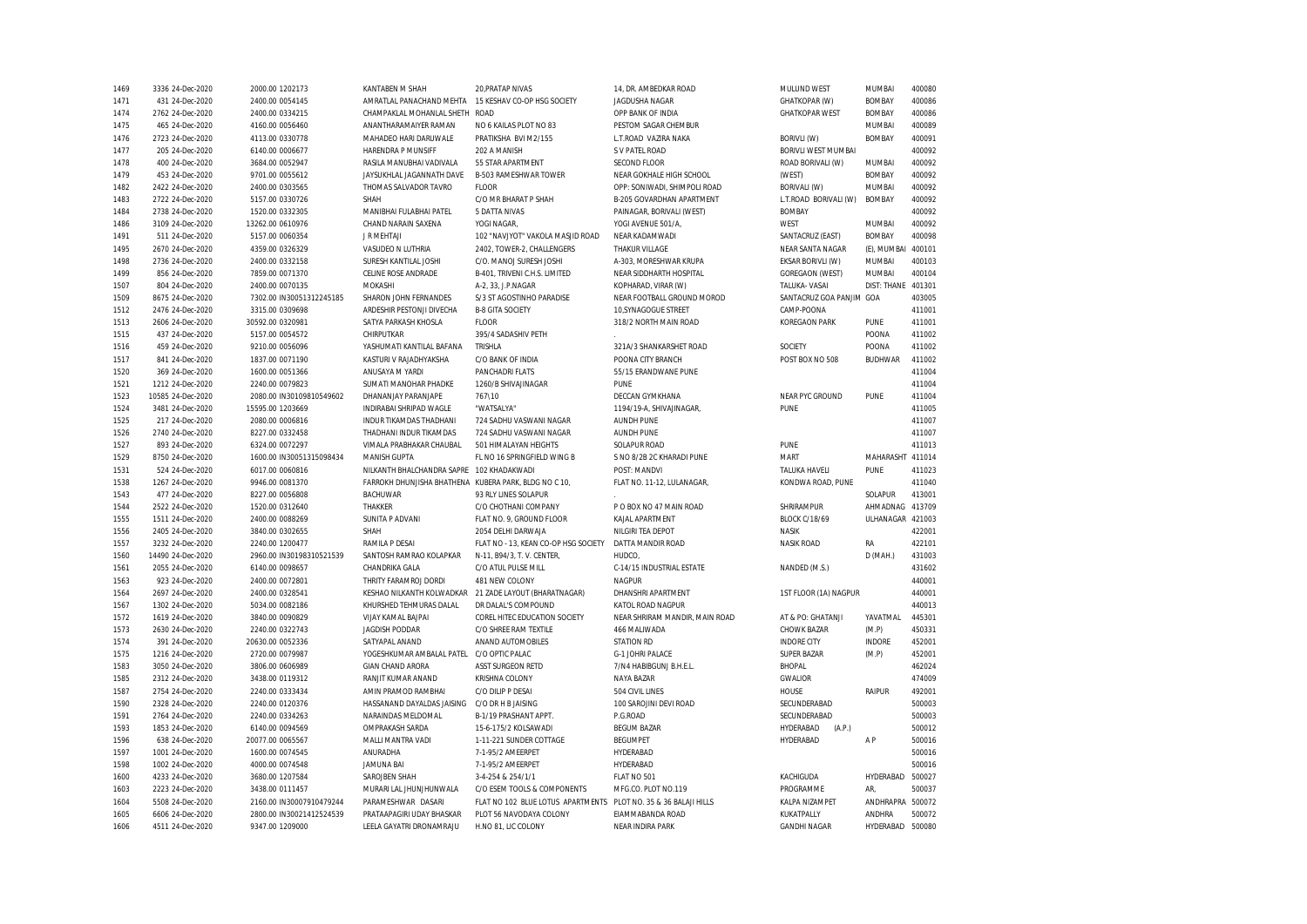| | | | | | | | | | | |
|---|---|---|---|---|---|---|---|---|---|---|
| 1469 | 3336 | 24-Dec-2020 | 2000.00 | 1202173 | KANTABEN M SHAH | 20,PRATAP NIVAS | 14, DR. AMBEDKAR ROAD | MULUND WEST | MUMBAI | 400080 |
| 1471 | 431 | 24-Dec-2020 | 2400.00 | 0054145 | AMRATLAL PANACHAND MEHTA | 15 KESHAV CO-OP HSG SOCIETY | JAGDUSHA NAGAR | GHATKOPAR (W) | BOMBAY | 400086 |
| 1474 | 2762 | 24-Dec-2020 | 2400.00 | 0334215 | CHAMPAKLAL MOHANLAL SHETH | ROAD | OPP BANK OF INDIA | GHATKOPAR WEST | BOMBAY | 400086 |
| 1475 | 465 | 24-Dec-2020 | 4160.00 | 0056460 | ANANTHARAMAIYER RAMAN | NO 6 KAILAS PLOT NO 83 | PESTOM SAGAR CHEMBUR | | MUMBAI | 400089 |
| 1476 | 2723 | 24-Dec-2020 | 4113.00 | 0330778 | MAHADEO HARI DARUWALE | PRATIKSHA BVI M2/155 | L.T.ROAD VAZIRA NAKA | BORIVLI (W) | BOMBAY | 400091 |
| 1477 | 205 | 24-Dec-2020 | 6140.00 | 0006677 | HARENDRA P MUNSIFF | 202 A MANISH | S V PATEL ROAD | BORIVLI WEST MUMBAI | | 400092 |
| 1478 | 400 | 24-Dec-2020 | 3684.00 | 0052947 | RASILA MANUBHAI VADIVALA | 55 STAR APARTMENT | SECOND FLOOR | ROAD BORIVALI (W) | MUMBAI | 400092 |
| 1479 | 453 | 24-Dec-2020 | 9701.00 | 0055612 | JAYSUKHLAL JAGANNATH DAVE | B-503 RAMESHWAR TOWER | NEAR GOKHALE HIGH SCHOOL | (WEST) | BOMBAY | 400092 |
| 1482 | 2422 | 24-Dec-2020 | 2400.00 | 0303565 | THOMAS SALVADOR TAVRO | FLOOR | OPP: SONIWADI, SHIMPOLI ROAD | BORIVALI (W) | MUMBAI | 400092 |
| 1483 | 2722 | 24-Dec-2020 | 5157.00 | 0330726 | SHAH | C/O MR BHARAT P SHAH | B-205 GOVARDHAN APARTMENT | L.T.ROAD BORIVALI (W) | BOMBAY | 400092 |
| 1484 | 2738 | 24-Dec-2020 | 1520.00 | 0332305 | MANIBHAI FULABHAI PATEL | 5 DATTA NIVAS | PAINAGAR, BORIVLI (WEST) | BOMBAY | | 400092 |
| 1486 | 3109 | 24-Dec-2020 | 13262.00 | 0610976 | CHAND NARAIN SAXENA | YOGI NAGAR, | YOGI AVENUE 501/A, | WEST | MUMBAI | 400092 |
| 1491 | 511 | 24-Dec-2020 | 5157.00 | 0060354 | J R MEHTAJI | 102 "NAVJYOT" VAKOLA MASJID ROAD | NEAR KADAMWADI | SANTACRUZ (EAST) | BOMBAY | 400098 |
| 1495 | 2670 | 24-Dec-2020 | 4359.00 | 0326329 | VASUDEO N LUTHRIA | 2402, TOWER-2, CHALLENGERS | THAKUR VILLAGE | NEAR SANTA NAGAR | (E), MUMBAI | 400101 |
| 1498 | 2736 | 24-Dec-2020 | 2400.00 | 0332158 | SURESH KANTILAL JOSHI | C/O. MANOJ SURESH JOSHI | A-303, MORESHWAR KRUPA | EKSAR BORIVLI (W) | MUMBAI | 400103 |
| 1499 | 856 | 24-Dec-2020 | 7859.00 | 0071370 | CELINE ROSE ANDRADE | B-401, TRIVENI C.H.S. LIMITED | NEAR SIDDHARTH HOSPITAL | GOREGAON (WEST) | MUMBAI | 400104 |
| 1507 | 804 | 24-Dec-2020 | 2400.00 | 0070135 | MOKASHI | A-2, 33, J.P.NAGAR | KOPHARAD, VIRAR (W) | TALUKA- VASAI | DIST: THANE | 401301 |
| 1509 | 8675 | 24-Dec-2020 | 7302.00 | IN30051312245185 | SHARON JOHN FERNANDES | S/3 ST AGOSTINHO PARADISE | NEAR FOOTBALL GROUND MOROD | SANTACRUZ GOA PANJIM | GOA | 403005 |
| 1512 | 2476 | 24-Dec-2020 | 3315.00 | 0309698 | ARDESHIR PESTONJI DIVECHA | B-8 GITA SOCIETY | 10,SYNAGOGUE STREET | CAMP-POONA | | 411001 |
| 1513 | 2606 | 24-Dec-2020 | 30592.00 | 0320981 | SATYA PARKASH KHOSLA | FLOOR | 318/2 NORTH MAIN ROAD | KOREGAON PARK | PUNE | 411001 |
| 1515 | 437 | 24-Dec-2020 | 5157.00 | 0054572 | CHIRPUTKAR | 395/4 SADASHIV PETH | . | | POONA | 411002 |
| 1516 | 459 | 24-Dec-2020 | 9210.00 | 0056096 | YASHUMATI KANTILAL BAFANA | TRISHLA | 321A/3 SHANKARSHET ROAD | SOCIETY | POONA | 411002 |
| 1517 | 841 | 24-Dec-2020 | 1837.00 | 0071190 | KASTURI V RAJADHYAKSHA | C/O BANK OF INDIA | POONA CITY BRANCH | POST BOX NO 508 | BUDHWAR | 411002 |
| 1520 | 369 | 24-Dec-2020 | 1600.00 | 0051366 | ANUSAYA M YARDI | PANCHADRI FLATS | 55/15 ERANDWANE PUNE | | | 411004 |
| 1521 | 1212 | 24-Dec-2020 | 2240.00 | 0079823 | SUMATI MANOHAR PHADKE | 1260/B SHIVAJINAGAR | PUNE | | | 411004 |
| 1523 | 10585 | 24-Dec-2020 | 2080.00 | IN30109810549602 | DHANANJAY PARANJAPE | 767\10 | DECCAN GYMKHANA | NEAR PYC GROUND | PUNE | 411004 |
| 1524 | 3481 | 24-Dec-2020 | 15595.00 | 1203669 | INDIRABAI SHRIPAD WAGLE | "WATSALYA" | 1194/19-A, SHIVAJINAGAR, | PUNE | | 411005 |
| 1525 | 217 | 24-Dec-2020 | 2080.00 | 0006816 | INDUR TIKAMDAS THADHANI | 724 SADHU VASWANI NAGAR | AUNDH PUNE | | | 411007 |
| 1526 | 2740 | 24-Dec-2020 | 8227.00 | 0332458 | THADHANI INDUR TIKAMDAS | 724 SADHU VASWANI NAGAR | AUNDH PUNE | | | 411007 |
| 1527 | 893 | 24-Dec-2020 | 6324.00 | 0072297 | VIMALA PRABHAKAR CHAUBAL | 501 HIMALAYAN HEIGHTS | SOLAPUR ROAD | PUNE | | 411013 |
| 1529 | 8750 | 24-Dec-2020 | 1600.00 | IN30051315098434 | MANISH GUPTA | FL NO 16 SPRINGFIELD WING B | S NO 8/2B 2C KHARADI PUNE | MART | MAHARASHT | 411014 |
| 1531 | 524 | 24-Dec-2020 | 6017.00 | 0060816 | NILKANTH BHALCHANDRA SAPRE | 102 KHADAKWADI | POST: MANDVI | TALUKA HAVELI | PUNE | 411023 |
| 1538 | 1267 | 24-Dec-2020 | 9946.00 | 0081370 | FARROKH DHUNJISHA BHATHENA | KUBERA PARK, BLDG NO C 10, | FLAT NO. 11-12, LULANAGAR, | KONDWA ROAD, PUNE | | 411040 |
| 1543 | 477 | 24-Dec-2020 | 8227.00 | 0056808 | BACHUWAR | 93 RLY LINES SOLAPUR | . | | SOLAPUR | 413001 |
| 1544 | 2522 | 24-Dec-2020 | 1520.00 | 0312640 | THAKKER | C/O CHOTHANI COMPANY | P O BOX NO 47 MAIN ROAD | SHRIRAMPUR | AHMADNAG | 413709 |
| 1555 | 1511 | 24-Dec-2020 | 2400.00 | 0088269 | SUNITA P ADVANI | FLAT NO. 9, GROUND FLOOR | KAJAL APARTMENT | BLOCK C/18/69 | ULHANAGAR | 421003 |
| 1556 | 2405 | 24-Dec-2020 | 3840.00 | 0302655 | SHAH | 2054 DELHI DARWAJA | NILGIRI TEA DEPOT | NASIK | | 422001 |
| 1557 | 3232 | 24-Dec-2020 | 2240.00 | 1200477 | RAMILA P DESAI | FLAT NO - 13, KEAN CO-OP HSG SOCIETY | DATTA MANDIR ROAD | NASIK ROAD | RA | 422101 |
| 1560 | 14490 | 24-Dec-2020 | 2960.00 | IN30198310521539 | SANTOSH RAMRAO KOLAPKAR | N-11, B94/3, T. V. CENTER, | HUDCO, | | D (MAH.) | 431003 |
| 1561 | 2055 | 24-Dec-2020 | 6140.00 | 0098657 | CHANDRIKA GALA | C/O ATUL PULSE MILL | C-14/15 INDUSTRIAL ESTATE | NANDED (M.S.) | | 431602 |
| 1563 | 923 | 24-Dec-2020 | 2400.00 | 0072801 | THRITY FARAMROJ DORDI | 481 NEW COLONY | NAGPUR | | | 440001 |
| 1564 | 2697 | 24-Dec-2020 | 2400.00 | 0328541 | KESHAO NILKANTH KOLWADKAR | 21 ZADE LAYOUT (BHARATNAGAR) | DHANSHRI APARTMENT | 1ST FLOOR (1A) NAGPUR | | 440001 |
| 1567 | 1302 | 24-Dec-2020 | 5034.00 | 0082186 | KHURSHED TEHMURAS DALAL | DR DALAL'S COMPOUND | KATOL ROAD NAGPUR | | | 440013 |
| 1572 | 1619 | 24-Dec-2020 | 3840.00 | 0090829 | VIJAY KAMAL BAJPAI | COREL HITEC EDUCATION SOCIETY | NEAR SHRIRAM MANDIR, MAIN ROAD | AT & PO: GHATANJI | YAVATMAL | 445301 |
| 1573 | 2630 | 24-Dec-2020 | 2240.00 | 0322743 | JAGDISH PODDAR | C/O SHREE RAM TEXTILE | 466 MALIWADA | CHOWK BAZAR | (M.P) | 450331 |
| 1574 | 391 | 24-Dec-2020 | 20630.00 | 0052336 | SATYAPAL ANAND | ANAND AUTOMOBILES | STATION RD | INDORE CITY | INDORE | 452001 |
| 1575 | 1216 | 24-Dec-2020 | 2720.00 | 0079987 | YOGESHKUMAR AMBALAL PATEL | C/O OPTIC PALAC | G-1 JOHRI PALACE | SUPER BAZAR | (M.P) | 452001 |
| 1583 | 3050 | 24-Dec-2020 | 3806.00 | 0606989 | GIAN CHAND ARORA | ASST SURGEON RETD | 7/N4 HABIBGUNJ B.H.E.L. | BHOPAL | | 462024 |
| 1585 | 2312 | 24-Dec-2020 | 3438.00 | 0119312 | RANJIT KUMAR ANAND | KRISHNA COLONY | NAYA BAZAR | GWALIOR | | 474009 |
| 1587 | 2754 | 24-Dec-2020 | 2240.00 | 0333434 | AMIN PRAMOD RAMBHAI | C/O DILIP P DESAI | 504 CIVIL LINES | HOUSE | RAIPUR | 492001 |
| 1590 | 2328 | 24-Dec-2020 | 2240.00 | 0120376 | HASSANAND DAYALDAS JAISING | C/O DR H B JAISING | 100 SAROJINI DEVI ROAD | SECUNDERABAD | | 500003 |
| 1591 | 2764 | 24-Dec-2020 | 2240.00 | 0334263 | NARAINDAS MELDOMAL | B-1/19 PRASHANT APPT. | P.G.ROAD | SECUNDERABAD | | 500003 |
| 1593 | 1853 | 24-Dec-2020 | 6140.00 | 0094569 | OMPRAKASH SARDA | 15-6-175/2 KOLSAWADI | BEGUM BAZAR | HYDERABAD (A.P.) | | 500012 |
| 1596 | 638 | 24-Dec-2020 | 20077.00 | 0065567 | MALLI MANTRA VADI | 1-11-221 SUNDER COTTAGE | BEGUMPET | HYDERABAD | A P | 500016 |
| 1597 | 1001 | 24-Dec-2020 | 1600.00 | 0074545 | ANURADHA | 7-1-95/2 AMEERPET | HYDERABAD | | | 500016 |
| 1598 | 1002 | 24-Dec-2020 | 4000.00 | 0074548 | JAMUNA BAI | 7-1-95/2 AMEERPET | HYDERABAD | | | 500016 |
| 1600 | 4233 | 24-Dec-2020 | 3680.00 | 1207584 | SAROJBEN SHAH | 3-4-254 & 254/1/1 | FLAT NO 501 | KACHIGUDA | HYDERABAD | 500027 |
| 1603 | 2223 | 24-Dec-2020 | 3438.00 | 0111457 | MURARI LAL JHUNJHUNWALA | C/O ESEM TOOLS & COMPONENTS | MFG.CO. PLOT NO.119 | PROGRAMME | AR, | 500037 |
| 1604 | 5508 | 24-Dec-2020 | 2160.00 | IN30007910479244 | PARAMESHWAR DASARI | FLAT NO 102 BLUE LOTUS APARTMENTS | PLOT NO. 35 & 36 BALAJI HILLS | KALPA NIZAMPET | ANDHRAPRA | 500072 |
| 1605 | 6606 | 24-Dec-2020 | 2800.00 | IN30021412524539 | PRATAAPAGIRI UDAY BHASKAR | PLOT 56 NAVODAYA COLONY | EIAMMABANDA ROAD | KUKATPALLY | ANDHRA | 500072 |
| 1606 | 4511 | 24-Dec-2020 | 9347.00 | 1209000 | LEELA GAYATRI DRONAMRAJU | H.NO 81, LIC COLONY | NEAR INDIRA PARK | GANDHI NAGAR | HYDERABAD | 500080 |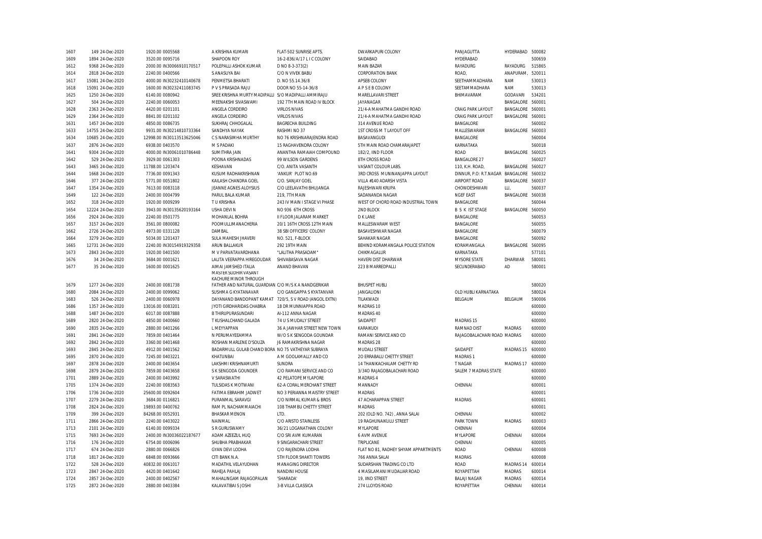| | | | | | | | | | | |
|---|---|---|---|---|---|---|---|---|---|---|
| 1607 | 149 | 24-Dec-2020 | 1920.00 | 0005568 | A KRISHNA KUMARI | FLAT-502 SUNRISE APTS. | DWARKAPURI COLONY | PANJAGUTTA | HYDERABAD | 500082 |
| 1609 | 1894 | 24-Dec-2020 | 3520.00 | 0095716 | SHAPOON ROY | 16-2-836/A/17 L I C COLONY | SAIDABAD | HYDERABAD | | 500659 |
| 1612 | 9368 | 24-Dec-2020 | 2000.00 | IN30066910170517 | POLEPALLI ASHOK KUMAR | D NO 8-3-373(2) | MAIN BAZAR | RAYADURG | RAYADURG | 515865 |
| 1614 | 2818 | 24-Dec-2020 | 2240.00 | 0400566 | S ANASUYA BAI | C/O N VIVEK BABU | CORPORATION BANK | ROAD, | ANAPURAM, | 520011 |
| 1617 | 15081 | 24-Dec-2020 | 4000.00 | IN30232410140678 | PENMETSA BHARATI | D. NO 55.14.36/8 | APSEB COLONY | SEETHAMMADHARA | NAM | 530013 |
| 1618 | 15091 | 24-Dec-2020 | 1600.00 | IN30232411083745 | P V S PRASADA RAJU | DOOR NO 55-14-36/8 | A P S E B COLONY | SEETAMMADHARA | NAM | 530013 |
| 1625 | 1250 | 24-Dec-2020 | 6140.00 | 0080942 | SREE KRISHNA MURTY MADIPALLI | S/O MADIPALLI AMMIRAJU | MARELLAVARI STREET | BHIMAVARAM | GODAVARI | 534201 |
| 1627 | 504 | 24-Dec-2020 | 2240.00 | 0060053 | MEENAKSHI SIVASWAMI | 192 7TH MAIN ROAD IV BLOCK | JAYANAGAR | | BANGALORE | 560001 |
| 1628 | 2363 | 24-Dec-2020 | 4420.00 | 0201101 | ANGELA CORDEIRO | VIRLOS NIVAS | 21/4-A MAHATMA GANDHI ROAD | CRAIG PARK LAYOUT | BANGALORE | 560001 |
| 1629 | 2364 | 24-Dec-2020 | 8841.00 | 0201102 | ANGELA CORDEIRO | VIRLOS NIVAS | 21/4-A MAHATMA GANDHI ROAD | CRAIG PARK LAYOUT | BANGALORE | 560001 |
| 1631 | 1457 | 24-Dec-2020 | 4850.00 | 0086735 | SUKHRAJ CHHOGALAL | BAGRECHA BUILDING | 314 AVENUE ROAD | BANGALORE | | 560002 |
| 1633 | 14755 | 24-Dec-2020 | 9931.00 | IN30214810733364 | SANDHYA NAYAK | RASHMI NO 37 | 1ST CROSS M T LAYOUT OFF | MALLESWARAM | BANGALORE | 560003 |
| 1634 | 10685 | 24-Dec-2020 | 12998.00 | IN30113513625046 | C S NARASIMHA MURTHY | NO 76 KRISHNARAJENDRA ROAD | BASAVANGUDI | BANGALORE | | 560004 |
| 1637 | 2876 | 24-Dec-2020 | 6938.00 | 0403570 | M S PADAKI | 15 RAGHAVENDRA COLONY | 5TH MAIN ROAD CHAMARAJAPET | KARNATAKA | | 560018 |
| 1641 | 9304 | 24-Dec-2020 | 4000.00 | IN30061010786448 | SUMITHRA JAIN | ANANTHA RAMAIAH COMPOUND | 182/2, IIND FLOOR | ROAD | BANGALORE | 560025 |
| 1642 | 529 | 24-Dec-2020 | 3929.00 | 0061303 | POONA KRISHNADAS | 99 WILSON GARDENS | 8TH CROSS ROAD | BANGALORE 27 | | 560027 |
| 1643 | 3465 | 24-Dec-2020 | 11788.00 | 1203474 | KESHAVAN | C/O. ANITA VASANTH | VASANT COLOUR LABS. | 110, K.H. ROAD, | BANGALORE | 560027 |
| 1644 | 1668 | 24-Dec-2020 | 7736.00 | 0091343 | KUSUM RADHAKRISHNAN | 'ANKUR' PLOT NO.69 | 3RD CROSS MUNINANJAPPA LAYOUT | DINNUR, P.O: R.T.NAGAR | BANGALORE | 560032 |
| 1646 | 377 | 24-Dec-2020 | 5771.00 | 0051802 | KAILASH CHANDRA GOEL | C/O. SANJAY GOEL | VILLA #140 ADARSH VISTA | AIRPORT ROAD | BANGALORE | 560037 |
| 1647 | 1354 | 24-Dec-2020 | 7613.00 | 0083118 | JEANNE AGNES ALOYSIUS | C/O LEELAVATHI BHUJANGA | RAJESHWARI KRUPA | CHOWDESHWARI | LLI, | 560037 |
| 1649 | 122 | 24-Dec-2020 | 2400.00 | 0004799 | PARUL BALA KUMAR | 219, 7TH MAIN | SADANANDA NAGAR | NGEF EAST | BANGALORE | 560038 |
| 1652 | 318 | 24-Dec-2020 | 1920.00 | 0009299 | T U KRISHNA | 243 IV MAIN I STAGE VI PHASE | WEST OF CHORD ROAD INDUSTRIAL TOWN | BANGALORE | | 560044 |
| 1654 | 12224 | 24-Dec-2020 | 3943.00 | IN30135620193164 | USHA DEVI N | NO 936 6TH CROSS | 2ND BLOCK | B S K IST STAGE | BANGALORE | 560050 |
| 1656 | 2924 | 24-Dec-2020 | 2240.00 | 0501775 | MOHANLAL BOHRA | II FLOOR JALARAM MARKET | D K LANE | BANGALORE | | 560053 |
| 1657 | 3157 | 24-Dec-2020 | 3561.00 | 0800082 | POOMULLIMANACHERIA | 20/1 16TH CROSS 12TH MAIN | MALLESWARAM WEST | BANGALORE | | 560055 |
| 1662 | 2726 | 24-Dec-2020 | 4973.00 | 0331128 | DAMBAL | 38 SBI OFFICERS' COLONY | BASAVESHWAR NAGAR | BANGALORE | | 560079 |
| 1664 | 3279 | 24-Dec-2020 | 5034.00 | 1201437 | SULA MAHESH JHAVERI | NO. 521, F-BLOCK | SAHAKAR NAGAR | BANGALORE | | 560092 |
| 1665 | 12731 | 24-Dec-2020 | 2240.00 | IN30154919329358 | ARUN BALLAKUR | 292 19TH MAIN | BEHIND KORAMANGALA POLICE STATION | KORAMANGALA | BANGALORE | 560095 |
| 1673 | 2843 | 24-Dec-2020 | 1920.00 | 0401500 | M V PARVATAVARDHANA | "LALITHA PRASADAM" | CHIKMAGALUR | KARNATAKA | | 577101 |
| 1676 | 34 | 24-Dec-2020 | 3684.00 | 0001621 | LALITA VEERAPPA HIREGOUDAR | SHIVABASAVA NAGAR | HAVERI DIST DHARWAR | MYSORE STATE | DHARWAR | 580001 |
| 1677 | 35 | 24-Dec-2020 | 1600.00 | 0001625 | AIMAI JAMSHED ITALIA | ANAND BHAVAN | 223 B MARREDPALLI | SECUNDERABAD | AD | 580001 |
| 1679 | 1277 | 24-Dec-2020 | 2400.00 | 0081738 | MASTER SUDHIR VASANT KACHURE MINOR THROUGH FATHER AND NATURAL GUARDIAN | C/O M/S K A NANDGERIKAR | BHUSPET HUBLI | | | 580020 |
| 1680 | 2084 | 24-Dec-2020 | 2400.00 | 0099062 | SUSHMA G KYATANAVAR | C/O GANGAPPA S KYATANVAR | JANGALIONI | OLD HUBLI KARNATAKA | | 580024 |
| 1683 | 526 | 24-Dec-2020 | 2400.00 | 0060978 | DAYANAND BANDOPANT KAMAT | 720/5, S V ROAD (ANGOL EXTN) | TILAKWADI | BELGAUM | BELGAUM | 590006 |
| 1686 | 1357 | 24-Dec-2020 | 13016.00 | 0083201 | JYOTI GIRDHARIDAS CHABRIA | 18 DR MUNNIAPPA ROAD | MADRAS 10 | | | 600000 |
| 1688 | 1487 | 24-Dec-2020 | 6017.00 | 0087888 | B THIRUPURASUNDARI | AI-112 ANNA NAGAR | MADRAS 40 | | | 600000 |
| 1689 | 2820 | 24-Dec-2020 | 4850.00 | 0400660 | T KUSHALCHAND GALADA | 74 U S MUDALY STREET | SAIDAPET | MADRAS 15 | | 600000 |
| 1690 | 2835 | 24-Dec-2020 | 2880.00 | 0401266 | L MEYYAPPAN | 36 A JAWHAR STREET NEW TOWN | KARAIKUDI | RAMNAD DIST | MADRAS | 600000 |
| 1691 | 2841 | 24-Dec-2020 | 7859.00 | 0401464 | N PERUMAYEEAMMA | W/O S K SENGODA GOUNDAR | RAMANI SERVICE AND CO | RAJAGOBALACHARI ROAD | MADRAS | 600000 |
| 1692 | 2842 | 24-Dec-2020 | 3360.00 | 0401468 | ROSHAN MARLENE D'SOUZA | J6 RAMAKRISHNA NAGAR | MADRAS 28 | | | 600000 |
| 1693 | 2845 | 24-Dec-2020 | 4912.00 | 0401562 | BADARMULL GULAB CHAND BORA | NO 75 VATHEYAR SUBRAYA | MUDALI STREET | SAIDAPET | MADRAS 15 | 600000 |
| 1695 | 2870 | 24-Dec-2020 | 7245.00 | 0403221 | KHATUNBAI | A M GOOLAMALLY AND CO | 2O ERRABALU CHETTY STREET | MADRAS 1 | | 600000 |
| 1697 | 2878 | 24-Dec-2020 | 2400.00 | 0403654 | LAKSHMI KRISHNAMURTI | SUNDRA | 14 THANIKACHALAM CHETTY RD | T NAGAR | MADRAS 17 | 600000 |
| 1698 | 2879 | 24-Dec-2020 | 7859.00 | 0403658 | S K SENGODA GOUNDER | C/O RAMANI SERVICE AND CO | 3/34O RAJAGOBALACHARI ROAD | SALEM 7 MADRAS STATE | | 600000 |
| 1701 | 2889 | 24-Dec-2020 | 2400.00 | 0403992 | V SARASWATHI | 42 PELATOPE MYLAPORE | MADRAS 4 | | | 600000 |
| 1705 | 1374 | 24-Dec-2020 | 2240.00 | 0083563 | TULSIDAS K MOTWANI | 62-A CORAL MERCHANT STREET | MANNADY | CHENNAI | | 600001 |
| 1706 | 1736 | 24-Dec-2020 | 25600.00 | 0092604 | FATIMA EBRAHIM JADWET | NO 3 PERIANNA MAISTRY STREET | MADRAS | | | 600001 |
| 1707 | 2279 | 24-Dec-2020 | 3684.00 | 0116821 | PURANMAL SARAVGI | C/O NIRMAL KUMAR & BROS | 47 ACHARAPPAN STREET | MADRAS | | 600001 |
| 1708 | 2824 | 24-Dec-2020 | 19893.00 | 0400762 | RAM PL NACHAMMAIACHI | 108 THAMBU CHETTY STREET | MADRAS | | | 600001 |
| 1709 | 399 | 24-Dec-2020 | 84268.00 | 0052931 | BHASKAR MENON | LTD. | 202 (OLD NO. 742) , ANNA SALAI | CHENNAI | | 600002 |
| 1711 | 2866 | 24-Dec-2020 | 2240.00 | 0403022 | NAINMAL | C/O ARISTO STAINLESS | 19 RAGHUNAIKULU STREET | PARK TOWN | MADRAS | 600003 |
| 1713 | 2101 | 24-Dec-2020 | 6140.00 | 0099334 | S R GURUSWAMY | 36/21 LOGANATHAN COLONY | MYLAPORE | CHENNAI | | 600004 |
| 1715 | 7693 | 24-Dec-2020 | 2400.00 | IN30036022187677 | ADAM AZEEZUL HUQ | C/O SRI AVM KUMARAN | 6 AVM AVENUE | MYLAPORE | CHENNAI | 600004 |
| 1716 | 176 | 24-Dec-2020 | 6754.00 | 0006096 | SHUBHA PRABHAKAR | 9 SINGARACHARI STREET | TRIPLICANE | CHENNAI | | 600005 |
| 1717 | 674 | 24-Dec-2020 | 2880.00 | 0066826 | GYAN DEVI LODHA | C/O RAJENDRA LODHA | FLAT NO 81, RADHEY SHYAM APPARTMENTS | ROAD | CHENNAI | 600008 |
| 1718 | 1817 | 24-Dec-2020 | 6848.00 | 0093666 | CITI BANK N.A. | 5TH FLOOR SHAKTI TOWERS | 766 ANNA SALAI | MADRAS | | 600008 |
| 1722 | 528 | 24-Dec-2020 | 40832.00 | 0061017 | MADATHIL VELAYUDHAN | MANAGING DIRECTOR | SUDARSHAN TRADING CO LTD | ROAD | MADRAS 14 | 600014 |
| 1723 | 2847 | 24-Dec-2020 | 4420.00 | 0401642 | RAHEJA PAHLAJ | NANDINI HOUSE | 4 MASILAMANI MUDALIAR ROAD | ROYAPETTAH | MADRAS | 600014 |
| 1724 | 2857 | 24-Dec-2020 | 2400.00 | 0402567 | MAHALINGAM RAJAGOPALAN | 'SHARADA' | 19, IIND STREET | BALAJI NAGAR | MADRAS | 600014 |
| 1725 | 2872 | 24-Dec-2020 | 2880.00 | 0403384 | KALAVATIBAI S JOSHI | 3-B VILLA CLASSICA | 274 LLOYDS ROAD | ROYAPETTAH | CHENNAI | 600014 |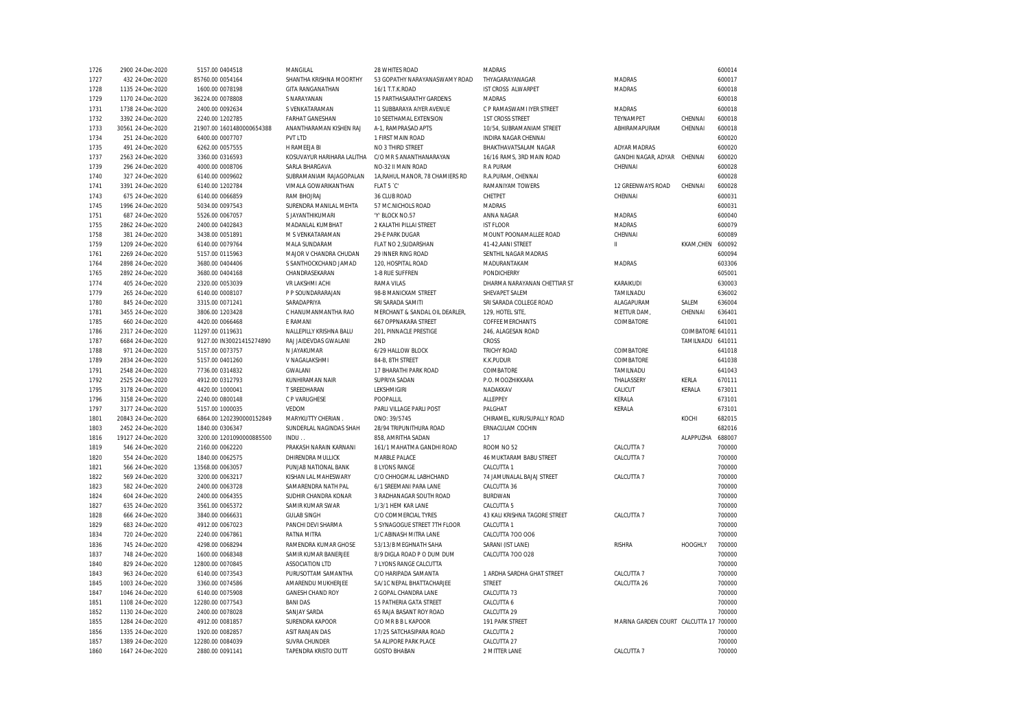| | | | | | | | | | |
|---|---|---|---|---|---|---|---|---|---|
| 1726 | 2900 24-Dec-2020 | 5157.00 0404518 | MANGILAL | 28 WHITES ROAD | MADRAS | | | 600014 |
| 1727 | 432 24-Dec-2020 | 85760.00 0054164 | SHANTHA KRISHNA MOORTHY | 53 GOPATHY NARAYANASWAMY ROAD | THYAGARAYANAGAR | MADRAS | | 600017 |
| 1728 | 1135 24-Dec-2020 | 1600.00 0078198 | GITA RANGANATHAN | 16/1 T.T.K.ROAD | IST CROSS ALWARPET | MADRAS | | 600018 |
| 1729 | 1170 24-Dec-2020 | 36224.00 0078808 | S NARAYANAN | 15 PARTHASARATHY GARDENS | MADRAS | | | 600018 |
| 1731 | 1738 24-Dec-2020 | 2400.00 0092634 | S VENKATARAMAN | 11 SUBBARAYA AIYER AVENUE | C P RAMASWAMI IYER STREET | MADRAS | | 600018 |
| 1732 | 3392 24-Dec-2020 | 2240.00 1202785 | FARHAT GANESHAN | 10 SEETHAMAL EXTENSION | 1ST CROSS STREET | TEYNAMPET | CHENNAI | 600018 |
| 1733 | 30561 24-Dec-2020 | 21907.00 1601480000654388 | ANANTHARAMAN KISHEN RAJ | A-1, RAMPRASAD APTS | 10/54, SUBRAMANIAM STREET | ABHIRAMAPURAM | CHENNAI | 600018 |
| 1734 | 251 24-Dec-2020 | 6400.00 0007707 | PVT LTD | 1 FIRST MAIN ROAD | INDIRA NAGAR CHENNAI | | | 600020 |
| 1735 | 491 24-Dec-2020 | 6262.00 0057555 | H RAMEEJA BI | NO 3 THIRD STREET | BHAKTHAVATSALAM NAGAR | ADYAR MADRAS | | 600020 |
| 1737 | 2563 24-Dec-2020 | 3360.00 0316593 | KOSUVAYUR HARIHARA LALITHA | C/O MR S ANANTHANARAYAN | 16/16 RAMS, 3RD MAIN ROAD | GANDHI NAGAR, ADYAR | CHENNAI | 600020 |
| 1739 | 296 24-Dec-2020 | 4000.00 0008706 | SARLA BHARGAVA | NO-32 II MAIN ROAD | R A PURAM | CHENNAI | | 600028 |
| 1740 | 327 24-Dec-2020 | 6140.00 0009602 | SUBRAMANIAM RAJAGOPALAN | 1A,RAHUL MANOR, 78 CHAMIERS RD | R.A.PURAM, CHENNAI | | | 600028 |
| 1741 | 3391 24-Dec-2020 | 6140.00 1202784 | VIMALA GOWARIKANTHAN | FLAT 5 `C' | RAMANIYAM TOWERS | 12 GREENWAYS ROAD | CHENNAI | 600028 |
| 1743 | 675 24-Dec-2020 | 6140.00 0066859 | RAM BHOJRAJ | 36 CLUB ROAD | CHETPET | CHENNAI | | 600031 |
| 1745 | 1996 24-Dec-2020 | 5034.00 0097543 | SURENDRA MANILAL MEHTA | 57 MC.NICHOLS ROAD | MADRAS | | | 600031 |
| 1751 | 687 24-Dec-2020 | 5526.00 0067057 | S JAYANTHIKUMARI | 'Y' BLOCK NO.57 | ANNA NAGAR | MADRAS | | 600040 |
| 1755 | 2862 24-Dec-2020 | 2400.00 0402843 | MADANLAL KUMBHAT | 2 KALATHI PILLAI STREET | IST FLOOR | MADRAS | | 600079 |
| 1758 | 381 24-Dec-2020 | 3438.00 0051891 | M S VENKATARAMAN | 29-E PARK DUGAR | MOUNT POONAMALLEE ROAD | CHENNAI | | 600089 |
| 1759 | 1209 24-Dec-2020 | 6140.00 0079764 | MALA SUNDARAM | FLAT NO 2,SUDARSHAN | 41-42,AANI STREET | II | KKAM,CHEN | 600092 |
| 1761 | 2269 24-Dec-2020 | 5157.00 0115963 | MAJOR V CHANDRA CHUDAN | 29 INNER RING ROAD | SENTHIL NAGAR MADRAS | | | 600094 |
| 1764 | 2898 24-Dec-2020 | 3680.00 0404406 | S SANTHOCKCHAND JAMAD | 120, HOSPITAL ROAD | MADURANTAKAM | MADRAS | | 603306 |
| 1765 | 2892 24-Dec-2020 | 3680.00 0404168 | CHANDRASEKARAN | 1-B RUE SUFFREN | PONDICHERRY | | | 605001 |
| 1774 | 405 24-Dec-2020 | 2320.00 0053039 | VR LAKSHMI ACHI | RAMA VILAS | DHARMA NARAYANAN CHETTIAR ST | KARAIKUDI | | 630003 |
| 1779 | 265 24-Dec-2020 | 6140.00 0008107 | P P SOUNDARARAJAN | 98-B MANICKAM STREET | SHEVAPET SALEM | TAMILNADU | | 636002 |
| 1780 | 845 24-Dec-2020 | 3315.00 0071241 | SARADAPRIYA | SRI SARADA SAMITI | SRI SARADA COLLEGE ROAD | ALAGAPURAM | SALEM | 636004 |
| 1781 | 3455 24-Dec-2020 | 3806.00 1203428 | C HANUMANMANTHA RAO | MERCHANT & SANDAL OIL DEARLER, | 129, HOTEL SITE, | METTUR DAM, | CHENNAI | 636401 |
| 1785 | 660 24-Dec-2020 | 4420.00 0066468 | E RAMANI | 667 OPPNAKARA STREET | COFFEE MERCHANTS | COIMBATORE | | 641001 |
| 1786 | 2317 24-Dec-2020 | 11297.00 0119631 | NALLEPILLY KRISHNA BALU | 201, PINNACLE PRESTIGE | 246, ALAGESAN ROAD | | COIMBATORE | 641011 |
| 1787 | 6684 24-Dec-2020 | 9127.00 IN30021415274890 | RAJ JAIDEVDAS GWALANI | 2ND | CROSS | | TAMILNADU | 641011 |
| 1788 | 971 24-Dec-2020 | 5157.00 0073757 | N JAYAKUMAR | 6/29 HALLOW BLOCK | TRICHY ROAD | COIMBATORE | | 641018 |
| 1789 | 2834 24-Dec-2020 | 5157.00 0401260 | V NAGALAKSHMI | 84-B, 8TH STREET | K.K.PUDUR | COIMBATORE | | 641038 |
| 1791 | 2548 24-Dec-2020 | 7736.00 0314832 | GWALANI | 17 BHARATHI PARK ROAD | COIMBATORE | TAMILNADU | | 641043 |
| 1792 | 2525 24-Dec-2020 | 4912.00 0312793 | KUNHIRAMAN NAIR | SUPRIYA SADAN | P.O. MOOZHIKKARA | THALASSERY | KERLA | 670111 |
| 1795 | 3178 24-Dec-2020 | 4420.00 1000041 | T SREEDHARAN | LEKSHMIGIRI | NADAKKAV | CALICUT | KERALA | 673011 |
| 1796 | 3158 24-Dec-2020 | 2240.00 0800148 | C P VARUGHESE | POOPALLIL | ALLEPPEY | KERALA | | 673101 |
| 1797 | 3177 24-Dec-2020 | 5157.00 1000035 | VEDOM | PARLI VILLAGE PARLI POST | PALGHAT | KERALA | | 673101 |
| 1801 | 20843 24-Dec-2020 | 6864.00 1202390000152849 | MARYKUTTY CHERIAN . | DNO: 39/5745 | CHIRAMEL, KURUSUPALLY ROAD | | KOCHI | 682015 |
| 1803 | 2452 24-Dec-2020 | 1840.00 0306347 | SUNDERLAL NAGINDAS SHAH | 28/94 TRIPUNITHURA ROAD | ERNACULAM COCHIN | | | 682016 |
| 1816 | 19127 24-Dec-2020 | 3200.00 1201090000885500 | INDU . . | 858, AMRITHA SADAN | 17 | | ALAPPUZHA | 688007 |
| 1819 | 546 24-Dec-2020 | 2160.00 0062220 | PRAKASH NARAIN KARNANI | 161/1 MAHATMA GANDHI ROAD | ROOM NO 52 | CALCUTTA 7 | | 700000 |
| 1820 | 554 24-Dec-2020 | 1840.00 0062575 | DHIRENDRA MULLICK | MARBLE PALACE | 46 MUKTARAM BABU STREET | CALCUTTA 7 | | 700000 |
| 1821 | 566 24-Dec-2020 | 13568.00 0063057 | PUNJAB NATIONAL BANK | 8 LYONS RANGE | CALCUTTA 1 | | | 700000 |
| 1822 | 569 24-Dec-2020 | 3200.00 0063217 | KISHAN LAL MAHESWARY | C/O CHHOGMAL LABHCHAND | 74 JAMUNALAL BAJAJ STREET | CALCUTTA 7 | | 700000 |
| 1823 | 582 24-Dec-2020 | 2400.00 0063728 | SAMARENDRA NATH PAL | 6/1 SREEMANI PARA LANE | CALCUTTA 36 | | | 700000 |
| 1824 | 604 24-Dec-2020 | 2400.00 0064355 | SUDHIR CHANDRA KONAR | 3 RADHANAGAR SOUTH ROAD | BURDWAN | | | 700000 |
| 1827 | 635 24-Dec-2020 | 3561.00 0065372 | SAMIR KUMAR SWAR | 1/3/1 HEM KAR LANE | CALCUTTA 5 | | | 700000 |
| 1828 | 666 24-Dec-2020 | 3840.00 0066631 | GULAB SINGH | C/O COMMERCIAL TYRES | 43 KALI KRISHNA TAGORE STREET | CALCUTTA 7 | | 700000 |
| 1829 | 683 24-Dec-2020 | 4912.00 0067023 | PANCHI DEVI SHARMA | 5 SYNAGOGUE STREET 7TH FLOOR | CALCUTTA 1 | | | 700000 |
| 1834 | 720 24-Dec-2020 | 2240.00 0067861 | RATNA MITRA | 1/C ABINASH MITRA LANE | CALCUTTA 700 006 | | | 700000 |
| 1836 | 745 24-Dec-2020 | 4298.00 0068294 | RAMENDRA KUMAR GHOSE | 53/13/B MEGHNATH SAHA | SARANI (IST LANE) | RISHRA | HOOGHLY | 700000 |
| 1837 | 748 24-Dec-2020 | 1600.00 0068348 | SAMIR KUMAR BANERJEE | 8/9 DIGLA ROAD P O DUM DUM | CALCUTTA 700 028 | | | 700000 |
| 1840 | 829 24-Dec-2020 | 12800.00 0070845 | ASSOCIATION LTD | 7 LYONS RANGE CALCUTTA | | | | 700000 |
| 1843 | 963 24-Dec-2020 | 6140.00 0073543 | PURUSOTTAM SAMANTHA | C/O HARIPADA SAMANTA | 1 ARDHA SARDHA GHAT STREET | CALCUTTA 7 | | 700000 |
| 1845 | 1003 24-Dec-2020 | 3360.00 0074586 | AMARENDU MUKHERJEE | 5A/1C NEPAL BHATTACHARJEE | STREET | CALCUTTA 26 | | 700000 |
| 1847 | 1046 24-Dec-2020 | 6140.00 0075908 | GANESH CHAND ROY | 2 GOPAL CHANDRA LANE | CALCUTTA 73 | | | 700000 |
| 1851 | 1108 24-Dec-2020 | 12280.00 0077543 | BANI DAS | 15 PATHERIA GATA STREET | CALCUTTA 6 | | | 700000 |
| 1852 | 1130 24-Dec-2020 | 2400.00 0078028 | SANJAY SARDA | 65 RAJA BASANT ROY ROAD | CALCUTTA 29 | | | 700000 |
| 1855 | 1284 24-Dec-2020 | 4912.00 0081857 | SURENDRA KAPOOR | C/O MR B B L KAPOOR | 191 PARK STREET | MARINA GARDEN COURT | CALCUTTA 17 | 700000 |
| 1856 | 1335 24-Dec-2020 | 1920.00 0082857 | ASIT RANJAN DAS | 17/25 SATCHASIPARA ROAD | CALCUTTA 2 | | | 700000 |
| 1857 | 1389 24-Dec-2020 | 12280.00 0084039 | SUVRA CHUNDER | 5A ALIPORE PARK PLACE | CALCUTTA 27 | | | 700000 |
| 1860 | 1647 24-Dec-2020 | 2880.00 0091141 | TAPENDRA KRISTO DUTT | GOSTO BHABAN | 2 MITTER LANE | CALCUTTA 7 | | 700000 |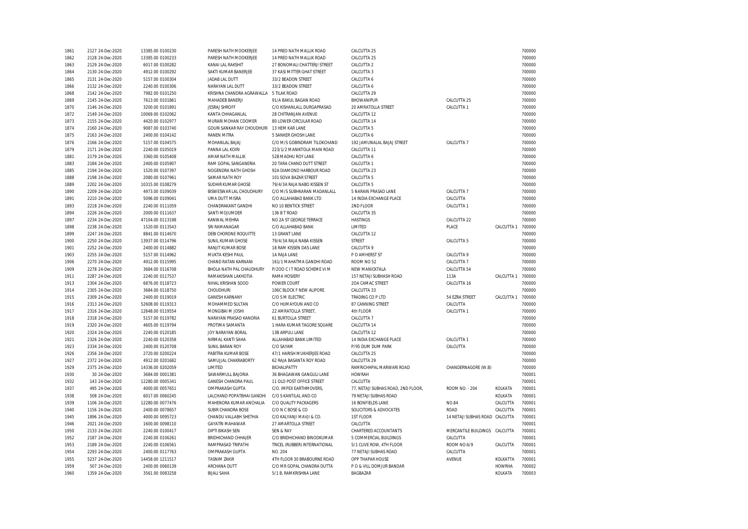| | | | | | | | | | |
|---|---|---|---|---|---|---|---|---|---|
| 1861 | 2127 24-Dec-2020 | 13385.00 0100230 | PARESH NATH MOOKERJEE | 14 PREO NATH MALLIK ROAD | CALCUTTA 25 | | | 700000 |
| 1862 | 2128 24-Dec-2020 | 13385.00 0100233 | PARESH NATH MOOKERJEE | 14 PREO NATH MALLIK ROAD | CALCUTTA 25 | | | 700000 |
| 1863 | 2129 24-Dec-2020 | 6017.00 0100282 | KANAI LAL RAKSHIT | 27 BONOMALI CHATTERJI STREET | CALCUTTA 2 | | | 700000 |
| 1864 | 2130 24-Dec-2020 | 4912.00 0100292 | SAKTI KUMAR BANERJEE | 37 KASI MITTER GHAT STREET | CALCUTTA 3 | | | 700000 |
| 1865 | 2131 24-Dec-2020 | 5157.00 0100304 | JADAB LAL DUTT | 33/2 BEADON STREET | CALCUTTA 6 | | | 700000 |
| 1866 | 2132 24-Dec-2020 | 2240.00 0100306 | NARAYAN LAL DUTT | 33/2 BEADON STREET | CALCUTTA 6 | | | 700000 |
| 1868 | 2142 24-Dec-2020 | 7982.00 0101250 | KRISHNA CHANDRA AGRAWALLA | 5 TILAK ROAD | CALCUTTA 29 | | | 700000 |
| 1869 | 2145 24-Dec-2020 | 7613.00 0101861 | MAHADEB BANERJI | 91/A BAKUL BAGAN ROAD | BHOWANIPUR | CALCUTTA 25 | | 700000 |
| 1870 | 2146 24-Dec-2020 | 3200.00 0101891 | JESRAJ SHROFF | C/O KISHANLALL DURGAPRASAD | 20 AMRATOLLA STREET | CALCUTTA 1 | | 700000 |
| 1872 | 2149 24-Dec-2020 | 10069.00 0102062 | KANTA CHHAGANLAL | 28 CHITRANJAN AVENUE | CALCUTTA 12 | | | 700000 |
| 1873 | 2155 24-Dec-2020 | 4420.00 0102977 | MURARI MOHAN COOMER | 80 LOWER CIRCULAR ROAD | CALCUTTA 14 | | | 700000 |
| 1874 | 2160 24-Dec-2020 | 9087.00 0103740 | GOURI SANKAR RAY CHOUDHURI | 13 HEM KAR LANE | CALCUTTA 5 | | | 700000 |
| 1875 | 2163 24-Dec-2020 | 2400.00 0104142 | RANEN MITRA | 5 SANKER GHOSH LANE | CALCUTTA 6 | | | 700000 |
| 1876 | 2166 24-Dec-2020 | 5157.00 0104575 | MOHANLAL BAJAJ | C/O M/S GOBINDRAM TILOKCHAND | 192 JAMUNALAL BAJAJ STREET | CALCUTTA 7 | | 700000 |
| 1879 | 2171 24-Dec-2020 | 2240.00 0105019 | PANNA LAL KOIRI | 223/1/2 MANIKTOLA MAIN ROAD | CALCUTTA 11 | | | 700000 |
| 1881 | 2179 24-Dec-2020 | 3360.00 0105408 | AMAR NATH MALLIK | 52B MADHU ROY LANE | CALCUTTA 6 | | | 700000 |
| 1883 | 2184 24-Dec-2020 | 2400.00 0105907 | RAM GOPAL SANGANERIA | 20 TARA CHAND DUTT STREET | CALCUTTA 1 | | | 700000 |
| 1885 | 2194 24-Dec-2020 | 1520.00 0107397 | NOGENDRA NATH GHOSH | 92A DIAMOND HARBOUR ROAD | CALCUTTA 23 | | | 700000 |
| 1888 | 2198 24-Dec-2020 | 2080.00 0107961 | SAMAR NATH ROY | 101 SOVA BAZAR STREET | CALCUTTA 5 | | | 700000 |
| 1889 | 2202 24-Dec-2020 | 10315.00 0108279 | SUDHIR KUMAR GHOSE | 79/4/3A RAJA NABO KISSEN ST | CALCUTTA 5 | | | 700000 |
| 1890 | 2209 24-Dec-2020 | 4973.00 0109039 | BISWESWAR LAL CHOUDHURY | C/O M/S SUBHKARAN MADANLALL | 5 NARAIN PRASAD LANE | CALCUTTA 7 | | 700000 |
| 1891 | 2210 24-Dec-2020 | 5096.00 0109041 | UMA DUTT MISRA | C/O ALLAHABAD BANK LTD | 14 INDIA EXCHANGE PLACE | CALCUTTA | | 700000 |
| 1893 | 2218 24-Dec-2020 | 2240.00 0111059 | CHANDRAKANT GANDHI | NO 10 BENTICK STREET | 2ND FLOOR | CALCUTTA 1 | | 700000 |
| 1894 | 2226 24-Dec-2020 | 2000.00 0111637 | SANTI MOJUMDER | 136 B T ROAD | CALCUTTA 35 | | | 700000 |
| 1897 | 2234 24-Dec-2020 | 47104.00 0113198 | KANWAL MEHRA | NO 2A ST GEORGE TERRACE | HASTINGS | CALCUTTA 22 | | 700000 |
| 1898 | 2238 24-Dec-2020 | 1520.00 0113543 | SRI RAMANAGAR | C/O ALLAHABAD BANK | LIMITED | PLACE | CALCUTTA 1 | 700000 |
| 1899 | 2247 24-Dec-2020 | 8841.00 0114670 | DEBI CHORONE ROQUITTE | 13 GRANT LANE | CALCUTTA 12 | | | 700000 |
| 1900 | 2250 24-Dec-2020 | 13937.00 0114796 | SUNIL KUMAR GHOSE | 79/4/3A RAJA NABA KISSEN | STREET | CALCUTTA 5 | | 700000 |
| 1901 | 2252 24-Dec-2020 | 2400.00 0114882 | RANJIT KUMAR BOSE | 18 RAM KISSEN DAS LANE | CALCUTTA 9 | | | 700000 |
| 1903 | 2255 24-Dec-2020 | 5157.00 0114962 | MUKTA KESHI PAUL | 1A RAJA LANE | P O AMHERST ST | CALCUTTA 9 | | 700000 |
| 1906 | 2270 24-Dec-2020 | 4912.00 0115995 | CHAND RATAN KARNANI | 161/1 MAHATMA GANDHI ROAD | ROOM NO 52 | CALCUTTA 7 | | 700000 |
| 1909 | 2278 24-Dec-2020 | 3684.00 0116708 | BHOLA NATH PAL CHAUDHURY | P/2OO C I T ROAD SCHEME VI M | NEW MANICKTALA | CALCUTTA 54 | | 700000 |
| 1911 | 2287 24-Dec-2020 | 2240.00 0117537 | RAMAKISHAN LAKHOTIA | RAMA HOSIERY | 157 NETAJI SUBHASH ROAD | 113A | CALCUTTA 1 | 700000 |
| 1913 | 2304 24-Dec-2020 | 6876.00 0118723 | NIHAL KRISHAN SOOD | POWER COURT | 2OA CAMAC STREET | CALCUTTA 16 | | 700000 |
| 1914 | 2305 24-Dec-2020 | 3684.00 0118750 | CHOUDHURI | 106C BLOCK F NEW ALIPORE | CALCUTTA 33 | | | 700000 |
| 1915 | 2309 24-Dec-2020 | 2400.00 0119019 | GANESH KARNANY | C/O S M ELECTRIC | TRADING CO P LTD | 54 EZRA STREET | CALCUTTA 1 | 700000 |
| 1916 | 2313 24-Dec-2020 | 52608.00 0119313 | MOHAMMED SULTAN | C/O HUMAYOUN AND CO | 87 CANNING STREET | CALCUTTA | | 700000 |
| 1917 | 2316 24-Dec-2020 | 12648.00 0119554 | MONGIBAI M JOSHI | 22 AMRATOLLA STREET, | 4th FLOOR | CALCUTTA 1 | | 700000 |
| 1918 | 2318 24-Dec-2020 | 5157.00 0119782 | NARAYAN PRASAD KANORIA | 61 BURTOLLA STREET | CALCUTTA 7 | | | 700000 |
| 1919 | 2320 24-Dec-2020 | 4605.00 0119794 | PROTIMA SAMANTA | 1 HARA KUMAR TAGORE SQUARE | CALCUTTA 14 | | | 700000 |
| 1920 | 2324 24-Dec-2020 | 2240.00 0120185 | JOY NARAYAN BORAL | 13B ARPULI LANE | CALCUTTA 12 | | | 700000 |
| 1921 | 2326 24-Dec-2020 | 2240.00 0120358 | NIRMAL KANTI SAHA | ALLAHABAD BANK LIMITED | 14 INDIA EXCHANGE PLACE | CALCUTTA 1 | | 700000 |
| 1923 | 2334 24-Dec-2020 | 2400.00 0120708 | SUNIL BARAN ROY | C/O SAYAM | P/95 DUM DUM PARK | CALCUTTA | | 700000 |
| 1926 | 2356 24-Dec-2020 | 2720.00 0200224 | PABITRA KUMAR BOSE | 47/1 HARISH MUKHERJEE ROAD | CALCUTTA 25 | | | 700000 |
| 1927 | 2372 24-Dec-2020 | 4912.00 0201682 | SAMUJJAL CHAKRABORTY | 62 RAJA BASANTA ROY ROAD | CALCUTTA 29 | | | 700000 |
| 1929 | 2375 24-Dec-2020 | 14336.00 0202059 | LIMITED | BICHALIPATTY | RAMRICHHPAL MARWARI ROAD | CHANDERNAGORE (W.B) | | 700000 |
| 1930 | 30 24-Dec-2020 | 3684.00 0001381 | SAWARMULL BAJORIA | 36 BHAGAWAN GANGULI LANE | HOWRAH | | | 700001 |
| 1932 | 143 24-Dec-2020 | 12280.00 0005341 | GANESH CHANDRA PAUL | 11 OLD POST OFFICE STREET | CALCUTTA | | | 700001 |
| 1937 | 495 24-Dec-2020 | 4000.00 0057651 | OMPRAKASH GUPTA | C/O. IMPEX EARTHMOVERS, | 77, NETAJI SUBHAS ROAD, 2ND FLOOR, | ROOM NO. - 204 | KOLKATA | 700001 |
| 1938 | 508 24-Dec-2020 | 6017.00 0060245 | LALCHAND POPATBHAI GANDHI | C/O S KANTILAL AND CO | 79 NETAJI SUBHAS ROAD | | KOLKATA | 700001 |
| 1939 | 1106 24-Dec-2020 | 12280.00 0077476 | MAHENDRA KUMAR ANCHALIA | C/O QUALITY PACKAGERS | 16 BONFIELDS LANE | NO.84 | CALCUTTA | 700001 |
| 1940 | 1156 24-Dec-2020 | 2400.00 0078657 | SUBIR CHANDRA BOSE | C/O N C BOSE & CO | SOLICITORS & ADVOCATES | ROAD | CALCUTTA | 700001 |
| 1945 | 1896 24-Dec-2020 | 4000.00 0095723 | CHANDU VALLABH SHETHIA | C/O KALYANJI MAVJI & CO. | 1ST FLOOR | 14 NETAJI SUBHAS ROAD | CALCUTTA | 700001 |
| 1946 | 2021 24-Dec-2020 | 1600.00 0098110 | GAYATRI MAHAWAR | 27 AMARTOLLA STREET | CALCUTTA | | | 700001 |
| 1950 | 2133 24-Dec-2020 | 2240.00 0100417 | DIPTI BIKASH SEN | SEN & RAY | CHARTERED ACCOUNTANTS | MERCANTILE BUILDINGS | CALCUTTA | 700001 |
| 1952 | 2187 24-Dec-2020 | 2240.00 0106261 | BRIDHICHAND CHHAJER | C/O BRIDHICHAND BINODKUMAR | 5 COMMERCIAL BUILDINGS | CALCUTTA | | 700001 |
| 1953 | 2189 24-Dec-2020 | 2240.00 0106561 | RAMPRASAD TRIPATHI | TRICEL (RUBBER) INTERNATIONAL | 5/1 CLIVE ROW, 4TH FLOOR | ROOM NO.6/9 | CALCUTTA | 700001 |
| 1954 | 2293 24-Dec-2020 | 2400.00 0117763 | OMPRAKASH GUPTA | NO. 204 | 77 NETAJI SUBHAS ROAD | CALCUTTA | | 700001 |
| 1955 | 5237 24-Dec-2020 | 14458.00 1211517 | TASNIM ZAKIR | 4TH FLOOR 30 BRABOURNE ROAD | OPP THAPAR HOUSE | AVENUE | KOLKATTA | 700001 |
| 1959 | 507 24-Dec-2020 | 2400.00 0060139 | ARCHANA DUTT | C/O MR GOPAL CHANDRA DUTTA | P O & VILL DOMJUR BANDAR | | HOWRHA | 700002 |
| 1960 | 1359 24-Dec-2020 | 3561.00 0083258 | BIJALI SAHA | 5/1 B, RAMKRISHNA LANE | BAGBAZAR | | KOLKATA | 700003 |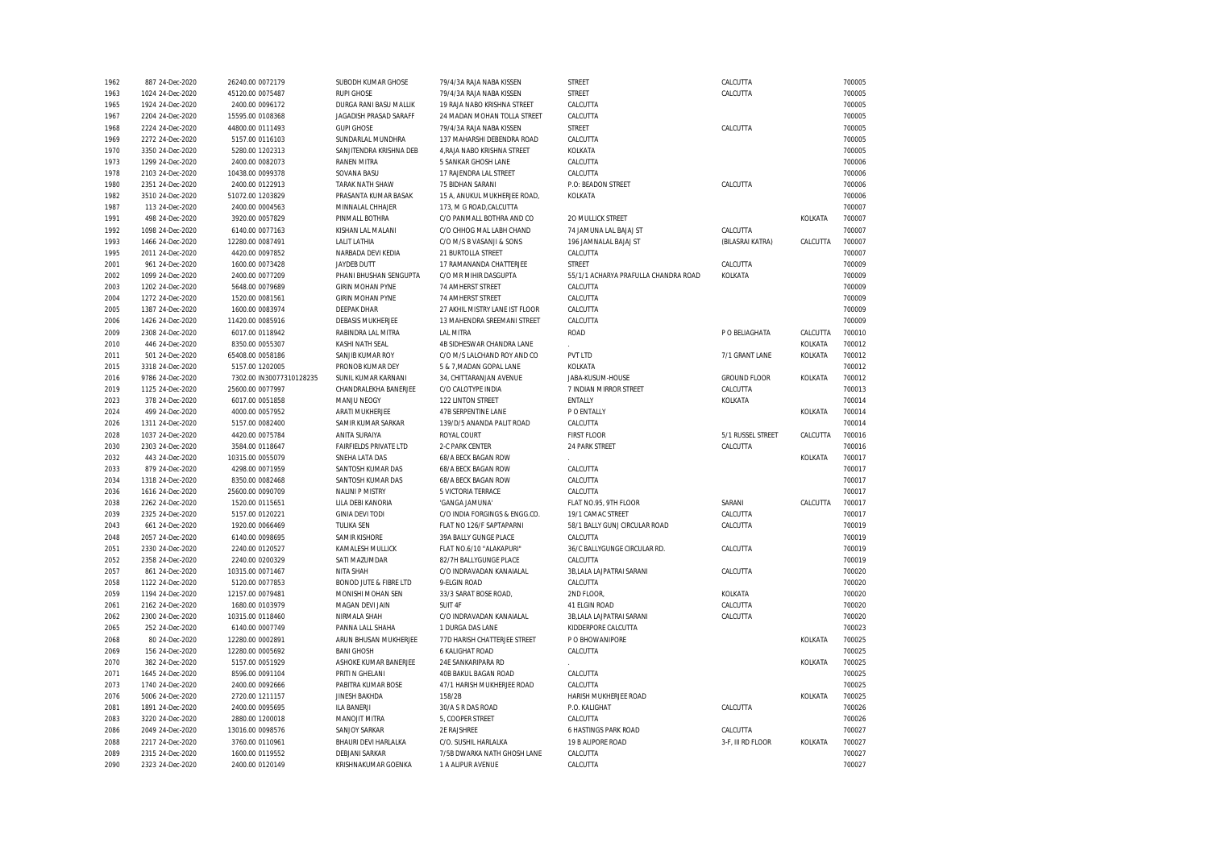| | | | | | | | | | | |
|---|---|---|---|---|---|---|---|---|---|---|
| 1962 | 887 | 24-Dec-2020 | 26240.00 | 0072179 | SUBODH KUMAR GHOSE | 79/4/3A RAJA NABA KISSEN | STREET | CALCUTTA | | 700005 |
| 1963 | 1024 | 24-Dec-2020 | 45120.00 | 0075487 | RUPI GHOSE | 79/4/3A RAJA NABA KISSEN | STREET | CALCUTTA | | 700005 |
| 1965 | 1924 | 24-Dec-2020 | 2400.00 | 0096172 | DURGA RANI BASU MALLIK | 19 RAJA NABO KRISHNA STREET | CALCUTTA | | | 700005 |
| 1967 | 2204 | 24-Dec-2020 | 15595.00 | 0108368 | JAGADISH PRASAD SARAFF | 24 MADAN MOHAN TOLLA STREET | CALCUTTA | | | 700005 |
| 1968 | 2224 | 24-Dec-2020 | 44800.00 | 0111493 | GUPI GHOSE | 79/4/3A RAJA NABA KISSEN | STREET | CALCUTTA | | 700005 |
| 1969 | 2272 | 24-Dec-2020 | 5157.00 | 0116103 | SUNDARLAL MUNDHRA | 137 MAHARSHI DEBENDRA ROAD | CALCUTTA | | | 700005 |
| 1970 | 3350 | 24-Dec-2020 | 5280.00 | 1202313 | SANJITENDRA KRISHNA DEB | 4,RAJA NABO KRISHNA STREET | KOLKATA | | | 700005 |
| 1973 | 1299 | 24-Dec-2020 | 2400.00 | 0082073 | RANEN MITRA | 5 SANKAR GHOSH LANE | CALCUTTA | | | 700006 |
| 1978 | 2103 | 24-Dec-2020 | 10438.00 | 0099378 | SOVANA BASU | 17 RAJENDRA LAL STREET | CALCUTTA | | | 700006 |
| 1980 | 2351 | 24-Dec-2020 | 2400.00 | 0122913 | TARAK NATH SHAW | 75 BIDHAN SARANI | P.O: BEADON STREET | CALCUTTA | | 700006 |
| 1982 | 3510 | 24-Dec-2020 | 51072.00 | 1203829 | PRASANTA KUMAR BASAK | 15 A, ANUKUL MUKHERJEE ROAD, | KOLKATA | | | 700006 |
| 1987 | 113 | 24-Dec-2020 | 2400.00 | 0004563 | MINNALAL CHHAJER | 173, M G ROAD,CALCUTTA | | | | 700007 |
| 1991 | 498 | 24-Dec-2020 | 3920.00 | 0057829 | PINMALL BOTHRA | C/O PANMALL BOTHRA AND CO | 2O MULLICK STREET | | KOLKATA | 700007 |
| 1992 | 1098 | 24-Dec-2020 | 6140.00 | 0077163 | KISHAN LAL MALANI | C/O CHHOG MAL LABH CHAND | 74 JAMUNA LAL BAJAJ ST | CALCUTTA | | 700007 |
| 1993 | 1466 | 24-Dec-2020 | 12280.00 | 0087491 | LALIT LATHIA | C/O M/S B VASANJI & SONS | 196 JAMNALAL BAJAJ ST | (BILASRAI KATRA) | CALCUTTA | 700007 |
| 1995 | 2011 | 24-Dec-2020 | 4420.00 | 0097852 | NARBADA DEVI KEDIA | 21 BURTOLLA STREET | CALCUTTA | | | 700007 |
| 2001 | 961 | 24-Dec-2020 | 1600.00 | 0073428 | JAYDEB DUTT | 17 RAMANANDA CHATTERJEE | STREET | CALCUTTA | | 700009 |
| 2002 | 1099 | 24-Dec-2020 | 2400.00 | 0077209 | PHANI BHUSHAN SENGUPTA | C/O MR MIHIR DASGUPTA | 55/1/1 ACHARYA PRAFULLA CHANDRA ROAD | KOLKATA | | 700009 |
| 2003 | 1202 | 24-Dec-2020 | 5648.00 | 0079689 | GIRIN MOHAN PYNE | 74 AMHERST STREET | CALCUTTA | | | 700009 |
| 2004 | 1272 | 24-Dec-2020 | 1520.00 | 0081561 | GIRIN MOHAN PYNE | 74 AMHERST STREET | CALCUTTA | | | 700009 |
| 2005 | 1387 | 24-Dec-2020 | 1600.00 | 0083974 | DEEPAK DHAR | 27 AKHIL MISTRY LANE IST FLOOR | CALCUTTA | | | 700009 |
| 2006 | 1426 | 24-Dec-2020 | 11420.00 | 0085916 | DEBASIS MUKHERJEE | 13 MAHENDRA SREEMANI STREET | CALCUTTA | | | 700009 |
| 2009 | 2308 | 24-Dec-2020 | 6017.00 | 0118942 | RABINDRA LAL MITRA | LAL MITRA | ROAD | P O BELIAGHATA | CALCUTTA | 700010 |
| 2010 | 446 | 24-Dec-2020 | 8350.00 | 0055307 | KASHI NATH SEAL | 4B SIDHESWAR CHANDRA LANE | . | | KOLKATA | 700012 |
| 2011 | 501 | 24-Dec-2020 | 65408.00 | 0058186 | SANJIB KUMAR ROY | C/O M/S LALCHAND ROY AND CO | PVT LTD | 7/1 GRANT LANE | KOLKATA | 700012 |
| 2015 | 3318 | 24-Dec-2020 | 5157.00 | 1202005 | PRONOB KUMAR DEY | 5 & 7,MADAN GOPAL LANE | KOLKATA | | | 700012 |
| 2016 | 9786 | 24-Dec-2020 | 7302.00 | IN30077310128235 | SUNIL KUMAR KARNANI | 34, CHITTARANJAN AVENUE | JABA-KUSUM-HOUSE | GROUND FLOOR | KOLKATA | 700012 |
| 2019 | 1125 | 24-Dec-2020 | 25600.00 | 0077997 | CHANDRALEKHA BANERJEE | C/O CALOTYPE INDIA | 7 INDIAN MIRROR STREET | CALCUTTA | | 700013 |
| 2023 | 378 | 24-Dec-2020 | 6017.00 | 0051858 | MANJU NEOGY | 122 LINTON STREET | ENTALLY | KOLKATA | | 700014 |
| 2024 | 499 | 24-Dec-2020 | 4000.00 | 0057952 | ARATI MUKHERJEE | 47B SERPENTINE LANE | P O ENTALLY | | KOLKATA | 700014 |
| 2026 | 1311 | 24-Dec-2020 | 5157.00 | 0082400 | SAMIR KUMAR SARKAR | 139/D/5 ANANDA PALIT ROAD | CALCUTTA | | | 700014 |
| 2028 | 1037 | 24-Dec-2020 | 4420.00 | 0075784 | ANITA SURAIYA | ROYAL COURT | FIRST FLOOR | 5/1 RUSSEL STREET | CALCUTTA | 700016 |
| 2030 | 2303 | 24-Dec-2020 | 3584.00 | 0118647 | FAIRFIELDS PRIVATE LTD | 2-C PARK CENTER | 24 PARK STREET | CALCUTTA | | 700016 |
| 2032 | 443 | 24-Dec-2020 | 10315.00 | 0055079 | SNEHA LATA DAS | 68/A BECK BAGAN ROW | . | | KOLKATA | 700017 |
| 2033 | 879 | 24-Dec-2020 | 4298.00 | 0071959 | SANTOSH KUMAR DAS | 68/A BECK BAGAN ROW | CALCUTTA | | | 700017 |
| 2034 | 1318 | 24-Dec-2020 | 8350.00 | 0082468 | SANTOSH KUMAR DAS | 68/A BECK BAGAN ROW | CALCUTTA | | | 700017 |
| 2036 | 1616 | 24-Dec-2020 | 25600.00 | 0090709 | NALINI P MISTRY | 5 VICTORIA TERRACE | CALCUTTA | | | 700017 |
| 2038 | 2262 | 24-Dec-2020 | 1520.00 | 0115651 | LILA DEBI KANORIA | 'GANGA JAMUNA' | FLAT NO.95, 9TH FLOOR | SARANI | CALCUTTA | 700017 |
| 2039 | 2325 | 24-Dec-2020 | 5157.00 | 0120221 | GINIA DEVI TODI | C/O INDIA FORGINGS & ENGG.CO. | 19/1 CAMAC STREET | CALCUTTA | | 700017 |
| 2043 | 661 | 24-Dec-2020 | 1920.00 | 0066469 | TULIKA SEN | FLAT NO 126/F SAPTAPARNI | 58/1 BALLY GUNJ CIRCULAR ROAD | CALCUTTA | | 700019 |
| 2048 | 2057 | 24-Dec-2020 | 6140.00 | 0098695 | SAMIR KISHORE | 39A BALLY GUNGE PLACE | CALCUTTA | | | 700019 |
| 2051 | 2330 | 24-Dec-2020 | 2240.00 | 0120527 | KAMALESH MULLICK | FLAT NO.6/10 "ALAKAPURI" | 36/C BALLYGUNGE CIRCULAR RD. | CALCUTTA | | 700019 |
| 2052 | 2358 | 24-Dec-2020 | 2240.00 | 0200329 | SATI MAZUMDAR | 82/7H BALLYGUNGE PLACE | CALCUTTA | | | 700019 |
| 2057 | 861 | 24-Dec-2020 | 10315.00 | 0071467 | NITA SHAH | C/O INDRAVADAN KANAIALAL | 3B,LALA LAJPATRAI SARANI | CALCUTTA | | 700020 |
| 2058 | 1122 | 24-Dec-2020 | 5120.00 | 0077853 | BONOD JUTE & FIBRE LTD | 9-ELGIN ROAD | CALCUTTA | | | 700020 |
| 2059 | 1194 | 24-Dec-2020 | 12157.00 | 0079481 | MONISHI MOHAN SEN | 33/3 SARAT BOSE ROAD, | 2ND FLOOR, | KOLKATA | | 700020 |
| 2061 | 2162 | 24-Dec-2020 | 1680.00 | 0103979 | MAGAN DEVI JAIN | SUIT 4F | 41 ELGIN ROAD | CALCUTTA | | 700020 |
| 2062 | 2300 | 24-Dec-2020 | 10315.00 | 0118460 | NIRMALA SHAH | C/O INDRAVADAN KANAIALAL | 3B,LALA LAJPATRAI SARANI | CALCUTTA | | 700020 |
| 2065 | 252 | 24-Dec-2020 | 6140.00 | 0007749 | PANNA LALL SHAHA | 1 DURGA DAS LANE | KIDDERPORE CALCUTTA | | | 700023 |
| 2068 | 80 | 24-Dec-2020 | 12280.00 | 0002891 | ARUN BHUSAN MUKHERJEE | 77D HARISH CHATTERJEE STREET | P O BHOWANIPORE | | KOLKATA | 700025 |
| 2069 | 156 | 24-Dec-2020 | 12280.00 | 0005692 | BANI GHOSH | 6 KALIGHAT ROAD | CALCUTTA | | | 700025 |
| 2070 | 382 | 24-Dec-2020 | 5157.00 | 0051929 | ASHOKE KUMAR BANERJEE | 24E SANKARIPARA RD | . | | KOLKATA | 700025 |
| 2071 | 1645 | 24-Dec-2020 | 8596.00 | 0091104 | PRITI N GHELANI | 40B BAKUL BAGAN ROAD | CALCUTTA | | | 700025 |
| 2073 | 1740 | 24-Dec-2020 | 2400.00 | 0092666 | PABITRA KUMAR BOSE | 47/1 HARISH MUKHERJEE ROAD | CALCUTTA | | | 700025 |
| 2076 | 5006 | 24-Dec-2020 | 2720.00 | 1211157 | JINESH BAKHDA | 158/2B | HARISH MUKHERJEE ROAD | | KOLKATA | 700025 |
| 2081 | 1891 | 24-Dec-2020 | 2400.00 | 0095695 | ILA BANERJI | 30/A S R DAS ROAD | P.O. KALIGHAT | CALCUTTA | | 700026 |
| 2083 | 3220 | 24-Dec-2020 | 2880.00 | 1200018 | MANOJIT MITRA | 5, COOPER STREET | CALCUTTA | | | 700026 |
| 2086 | 2049 | 24-Dec-2020 | 13016.00 | 0098576 | SANJOY SARKAR | 2E RAJSHREE | 6 HASTINGS PARK ROAD | CALCUTTA | | 700027 |
| 2088 | 2217 | 24-Dec-2020 | 3760.00 | 0110961 | BHAURI DEVI HARLALKA | C/O. SUSHIL HARLALKA | 19 B ALIPORE ROAD | 3-F, III RD FLOOR | KOLKATA | 700027 |
| 2089 | 2315 | 24-Dec-2020 | 1600.00 | 0119552 | DEBJANI SARKAR | 7/5B DWARKA NATH GHOSH LANE | CALCUTTA | | | 700027 |
| 2090 | 2323 | 24-Dec-2020 | 2400.00 | 0120149 | KRISHNAKUMAR GOENKA | 1 A ALIPUR AVENUE | CALCUTTA | | | 700027 |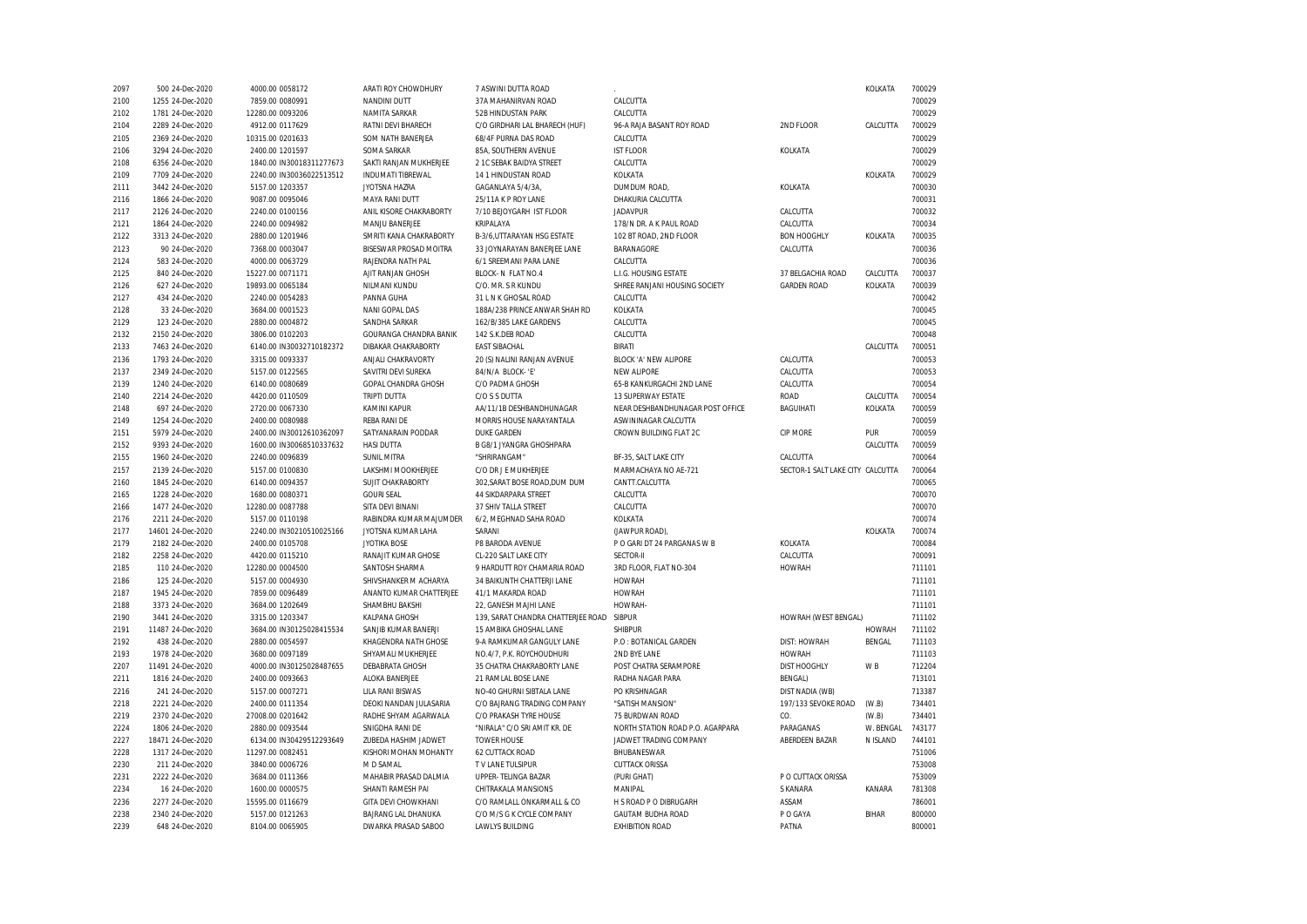| | | | | | | | | | |
|---|---|---|---|---|---|---|---|---|---|
| 2097 | 500 | 24-Dec-2020 | 4000.00 | 0058172 | ARATI ROY CHOWDHURY | 7 ASWINI DUTTA ROAD | . | | KOLKATA | 700029 |
| 2100 | 1255 | 24-Dec-2020 | 7859.00 | 0080991 | NANDINI DUTT | 37A MAHANIRVAN ROAD | CALCUTTA | | | 700029 |
| 2102 | 1781 | 24-Dec-2020 | 12280.00 | 0093206 | NAMITA SARKAR | 52B HINDUSTAN PARK | CALCUTTA | | | 700029 |
| 2104 | 2289 | 24-Dec-2020 | 4912.00 | 0117629 | RATNI DEVI BHARECH | C/O GIRDHARI LAL BHARECH (HUF) | 96-A RAJA BASANT ROY ROAD | 2ND FLOOR | CALCUTTA | 700029 |
| 2105 | 2369 | 24-Dec-2020 | 10315.00 | 0201633 | SOM NATH BANERJEA | 68/4F PURNA DAS ROAD | CALCUTTA | | | 700029 |
| 2106 | 3294 | 24-Dec-2020 | 2400.00 | 1201597 | SOMA SARKAR | 85A, SOUTHERN AVENUE | IST FLOOR | KOLKATA | | 700029 |
| 2108 | 6356 | 24-Dec-2020 | 1840.00 | IN30018311277673 | SAKTI RANJAN MUKHERJEE | 2 1C SEBAK BAIDYA STREET | CALCUTTA | | | 700029 |
| 2109 | 7709 | 24-Dec-2020 | 2240.00 | IN30036022513512 | INDUMATI TIBREWAL | 14 1 HINDUSTAN ROAD | KOLKATA | | KOLKATA | 700029 |
| 2111 | 3442 | 24-Dec-2020 | 5157.00 | 1203357 | JYOTSNA HAZRA | GAGANLAYA 5/4/3A, | DUMDUM ROAD, | KOLKATA | | 700030 |
| 2116 | 1866 | 24-Dec-2020 | 9087.00 | 0095046 | MAYA RANI DUTT | 25/11A K P ROY LANE | DHAKURIA CALCUTTA | | | 700031 |
| 2117 | 2126 | 24-Dec-2020 | 2240.00 | 0100156 | ANIL KISORE CHAKRABORTY | 7/10 BEJOYGARH IST FLOOR | JADAVPUR | CALCUTTA | | 700032 |
| 2121 | 1864 | 24-Dec-2020 | 2240.00 | 0094982 | MANJU BANERJEE | KRIPALAYA | 178/N DR. A K PAUL ROAD | CALCUTTA | | 700034 |
| 2122 | 3313 | 24-Dec-2020 | 2880.00 | 1201946 | SMRITI KANA CHAKRABORTY | B-3/6,UTTARAYAN HSG ESTATE | 102 BT ROAD, 2ND FLOOR | BON HOOGHLY | KOLKATA | 700035 |
| 2123 | 90 | 24-Dec-2020 | 7368.00 | 0003047 | BISESWAR PROSAD MOITRA | 33 JOYNARAYAN BANERJEE LANE | BARANAGORE | CALCUTTA | | 700036 |
| 2124 | 583 | 24-Dec-2020 | 4000.00 | 0063729 | RAJENDRA NATH PAL | 6/1 SREEMANI PARA LANE | CALCUTTA | | | 700036 |
| 2125 | 840 | 24-Dec-2020 | 15227.00 | 0071171 | AJIT RANJAN GHOSH | BLOCK- N FLAT NO.4 | L.I.G. HOUSING ESTATE | 37 BELGACHIA ROAD | CALCUTTA | 700037 |
| 2126 | 627 | 24-Dec-2020 | 19893.00 | 0065184 | NILMANI KUNDU | C/O. MR. S R KUNDU | SHREE RANJANI HOUSING SOCIETY | GARDEN ROAD | KOLKATA | 700039 |
| 2127 | 434 | 24-Dec-2020 | 2240.00 | 0054283 | PANNA GUHA | 31 L N K GHOSAL ROAD | CALCUTTA | | | 700042 |
| 2128 | 33 | 24-Dec-2020 | 3684.00 | 0001523 | NANI GOPAL DAS | 188A/238 PRINCE ANWAR SHAH RD | KOLKATA | | | 700045 |
| 2129 | 123 | 24-Dec-2020 | 2880.00 | 0004872 | SANDHA SARKAR | 162/B/385 LAKE GARDENS | CALCUTTA | | | 700045 |
| 2132 | 2150 | 24-Dec-2020 | 3806.00 | 0102203 | GOURANGA CHANDRA BANIK | 142 S.K.DEB ROAD | CALCUTTA | | | 700048 |
| 2133 | 7463 | 24-Dec-2020 | 6140.00 | IN30032710182372 | DIBAKAR CHAKRABORTY | EAST SIBACHAL | BIRATI | | CALCUTTA | 700051 |
| 2136 | 1793 | 24-Dec-2020 | 3315.00 | 0093337 | ANJALI CHAKRAVORTY | 20 (S) NALINI RANJAN AVENUE | BLOCK 'A' NEW ALIPORE | CALCUTTA | | 700053 |
| 2137 | 2349 | 24-Dec-2020 | 5157.00 | 0122565 | SAVITRI DEVI SUREKA | 84/N/A BLOCK- 'E' | NEW ALIPORE | CALCUTTA | | 700053 |
| 2139 | 1240 | 24-Dec-2020 | 6140.00 | 0080689 | GOPAL CHANDRA GHOSH | C/O PADMA GHOSH | 65-B KANKURGACHI 2ND LANE | CALCUTTA | | 700054 |
| 2140 | 2214 | 24-Dec-2020 | 4420.00 | 0110509 | TRIPTI DUTTA | C/O S S DUTTA | 13 SUPERWAY ESTATE | ROAD | CALCUTTA | 700054 |
| 2148 | 697 | 24-Dec-2020 | 2720.00 | 0067330 | KAMINI KAPUR | AA/11/1B DESHBANDHUNAGAR | NEAR DESHBANDHUNAGAR POST OFFICE | BAGUIHATI | KOLKATA | 700059 |
| 2149 | 1254 | 24-Dec-2020 | 2400.00 | 0080988 | REBA RANI DE | MORRIS HOUSE NARAYANTALA | ASWININAGAR CALCUTTA | | | 700059 |
| 2151 | 5979 | 24-Dec-2020 | 2400.00 | IN30012610362097 | SATYANARAIN PODDAR | DUKE GARDEN | CROWN BUILDING FLAT 2C | CIP MORE | PUR | 700059 |
| 2152 | 9393 | 24-Dec-2020 | 1600.00 | IN30068510337632 | HASI DUTTA | B G8/1 JYANGRA GHOSHPARA | | | CALCUTTA | 700059 |
| 2155 | 1960 | 24-Dec-2020 | 2240.00 | 0096839 | SUNIL MITRA | "SHRIRANGAM" | BF-35, SALT LAKE CITY | CALCUTTA | | 700064 |
| 2157 | 2139 | 24-Dec-2020 | 5157.00 | 0100830 | LAKSHMI MOOKHERJEE | C/O DR J E MUKHERJEE | MARMACHAYA NO AE-721 | SECTOR-1 SALT LAKE CITY | CALCUTTA | 700064 |
| 2160 | 1845 | 24-Dec-2020 | 6140.00 | 0094357 | SUJIT CHAKRABORTY | 302,SARAT BOSE ROAD,DUM DUM | CANTT.CALCUTTA | | | 700065 |
| 2165 | 1228 | 24-Dec-2020 | 1680.00 | 0080371 | GOURI SEAL | 44 SIKDARPARA STREET | CALCUTTA | | | 700070 |
| 2166 | 1477 | 24-Dec-2020 | 12280.00 | 0087788 | SITA DEVI BINANI | 37 SHIV TALLA STREET | CALCUTTA | | | 700070 |
| 2176 | 2211 | 24-Dec-2020 | 5157.00 | 0110198 | RABINDRA KUMAR MAJUMDER | 6/2, MEGHNAD SAHA ROAD | KOLKATA | | | 700074 |
| 2177 | 14601 | 24-Dec-2020 | 2240.00 | IN30210510025166 | JYOTSNA KUMAR LAHA | SARANI | (JAWPUR ROAD), | | KOLKATA | 700074 |
| 2179 | 2182 | 24-Dec-2020 | 2400.00 | 0105708 | JYOTIKA BOSE | P8 BARODA AVENUE | P O GARI DT 24 PARGANAS W B | KOLKATA | | 700084 |
| 2182 | 2258 | 24-Dec-2020 | 4420.00 | 0115210 | RANAJIT KUMAR GHOSE | CL-220 SALT LAKE CITY | SECTOR-II | CALCUTTA | | 700091 |
| 2185 | 110 | 24-Dec-2020 | 12280.00 | 0004500 | SANTOSH SHARMA | 9 HARDUTT ROY CHAMARIA ROAD | 3RD FLOOR, FLAT NO-304 | HOWRAH | | 711101 |
| 2186 | 125 | 24-Dec-2020 | 5157.00 | 0004930 | SHIVSHANKER M ACHARYA | 34 BAIKUNTH CHATTERJI LANE | HOWRAH | | | 711101 |
| 2187 | 1945 | 24-Dec-2020 | 7859.00 | 0096489 | ANANTO KUMAR CHATTERJEE | 41/1 MAKARDA ROAD | HOWRAH | | | 711101 |
| 2188 | 3373 | 24-Dec-2020 | 3684.00 | 1202649 | SHAMBHU BAKSHI | 22, GANESH MAJHI LANE | HOWRAH- | | | 711101 |
| 2190 | 3441 | 24-Dec-2020 | 3315.00 | 1203347 | KALPANA GHOSH | 139, SARAT CHANDRA CHATTERJEE ROAD | SIBPUR | HOWRAH (WEST BENGAL) | | 711102 |
| 2191 | 11487 | 24-Dec-2020 | 3684.00 | IN30125028415534 | SANJIB KUMAR BANERJI | 15 AMBIKA GHOSHAL LANE | SHIBPUR | | HOWRAH | 711102 |
| 2192 | 438 | 24-Dec-2020 | 2880.00 | 0054597 | KHAGENDRA NATH GHOSE | 9-A RAMKUMAR GANGULY LANE | P.O : BOTANICAL GARDEN | DIST: HOWRAH | BENGAL | 711103 |
| 2193 | 1978 | 24-Dec-2020 | 3680.00 | 0097189 | SHYAMALI MUKHERJEE | NO.4/7, P.K. ROYCHOUDHURI | 2ND BYE LANE | HOWRAH | | 711103 |
| 2207 | 11491 | 24-Dec-2020 | 4000.00 | IN30125028487655 | DEBABRATA GHOSH | 35 CHATRA CHAKRABORTY LANE | POST CHATRA SERAMPORE | DIST HOOGHLY | W B | 712204 |
| 2211 | 1816 | 24-Dec-2020 | 2400.00 | 0093663 | ALOKA BANERJEE | 21 RAMLAL BOSE LANE | RADHA NAGAR PARA | BENGAL) | | 713101 |
| 2216 | 241 | 24-Dec-2020 | 5157.00 | 0007271 | LILA RANI BISWAS | NO-40 GHURNI SIBTALA LANE | PO KRISHNAGAR | DIST NADIA (WB) | | 713387 |
| 2218 | 2221 | 24-Dec-2020 | 2400.00 | 0111354 | DEOKI NANDAN JULASARIA | C/O BAJRANG TRADING COMPANY | "SATISH MANSION" | 197/133 SEVOKE ROAD | (W.B) | 734401 |
| 2219 | 2370 | 24-Dec-2020 | 27008.00 | 0201642 | RADHE SHYAM AGARWALA | C/O PRAKASH TYRE HOUSE | 75 BURDWAN ROAD | CO. | (W.B) | 734401 |
| 2224 | 1806 | 24-Dec-2020 | 2880.00 | 0093544 | SNIGDHA RANI DE | "NIRALA" C/O SRI AMIT KR. DE | NORTH STATION ROAD P.O. AGARPARA | PARAGANAS | W. BENGAL | 743177 |
| 2227 | 18471 | 24-Dec-2020 | 6134.00 | IN30429512293649 | ZUBEDA HASHIM JADWET | TOWER HOUSE | JADWET TRADING COMPANY | ABERDEEN BAZAR | N ISLAND | 744101 |
| 2228 | 1317 | 24-Dec-2020 | 11297.00 | 0082451 | KISHORI MOHAN MOHANTY | 62 CUTTACK ROAD | BHUBANESWAR | | | 751006 |
| 2230 | 211 | 24-Dec-2020 | 3840.00 | 0006726 | M D SAMAL | T V LANE TULSIPUR | CUTTACK ORISSA | | | 753008 |
| 2231 | 2222 | 24-Dec-2020 | 3684.00 | 0111366 | MAHABIR PRASAD DALMIA | UPPER- TELINGA BAZAR | (PURI GHAT) | P O CUTTACK ORISSA | | 753009 |
| 2234 | 16 | 24-Dec-2020 | 1600.00 | 0000575 | SHANTI RAMESH PAI | CHITRAKALA MANSIONS | MANIPAL | S KANARA | KANARA | 781308 |
| 2236 | 2277 | 24-Dec-2020 | 15595.00 | 0116679 | GITA DEVI CHOWKHANI | C/O RAMLALL ONKARMALL & CO | H S ROAD P O DIBRUGARH | ASSAM | | 786001 |
| 2238 | 2340 | 24-Dec-2020 | 5157.00 | 0121263 | BAJRANG LAL DHANUKA | C/O M/S G K CYCLE COMPANY | GAUTAM BUDHA ROAD | P O GAYA | BIHAR | 800000 |
| 2239 | 648 | 24-Dec-2020 | 8104.00 | 0065905 | DWARKA PRASAD SABOO | LAWLYS BUILDING | EXHIBITION ROAD | PATNA | | 800001 |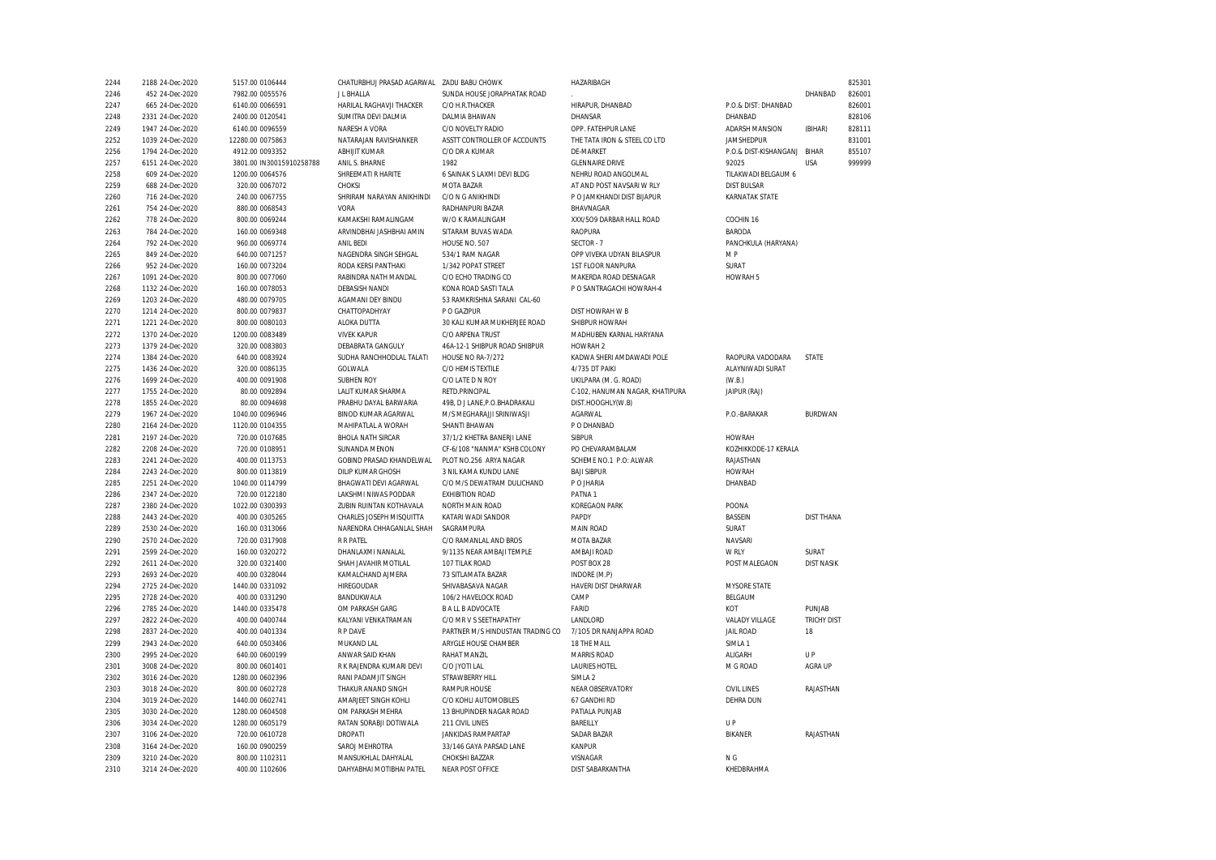| | | | | | | | | | | | |
|---|---|---|---|---|---|---|---|---|---|---|---|
| 2244 | 2188 | 24-Dec-2020 | 5157.00 | 0106444 | CHATURBHUJ PRASAD AGARWAL | ZADU BABU CHOWK | HAZARIBAGH | | | | 825301 |
| 2246 | 452 | 24-Dec-2020 | 7982.00 | 0055576 | J L BHALLA | SUNDA HOUSE JORAPHATAK ROAD | . | | | DHANBAD | 826001 |
| 2247 | 665 | 24-Dec-2020 | 6140.00 | 0066591 | HARILAL RAGHAVJI THACKER | C/O H.R.THACKER | HIRAPUR, DHANBAD | P.O.& DIST: DHANBAD | | | 826001 |
| 2248 | 2331 | 24-Dec-2020 | 2400.00 | 0120541 | SUMITRA DEVI DALMIA | DALMIA BHAWAN | DHANSAR | DHANBAD | | | 828106 |
| 2249 | 1947 | 24-Dec-2020 | 6140.00 | 0096559 | NARESH A VORA | C/O NOVELTY RADIO | OPP. FATEHPUR LANE | ADARSH MANSION | (BIHAR) | | 828111 |
| 2252 | 1039 | 24-Dec-2020 | 12280.00 | 0075863 | NATARAJAN RAVISHANKER | ASSTT CONTROLLER OF ACCOUNTS | THE TATA IRON & STEEL CO LTD | JAMSHEDPUR | | | 831001 |
| 2256 | 1794 | 24-Dec-2020 | 4912.00 | 0093352 | ABHIJIT KUMAR | C/O DR A KUMAR | DE-MARKET | P.O.& DIST-KISHANGANJ | BIHAR | | 855107 |
| 2257 | 6151 | 24-Dec-2020 | 3801.00 | IN30015910258788 | ANIL S. BHARNE | 1982 | GLENNAIRE DRIVE | 92025 | USA | | 999999 |
| 2258 | 609 | 24-Dec-2020 | 1200.00 | 0064576 | SHREEMATI R HARITE | 6 SAINAK S LAXMI DEVI BLDG | NEHRU ROAD ANGOLMAL | TILAKWADI BELGAUM 6 | | | |
| 2259 | 688 | 24-Dec-2020 | 320.00 | 0067072 | CHOKSI | MOTA BAZAR | AT AND POST NAVSARI W RLY | DIST BULSAR | | | |
| 2260 | 716 | 24-Dec-2020 | 240.00 | 0067755 | SHRIRAM NARAYAN ANIKHINDI | C/O N G ANIKHINDI | P O JAMKHANDI DIST BIJAPUR | KARNATAK STATE | | | |
| 2261 | 754 | 24-Dec-2020 | 880.00 | 0068543 | VORA | RADHANPURI BAZAR | BHAVNAGAR | | | | |
| 2262 | 778 | 24-Dec-2020 | 800.00 | 0069244 | KAMAKSHI RAMALINGAM | W/O K RAMALINGAM | XXX/509 DARBAR HALL ROAD | COCHIN 16 | | | |
| 2263 | 784 | 24-Dec-2020 | 160.00 | 0069348 | ARVINDBHAI JASHBHAI AMIN | SITARAM BUVAS WADA | RAOPURA | BARODA | | | |
| 2264 | 792 | 24-Dec-2020 | 960.00 | 0069774 | ANIL BEDI | HOUSE NO. 507 | SECTOR - 7 | PANCHKULA (HARYANA) | | | |
| 2265 | 849 | 24-Dec-2020 | 640.00 | 0071257 | NAGENDRA SINGH SEHGAL | 534/1 RAM NAGAR | OPP VIVEKA UDYAN BILASPUR | M P | | | |
| 2266 | 952 | 24-Dec-2020 | 160.00 | 0073204 | RODA KERSI PANTHAKI | 1/342 POPAT STREET | 1ST FLOOR NANPURA | SURAT | | | |
| 2267 | 1091 | 24-Dec-2020 | 800.00 | 0077060 | RABINDRA NATH MANDAL | C/O ECHO TRADING CO | MAKERDA ROAD DESNAGAR | HOWRAH 5 | | | |
| 2268 | 1132 | 24-Dec-2020 | 160.00 | 0078053 | DEBASISH NANDI | KONA ROAD SASTI TALA | P O SANTRAGACHI HOWRAH-4 | | | | |
| 2269 | 1203 | 24-Dec-2020 | 480.00 | 0079705 | AGAMANI DEY BINDU | 53 RAMKRISHNA SARANI CAL-60 | | | | | |
| 2270 | 1214 | 24-Dec-2020 | 800.00 | 0079837 | CHATTOPADHYAY | P O GAZIPUR | DIST HOWRAH W B | | | | |
| 2271 | 1221 | 24-Dec-2020 | 800.00 | 0080103 | ALOKA DUTTA | 30 KALI KUMAR MUKHERJEE ROAD | SHIBPUR HOWRAH | | | | |
| 2272 | 1370 | 24-Dec-2020 | 1200.00 | 0083489 | VIVEK KAPUR | C/O ARPENA TRUST | MADHUBEN KARNAL HARYANA | | | | |
| 2273 | 1379 | 24-Dec-2020 | 320.00 | 0083803 | DEBABRATA GANGULY | 46A-12-1 SHIBPUR ROAD SHIBPUR | HOWRAH 2 | | | | |
| 2274 | 1384 | 24-Dec-2020 | 640.00 | 0083924 | SUDHA RANCHHODLAL TALATI | HOUSE NO RA-7/272 | KADWA SHERI AMDAWADI POLE | RAOPURA VADODARA | STATE | | |
| 2275 | 1436 | 24-Dec-2020 | 320.00 | 0086135 | GOLWALA | C/O HEMIS TEXTILE | 4/735 DT PAIKI | ALAYNIWADI SURAT | | | |
| 2276 | 1699 | 24-Dec-2020 | 400.00 | 0091908 | SUBHEN ROY | C/O LATE D N ROY | UKILPARA (M. G. ROAD) | (W.B.) | | | |
| 2277 | 1755 | 24-Dec-2020 | 80.00 | 0092894 | LALIT KUMAR SHARMA | RETD.PRINCIPAL | C-102, HANUMAN NAGAR, KHATIPURA | JAIPUR (RAJ) | | | |
| 2278 | 1855 | 24-Dec-2020 | 80.00 | 0094698 | PRABHU DAYAL BARWARIA | 49B, D J LANE,P.O.BHADRAKALI | DIST.HOOGHLY(W.B) | | | | |
| 2279 | 1967 | 24-Dec-2020 | 1040.00 | 0096946 | BINOD KUMAR AGARWAL | M/S MEGHARAJJI SRINIWASJI | AGARWAL | P.O.-BARAKAR | BURDWAN | | |
| 2280 | 2164 | 24-Dec-2020 | 1120.00 | 0104355 | MAHIPATLAL A WORAH | SHANTI BHAWAN | P O DHANBAD | | | | |
| 2281 | 2197 | 24-Dec-2020 | 720.00 | 0107685 | BHOLA NATH SIRCAR | 37/1/2 KHETRA BANERJI LANE | SIBPUR | HOWRAH | | | |
| 2282 | 2208 | 24-Dec-2020 | 720.00 | 0108951 | SUNANDA MENON | CF-6/108 "NANMA" KSHB COLONY | PO CHEVARAMBALAM | KOZHIKKODE-17 KERALA | | | |
| 2283 | 2241 | 24-Dec-2020 | 400.00 | 0113753 | GOBIND PRASAD KHANDELWAL | PLOT NO.256 ARYA NAGAR | SCHEME NO.1 P.O: ALWAR | RAJASTHAN | | | |
| 2284 | 2243 | 24-Dec-2020 | 800.00 | 0113819 | DILIP KUMAR GHOSH | 3 NIL KAMA KUNDU LANE | BAJI SIBPUR | HOWRAH | | | |
| 2285 | 2251 | 24-Dec-2020 | 1040.00 | 0114799 | BHAGWATI DEVI AGARWAL | C/O M/S DEWATRAM DULICHAND | P O JHARIA | DHANBAD | | | |
| 2286 | 2347 | 24-Dec-2020 | 720.00 | 0122180 | LAKSHMI NIWAS PODDAR | EXHIBITION ROAD | PATNA 1 | | | | |
| 2287 | 2380 | 24-Dec-2020 | 1022.00 | 0300393 | ZUBIN RUINTAN KOTHAVALA | NORTH MAIN ROAD | KOREGAON PARK | POONA | | | |
| 2288 | 2443 | 24-Dec-2020 | 400.00 | 0305265 | CHARLES JOSEPH MISQUITTA | KATARI WADI SANDOR | PAPDY | BASSEIN | DIST THANA | | |
| 2289 | 2530 | 24-Dec-2020 | 160.00 | 0313066 | NARENDRA CHHAGANLAL SHAH | SAGRAMPURA | MAIN ROAD | SURAT | | | |
| 2290 | 2570 | 24-Dec-2020 | 720.00 | 0317908 | R R PATEL | C/O RAMANLAL AND BROS | MOTA BAZAR | NAVSARI | | | |
| 2291 | 2599 | 24-Dec-2020 | 160.00 | 0320272 | DHANLAXMI NANALAL | 9/1135 NEAR AMBAJI TEMPLE | AMBAJI ROAD | W RLY | SURAT | | |
| 2292 | 2611 | 24-Dec-2020 | 320.00 | 0321400 | SHAH JAVAHIR MOTILAL | 107 TILAK ROAD | POST BOX 28 | POST MALEGAON | DIST NASIK | | |
| 2293 | 2693 | 24-Dec-2020 | 400.00 | 0328044 | KAMALCHAND AJMERA | 73 SITLAMATA BAZAR | INDORE (M.P) | | | | |
| 2294 | 2725 | 24-Dec-2020 | 1440.00 | 0331092 | HIREGOUDAR | SHIVABASAVA NAGAR | HAVERI DIST DHARWAR | MYSORE STATE | | | |
| 2295 | 2728 | 24-Dec-2020 | 400.00 | 0331290 | BANDUKWALA | 106/2 HAVELOCK ROAD | CAMP | BELGAUM | | | |
| 2296 | 2785 | 24-Dec-2020 | 1440.00 | 0335478 | OM PARKASH GARG | B A LL B ADVOCATE | FARID | KOT | PUNJAB | | |
| 2297 | 2822 | 24-Dec-2020 | 400.00 | 0400744 | KALYANI VENKATRAMAN | C/O MR V S SEETHAPATHY | LANDLORD | VALADY VILLAGE | TRICHY DIST | | |
| 2298 | 2837 | 24-Dec-2020 | 400.00 | 0401334 | R P DAVE | PARTNER M/S HINDUSTAN TRADING CO | 7/1O5 DR NANJAPPA ROAD | JAIL ROAD | 18 | | |
| 2299 | 2943 | 24-Dec-2020 | 640.00 | 0503406 | MUKAND LAL | ARYGLE HOUSE CHAMBER | 18 THE MALL | SIMLA 1 | | | |
| 2300 | 2995 | 24-Dec-2020 | 640.00 | 0600199 | ANWAR SAID KHAN | RAHAT MANZIL | MARRIS ROAD | ALIGARH | U P | | |
| 2301 | 3008 | 24-Dec-2020 | 800.00 | 0601401 | R K RAJENDRA KUMARI DEVI | C/O JYOTI LAL | LAURIES HOTEL | M G ROAD | AGRA UP | | |
| 2302 | 3016 | 24-Dec-2020 | 1280.00 | 0602396 | RANI PADAMJIT SINGH | STRAWBERRY HILL | SIMLA 2 | | | | |
| 2303 | 3018 | 24-Dec-2020 | 800.00 | 0602728 | THAKUR ANAND SINGH | RAMPUR HOUSE | NEAR OBSERVATORY | CIVIL LINES | RAJASTHAN | | |
| 2304 | 3019 | 24-Dec-2020 | 1440.00 | 0602741 | AMARJEET SINGH KOHLI | C/O KOHLI AUTOMOBILES | 67 GANDHI RD | DEHRA DUN | | | |
| 2305 | 3030 | 24-Dec-2020 | 1280.00 | 0604508 | OM PARKASH MEHRA | 13 BHUPINDER NAGAR ROAD | PATIALA PUNJAB | | | | |
| 2306 | 3034 | 24-Dec-2020 | 1280.00 | 0605179 | RATAN SORABJI DOTIWALA | 211 CIVIL LINES | BAREILLY | U P | | | |
| 2307 | 3106 | 24-Dec-2020 | 720.00 | 0610728 | DROPATI | JANKIDAS RAMPARTAP | SADAR BAZAR | BIKANER | RAJASTHAN | | |
| 2308 | 3164 | 24-Dec-2020 | 160.00 | 0900259 | SAROJ MEHROTRA | 33/146 GAYA PARSAD LANE | KANPUR | | | | |
| 2309 | 3210 | 24-Dec-2020 | 800.00 | 1102311 | MANSUKHLAL DAHYALAL | CHOKSHI BAZZAR | VISNAGAR | N G | | | |
| 2310 | 3214 | 24-Dec-2020 | 400.00 | 1102606 | DAHYABHAI MOTIBHAI PATEL | NEAR POST OFFICE | DIST SABARKANTHA | KHEDBRAHMA | | | |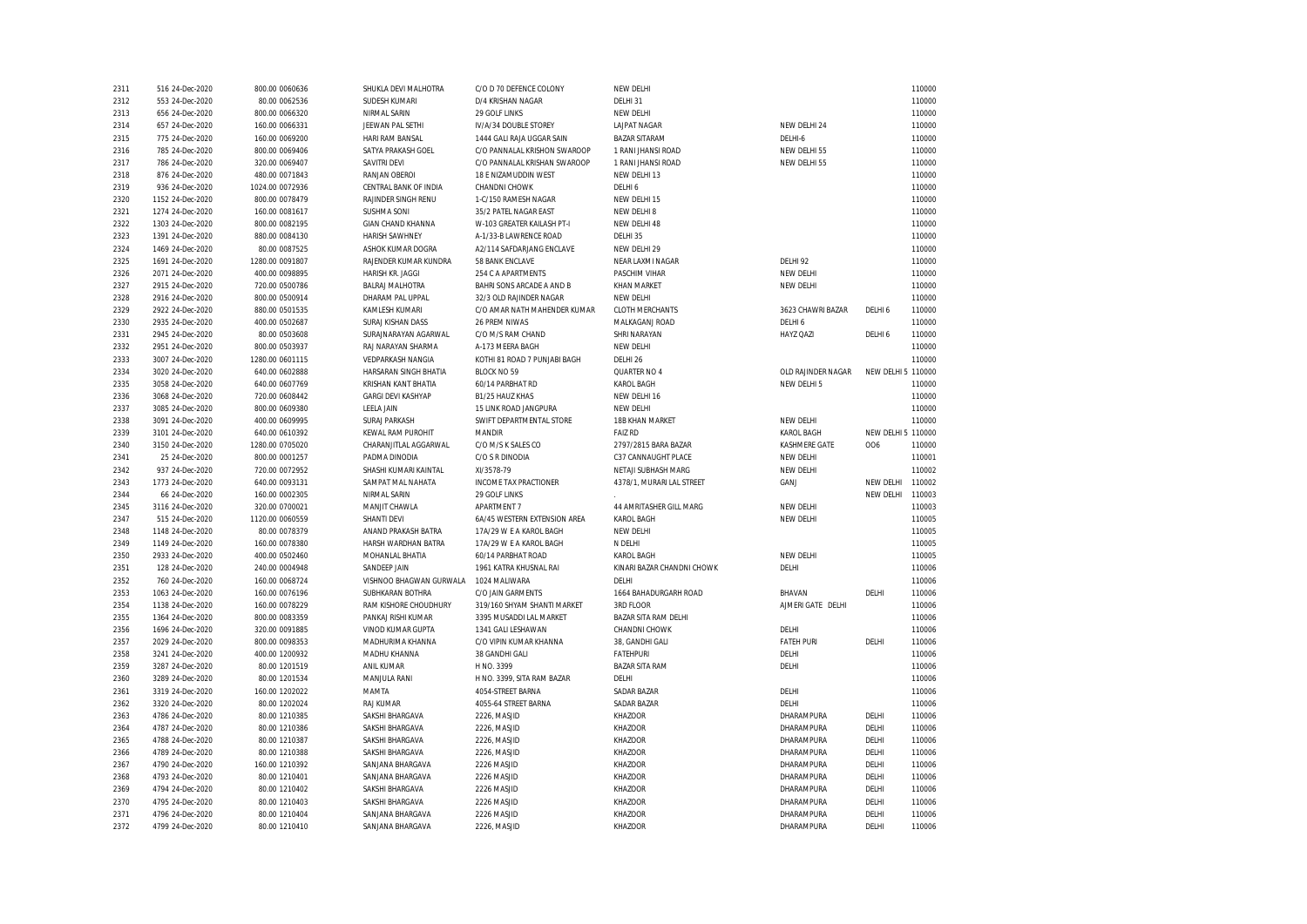| | | | | | | | | | |
|---|---|---|---|---|---|---|---|---|---|
| 2311 | 516 24-Dec-2020 | 800.00 0060636 | SHUKLA DEVI MALHOTRA | C/O D 70 DEFENCE COLONY | NEW DELHI | | | 110000 |
| 2312 | 553 24-Dec-2020 | 80.00 0062536 | SUDESH KUMARI | D/4 KRISHAN NAGAR | DELHI 31 | | | 110000 |
| 2313 | 656 24-Dec-2020 | 800.00 0066320 | NIRMAL SARIN | 29 GOLF LINKS | NEW DELHI | | | 110000 |
| 2314 | 657 24-Dec-2020 | 160.00 0066331 | JEEWAN PAL SETHI | IV/A/34 DOUBLE STOREY | LAJPAT NAGAR | NEW DELHI 24 | | 110000 |
| 2315 | 775 24-Dec-2020 | 160.00 0069200 | HARI RAM BANSAL | 1444 GALI RAJA UGGAR SAIN | BAZAR SITARAM | DELHI-6 | | 110000 |
| 2316 | 785 24-Dec-2020 | 800.00 0069406 | SATYA PRAKASH GOEL | C/O PANNALAL KRISHON SWAROOP | 1 RANI JHANSI ROAD | NEW DELHI 55 | | 110000 |
| 2317 | 786 24-Dec-2020 | 320.00 0069407 | SAVITRI DEVI | C/O PANNALAL KRISHAN SWAROOP | 1 RANI JHANSI ROAD | NEW DELHI 55 | | 110000 |
| 2318 | 876 24-Dec-2020 | 480.00 0071843 | RANJAN OBEROI | 18 E NIZAMUDDIN WEST | NEW DELHI 13 | | | 110000 |
| 2319 | 936 24-Dec-2020 | 1024.00 0072936 | CENTRAL BANK OF INDIA | CHANDNI CHOWK | DELHI 6 | | | 110000 |
| 2320 | 1152 24-Dec-2020 | 800.00 0078479 | RAJINDER SINGH RENU | 1-C/150 RAMESH NAGAR | NEW DELHI 15 | | | 110000 |
| 2321 | 1274 24-Dec-2020 | 160.00 0081617 | SUSHMA SONI | 35/2 PATEL NAGAR EAST | NEW DELHI 8 | | | 110000 |
| 2322 | 1303 24-Dec-2020 | 800.00 0082195 | GIAN CHAND KHANNA | W-103 GREATER KAILASH PT-I | NEW DELHI 48 | | | 110000 |
| 2323 | 1391 24-Dec-2020 | 880.00 0084130 | HARISH SAWHNEY | A-1/33-B LAWRENCE ROAD | DELHI 35 | | | 110000 |
| 2324 | 1469 24-Dec-2020 | 80.00 0087525 | ASHOK KUMAR DOGRA | A2/114 SAFDARJANG ENCLAVE | NEW DELHI 29 | | | 110000 |
| 2325 | 1691 24-Dec-2020 | 1280.00 0091807 | RAJENDER KUMAR KUNDRA | 58 BANK ENCLAVE | NEAR LAXMI NAGAR | DELHI 92 | | 110000 |
| 2326 | 2071 24-Dec-2020 | 400.00 0098895 | HARISH KR. JAGGI | 254 C A APARTMENTS | PASCHIM VIHAR | NEW DELHI | | 110000 |
| 2327 | 2915 24-Dec-2020 | 720.00 0500786 | BALRAJ MALHOTRA | BAHRI SONS ARCADE A AND B | KHAN MARKET | NEW DELHI | | 110000 |
| 2328 | 2916 24-Dec-2020 | 800.00 0500914 | DHARAM PAL UPPAL | 32/3 OLD RAJINDER NAGAR | NEW DELHI | | | 110000 |
| 2329 | 2922 24-Dec-2020 | 880.00 0501535 | KAMLESH KUMARI | C/O AMAR NATH MAHENDER KUMAR | CLOTH MERCHANTS | 3623 CHAWRI BAZAR | DELHI 6 | 110000 |
| 2330 | 2935 24-Dec-2020 | 400.00 0502687 | SURAJ KISHAN DASS | 26 PREM NIWAS | MALKAGANJ ROAD | DELHI 6 | | 110000 |
| 2331 | 2945 24-Dec-2020 | 80.00 0503608 | SURAJNARAYAN AGARWAL | C/O M/S RAM CHAND | SHRI NARAYAN | HAYZ QAZI | DELHI 6 | 110000 |
| 2332 | 2951 24-Dec-2020 | 800.00 0503937 | RAJ NARAYAN SHARMA | A-173 MEERA BAGH | NEW DELHI | | | 110000 |
| 2333 | 3007 24-Dec-2020 | 1280.00 0601115 | VEDPARKASH NANGIA | KOTHI 81 ROAD 7 PUNJABI BAGH | DELHI 26 | | | 110000 |
| 2334 | 3020 24-Dec-2020 | 640.00 0602888 | HARSARAN SINGH BHATIA | BLOCK NO 59 | QUARTER NO 4 | OLD RAJINDER NAGAR | NEW DELHI 5 | 110000 |
| 2335 | 3058 24-Dec-2020 | 640.00 0607769 | KRISHAN KANT BHATIA | 60/14 PARBHAT RD | KAROL BAGH | NEW DELHI 5 | | 110000 |
| 2336 | 3068 24-Dec-2020 | 720.00 0608442 | GARGI DEVI KASHYAP | B1/25 HAUZ KHAS | NEW DELHI 16 | | | 110000 |
| 2337 | 3085 24-Dec-2020 | 800.00 0609380 | LEELA JAIN | 15 LINK ROAD JANGPURA | NEW DELHI | | | 110000 |
| 2338 | 3091 24-Dec-2020 | 400.00 0609995 | SURAJ PARKASH | SWIFT DEPARTMENTAL STORE | 18B KHAN MARKET | NEW DELHI | | 110000 |
| 2339 | 3101 24-Dec-2020 | 640.00 0610392 | KEWAL RAM PUROHIT | MANDIR | FAIZ RD | KAROL BAGH | NEW DELHI 5 | 110000 |
| 2340 | 3150 24-Dec-2020 | 1280.00 0705020 | CHARANJITLAL AGGARWAL | C/O M/S K SALES CO | 2797/2815 BARA BAZAR | KASHMERE GATE | OO6 | 110000 |
| 2341 | 25 24-Dec-2020 | 800.00 0001257 | PADMA DINODIA | C/O S R DINODIA | C37 CANNAUGHT PLACE | NEW DELHI | | 110001 |
| 2342 | 937 24-Dec-2020 | 720.00 0072952 | SHASHI KUMARI KAINTAL | XI/3578-79 | NETAJI SUBHASH MARG | NEW DELHI | | 110002 |
| 2343 | 1773 24-Dec-2020 | 640.00 0093131 | SAMPAT MAL NAHATA | INCOME TAX PRACTIONER | 4378/1, MURARI LAL STREET | GANJ | NEW DELHI | 110002 |
| 2344 | 66 24-Dec-2020 | 160.00 0002305 | NIRMAL SARIN | 29 GOLF LINKS | . | | NEW DELHI | 110003 |
| 2345 | 3116 24-Dec-2020 | 320.00 0700021 | MANJIT CHAWLA | APARTMENT 7 | 44 AMRITASHER GILL MARG | NEW DELHI | | 110003 |
| 2347 | 515 24-Dec-2020 | 1120.00 0060559 | SHANTI DEVI | 6A/45 WESTERN EXTENSION AREA | KAROL BAGH | NEW DELHI | | 110005 |
| 2348 | 1148 24-Dec-2020 | 80.00 0078379 | ANAND PRAKASH BATRA | 17A/29 W E A KAROL BAGH | NEW DELHI | | | 110005 |
| 2349 | 1149 24-Dec-2020 | 160.00 0078380 | HARSH WARDHAN BATRA | 17A/29 W E A KAROL BAGH | N DELHI | | | 110005 |
| 2350 | 2933 24-Dec-2020 | 400.00 0502460 | MOHANLAL BHATIA | 60/14 PARBHAT ROAD | KAROL BAGH | NEW DELHI | | 110005 |
| 2351 | 128 24-Dec-2020 | 240.00 0004948 | SANDEEP JAIN | 1961 KATRA KHUSNAL RAI | KINARI BAZAR CHANDNI CHOWK | DELHI | | 110006 |
| 2352 | 760 24-Dec-2020 | 160.00 0068724 | VISHNOO BHAGWAN GURWALA | 1024 MALIWARA | DELHI | | | 110006 |
| 2353 | 1063 24-Dec-2020 | 160.00 0076196 | SUBHKARAN BOTHRA | C/O JAIN GARMENTS | 1664 BAHADURGARH ROAD | BHAVAN | DELHI | 110006 |
| 2354 | 1138 24-Dec-2020 | 160.00 0078229 | RAM KISHORE CHOUDHURY | 319/160 SHYAM SHANTI MARKET | 3RD FLOOR | AJMERI GATE DELHI | | 110006 |
| 2355 | 1364 24-Dec-2020 | 800.00 0083359 | PANKAJ RISHI KUMAR | 3395 MUSADDI LAL MARKET | BAZAR SITA RAM DELHI | | | 110006 |
| 2356 | 1696 24-Dec-2020 | 320.00 0091885 | VINOD KUMAR GUPTA | 1341 GALI LESHAWAN | CHANDNI CHOWK | DELHI | | 110006 |
| 2357 | 2029 24-Dec-2020 | 800.00 0098353 | MADHURIMA KHANNA | C/O VIPIN KUMAR KHANNA | 38, GANDHI GALI | FATEH PURI | DELHI | 110006 |
| 2358 | 3241 24-Dec-2020 | 400.00 1200932 | MADHU KHANNA | 38 GANDHI GALI | FATEHPURI | DELHI | | 110006 |
| 2359 | 3287 24-Dec-2020 | 80.00 1201519 | ANIL KUMAR | H NO. 3399 | BAZAR SITA RAM | DELHI | | 110006 |
| 2360 | 3289 24-Dec-2020 | 80.00 1201534 | MANJULA RANI | H NO. 3399, SITA RAM BAZAR | DELHI | | | 110006 |
| 2361 | 3319 24-Dec-2020 | 160.00 1202022 | MAMTA | 4054-STREET BARNA | SADAR BAZAR | DELHI | | 110006 |
| 2362 | 3320 24-Dec-2020 | 80.00 1202024 | RAJ KUMAR | 4055-64 STREET BARNA | SADAR BAZAR | DELHI | | 110006 |
| 2363 | 4786 24-Dec-2020 | 80.00 1210385 | SAKSHI BHARGAVA | 2226, MASJID | KHAZOOR | DHARAMPURA | DELHI | 110006 |
| 2364 | 4787 24-Dec-2020 | 80.00 1210386 | SAKSHI BHARGAVA | 2226, MASJID | KHAZOOR | DHARAMPURA | DELHI | 110006 |
| 2365 | 4788 24-Dec-2020 | 80.00 1210387 | SAKSHI BHARGAVA | 2226, MASJID | KHAZOOR | DHARAMPURA | DELHI | 110006 |
| 2366 | 4789 24-Dec-2020 | 80.00 1210388 | SAKSHI BHARGAVA | 2226, MASJID | KHAZOOR | DHARAMPURA | DELHI | 110006 |
| 2367 | 4790 24-Dec-2020 | 160.00 1210392 | SANJANA BHARGAVA | 2226 MASJID | KHAZOOR | DHARAMPURA | DELHI | 110006 |
| 2368 | 4793 24-Dec-2020 | 80.00 1210401 | SANJANA BHARGAVA | 2226 MASJID | KHAZOOR | DHARAMPURA | DELHI | 110006 |
| 2369 | 4794 24-Dec-2020 | 80.00 1210402 | SAKSHI BHARGAVA | 2226 MASJID | KHAZOOR | DHARAMPURA | DELHI | 110006 |
| 2370 | 4795 24-Dec-2020 | 80.00 1210403 | SAKSHI BHARGAVA | 2226 MASJID | KHAZOOR | DHARAMPURA | DELHI | 110006 |
| 2371 | 4796 24-Dec-2020 | 80.00 1210404 | SANJANA BHARGAVA | 2226 MASJID | KHAZOOR | DHARAMPURA | DELHI | 110006 |
| 2372 | 4799 24-Dec-2020 | 80.00 1210410 | SANJANA BHARGAVA | 2226, MASJID | KHAZOOR | DHARAMPURA | DELHI | 110006 |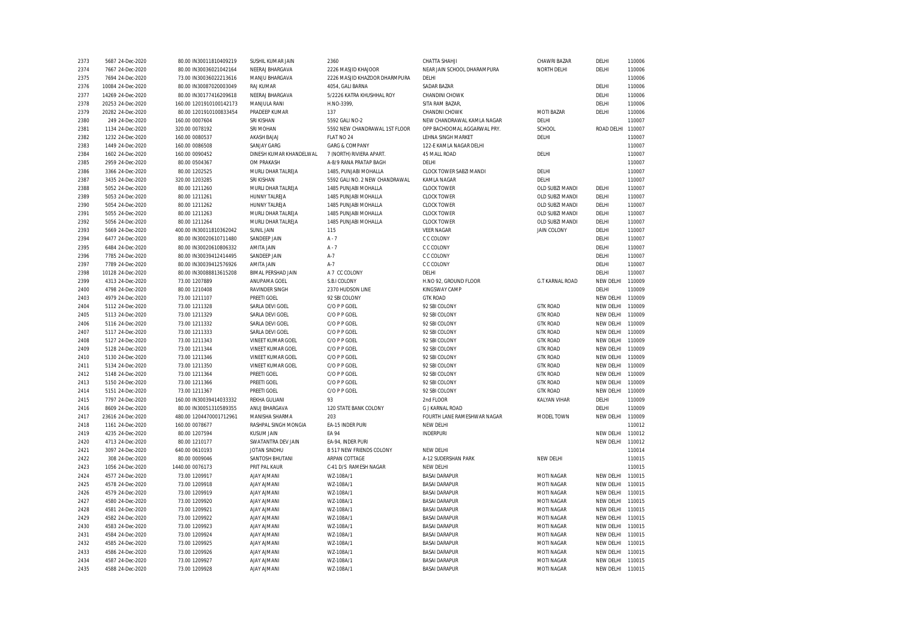| | | | | | | | | | | |
|---|---|---|---|---|---|---|---|---|---|---|
| 2373 | 5687 | 24-Dec-2020 | 80.00 | IN30011810409219 | SUSHIL KUMAR JAIN | 2360 | CHATTA SHAHJI | CHAWRI BAZAR | DELHI | 110006 |
| 2374 | 7667 | 24-Dec-2020 | 80.00 | IN30036021042164 | NEERAJ BHARGAVA | 2226 MASJID KHAJOOR | NEAR JAIN SCHOOL DHARAMPURA | NORTH DELHI | DELHI | 110006 |
| 2375 | 7694 | 24-Dec-2020 | 73.00 | IN30036022213616 | MANJU BHARGAVA | 2226 MASJID KHAZOOR DHARMPURA | DELHI | | | 110006 |
| 2376 | 10084 | 24-Dec-2020 | 80.00 | IN30087020003049 | RAJ KUMAR | 4054, GALI BARNA | SADAR BAZAR | | DELHI | 110006 |
| 2377 | 14269 | 24-Dec-2020 | 80.00 | IN30177416209618 | NEERAJ BHARGAVA | 5/2226 KATRA KHUSHHAL ROY | CHANDINI CHOWK | | DELHI | 110006 |
| 2378 | 20253 | 24-Dec-2020 | 160.00 | 1201910100142173 | MANJULA RANI | H.NO-3399, | SITA RAM BAZAR, | | DELHI | 110006 |
| 2379 | 20282 | 24-Dec-2020 | 80.00 | 1201910100833454 | PRADEEP KUMAR | 137 | CHANDNI CHOWK | MOTI BAZAR | DELHI | 110006 |
| 2380 | 249 | 24-Dec-2020 | 160.00 | 0007604 | SRI KISHAN | 5592 GALI NO-2 | NEW CHANDRAWAL KAMLA NAGAR | DELHI | | 110007 |
| 2381 | 1134 | 24-Dec-2020 | 320.00 | 0078192 | SRI MOHAN | 5592 NEW CHANDRAWAL 1ST FLOOR | OPP BACHOOMAL AGGARWAL PRY. | SCHOOL | ROAD DELHI | 110007 |
| 2382 | 1232 | 24-Dec-2020 | 160.00 | 0080537 | AKASH BAJAJ | FLAT NO 24 | LEHNA SINGH MARKET | DELHI | | 110007 |
| 2383 | 1449 | 24-Dec-2020 | 160.00 | 0086508 | SANJAY GARG | GARG & COMPANY | 122-E KAMLA NAGAR DELHI | | | 110007 |
| 2384 | 1602 | 24-Dec-2020 | 160.00 | 0090452 | DINESH KUMAR KHANDELWAL | 7 (NORTH) RIVIERA APART. | 45 MALL ROAD | DELHI | | 110007 |
| 2385 | 2959 | 24-Dec-2020 | 80.00 | 0504367 | OM PRAKASH | A-8/9 RANA PRATAP BAGH | DELHI | | | 110007 |
| 2386 | 3366 | 24-Dec-2020 | 80.00 | 1202525 | MURLI DHAR TALREJA | 1485, PUNJABI MOHALLA | CLOCK TOWER SABZI MANDI | DELHI | | 110007 |
| 2387 | 3435 | 24-Dec-2020 | 320.00 | 1203285 | SRI KISHAN | 5592 GALI NO. 2 NEW CHANDRAWAL | KAMLA NAGAR | DELHI | | 110007 |
| 2388 | 5052 | 24-Dec-2020 | 80.00 | 1211260 | MURLI DHAR TALREJA | 1485 PUNJABI MOHALLA | CLOCK TOWER | OLD SUBZI MANDI | DELHI | 110007 |
| 2389 | 5053 | 24-Dec-2020 | 80.00 | 1211261 | HUNNY TALREJA | 1485 PUNJABI MOHALLA | CLOCK TOWER | OLD SUBZI MANDI | DELHI | 110007 |
| 2390 | 5054 | 24-Dec-2020 | 80.00 | 1211262 | HUNNY TALREJA | 1485 PUNJABI MOHALLA | CLOCK TOWER | OLD SUBZI MANDI | DELHI | 110007 |
| 2391 | 5055 | 24-Dec-2020 | 80.00 | 1211263 | MURLI DHAR TALREJA | 1485 PUNJABI MOHALLA | CLOCK TOWER | OLD SUBZI MANDI | DELHI | 110007 |
| 2392 | 5056 | 24-Dec-2020 | 80.00 | 1211264 | MURLI DHAR TALREJA | 1485 PUNJABI MOHALLA | CLOCK TOWER | OLD SUBZI MANDI | DELHI | 110007 |
| 2393 | 5669 | 24-Dec-2020 | 400.00 | IN30011810362042 | SUNIL JAIN | 115 | VEER NAGAR | JAIN COLONY | DELHI | 110007 |
| 2394 | 6477 | 24-Dec-2020 | 80.00 | IN30020610711480 | SANDEEP JAIN | A - 7 | C C COLONY | | DELHI | 110007 |
| 2395 | 6484 | 24-Dec-2020 | 80.00 | IN30020610806332 | AMITA JAIN | A - 7 | C C COLONY | | DELHI | 110007 |
| 2396 | 7785 | 24-Dec-2020 | 80.00 | IN30039412414495 | SANDEEP JAIN | A-7 | C C COLONY | | DELHI | 110007 |
| 2397 | 7789 | 24-Dec-2020 | 80.00 | IN30039412576926 | AMITA JAIN | A-7 | C C COLONY | | DELHI | 110007 |
| 2398 | 10128 | 24-Dec-2020 | 80.00 | IN30088813615208 | BIMAL PERSHAD JAIN | A 7 CC COLONY | DELHI | | DELHI | 110007 |
| 2399 | 4313 | 24-Dec-2020 | 73.00 | 1207889 | ANUPAMA GOEL | S.B.I COLONY | H.NO 92, GROUND FLOOR | G.T KARNAL ROAD | NEW DELHI | 110009 |
| 2400 | 4798 | 24-Dec-2020 | 80.00 | 1210408 | RAVINDER SINGH | 2370 HUDSON LINE | KINGSWAY CAMP | | DELHI | 110009 |
| 2403 | 4979 | 24-Dec-2020 | 73.00 | 1211107 | PREETI GOEL | 92 SBI COLONY | GTK ROAD | | NEW DELHI | 110009 |
| 2404 | 5112 | 24-Dec-2020 | 73.00 | 1211328 | SARLA DEVI GOEL | C/O P P GOEL | 92 SBI COLONY | GTK ROAD | NEW DELHI | 110009 |
| 2405 | 5113 | 24-Dec-2020 | 73.00 | 1211329 | SARLA DEVI GOEL | C/O P P GOEL | 92 SBI COLONY | GTK ROAD | NEW DELHI | 110009 |
| 2406 | 5116 | 24-Dec-2020 | 73.00 | 1211332 | SARLA DEVI GOEL | C/O P P GOEL | 92 SBI COLONY | GTK ROAD | NEW DELHI | 110009 |
| 2407 | 5117 | 24-Dec-2020 | 73.00 | 1211333 | SARLA DEVI GOEL | C/O P P GOEL | 92 SBI COLONY | GTK ROAD | NEW DELHI | 110009 |
| 2408 | 5127 | 24-Dec-2020 | 73.00 | 1211343 | VINEET KUMAR GOEL | C/O P P GOEL | 92 SBI COLONY | GTK ROAD | NEW DELHI | 110009 |
| 2409 | 5128 | 24-Dec-2020 | 73.00 | 1211344 | VINEET KUMAR GOEL | C/O P P GOEL | 92 SBI COLONY | GTK ROAD | NEW DELHI | 110009 |
| 2410 | 5130 | 24-Dec-2020 | 73.00 | 1211346 | VINEET KUMAR GOEL | C/O P P GOEL | 92 SBI COLONY | GTK ROAD | NEW DELHI | 110009 |
| 2411 | 5134 | 24-Dec-2020 | 73.00 | 1211350 | VINEET KUMAR GOEL | C/O P P GOEL | 92 SBI COLONY | GTK ROAD | NEW DELHI | 110009 |
| 2412 | 5148 | 24-Dec-2020 | 73.00 | 1211364 | PREETI GOEL | C/O P P GOEL | 92 SBI COLONY | GTK ROAD | NEW DELHI | 110009 |
| 2413 | 5150 | 24-Dec-2020 | 73.00 | 1211366 | PREETI GOEL | C/O P P GOEL | 92 SBI COLONY | GTK ROAD | NEW DELHI | 110009 |
| 2414 | 5151 | 24-Dec-2020 | 73.00 | 1211367 | PREETI GOEL | C/O P P GOEL | 92 SBI COLONY | GTK ROAD | NEW DELHI | 110009 |
| 2415 | 7797 | 24-Dec-2020 | 160.00 | IN30039414033332 | REKHA GULIANI | 93 | 2nd FLOOR | KALYAN VIHAR | DELHI | 110009 |
| 2416 | 8609 | 24-Dec-2020 | 80.00 | IN30051310589355 | ANUJ BHARGAVA | 120 STATE BANK COLONY | G J KARNAL ROAD | | DELHI | 110009 |
| 2417 | 23616 | 24-Dec-2020 | 480.00 | 1204470001712961 | MANISHA SHARMA | 203 | FOURTH LANE RAMESHWAR NAGAR | MODEL TOWN | NEW DELHI | 110009 |
| 2418 | 1161 | 24-Dec-2020 | 160.00 | 0078677 | RASHPAL SINGH MONGIA | EA-15 INDER PURI | NEW DELHI | | | 110012 |
| 2419 | 4235 | 24-Dec-2020 | 80.00 | 1207594 | KUSUM JAIN | EA 94 | INDERPURI | | NEW DELHI | 110012 |
| 2420 | 4713 | 24-Dec-2020 | 80.00 | 1210177 | SWATANTRA DEV JAIN | EA-94, INDER PURI | | | NEW DELHI | 110012 |
| 2421 | 3097 | 24-Dec-2020 | 640.00 | 0610193 | JOTAN SINDHU | B 517 NEW FRIENDS COLONY | NEW DELHI | | | 110014 |
| 2422 | 308 | 24-Dec-2020 | 80.00 | 0009046 | SANTOSH BHUTANI | ARPAN COTTAGE | A-12 SUDERSHAN PARK | NEW DELHI | | 110015 |
| 2423 | 1056 | 24-Dec-2020 | 1440.00 | 0076173 | PRIT PAL KAUR | C-41 D/S RAMESH NAGAR | NEW DELHI | | | 110015 |
| 2424 | 4577 | 24-Dec-2020 | 73.00 | 1209917 | AJAY AJMANI | WZ-108A/1 | BASAI DARAPUR | MOTI NAGAR | NEW DELHI | 110015 |
| 2425 | 4578 | 24-Dec-2020 | 73.00 | 1209918 | AJAY AJMANI | WZ-108A/1 | BASAI DARAPUR | MOTI NAGAR | NEW DELHI | 110015 |
| 2426 | 4579 | 24-Dec-2020 | 73.00 | 1209919 | AJAY AJMANI | WZ-108A/1 | BASAI DARAPUR | MOTI NAGAR | NEW DELHI | 110015 |
| 2427 | 4580 | 24-Dec-2020 | 73.00 | 1209920 | AJAY AJMANI | WZ-108A/1 | BASAI DARAPUR | MOTI NAGAR | NEW DELHI | 110015 |
| 2428 | 4581 | 24-Dec-2020 | 73.00 | 1209921 | AJAY AJMANI | WZ-108A/1 | BASAI DARAPUR | MOTI NAGAR | NEW DELHI | 110015 |
| 2429 | 4582 | 24-Dec-2020 | 73.00 | 1209922 | AJAY AJMANI | WZ-108A/1 | BASAI DARAPUR | MOTI NAGAR | NEW DELHI | 110015 |
| 2430 | 4583 | 24-Dec-2020 | 73.00 | 1209923 | AJAY AJMANI | WZ-108A/1 | BASAI DARAPUR | MOTI NAGAR | NEW DELHI | 110015 |
| 2431 | 4584 | 24-Dec-2020 | 73.00 | 1209924 | AJAY AJMANI | WZ-108A/1 | BASAI DARAPUR | MOTI NAGAR | NEW DELHI | 110015 |
| 2432 | 4585 | 24-Dec-2020 | 73.00 | 1209925 | AJAY AJMANI | WZ-108A/1 | BASAI DARAPUR | MOTI NAGAR | NEW DELHI | 110015 |
| 2433 | 4586 | 24-Dec-2020 | 73.00 | 1209926 | AJAY AJMANI | WZ-108A/1 | BASAI DARAPUR | MOTI NAGAR | NEW DELHI | 110015 |
| 2434 | 4587 | 24-Dec-2020 | 73.00 | 1209927 | AJAY AJMANI | WZ-108A/1 | BASAI DARAPUR | MOTI NAGAR | NEW DELHI | 110015 |
| 2435 | 4588 | 24-Dec-2020 | 73.00 | 1209928 | AJAY AJMANI | WZ-108A/1 | BASAI DARAPUR | MOTI NAGAR | NEW DELHI | 110015 |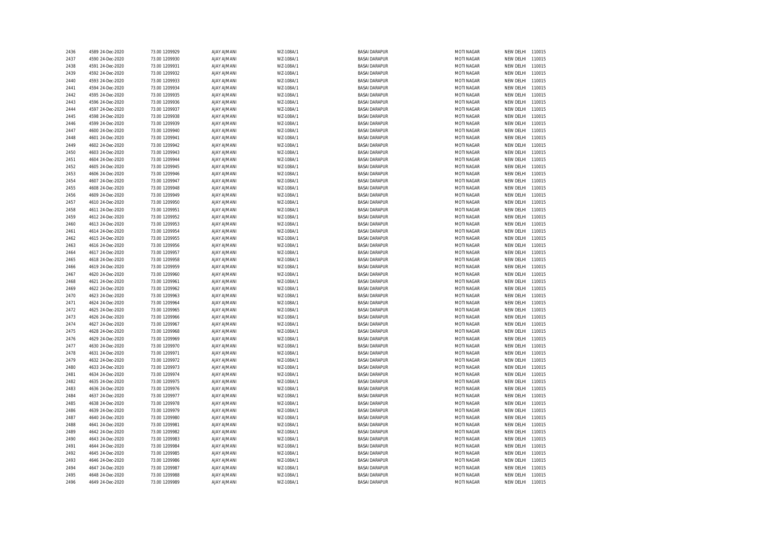| | | | | | | | | | |
|---|---|---|---|---|---|---|---|---|---|
| 2436 | 4589 | 24-Dec-2020 | 73.00 | 1209929 | AJAY AJMANI | WZ-108A/1 | BASAI DARAPUR | MOTI NAGAR | NEW DELHI 110015 |
| 2437 | 4590 | 24-Dec-2020 | 73.00 | 1209930 | AJAY AJMANI | WZ-108A/1 | BASAI DARAPUR | MOTI NAGAR | NEW DELHI 110015 |
| 2438 | 4591 | 24-Dec-2020 | 73.00 | 1209931 | AJAY AJMANI | WZ-108A/1 | BASAI DARAPUR | MOTI NAGAR | NEW DELHI 110015 |
| 2439 | 4592 | 24-Dec-2020 | 73.00 | 1209932 | AJAY AJMANI | WZ-108A/1 | BASAI DARAPUR | MOTI NAGAR | NEW DELHI 110015 |
| 2440 | 4593 | 24-Dec-2020 | 73.00 | 1209933 | AJAY AJMANI | WZ-108A/1 | BASAI DARAPUR | MOTI NAGAR | NEW DELHI 110015 |
| 2441 | 4594 | 24-Dec-2020 | 73.00 | 1209934 | AJAY AJMANI | WZ-108A/1 | BASAI DARAPUR | MOTI NAGAR | NEW DELHI 110015 |
| 2442 | 4595 | 24-Dec-2020 | 73.00 | 1209935 | AJAY AJMANI | WZ-108A/1 | BASAI DARAPUR | MOTI NAGAR | NEW DELHI 110015 |
| 2443 | 4596 | 24-Dec-2020 | 73.00 | 1209936 | AJAY AJMANI | WZ-108A/1 | BASAI DARAPUR | MOTI NAGAR | NEW DELHI 110015 |
| 2444 | 4597 | 24-Dec-2020 | 73.00 | 1209937 | AJAY AJMANI | WZ-108A/1 | BASAI DARAPUR | MOTI NAGAR | NEW DELHI 110015 |
| 2445 | 4598 | 24-Dec-2020 | 73.00 | 1209938 | AJAY AJMANI | WZ-108A/1 | BASAI DARAPUR | MOTI NAGAR | NEW DELHI 110015 |
| 2446 | 4599 | 24-Dec-2020 | 73.00 | 1209939 | AJAY AJMANI | WZ-108A/1 | BASAI DARAPUR | MOTI NAGAR | NEW DELHI 110015 |
| 2447 | 4600 | 24-Dec-2020 | 73.00 | 1209940 | AJAY AJMANI | WZ-108A/1 | BASAI DARAPUR | MOTI NAGAR | NEW DELHI 110015 |
| 2448 | 4601 | 24-Dec-2020 | 73.00 | 1209941 | AJAY AJMANI | WZ-108A/1 | BASAI DARAPUR | MOTI NAGAR | NEW DELHI 110015 |
| 2449 | 4602 | 24-Dec-2020 | 73.00 | 1209942 | AJAY AJMANI | WZ-108A/1 | BASAI DARAPUR | MOTI NAGAR | NEW DELHI 110015 |
| 2450 | 4603 | 24-Dec-2020 | 73.00 | 1209943 | AJAY AJMANI | WZ-108A/1 | BASAI DARAPUR | MOTI NAGAR | NEW DELHI 110015 |
| 2451 | 4604 | 24-Dec-2020 | 73.00 | 1209944 | AJAY AJMANI | WZ-108A/1 | BASAI DARAPUR | MOTI NAGAR | NEW DELHI 110015 |
| 2452 | 4605 | 24-Dec-2020 | 73.00 | 1209945 | AJAY AJMANI | WZ-108A/1 | BASAI DARAPUR | MOTI NAGAR | NEW DELHI 110015 |
| 2453 | 4606 | 24-Dec-2020 | 73.00 | 1209946 | AJAY AJMANI | WZ-108A/1 | BASAI DARAPUR | MOTI NAGAR | NEW DELHI 110015 |
| 2454 | 4607 | 24-Dec-2020 | 73.00 | 1209947 | AJAY AJMANI | WZ-108A/1 | BASAI DARAPUR | MOTI NAGAR | NEW DELHI 110015 |
| 2455 | 4608 | 24-Dec-2020 | 73.00 | 1209948 | AJAY AJMANI | WZ-108A/1 | BASAI DARAPUR | MOTI NAGAR | NEW DELHI 110015 |
| 2456 | 4609 | 24-Dec-2020 | 73.00 | 1209949 | AJAY AJMANI | WZ-108A/1 | BASAI DARAPUR | MOTI NAGAR | NEW DELHI 110015 |
| 2457 | 4610 | 24-Dec-2020 | 73.00 | 1209950 | AJAY AJMANI | WZ-108A/1 | BASAI DARAPUR | MOTI NAGAR | NEW DELHI 110015 |
| 2458 | 4611 | 24-Dec-2020 | 73.00 | 1209951 | AJAY AJMANI | WZ-108A/1 | BASAI DARAPUR | MOTI NAGAR | NEW DELHI 110015 |
| 2459 | 4612 | 24-Dec-2020 | 73.00 | 1209952 | AJAY AJMANI | WZ-108A/1 | BASAI DARAPUR | MOTI NAGAR | NEW DELHI 110015 |
| 2460 | 4613 | 24-Dec-2020 | 73.00 | 1209953 | AJAY AJMANI | WZ-108A/1 | BASAI DARAPUR | MOTI NAGAR | NEW DELHI 110015 |
| 2461 | 4614 | 24-Dec-2020 | 73.00 | 1209954 | AJAY AJMANI | WZ-108A/1 | BASAI DARAPUR | MOTI NAGAR | NEW DELHI 110015 |
| 2462 | 4615 | 24-Dec-2020 | 73.00 | 1209955 | AJAY AJMANI | WZ-108A/1 | BASAI DARAPUR | MOTI NAGAR | NEW DELHI 110015 |
| 2463 | 4616 | 24-Dec-2020 | 73.00 | 1209956 | AJAY AJMANI | WZ-108A/1 | BASAI DARAPUR | MOTI NAGAR | NEW DELHI 110015 |
| 2464 | 4617 | 24-Dec-2020 | 73.00 | 1209957 | AJAY AJMANI | WZ-108A/1 | BASAI DARAPUR | MOTI NAGAR | NEW DELHI 110015 |
| 2465 | 4618 | 24-Dec-2020 | 73.00 | 1209958 | AJAY AJMANI | WZ-108A/1 | BASAI DARAPUR | MOTI NAGAR | NEW DELHI 110015 |
| 2466 | 4619 | 24-Dec-2020 | 73.00 | 1209959 | AJAY AJMANI | WZ-108A/1 | BASAI DARAPUR | MOTI NAGAR | NEW DELHI 110015 |
| 2467 | 4620 | 24-Dec-2020 | 73.00 | 1209960 | AJAY AJMANI | WZ-108A/1 | BASAI DARAPUR | MOTI NAGAR | NEW DELHI 110015 |
| 2468 | 4621 | 24-Dec-2020 | 73.00 | 1209961 | AJAY AJMANI | WZ-108A/1 | BASAI DARAPUR | MOTI NAGAR | NEW DELHI 110015 |
| 2469 | 4622 | 24-Dec-2020 | 73.00 | 1209962 | AJAY AJMANI | WZ-108A/1 | BASAI DARAPUR | MOTI NAGAR | NEW DELHI 110015 |
| 2470 | 4623 | 24-Dec-2020 | 73.00 | 1209963 | AJAY AJMANI | WZ-108A/1 | BASAI DARAPUR | MOTI NAGAR | NEW DELHI 110015 |
| 2471 | 4624 | 24-Dec-2020 | 73.00 | 1209964 | AJAY AJMANI | WZ-108A/1 | BASAI DARAPUR | MOTI NAGAR | NEW DELHI 110015 |
| 2472 | 4625 | 24-Dec-2020 | 73.00 | 1209965 | AJAY AJMANI | WZ-108A/1 | BASAI DARAPUR | MOTI NAGAR | NEW DELHI 110015 |
| 2473 | 4626 | 24-Dec-2020 | 73.00 | 1209966 | AJAY AJMANI | WZ-108A/1 | BASAI DARAPUR | MOTI NAGAR | NEW DELHI 110015 |
| 2474 | 4627 | 24-Dec-2020 | 73.00 | 1209967 | AJAY AJMANI | WZ-108A/1 | BASAI DARAPUR | MOTI NAGAR | NEW DELHI 110015 |
| 2475 | 4628 | 24-Dec-2020 | 73.00 | 1209968 | AJAY AJMANI | WZ-108A/1 | BASAI DARAPUR | MOTI NAGAR | NEW DELHI 110015 |
| 2476 | 4629 | 24-Dec-2020 | 73.00 | 1209969 | AJAY AJMANI | WZ-108A/1 | BASAI DARAPUR | MOTI NAGAR | NEW DELHI 110015 |
| 2477 | 4630 | 24-Dec-2020 | 73.00 | 1209970 | AJAY AJMANI | WZ-108A/1 | BASAI DARAPUR | MOTI NAGAR | NEW DELHI 110015 |
| 2478 | 4631 | 24-Dec-2020 | 73.00 | 1209971 | AJAY AJMANI | WZ-108A/1 | BASAI DARAPUR | MOTI NAGAR | NEW DELHI 110015 |
| 2479 | 4632 | 24-Dec-2020 | 73.00 | 1209972 | AJAY AJMANI | WZ-108A/1 | BASAI DARAPUR | MOTI NAGAR | NEW DELHI 110015 |
| 2480 | 4633 | 24-Dec-2020 | 73.00 | 1209973 | AJAY AJMANI | WZ-108A/1 | BASAI DARAPUR | MOTI NAGAR | NEW DELHI 110015 |
| 2481 | 4634 | 24-Dec-2020 | 73.00 | 1209974 | AJAY AJMANI | WZ-108A/1 | BASAI DARAPUR | MOTI NAGAR | NEW DELHI 110015 |
| 2482 | 4635 | 24-Dec-2020 | 73.00 | 1209975 | AJAY AJMANI | WZ-108A/1 | BASAI DARAPUR | MOTI NAGAR | NEW DELHI 110015 |
| 2483 | 4636 | 24-Dec-2020 | 73.00 | 1209976 | AJAY AJMANI | WZ-108A/1 | BASAI DARAPUR | MOTI NAGAR | NEW DELHI 110015 |
| 2484 | 4637 | 24-Dec-2020 | 73.00 | 1209977 | AJAY AJMANI | WZ-108A/1 | BASAI DARAPUR | MOTI NAGAR | NEW DELHI 110015 |
| 2485 | 4638 | 24-Dec-2020 | 73.00 | 1209978 | AJAY AJMANI | WZ-108A/1 | BASAI DARAPUR | MOTI NAGAR | NEW DELHI 110015 |
| 2486 | 4639 | 24-Dec-2020 | 73.00 | 1209979 | AJAY AJMANI | WZ-108A/1 | BASAI DARAPUR | MOTI NAGAR | NEW DELHI 110015 |
| 2487 | 4640 | 24-Dec-2020 | 73.00 | 1209980 | AJAY AJMANI | WZ-108A/1 | BASAI DARAPUR | MOTI NAGAR | NEW DELHI 110015 |
| 2488 | 4641 | 24-Dec-2020 | 73.00 | 1209981 | AJAY AJMANI | WZ-108A/1 | BASAI DARAPUR | MOTI NAGAR | NEW DELHI 110015 |
| 2489 | 4642 | 24-Dec-2020 | 73.00 | 1209982 | AJAY AJMANI | WZ-108A/1 | BASAI DARAPUR | MOTI NAGAR | NEW DELHI 110015 |
| 2490 | 4643 | 24-Dec-2020 | 73.00 | 1209983 | AJAY AJMANI | WZ-108A/1 | BASAI DARAPUR | MOTI NAGAR | NEW DELHI 110015 |
| 2491 | 4644 | 24-Dec-2020 | 73.00 | 1209984 | AJAY AJMANI | WZ-108A/1 | BASAI DARAPUR | MOTI NAGAR | NEW DELHI 110015 |
| 2492 | 4645 | 24-Dec-2020 | 73.00 | 1209985 | AJAY AJMANI | WZ-108A/1 | BASAI DARAPUR | MOTI NAGAR | NEW DELHI 110015 |
| 2493 | 4646 | 24-Dec-2020 | 73.00 | 1209986 | AJAY AJMANI | WZ-108A/1 | BASAI DARAPUR | MOTI NAGAR | NEW DELHI 110015 |
| 2494 | 4647 | 24-Dec-2020 | 73.00 | 1209987 | AJAY AJMANI | WZ-108A/1 | BASAI DARAPUR | MOTI NAGAR | NEW DELHI 110015 |
| 2495 | 4648 | 24-Dec-2020 | 73.00 | 1209988 | AJAY AJMANI | WZ-108A/1 | BASAI DARAPUR | MOTI NAGAR | NEW DELHI 110015 |
| 2496 | 4649 | 24-Dec-2020 | 73.00 | 1209989 | AJAY AJMANI | WZ-108A/1 | BASAI DARAPUR | MOTI NAGAR | NEW DELHI 110015 |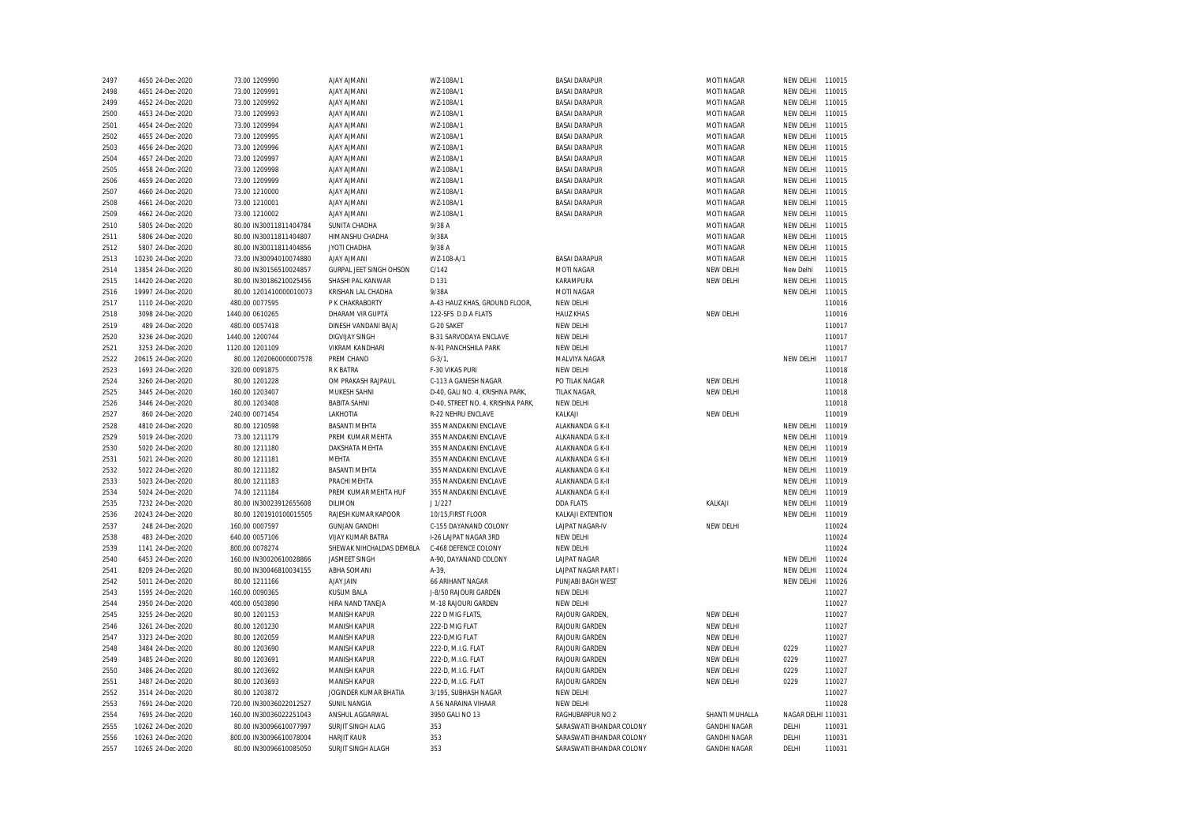| | | | | | | | | | | |
|---|---|---|---|---|---|---|---|---|---|---|
| 2497 | 4650 | 24-Dec-2020 | 73.00 | 1209990 | AJAY AJMANI | WZ-108A/1 | BASAI DARAPUR | MOTI NAGAR | NEW DELHI | 110015 |
| 2498 | 4651 | 24-Dec-2020 | 73.00 | 1209991 | AJAY AJMANI | WZ-108A/1 | BASAI DARAPUR | MOTI NAGAR | NEW DELHI | 110015 |
| 2499 | 4652 | 24-Dec-2020 | 73.00 | 1209992 | AJAY AJMANI | WZ-108A/1 | BASAI DARAPUR | MOTI NAGAR | NEW DELHI | 110015 |
| 2500 | 4653 | 24-Dec-2020 | 73.00 | 1209993 | AJAY AJMANI | WZ-108A/1 | BASAI DARAPUR | MOTI NAGAR | NEW DELHI | 110015 |
| 2501 | 4654 | 24-Dec-2020 | 73.00 | 1209994 | AJAY AJMANI | WZ-108A/1 | BASAI DARAPUR | MOTI NAGAR | NEW DELHI | 110015 |
| 2502 | 4655 | 24-Dec-2020 | 73.00 | 1209995 | AJAY AJMANI | WZ-108A/1 | BASAI DARAPUR | MOTI NAGAR | NEW DELHI | 110015 |
| 2503 | 4656 | 24-Dec-2020 | 73.00 | 1209996 | AJAY AJMANI | WZ-108A/1 | BASAI DARAPUR | MOTI NAGAR | NEW DELHI | 110015 |
| 2504 | 4657 | 24-Dec-2020 | 73.00 | 1209997 | AJAY AJMANI | WZ-108A/1 | BASAI DARAPUR | MOTI NAGAR | NEW DELHI | 110015 |
| 2505 | 4658 | 24-Dec-2020 | 73.00 | 1209998 | AJAY AJMANI | WZ-108A/1 | BASAI DARAPUR | MOTI NAGAR | NEW DELHI | 110015 |
| 2506 | 4659 | 24-Dec-2020 | 73.00 | 1209999 | AJAY AJMANI | WZ-108A/1 | BASAI DARAPUR | MOTI NAGAR | NEW DELHI | 110015 |
| 2507 | 4660 | 24-Dec-2020 | 73.00 | 1210000 | AJAY AJMANI | WZ-108A/1 | BASAI DARAPUR | MOTI NAGAR | NEW DELHI | 110015 |
| 2508 | 4661 | 24-Dec-2020 | 73.00 | 1210001 | AJAY AJMANI | WZ-108A/1 | BASAI DARAPUR | MOTI NAGAR | NEW DELHI | 110015 |
| 2509 | 4662 | 24-Dec-2020 | 73.00 | 1210002 | AJAY AJMANI | WZ-108A/1 | BASAI DARAPUR | MOTI NAGAR | NEW DELHI | 110015 |
| 2510 | 5805 | 24-Dec-2020 | 80.00 | IN30011811404784 | SUNITA CHADHA | 9/38 A | | MOTI NAGAR | NEW DELHI | 110015 |
| 2511 | 5806 | 24-Dec-2020 | 80.00 | IN30011811404807 | HIMANSHU CHADHA | 9/38A | | MOTI NAGAR | NEW DELHI | 110015 |
| 2512 | 5807 | 24-Dec-2020 | 80.00 | IN30011811404856 | JYOTI CHADHA | 9/38 A | | MOTI NAGAR | NEW DELHI | 110015 |
| 2513 | 10230 | 24-Dec-2020 | 73.00 | IN30094010074880 | AJAY AJMANI | WZ-108-A/1 | BASAI DARAPUR | MOTI NAGAR | NEW DELHI | 110015 |
| 2514 | 13854 | 24-Dec-2020 | 80.00 | IN30156510024857 | GURPAL JEET SINGH OHSON | C/142 | MOTI NAGAR | NEW DELHI | New Delhi | 110015 |
| 2515 | 14420 | 24-Dec-2020 | 80.00 | IN30186210025456 | SHASHI PAL KANWAR | D 131 | KARAMPURA | NEW DELHI | NEW DELHI | 110015 |
| 2516 | 19997 | 24-Dec-2020 | 80.00 | 1201410000010073 | KRISHAN LAL CHADHA | 9/38A | MOTI NAGAR | | NEW DELHI | 110015 |
| 2517 | 1110 | 24-Dec-2020 | 480.00 | 0077595 | P K CHAKRABORTY | A-43 HAUZ KHAS, GROUND FLOOR, | NEW DELHI | | | 110016 |
| 2518 | 3098 | 24-Dec-2020 | 1440.00 | 0610265 | DHARAM VIR GUPTA | 122-SFS D.D.A FLATS | HAUZ KHAS | NEW DELHI | | 110016 |
| 2519 | 489 | 24-Dec-2020 | 480.00 | 0057418 | DINESH VANDANI BAJAJ | G-20 SAKET | NEW DELHI | | | 110017 |
| 2520 | 3236 | 24-Dec-2020 | 1440.00 | 1200744 | DIGVIJAY SINGH | B-31 SARVODAYA ENCLAVE | NEW DELHI | | | 110017 |
| 2521 | 3253 | 24-Dec-2020 | 1120.00 | 1201109 | VIKRAM KANDHARI | N-91 PANCHSHILA PARK | NEW DELHI | | | 110017 |
| 2522 | 20615 | 24-Dec-2020 | 80.00 | 1202060000007578 | PREM CHAND | G-3/1, | MALVIYA NAGAR | | NEW DELHI | 110017 |
| 2523 | 1693 | 24-Dec-2020 | 320.00 | 0091875 | R K BATRA | F-30 VIKAS PURI | NEW DELHI | | | 110018 |
| 2524 | 3260 | 24-Dec-2020 | 80.00 | 1201228 | OM PRAKASH RAJPAUL | C-113 A GANESH NAGAR | PO TILAK NAGAR | NEW DELHI | | 110018 |
| 2525 | 3445 | 24-Dec-2020 | 160.00 | 1203407 | MUKESH SAHNI | D-40, GALI NO. 4, KRISHNA PARK, | TILAK NAGAR, | NEW DELHI | | 110018 |
| 2526 | 3446 | 24-Dec-2020 | 80.00 | 1203408 | BABITA SAHNI | D-40, STREET NO. 4, KRISHNA PARK, | NEW DELHI | | | 110018 |
| 2527 | 860 | 24-Dec-2020 | 240.00 | 0071454 | LAKHOTIA | R-22 NEHRU ENCLAVE | KALKAJI | NEW DELHI | | 110019 |
| 2528 | 4810 | 24-Dec-2020 | 80.00 | 1210598 | BASANTI MEHTA | 355 MANDAKINI ENCLAVE | ALAKNANDA G K-II | | NEW DELHI | 110019 |
| 2529 | 5019 | 24-Dec-2020 | 73.00 | 1211179 | PREM KUMAR MEHTA | 355 MANDAKINI ENCLAVE | ALKANANDA G K-II | | NEW DELHI | 110019 |
| 2530 | 5020 | 24-Dec-2020 | 80.00 | 1211180 | DAKSHATA MEHTA | 355 MANDAKINI ENCLAVE | ALKANANDA G K-II | | NEW DELHI | 110019 |
| 2531 | 5021 | 24-Dec-2020 | 80.00 | 1211181 | MEHTA | 355 MANDAKINI ENCLAVE | ALKANANDA G K-II | | NEW DELHI | 110019 |
| 2532 | 5022 | 24-Dec-2020 | 80.00 | 1211182 | BASANTI MEHTA | 355 MANDAKINI ENCLAVE | ALKANANDA G K-II | | NEW DELHI | 110019 |
| 2533 | 5023 | 24-Dec-2020 | 80.00 | 1211183 | PRACHI MEHTA | 355 MANDAKINI ENCLAVE | ALKANANDA G K-II | | NEW DELHI | 110019 |
| 2534 | 5024 | 24-Dec-2020 | 74.00 | 1211184 | PREM KUMAR MEHTA HUF | 355 MANDAKINI ENCLAVE | ALKANANDA G K-II | | NEW DELHI | 110019 |
| 2535 | 7232 | 24-Dec-2020 | 80.00 | IN30023912655608 | DILIMON | J 1/227 | DDA FLATS | KALKAJI | NEW DELHI | 110019 |
| 2536 | 20243 | 24-Dec-2020 | 80.00 | 1201910100015505 | RAJESH KUMAR KAPOOR | 10/15,FIRST FLOOR | KALKAJI EXTENTION | | NEW DELHI | 110019 |
| 2537 | 248 | 24-Dec-2020 | 160.00 | 0007597 | GUNJAN GANDHI | C-155 DAYANAND COLONY | LAJPAT NAGAR-IV | NEW DELHI | | 110024 |
| 2538 | 483 | 24-Dec-2020 | 640.00 | 0057106 | VIJAY KUMAR BATRA | I-26 LAJPAT NAGAR 3RD | NEW DELHI | | | 110024 |
| 2539 | 1141 | 24-Dec-2020 | 800.00 | 0078274 | SHEWAK NIHCHALDAS DEMBLA | C-468 DEFENCE COLONY | NEW DELHI | | | 110024 |
| 2540 | 6453 | 24-Dec-2020 | 160.00 | IN30020610028866 | JASMEET SINGH | A-90, DAYANAND COLONY | LAJPAT NAGAR | | NEW DELHI | 110024 |
| 2541 | 8209 | 24-Dec-2020 | 80.00 | IN30046810034155 | ABHA SOMANI | A-39, | LAJPAT NAGAR PART I | | NEW DELHI | 110024 |
| 2542 | 5011 | 24-Dec-2020 | 80.00 | 1211166 | AJAY JAIN | 66 ARIHANT NAGAR | PUNJABI BAGH WEST | | NEW DELHI | 110026 |
| 2543 | 1595 | 24-Dec-2020 | 160.00 | 0090365 | KUSUM BALA | J-8/50 RAJOURI GARDEN | NEW DELHI | | | 110027 |
| 2544 | 2950 | 24-Dec-2020 | 400.00 | 0503890 | HIRA NAND TANEJA | M-18 RAJOURI GARDEN | NEW DELHI | | | 110027 |
| 2545 | 3255 | 24-Dec-2020 | 80.00 | 1201153 | MANISH KAPUR | 222 D MIG FLATS, | RAJOURI GARDEN, | NEW DELHI | | 110027 |
| 2546 | 3261 | 24-Dec-2020 | 80.00 | 1201230 | MANISH KAPUR | 222-D MIG FLAT | RAJOURI GARDEN | NEW DELHI | | 110027 |
| 2547 | 3323 | 24-Dec-2020 | 80.00 | 1202059 | MANISH KAPUR | 222-D,MIG FLAT | RAJOURI GARDEN | NEW DELHI | | 110027 |
| 2548 | 3484 | 24-Dec-2020 | 80.00 | 1203690 | MANISH KAPUR | 222-D, M.I.G. FLAT | RAJOURI GARDEN | NEW DELHI | 0229 | 110027 |
| 2549 | 3485 | 24-Dec-2020 | 80.00 | 1203691 | MANISH KAPUR | 222-D, M.I.G. FLAT | RAJOURI GARDEN | NEW DELHI | 0229 | 110027 |
| 2550 | 3486 | 24-Dec-2020 | 80.00 | 1203692 | MANISH KAPUR | 222-D, M.I.G. FLAT | RAJOURI GARDEN | NEW DELHI | 0229 | 110027 |
| 2551 | 3487 | 24-Dec-2020 | 80.00 | 1203693 | MANISH KAPUR | 222-D, M.I.G. FLAT | RAJOURI GARDEN | NEW DELHI | 0229 | 110027 |
| 2552 | 3514 | 24-Dec-2020 | 80.00 | 1203872 | JOGINDER KUMAR BHATIA | 3/195, SUBHASH NAGAR | NEW DELHI | | | 110027 |
| 2553 | 7691 | 24-Dec-2020 | 720.00 | IN30036022012527 | SUNIL NANGIA | A 56 NARAINA VIHAAR | NEW DELHI | | | 110028 |
| 2554 | 7695 | 24-Dec-2020 | 160.00 | IN30036022251043 | ANSHUL AGGARWAL | 3950 GALI NO 13 | RAGHUBARPUR NO 2 | SHANTI MUHALLA | NAGAR DELHI | 110031 |
| 2555 | 10262 | 24-Dec-2020 | 80.00 | IN30096610077997 | SURJIT SINGH ALAG | 353 | SARASWATI BHANDAR COLONY | GANDHI NAGAR | DELHI | 110031 |
| 2556 | 10263 | 24-Dec-2020 | 800.00 | IN30096610078004 | HARJIT KAUR | 353 | SARASWATI BHANDAR COLONY | GANDHI NAGAR | DELHI | 110031 |
| 2557 | 10265 | 24-Dec-2020 | 80.00 | IN30096610085050 | SURJIT SINGH ALAGH | 353 | SARASWATI BHANDAR COLONY | GANDHI NAGAR | DELHI | 110031 |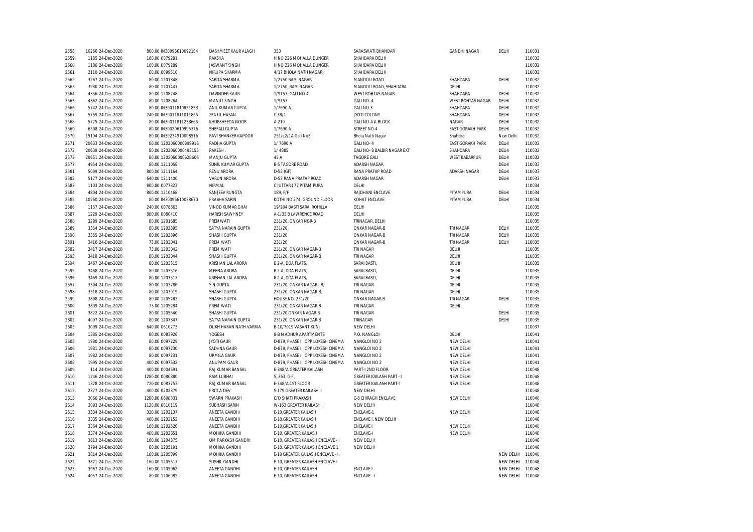| | | | | | | | | |
|---|---|---|---|---|---|---|---|---|
| 2558 | 10266 24-Dec-2020 | 800.00 IN30096610092184 | DASHMEET KAUR ALAGH | 353 | SARASWATI BHANDAR | GANDHI NAGAR | DELHI | 110031 |
| 2559 | 1185 24-Dec-2020 | 160.00 0079281 | RAKSHA | H NO 226 MOHALLA DUNGER | SHAHDARA DELHI | | | 110032 |
| 2560 | 1186 24-Dec-2020 | 160.00 0079289 | JASWANT SINGH | H NO 226 MOHALLA DUNGER | SHAHDARA DELHI | | | 110032 |
| 2561 | 2110 24-Dec-2020 | 80.00 0099516 | NIRUPA SHARMA | 4/17 BHOLA NATH NAGAR | SHAHDARA DELHI | | | 110032 |
| 2562 | 3267 24-Dec-2020 | 80.00 1201348 | SARITA SHARMA | 1/2750 RAM NAGAR | MANDOLI ROAD | SHAHDARA | DELHI | 110032 |
| 2563 | 3280 24-Dec-2020 | 80.00 1201441 | SARITA SHARMA | 1/2750, RAM NAGAR | MANDOLI ROAD, SHAHDARA | DELHI | | 110032 |
| 2564 | 4356 24-Dec-2020 | 80.00 1208248 | DAVINDER KAUR | 1/9157, GALI NO-4 | WEST ROHTAS NAGAR | SHAHDARA | DELHI | 110032 |
| 2565 | 4362 24-Dec-2020 | 80.00 1208264 | MANJIT SINGH | 1/9157 | GALI NO. 4 | WEST ROHTAS NAGAR | DELHI | 110032 |
| 2566 | 5742 24-Dec-2020 | 80.00 IN30011810851853 | ANIL KUMAR GUPTA | 1/7690 A | GALI NO 3 | SHAHDARA | DELHI | 110032 |
| 2567 | 5759 24-Dec-2020 | 240.00 IN30011811011855 | ZEA UL HASAN | C 38/1 | JYOTI COLONY | SHAHDARA | DELHI | 110032 |
| 2568 | 5775 24-Dec-2020 | 80.00 IN30011811238665 | KHURSHEEDA NOOR | A-219 | GALI NO-4 A-BLOCK | NAGAR | DELHI | 110032 |
| 2569 | 6508 24-Dec-2020 | 80.00 IN30020610995376 | SHEFALI GUPTA | 1/7690 A | STREET NO-4 | EAST GORAKH PARK | DELHI | 110032 |
| 2570 | 15104 24-Dec-2020 | 80.00 IN30234910008516 | RAVI SHANKER KAPOOR | 251/c2/1A Gali No5 | Bhola Nath Nagar | Shahdra | New Delhi | 110032 |
| 2571 | 20633 24-Dec-2020 | 80.00 1202060000399916 | RADHA GUPTA | 1/ 7690 A | GALI NO- 4 | EAST GORAKH PARK | DELHI | 110032 |
| 2572 | 20639 24-Dec-2020 | 80.00 1202060000493155 | RAKESH . | 1/ 4885 | GALI NO- 8 BALBIR NAGAR EXT | SHAHDARA | DELHI | 110032 |
| 2573 | 20651 24-Dec-2020 | 80.00 1202060000628606 | MANJU GUPTA | 45 A | TAGORE GALI | WEST BABARPUR | DELHI | 110032 |
| 2577 | 4954 24-Dec-2020 | 80.00 1211058 | SUNIL KUMAR GUPTA | B-5 TAGORE ROAD | ADARSH NAGAR | | DELHI | 110033 |
| 2581 | 5009 24-Dec-2020 | 800.00 1211164 | RENU ARORA | D-53 (GF) | RANA PRATAP ROAD | ADARSH NAGAR | DELHI | 110033 |
| 2582 | 5177 24-Dec-2020 | 640.00 1211400 | VARUN ARORA | D-53 RANA PRATAP ROAD | ADARSH NAGAR | | DELHI | 110033 |
| 2583 | 1103 24-Dec-2020 | 800.00 0077323 | NIRMAL | C (UTTARI) 77 PITAM PURA | DELHI | | | 110034 |
| 2584 | 4804 24-Dec-2020 | 800.00 1210468 | SANJEEV RUNGTA | 189, F/F | RAJDHANI ENCLAVE | PITAMPURA | DELHI | 110034 |
| 2585 | 10260 24-Dec-2020 | 80.00 IN30096610038670 | PRABHA SARIN | KOTHI NO 274, GROUND FLOOR | KOHAT ENCLAVE | PITAMPURA | DELHI | 110034 |
| 2586 | 1157 24-Dec-2020 | 240.00 0078663 | VINOD KUMAR GHAI | 19/204 BASTI SARAI ROHILLA | DELHI | | | 110035 |
| 2587 | 1229 24-Dec-2020 | 800.00 0080410 | HARISH SAWHNEY | A-1/33 B LAWRENCE ROAD | DELHI | | | 110035 |
| 2588 | 3299 24-Dec-2020 | 80.00 1201685 | PREMWATI | 231/20, ONKAR NGR-B | TRINAGAR, DELHI | | | 110035 |
| 2589 | 3354 24-Dec-2020 | 80.00 1202395 | SATYA NARAIN GUPTA | 231/20 | ONKAR NAGAR-B | TRI NAGAR | DELHI | 110035 |
| 2590 | 3355 24-Dec-2020 | 80.00 1202396 | SHASHI GUPTA | 231/20 | ONKAR NAGAR-B | TRI NAGAR | DELHI | 110035 |
| 2591 | 3416 24-Dec-2020 | 73.00 1203041 | PREM WATI | 231/20 | ONKAR NAGAR-B | TRI NAGAR | DELHI | 110035 |
| 2592 | 3417 24-Dec-2020 | 73.00 1203042 | PREM WATI | 231/20, ONKAR NAGAR-B | TRI NAGAR | DELHI | | 110035 |
| 2593 | 3418 24-Dec-2020 | 80.00 1203044 | SHASHI GUPTA | 231/20, ONKAR NAGAR-B | TRI NAGAR | DELHI | | 110035 |
| 2594 | 3467 24-Dec-2020 | 80.00 1203515 | KRISHAN LAL ARORA | B 2-A, DDA FLATS, | SARAI BASTI, | DELHI | | 110035 |
| 2595 | 3468 24-Dec-2020 | 80.00 1203516 | MEENA ARORA | B 2-A, DDA FLATS, | SARAI BASTI, | DELHI | | 110035 |
| 2596 | 3469 24-Dec-2020 | 80.00 1203517 | KRISHAN LAL ARORA | B 2-A, DDA FLATS, | SARAI BASTI, | DELHI | | 110035 |
| 2597 | 3504 24-Dec-2020 | 80.00 1203786 | S N GUPTA | 231/20, ONKAR NAGAR - B, | TRI NAGAR | DELHI | | 110035 |
| 2598 | 3518 24-Dec-2020 | 80.00 1203919 | SHASHI GUPTA | 231/20, ONKAR NAGAR-B, | TRI NAGAR | DELHI | | 110035 |
| 2599 | 3808 24-Dec-2020 | 80.00 1205283 | SHASHI GUPTA | HOUSE NO. 231/20 | ONKAR NAGAR B | TRI NAGAR | DELHI | 110035 |
| 2600 | 3809 24-Dec-2020 | 73.00 1205284 | PREM WATI | 231/20, ONKAR NAGAR-B | TRI NAGAR | DELHI | | 110035 |
| 2601 | 3822 24-Dec-2020 | 80.00 1205540 | SHASHI GUPTA | 231/20 ONKAR NAGAR-B | TRI NAGAR | | DELHI | 110035 |
| 2602 | 4097 24-Dec-2020 | 80.00 1207347 | SATYA NARAIN GUPTA | 231/20, ONKAR NAGAR-B | TRINAGAR | | DELHI | 110035 |
| 2603 | 3099 24-Dec-2020 | 640.00 0610273 | DUKH HARAN NATH VARMA | B-10/7019 VASANT KUNJ | NEW DELHI | | | 110037 |
| 2604 | 1385 24-Dec-2020 | 80.00 0083926 | YOGESH | 8-B MADHUR APARTMENTS | P.O. NANGLOI | DELHI | | 110041 |
| 2605 | 1980 24-Dec-2020 | 80.00 0097229 | JYOTI GAUR | D-879, PHASE II, OPP LOKESH CINEMA | NANGLOI NO 2 | NEW DELHI | | 110041 |
| 2606 | 1981 24-Dec-2020 | 80.00 0097230 | SADHNA GAUR | D-879, PHASE II, OPP LOKESH CINEMA | NANGLOI NO 2 | NEW DELHI | | 110041 |
| 2607 | 1982 24-Dec-2020 | 80.00 0097231 | URMILA GAUR | D-879, PHASE II, OPP LOKESH CINEMA | NANGLOI NO 2 | NEW DELHI | | 110041 |
| 2608 | 1995 24-Dec-2020 | 400.00 0097532 | ANUPAM GAUR | D-879, PHASE II, OPP LOKESH CINEMA | NANGLOI NO 2 | NEW DELHI | | 110041 |
| 2609 | 114 24-Dec-2020 | 400.00 0004591 | RAJ KUMAR BANSAL | E-348/A GREATER KAILASH | PART-I 2ND FLOOR | NEW DELHI | | 110048 |
| 2610 | 1246 24-Dec-2020 | 1280.00 0080880 | RAM LUBHAI | S, 363, G-F, | GREATER KAILASH PART - I | NEW DELHI | | 110048 |
| 2611 | 1378 24-Dec-2020 | 720.00 0083753 | RAJ KUMAR BANSAL | E-348/A,1ST FLOOR | GREATER KAILASH PART-I | NEW DELHI | | 110048 |
| 2612 | 2377 24-Dec-2020 | 400.00 0202379 | PRITI A DEV | S-179 GREATER KAILASH II | NEW DELHI | | | 110048 |
| 2613 | 3066 24-Dec-2020 | 1200.00 0608331 | SWARN PRAKASH | C/O SHATI PRAKASH | C-8 CHIRAGH ENCLAVE | NEW DELHI | | 110048 |
| 2614 | 3093 24-Dec-2020 | 1120.00 0610119 | SUBHASH SARIN | W-163 GREATER KAILASH II | NEW DELHI | | | 110048 |
| 2615 | 3334 24-Dec-2020 | 320.00 1202137 | ANEETA GANDHI | E-10,GREATER KAILASH | ENCLAVE-1 | NEW DELHI | | 110048 |
| 2616 | 3335 24-Dec-2020 | 400.00 1202152 | ANEETA GANDHI | E-10,GREATER KAILASH | ENCLAVE I, NEW DELHI | | | 110048 |
| 2617 | 3364 24-Dec-2020 | 160.00 1202520 | ANEETA GANDHI | E-10,GREATER KAILASH | ENCLAVE I | NEW DELHI | | 110048 |
| 2618 | 3374 24-Dec-2020 | 400.00 1202651 | MOHIKA GANDHI | E-10, GREATER KAILASH | ENCLAVE-I | NEW DELHI | | 110048 |
| 2619 | 3613 24-Dec-2020 | 160.00 1204375 | OM PARKASH GANDHI | E-10, GREATER KAILASH ENCLAVE - I | NEW DELHI | | | 110048 |
| 2620 | 3794 24-Dec-2020 | 80.00 1205191 | MOHIKA GANDHI | E-10, GREATER KAILASH ENCLAVE 1 | NEW DELHI | | | 110048 |
| 2621 | 3814 24-Dec-2020 | 160.00 1205399 | MOHIKA GANDHI | E-10 GREATER KAILASH ENCLAVE - I, | | | NEW DELHI | 110048 |
| 2622 | 3821 24-Dec-2020 | 160.00 1205517 | SUSHIL GANDHI | E-10, GREATER KAILASH ENCLAVE-I | | | NEW DELHI | 110048 |
| 2623 | 3967 24-Dec-2020 | 160.00 1205962 | ANEETA GANDHI | E-10, GREATER KAILASH | ENCLAVE I | | NEW DELHI | 110048 |
| 2624 | 4057 24-Dec-2020 | 80.00 1206985 | ANEETA GANDHI | E-10, GREATER KAILASH | ENCLAVE - I | | NEW DELHI | 110048 |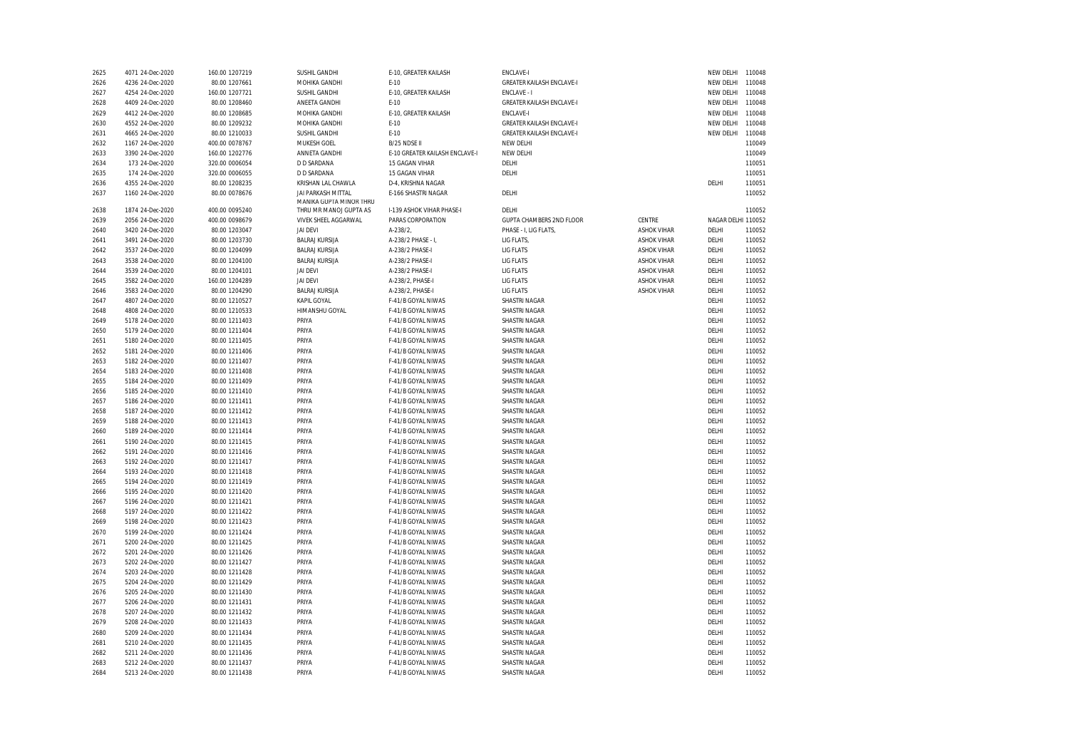| | | | | | | | | | | |
|---|---|---|---|---|---|---|---|---|---|---|
| 2625 | 4071 | 24-Dec-2020 | 160.00 | 1207219 | SUSHIL GANDHI | E-10, GREATER KAILASH | ENCLAVE-I | | NEW DELHI | 110048 |
| 2626 | 4236 | 24-Dec-2020 | 80.00 | 1207661 | MOHIKA GANDHI | E-10 | GREATER KAILASH ENCLAVE-I | | NEW DELHI | 110048 |
| 2627 | 4254 | 24-Dec-2020 | 160.00 | 1207721 | SUSHIL GANDHI | E-10, GREATER KAILASH | ENCLAVE - I | | NEW DELHI | 110048 |
| 2628 | 4409 | 24-Dec-2020 | 80.00 | 1208460 | ANEETA GANDHI | E-10 | GREATER KAILASH ENCLAVE-I | | NEW DELHI | 110048 |
| 2629 | 4412 | 24-Dec-2020 | 80.00 | 1208685 | MOHIKA GANDHI | E-10, GREATER KAILASH | ENCLAVE-I | | NEW DELHI | 110048 |
| 2630 | 4552 | 24-Dec-2020 | 80.00 | 1209232 | MOHIKA GANDHI | E-10 | GREATER KAILASH ENCLAVE-I | | NEW DELHI | 110048 |
| 2631 | 4665 | 24-Dec-2020 | 80.00 | 1210033 | SUSHIL GANDHI | E-10 | GREATER KAILASH ENCLAVE-I | | NEW DELHI | 110048 |
| 2632 | 1167 | 24-Dec-2020 | 400.00 | 0078767 | MUKESH GOEL | B/25 NDSE II | NEW DELHI | | | 110049 |
| 2633 | 3390 | 24-Dec-2020 | 160.00 | 1202776 | ANNETA GANDHI | E-10 GREATER KAILASH ENCLAVE-I | NEW DELHI | | | 110049 |
| 2634 | 173 | 24-Dec-2020 | 320.00 | 0006054 | D D SARDANA | 15 GAGAN VIHAR | DELHI | | | 110051 |
| 2635 | 174 | 24-Dec-2020 | 320.00 | 0006055 | D D SARDANA | 15 GAGAN VIHAR | DELHI | | | 110051 |
| 2636 | 4355 | 24-Dec-2020 | 80.00 | 1208235 | KRISHAN LAL CHAWLA | D-4, KRISHNA NAGAR | | | DELHI | 110051 |
| 2637 | 1160 | 24-Dec-2020 | 80.00 | 0078676 | JAI PARKASH MITTAL | E-166 SHASTRI NAGAR | DELHI | | | 110052 |
| 2638 | 1874 | 24-Dec-2020 | 400.00 | 0095240 | MANIKA GUPTA MINOR THRU THRU MR MANOJ GUPTA AS | I-139 ASHOK VIHAR PHASE-I | DELHI | | | 110052 |
| 2639 | 2056 | 24-Dec-2020 | 400.00 | 0098679 | VIVEK SHEEL AGGARWAL | PARAS CORPORATION | GUPTA CHAMBERS 2ND FLOOR | CENTRE | NAGAR DELHI | 110052 |
| 2640 | 3420 | 24-Dec-2020 | 80.00 | 1203047 | JAI DEVI | A-238/2, | PHASE - I, LIG FLATS, | ASHOK VIHAR | DELHI | 110052 |
| 2641 | 3491 | 24-Dec-2020 | 80.00 | 1203730 | BALRAJ KURSIJA | A-238/2 PHASE - I, | LIG FLATS, | ASHOK VIHAR | DELHI | 110052 |
| 2642 | 3537 | 24-Dec-2020 | 80.00 | 1204099 | BALRAJ KURSIJA | A-238/2 PHASE-I | LIG FLATS | ASHOK VIHAR | DELHI | 110052 |
| 2643 | 3538 | 24-Dec-2020 | 80.00 | 1204100 | BALRAJ KURSIJA | A-238/2 PHASE-I | LIG FLATS | ASHOK VIHAR | DELHI | 110052 |
| 2644 | 3539 | 24-Dec-2020 | 80.00 | 1204101 | JAI DEVI | A-238/2 PHASE-I | LIG FLATS | ASHOK VIHAR | DELHI | 110052 |
| 2645 | 3582 | 24-Dec-2020 | 160.00 | 1204289 | JAI DEVI | A-238/2, PHASE-I | LIG FLATS | ASHOK VIHAR | DELHI | 110052 |
| 2646 | 3583 | 24-Dec-2020 | 80.00 | 1204290 | BALRAJ KURSIJA | A-238/2, PHASE-I | LIG FLATS | ASHOK VIHAR | DELHI | 110052 |
| 2647 | 4807 | 24-Dec-2020 | 80.00 | 1210527 | KAPIL GOYAL | F-41/B GOYAL NIWAS | SHASTRI NAGAR | | DELHI | 110052 |
| 2648 | 4808 | 24-Dec-2020 | 80.00 | 1210533 | HIMANSHU GOYAL | F-41/B GOYAL NIWAS | SHASTRI NAGAR | | DELHI | 110052 |
| 2649 | 5178 | 24-Dec-2020 | 80.00 | 1211403 | PRIYA | F-41/B GOYAL NIWAS | SHASTRI NAGAR | | DELHI | 110052 |
| 2650 | 5179 | 24-Dec-2020 | 80.00 | 1211404 | PRIYA | F-41/B GOYAL NIWAS | SHASTRI NAGAR | | DELHI | 110052 |
| 2651 | 5180 | 24-Dec-2020 | 80.00 | 1211405 | PRIYA | F-41/B GOYAL NIWAS | SHASTRI NAGAR | | DELHI | 110052 |
| 2652 | 5181 | 24-Dec-2020 | 80.00 | 1211406 | PRIYA | F-41/B GOYAL NIWAS | SHASTRI NAGAR | | DELHI | 110052 |
| 2653 | 5182 | 24-Dec-2020 | 80.00 | 1211407 | PRIYA | F-41/B GOYAL NIWAS | SHASTRI NAGAR | | DELHI | 110052 |
| 2654 | 5183 | 24-Dec-2020 | 80.00 | 1211408 | PRIYA | F-41/B GOYAL NIWAS | SHASTRI NAGAR | | DELHI | 110052 |
| 2655 | 5184 | 24-Dec-2020 | 80.00 | 1211409 | PRIYA | F-41/B GOYAL NIWAS | SHASTRI NAGAR | | DELHI | 110052 |
| 2656 | 5185 | 24-Dec-2020 | 80.00 | 1211410 | PRIYA | F-41/B GOYAL NIWAS | SHASTRI NAGAR | | DELHI | 110052 |
| 2657 | 5186 | 24-Dec-2020 | 80.00 | 1211411 | PRIYA | F-41/B GOYAL NIWAS | SHASTRI NAGAR | | DELHI | 110052 |
| 2658 | 5187 | 24-Dec-2020 | 80.00 | 1211412 | PRIYA | F-41/B GOYAL NIWAS | SHASTRI NAGAR | | DELHI | 110052 |
| 2659 | 5188 | 24-Dec-2020 | 80.00 | 1211413 | PRIYA | F-41/B GOYAL NIWAS | SHASTRI NAGAR | | DELHI | 110052 |
| 2660 | 5189 | 24-Dec-2020 | 80.00 | 1211414 | PRIYA | F-41/B GOYAL NIWAS | SHASTRI NAGAR | | DELHI | 110052 |
| 2661 | 5190 | 24-Dec-2020 | 80.00 | 1211415 | PRIYA | F-41/B GOYAL NIWAS | SHASTRI NAGAR | | DELHI | 110052 |
| 2662 | 5191 | 24-Dec-2020 | 80.00 | 1211416 | PRIYA | F-41/B GOYAL NIWAS | SHASTRI NAGAR | | DELHI | 110052 |
| 2663 | 5192 | 24-Dec-2020 | 80.00 | 1211417 | PRIYA | F-41/B GOYAL NIWAS | SHASTRI NAGAR | | DELHI | 110052 |
| 2664 | 5193 | 24-Dec-2020 | 80.00 | 1211418 | PRIYA | F-41/B GOYAL NIWAS | SHASTRI NAGAR | | DELHI | 110052 |
| 2665 | 5194 | 24-Dec-2020 | 80.00 | 1211419 | PRIYA | F-41/B GOYAL NIWAS | SHASTRI NAGAR | | DELHI | 110052 |
| 2666 | 5195 | 24-Dec-2020 | 80.00 | 1211420 | PRIYA | F-41/B GOYAL NIWAS | SHASTRI NAGAR | | DELHI | 110052 |
| 2667 | 5196 | 24-Dec-2020 | 80.00 | 1211421 | PRIYA | F-41/B GOYAL NIWAS | SHASTRI NAGAR | | DELHI | 110052 |
| 2668 | 5197 | 24-Dec-2020 | 80.00 | 1211422 | PRIYA | F-41/B GOYAL NIWAS | SHASTRI NAGAR | | DELHI | 110052 |
| 2669 | 5198 | 24-Dec-2020 | 80.00 | 1211423 | PRIYA | F-41/B GOYAL NIWAS | SHASTRI NAGAR | | DELHI | 110052 |
| 2670 | 5199 | 24-Dec-2020 | 80.00 | 1211424 | PRIYA | F-41/B GOYAL NIWAS | SHASTRI NAGAR | | DELHI | 110052 |
| 2671 | 5200 | 24-Dec-2020 | 80.00 | 1211425 | PRIYA | F-41/B GOYAL NIWAS | SHASTRI NAGAR | | DELHI | 110052 |
| 2672 | 5201 | 24-Dec-2020 | 80.00 | 1211426 | PRIYA | F-41/B GOYAL NIWAS | SHASTRI NAGAR | | DELHI | 110052 |
| 2673 | 5202 | 24-Dec-2020 | 80.00 | 1211427 | PRIYA | F-41/B GOYAL NIWAS | SHASTRI NAGAR | | DELHI | 110052 |
| 2674 | 5203 | 24-Dec-2020 | 80.00 | 1211428 | PRIYA | F-41/B GOYAL NIWAS | SHASTRI NAGAR | | DELHI | 110052 |
| 2675 | 5204 | 24-Dec-2020 | 80.00 | 1211429 | PRIYA | F-41/B GOYAL NIWAS | SHASTRI NAGAR | | DELHI | 110052 |
| 2676 | 5205 | 24-Dec-2020 | 80.00 | 1211430 | PRIYA | F-41/B GOYAL NIWAS | SHASTRI NAGAR | | DELHI | 110052 |
| 2677 | 5206 | 24-Dec-2020 | 80.00 | 1211431 | PRIYA | F-41/B GOYAL NIWAS | SHASTRI NAGAR | | DELHI | 110052 |
| 2678 | 5207 | 24-Dec-2020 | 80.00 | 1211432 | PRIYA | F-41/B GOYAL NIWAS | SHASTRI NAGAR | | DELHI | 110052 |
| 2679 | 5208 | 24-Dec-2020 | 80.00 | 1211433 | PRIYA | F-41/B GOYAL NIWAS | SHASTRI NAGAR | | DELHI | 110052 |
| 2680 | 5209 | 24-Dec-2020 | 80.00 | 1211434 | PRIYA | F-41/B GOYAL NIWAS | SHASTRI NAGAR | | DELHI | 110052 |
| 2681 | 5210 | 24-Dec-2020 | 80.00 | 1211435 | PRIYA | F-41/B GOYAL NIWAS | SHASTRI NAGAR | | DELHI | 110052 |
| 2682 | 5211 | 24-Dec-2020 | 80.00 | 1211436 | PRIYA | F-41/B GOYAL NIWAS | SHASTRI NAGAR | | DELHI | 110052 |
| 2683 | 5212 | 24-Dec-2020 | 80.00 | 1211437 | PRIYA | F-41/B GOYAL NIWAS | SHASTRI NAGAR | | DELHI | 110052 |
| 2684 | 5213 | 24-Dec-2020 | 80.00 | 1211438 | PRIYA | F-41/B GOYAL NIWAS | SHASTRI NAGAR | | DELHI | 110052 |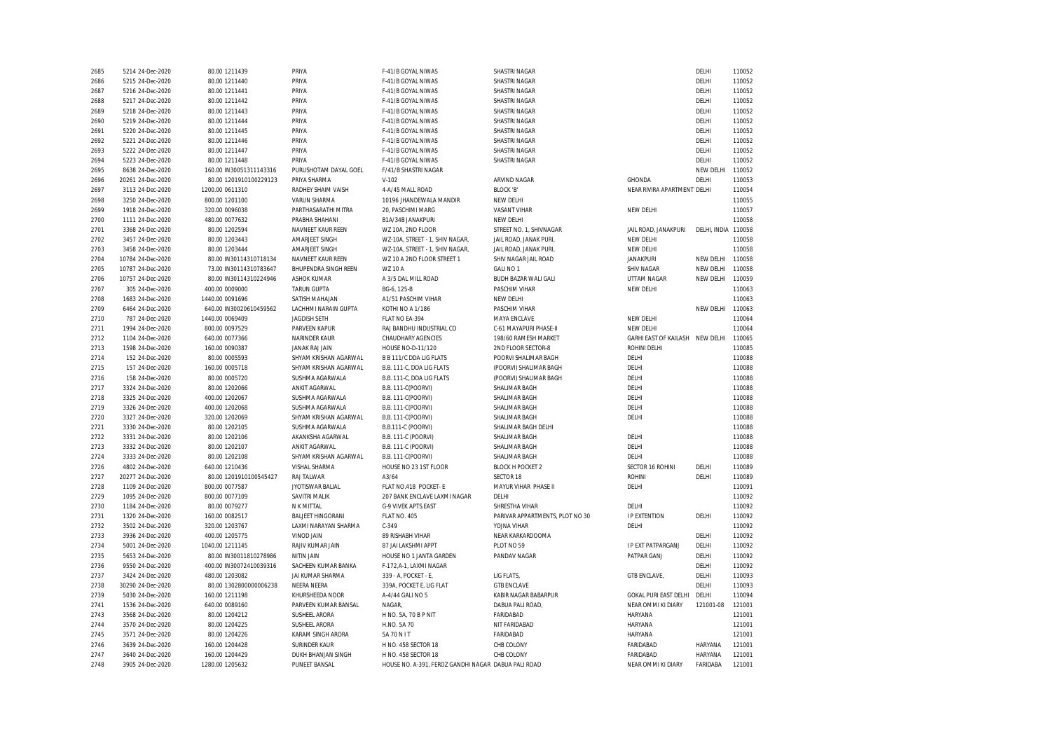| | | | | | | | | | |
|---|---|---|---|---|---|---|---|---|---|
| 2685 | 5214 24-Dec-2020 | 80.00 1211439 | PRIYA | F-41/B GOYAL NIWAS | SHASTRI NAGAR | | DELHI | 110052 |
| 2686 | 5215 24-Dec-2020 | 80.00 1211440 | PRIYA | F-41/B GOYAL NIWAS | SHASTRI NAGAR | | DELHI | 110052 |
| 2687 | 5216 24-Dec-2020 | 80.00 1211441 | PRIYA | F-41/B GOYAL NIWAS | SHASTRI NAGAR | | DELHI | 110052 |
| 2688 | 5217 24-Dec-2020 | 80.00 1211442 | PRIYA | F-41/B GOYAL NIWAS | SHASTRI NAGAR | | DELHI | 110052 |
| 2689 | 5218 24-Dec-2020 | 80.00 1211443 | PRIYA | F-41/B GOYAL NIWAS | SHASTRI NAGAR | | DELHI | 110052 |
| 2690 | 5219 24-Dec-2020 | 80.00 1211444 | PRIYA | F-41/B GOYAL NIWAS | SHASTRI NAGAR | | DELHI | 110052 |
| 2691 | 5220 24-Dec-2020 | 80.00 1211445 | PRIYA | F-41/B GOYAL NIWAS | SHASTRI NAGAR | | DELHI | 110052 |
| 2692 | 5221 24-Dec-2020 | 80.00 1211446 | PRIYA | F-41/B GOYAL NIWAS | SHASTRI NAGAR | | DELHI | 110052 |
| 2693 | 5222 24-Dec-2020 | 80.00 1211447 | PRIYA | F-41/B GOYAL NIWAS | SHASTRI NAGAR | | DELHI | 110052 |
| 2694 | 5223 24-Dec-2020 | 80.00 1211448 | PRIYA | F-41/B GOYAL NIWAS | SHASTRI NAGAR | | DELHI | 110052 |
| 2695 | 8638 24-Dec-2020 | 160.00 IN30051311143316 | PURUSHOTAM DAYAL GOEL | F/41/B SHASTRI NAGAR | | | NEW DELHI | 110052 |
| 2696 | 20261 24-Dec-2020 | 80.00 1201910100229123 | PRIYA SHARMA | V-102 | ARVIND NAGAR | GHONDA | DELHI | 110053 |
| 2697 | 3113 24-Dec-2020 | 1200.00 0611310 | RADHEY SHAIM VAISH | 4-A/45 MALL ROAD | BLOCK 'B' | NEAR RIVIRA APARTMENT DELHI | | 110054 |
| 2698 | 3250 24-Dec-2020 | 800.00 1201100 | VARUN SHARMA | 10196 JHANDEWALA MANDIR | NEW DELHI | | | 110055 |
| 2699 | 1918 24-Dec-2020 | 320.00 0096038 | PARTHASARATHI MITRA | 20, PASCHIMI MARG | VASANT VIHAR | NEW DELHI | | 110057 |
| 2700 | 1111 24-Dec-2020 | 480.00 0077632 | PRABHA SHAHANI | B1A/34B JANAKPURI | NEW DELHI | | | 110058 |
| 2701 | 3368 24-Dec-2020 | 80.00 1202594 | NAVNEET KAUR REEN | WZ 10A, 2ND FLOOR | STREET NO. 1, SHIVNAGAR | JAIL ROAD, JANAKPURI | DELHI, INDIA | 110058 |
| 2702 | 3457 24-Dec-2020 | 80.00 1203443 | AMARJEET SINGH | WZ-10A, STREET - 1, SHIV NAGAR, | JAIL ROAD, JANAK PURI, | NEW DELHI | | 110058 |
| 2703 | 3458 24-Dec-2020 | 80.00 1203444 | AMARJEET SINGH | WZ-10A, STREET - 1, SHIV NAGAR, | JAIL ROAD, JANAK PURI, | NEW DELHI | | 110058 |
| 2704 | 10784 24-Dec-2020 | 80.00 IN30114310718134 | NAVNEET KAUR REEN | WZ 10 A 2ND FLOOR STREET 1 | SHIV NAGAR JAIL ROAD | JANAKPURI | NEW DELHI | 110058 |
| 2705 | 10787 24-Dec-2020 | 73.00 IN30114310783647 | BHUPENDRA SINGH REEN | WZ 10 A | GALI NO 1 | SHIV NAGAR | NEW DELHI | 110058 |
| 2706 | 10757 24-Dec-2020 | 80.00 IN30114310224946 | ASHOK KUMAR | A 3/5 DAL MILL ROAD | BUDH BAZAR WALI GALI | UTTAM NAGAR | NEW DELHI | 110059 |
| 2707 | 305 24-Dec-2020 | 400.00 0009000 | TARUN GUPTA | BG-6, 125-B | PASCHIM VIHAR | NEW DELHI | | 110063 |
| 2708 | 1683 24-Dec-2020 | 1440.00 0091696 | SATISH MAHAJAN | A1/51 PASCHIM VIHAR | NEW DELHI | | | 110063 |
| 2709 | 6464 24-Dec-2020 | 640.00 IN30020610459562 | LACHHMI NARAIN GUPTA | KOTHI NO A 1/186 | PASCHIM VIHAR | | NEW DELHI | 110063 |
| 2710 | 787 24-Dec-2020 | 1440.00 0069409 | JAGDISH SETH | FLAT NO EA-394 | MAYA ENCLAVE | NEW DELHI | | 110064 |
| 2711 | 1994 24-Dec-2020 | 800.00 0097529 | PARVEEN KAPUR | RAJ BANDHU INDUSTRIAL CO | C-61 MAYAPURI PHASE-II | NEW DELHI | | 110064 |
| 2712 | 1104 24-Dec-2020 | 640.00 0077366 | NARINDER KAUR | CHAUDHARY AGENCIES | 198/60 RAMESH MARKET | GARHI EAST OF KAILASH | NEW DELHI | 110065 |
| 2713 | 1598 24-Dec-2020 | 160.00 0090387 | JANAK RAJ JAIN | HOUSE NO-D-11/120 | 2ND FLOOR SECTOR-8 | ROHINI DELHI | | 110085 |
| 2714 | 152 24-Dec-2020 | 80.00 0005593 | SHYAM KRISHAN AGARWAL | B B 111/C DDA LIG FLATS | POORVI SHALIMAR BAGH | DELHI | | 110088 |
| 2715 | 157 24-Dec-2020 | 160.00 0005718 | SHYAM KRISHAN AGARWAL | B.B. 111-C, DDA LIG FLATS | (POORVI) SHALIMAR BAGH | DELHI | | 110088 |
| 2716 | 158 24-Dec-2020 | 80.00 0005720 | SUSHMA AGARWALA | B.B. 111-C, DDA LIG FLATS | (POORVI) SHALIMAR BAGH | DELHI | | 110088 |
| 2717 | 3324 24-Dec-2020 | 80.00 1202066 | ANKIT AGARWAL | B.B. 111-C(POORVI) | SHALIMAR BAGH | DELHI | | 110088 |
| 2718 | 3325 24-Dec-2020 | 400.00 1202067 | SUSHMA AGARWALA | B.B. 111-C(POORVI) | SHALIMAR BAGH | DELHI | | 110088 |
| 2719 | 3326 24-Dec-2020 | 400.00 1202068 | SUSHMA AGARWALA | B.B. 111-C(POORVI) | SHALIMAR BAGH | DELHI | | 110088 |
| 2720 | 3327 24-Dec-2020 | 320.00 1202069 | SHYAM KRISHAN AGARWAL | B.B. 111-C(POORVI) | SHALIMAR BAGH | DELHI | | 110088 |
| 2721 | 3330 24-Dec-2020 | 80.00 1202105 | SUSHMA AGARWALA | B.B.111-C (POORVI) | SHALIMAR BAGH DELHI | | | 110088 |
| 2722 | 3331 24-Dec-2020 | 80.00 1202106 | AKANKSHA AGARWAL | B.B. 111-C (POORVI) | SHALIMAR BAGH | DELHI | | 110088 |
| 2723 | 3332 24-Dec-2020 | 80.00 1202107 | ANKIT AGARWAL | B.B. 111-C (POORVI) | SHALIMAR BAGH | DELHI | | 110088 |
| 2724 | 3333 24-Dec-2020 | 80.00 1202108 | SHYAM KRISHAN AGARWAL | B.B. 111-C(POORVI) | SHALIMAR BAGH | DELHI | | 110088 |
| 2726 | 4802 24-Dec-2020 | 640.00 1210436 | VISHAL SHARMA | HOUSE NO 23 1ST FLOOR | BLOCK H POCKET 2 | SECTOR 16 ROHINI | DELHI | 110089 |
| 2727 | 20277 24-Dec-2020 | 80.00 1201910100545427 | RAJ TALWAR | A3/64 | SECTOR 18 | ROHINI | DELHI | 110089 |
| 2728 | 1109 24-Dec-2020 | 800.00 0077587 | JYOTISWAR BALIAL | FLAT NO.418 POCKET- E | MAYUR VIHAR PHASE II | DELHI | | 110091 |
| 2729 | 1095 24-Dec-2020 | 800.00 0077109 | SAVITRI MALIK | 207 BANK ENCLAVE LAXMI NAGAR | DELHI | | | 110092 |
| 2730 | 1184 24-Dec-2020 | 80.00 0079277 | N K MITTAL | G-9 VIVEK APTS.EAST | SHRESTHA VIHAR | DELHI | | 110092 |
| 2731 | 1320 24-Dec-2020 | 160.00 0082517 | BALJEET HINGORANI | FLAT NO. 405 | PARIVAR APPARTMENTS, PLOT NO 30 | I P EXTENTION | DELHI | 110092 |
| 2732 | 3502 24-Dec-2020 | 320.00 1203767 | LAXMI NARAYAN SHARMA | C-349 | YOJNA VIHAR | DELHI | | 110092 |
| 2733 | 3936 24-Dec-2020 | 400.00 1205775 | VINOD JAIN | 89 RISHABH VIHAR | NEAR KARKARDOOMA | | DELHI | 110092 |
| 2734 | 5001 24-Dec-2020 | 1040.00 1211145 | RAJIV KUMAR JAIN | 87 JAI LAKSHMI APPT | PLOT NO 59 | I P EXT PATPARGANJ | DELHI | 110092 |
| 2735 | 5653 24-Dec-2020 | 80.00 IN30011810278986 | NITIN JAIN | HOUSE NO 1 JANTA GARDEN | PANDAV NAGAR | PATPAR GANJ | DELHI | 110092 |
| 2736 | 9550 24-Dec-2020 | 400.00 IN30072410039316 | SACHEEN KUMAR BANKA | F-172,A-1, LAXMI NAGAR | | | DELHI | 110092 |
| 2737 | 3424 24-Dec-2020 | 480.00 1203082 | JAI KUMAR SHARMA | 339 - A, POCKET - E, | LIG FLATS, | GTB ENCLAVE, | DELHI | 110093 |
| 2738 | 30290 24-Dec-2020 | 80.00 1302800000006238 | NEERA NEERA | 339A, POCKET E, LIG FLAT | GTB ENCLAVE | | DELHI | 110093 |
| 2739 | 5030 24-Dec-2020 | 160.00 1211198 | KHURSHEEDA NOOR | A-4/44 GALI NO 5 | KABIR NAGAR BABARPUR | GOKAL PURI EAST DELHI | DELHI | 110094 |
| 2741 | 1536 24-Dec-2020 | 640.00 0089160 | PARVEEN KUMAR BANSAL | NAGAR, | DABUA PALI ROAD, | NEAR OMMI KI DIARY | 121001-08 | 121001 |
| 2743 | 3568 24-Dec-2020 | 80.00 1204212 | SUSHEEL ARORA | H NO. 5A, 70 B P NIT | FARIDABAD | HARYANA | | 121001 |
| 2744 | 3570 24-Dec-2020 | 80.00 1204225 | SUSHEEL ARORA | H.NO. 5A 70 | NIT FARIDABAD | HARYANA | | 121001 |
| 2745 | 3571 24-Dec-2020 | 80.00 1204226 | KARAM SINGH ARORA | 5A 70 N I T | FARIDABAD | HARYANA | | 121001 |
| 2746 | 3639 24-Dec-2020 | 160.00 1204428 | SURINDER KAUR | H NO. 458 SECTOR 18 | CHB COLONY | FARIDABAD | HARYANA | 121001 |
| 2747 | 3640 24-Dec-2020 | 160.00 1204429 | DUKH BHANJAN SINGH | H NO. 458 SECTOR 18 | CHB COLONY | FARIDABAD | HARYANA | 121001 |
| 2748 | 3905 24-Dec-2020 | 1280.00 1205632 | PUNEET BANSAL | HOUSE NO. A-391, FEROZ GANDHI NAGAR | DABUA PALI ROAD | NEAR OMMI KI DIARY | FARIDABA | 121001 |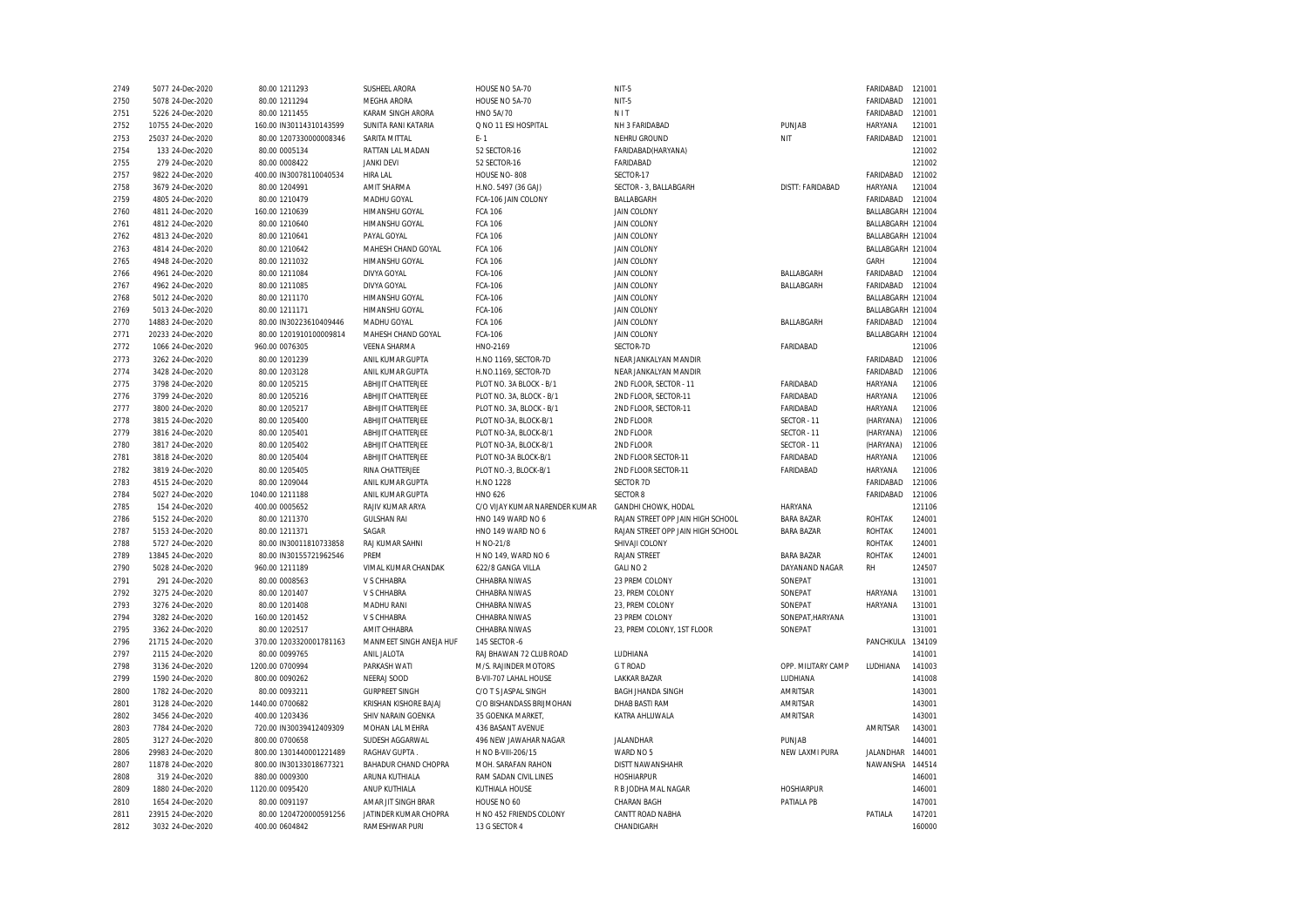| | | | | | | | | | |
|---|---|---|---|---|---|---|---|---|---|
| 2749 | 5077 24-Dec-2020 | 80.00 1211293 | SUSHEEL ARORA | HOUSE NO 5A-70 | NIT-5 | | FARIDABAD | 121001 |
| 2750 | 5078 24-Dec-2020 | 80.00 1211294 | MEGHA ARORA | HOUSE NO 5A-70 | NIT-5 | | FARIDABAD | 121001 |
| 2751 | 5226 24-Dec-2020 | 80.00 1211455 | KARAM SINGH ARORA | HNO 5A/70 | N I T | | FARIDABAD | 121001 |
| 2752 | 10755 24-Dec-2020 | 160.00 IN30114310143599 | SUNITA RANI KATARIA | Q NO 11 ESI HOSPITAL | NH 3 FARIDABAD | PUNJAB | HARYANA | 121001 |
| 2753 | 25037 24-Dec-2020 | 80.00 1207330000008346 | SARITA MITTAL | E- 1 | NEHRU GROUND | NIT | FARIDABAD | 121001 |
| 2754 | 133 24-Dec-2020 | 80.00 0005134 | RATTAN LAL MADAN | 52 SECTOR-16 | FARIDABAD(HARYANA) | | | 121002 |
| 2755 | 279 24-Dec-2020 | 80.00 0008422 | JANKI DEVI | 52 SECTOR-16 | FARIDABAD | | | 121002 |
| 2757 | 9822 24-Dec-2020 | 400.00 IN30078110040534 | HIRA LAL | HOUSE NO- 808 | SECTOR-17 | | FARIDABAD | 121002 |
| 2758 | 3679 24-Dec-2020 | 80.00 1204991 | AMIT SHARMA | H.NO. 5497 (36 GAJ) | SECTOR - 3, BALLABGARH | DISTT: FARIDABAD | HARYANA | 121004 |
| 2759 | 4805 24-Dec-2020 | 80.00 1210479 | MADHU GOYAL | FCA-106 JAIN COLONY | BALLABGARH | | FARIDABAD | 121004 |
| 2760 | 4811 24-Dec-2020 | 160.00 1210639 | HIMANSHU GOYAL | FCA 106 | JAIN COLONY | | BALLABGARH | 121004 |
| 2761 | 4812 24-Dec-2020 | 80.00 1210640 | HIMANSHU GOYAL | FCA 106 | JAIN COLONY | | BALLABGARH | 121004 |
| 2762 | 4813 24-Dec-2020 | 80.00 1210641 | PAYAL GOYAL | FCA 106 | JAIN COLONY | | BALLABGARH | 121004 |
| 2763 | 4814 24-Dec-2020 | 80.00 1210642 | MAHESH CHAND GOYAL | FCA 106 | JAIN COLONY | | BALLABGARH | 121004 |
| 2765 | 4948 24-Dec-2020 | 80.00 1211032 | HIMANSHU GOYAL | FCA 106 | JAIN COLONY | | GARH | 121004 |
| 2766 | 4961 24-Dec-2020 | 80.00 1211084 | DIVYA GOYAL | FCA-106 | JAIN COLONY | BALLABGARH | FARIDABAD | 121004 |
| 2767 | 4962 24-Dec-2020 | 80.00 1211085 | DIVYA GOYAL | FCA-106 | JAIN COLONY | BALLABGARH | FARIDABAD | 121004 |
| 2768 | 5012 24-Dec-2020 | 80.00 1211170 | HIMANSHU GOYAL | FCA-106 | JAIN COLONY | | BALLABGARH | 121004 |
| 2769 | 5013 24-Dec-2020 | 80.00 1211171 | HIMANSHU GOYAL | FCA-106 | JAIN COLONY | | BALLABGARH | 121004 |
| 2770 | 14883 24-Dec-2020 | 80.00 IN30223610409446 | MADHU GOYAL | FCA 106 | JAIN COLONY | BALLABGARH | FARIDABAD | 121004 |
| 2771 | 20233 24-Dec-2020 | 80.00 1201910100009814 | MAHESH CHAND GOYAL | FCA-106 | JAIN COLONY | | BALLABGARH | 121004 |
| 2772 | 1066 24-Dec-2020 | 960.00 0076305 | VEENA SHARMA | HNO-2169 | SECTOR-7D | FARIDABAD | | 121006 |
| 2773 | 3262 24-Dec-2020 | 80.00 1201239 | ANIL KUMAR GUPTA | H.NO 1169, SECTOR-7D | NEAR JANKALYAN MANDIR | | FARIDABAD | 121006 |
| 2774 | 3428 24-Dec-2020 | 80.00 1203128 | ANIL KUMAR GUPTA | H.NO.1169, SECTOR-7D | NEAR JANKALYAN MANDIR | | FARIDABAD | 121006 |
| 2775 | 3798 24-Dec-2020 | 80.00 1205215 | ABHIJIT CHATTERJEE | PLOT NO. 3A BLOCK - B/1 | 2ND FLOOR, SECTOR - 11 | FARIDABAD | HARYANA | 121006 |
| 2776 | 3799 24-Dec-2020 | 80.00 1205216 | ABHIJIT CHATTERJEE | PLOT NO. 3A, BLOCK - B/1 | 2ND FLOOR, SECTOR-11 | FARIDABAD | HARYANA | 121006 |
| 2777 | 3800 24-Dec-2020 | 80.00 1205217 | ABHIJIT CHATTERJEE | PLOT NO. 3A, BLOCK - B/1 | 2ND FLOOR, SECTOR-11 | FARIDABAD | HARYANA | 121006 |
| 2778 | 3815 24-Dec-2020 | 80.00 1205400 | ABHIJIT CHATTERJEE | PLOT NO-3A, BLOCK-B/1 | 2ND FLOOR | SECTOR - 11 | (HARYANA) | 121006 |
| 2779 | 3816 24-Dec-2020 | 80.00 1205401 | ABHIJIT CHATTERJEE | PLOT NO-3A, BLOCK-B/1 | 2ND FLOOR | SECTOR - 11 | (HARYANA) | 121006 |
| 2780 | 3817 24-Dec-2020 | 80.00 1205402 | ABHIJIT CHATTERJEE | PLOT NO-3A, BLOCK-B/1 | 2ND FLOOR | SECTOR - 11 | (HARYANA) | 121006 |
| 2781 | 3818 24-Dec-2020 | 80.00 1205404 | ABHIJIT CHATTERJEE | PLOT NO-3A BLOCK-B/1 | 2ND FLOOR SECTOR-11 | FARIDABAD | HARYANA | 121006 |
| 2782 | 3819 24-Dec-2020 | 80.00 1205405 | RINA CHATTERJEE | PLOT NO.-3, BLOCK-B/1 | 2ND FLOOR SECTOR-11 | FARIDABAD | HARYANA | 121006 |
| 2783 | 4515 24-Dec-2020 | 80.00 1209044 | ANIL KUMAR GUPTA | H.NO 1228 | SECTOR 7D | | FARIDABAD | 121006 |
| 2784 | 5027 24-Dec-2020 | 1040.00 1211188 | ANIL KUMAR GUPTA | HNO 626 | SECTOR 8 | | FARIDABAD | 121006 |
| 2785 | 154 24-Dec-2020 | 400.00 0005652 | RAJIV KUMAR ARYA | C/O VIJAY KUMAR NARENDER KUMAR | GANDHI CHOWK, HODAL | HARYANA | | 121106 |
| 2786 | 5152 24-Dec-2020 | 80.00 1211370 | GULSHAN RAI | HNO 149 WARD NO 6 | RAJAN STREET OPP JAIN HIGH SCHOOL | BARA BAZAR | ROHTAK | 124001 |
| 2787 | 5153 24-Dec-2020 | 80.00 1211371 | SAGAR | HNO 149 WARD NO 6 | RAJAN STREET OPP JAIN HIGH SCHOOL | BARA BAZAR | ROHTAK | 124001 |
| 2788 | 5727 24-Dec-2020 | 80.00 IN30011810733858 | RAJ KUMAR SAHNI | H NO-21/8 | SHIVAJI COLONY | | ROHTAK | 124001 |
| 2789 | 13845 24-Dec-2020 | 80.00 IN30155721962546 | PREM | H NO 149, WARD NO 6 | RAJAN STREET | BARA BAZAR | ROHTAK | 124001 |
| 2790 | 5028 24-Dec-2020 | 960.00 1211189 | VIMAL KUMAR CHANDAK | 622/8 GANGA VILLA | GALI NO 2 | DAYANAND NAGAR | RH | 124507 |
| 2791 | 291 24-Dec-2020 | 80.00 0008563 | V S CHHABRA | CHHABRA NIWAS | 23 PREM COLONY | SONEPAT | | 131001 |
| 2792 | 3275 24-Dec-2020 | 80.00 1201407 | V S CHHABRA | CHHABRA NIWAS | 23, PREM COLONY | SONEPAT | HARYANA | 131001 |
| 2793 | 3276 24-Dec-2020 | 80.00 1201408 | MADHU RANI | CHHABRA NIWAS | 23, PREM COLONY | SONEPAT | HARYANA | 131001 |
| 2794 | 3282 24-Dec-2020 | 160.00 1201452 | V S CHHABRA | CHHABRA NIWAS | 23 PREM COLONY | SONEPAT,HARYANA | | 131001 |
| 2795 | 3362 24-Dec-2020 | 80.00 1202517 | AMIT CHHABRA | CHHABRA NIWAS | 23, PREM COLONY, 1ST FLOOR | SONEPAT | | 131001 |
| 2796 | 21715 24-Dec-2020 | 370.00 1203320001781163 | MANMEET SINGH ANEJA HUF | 145 SECTOR -6 | | | PANCHKULA | 134109 |
| 2797 | 2115 24-Dec-2020 | 80.00 0099765 | ANIL JALOTA | RAJ BHAWAN 72 CLUB ROAD | LUDHIANA | | | 141001 |
| 2798 | 3136 24-Dec-2020 | 1200.00 0700994 | PARKASH WATI | M/S. RAJINDER MOTORS | G T ROAD | OPP. MILITARY CAMP | LUDHIANA | 141003 |
| 2799 | 1590 24-Dec-2020 | 800.00 0090262 | NEERAJ SOOD | B-VII-707 LAHAL HOUSE | LAKKAR BAZAR | LUDHIANA | | 141008 |
| 2800 | 1782 24-Dec-2020 | 80.00 0093211 | GURPREET SINGH | C/O T S JASPAL SINGH | BAGH JHANDA SINGH | AMRITSAR | | 143001 |
| 2801 | 3128 24-Dec-2020 | 1440.00 0700682 | KRISHAN KISHORE BAJAJ | C/O BISHANDASS BRIJMOHAN | DHAB BASTI RAM | AMRITSAR | | 143001 |
| 2802 | 3456 24-Dec-2020 | 400.00 1203436 | SHIV NARAIN GOENKA | 35 GOENKA MARKET, | KATRA AHLUWALA | AMRITSAR | | 143001 |
| 2803 | 7784 24-Dec-2020 | 720.00 IN30039412409309 | MOHAN LAL MEHRA | 436 BASANT AVENUE | | | AMRITSAR | 143001 |
| 2805 | 3127 24-Dec-2020 | 800.00 0700658 | SUDESH AGGARWAL | 496 NEW JAWAHAR NAGAR | JALANDHAR | PUNJAB | | 144001 |
| 2806 | 29983 24-Dec-2020 | 800.00 1301440001221489 | RAGHAV GUPTA . | H NO B-VIII-206/15 | WARD NO 5 | NEW LAXMI PURA | JALANDHAR | 144001 |
| 2807 | 11878 24-Dec-2020 | 800.00 IN30133018677321 | BAHADUR CHAND CHOPRA | MOH. SARAFAN RAHON | DISTT NAWANSHAHR | | NAWANSHA | 144514 |
| 2808 | 319 24-Dec-2020 | 880.00 0009300 | ARUNA KUTHIALA | RAM SADAN CIVIL LINES | HOSHIARPUR | | | 146001 |
| 2809 | 1880 24-Dec-2020 | 1120.00 0095420 | ANUP KUTHIALA | KUTHIALA HOUSE | R B JODHA MAL NAGAR | HOSHIARPUR | | 146001 |
| 2810 | 1654 24-Dec-2020 | 80.00 0091197 | AMAR JIT SINGH BRAR | HOUSE NO 60 | CHARAN BAGH | PATIALA PB | | 147001 |
| 2811 | 23915 24-Dec-2020 | 80.00 1204720000591256 | JATINDER KUMAR CHOPRA | H NO 452 FRIENDS COLONY | CANTT ROAD NABHA | | PATIALA | 147201 |
| 2812 | 3032 24-Dec-2020 | 400.00 0604842 | RAMESHWAR PURI | 13 G SECTOR 4 | CHANDIGARH | | | 160000 |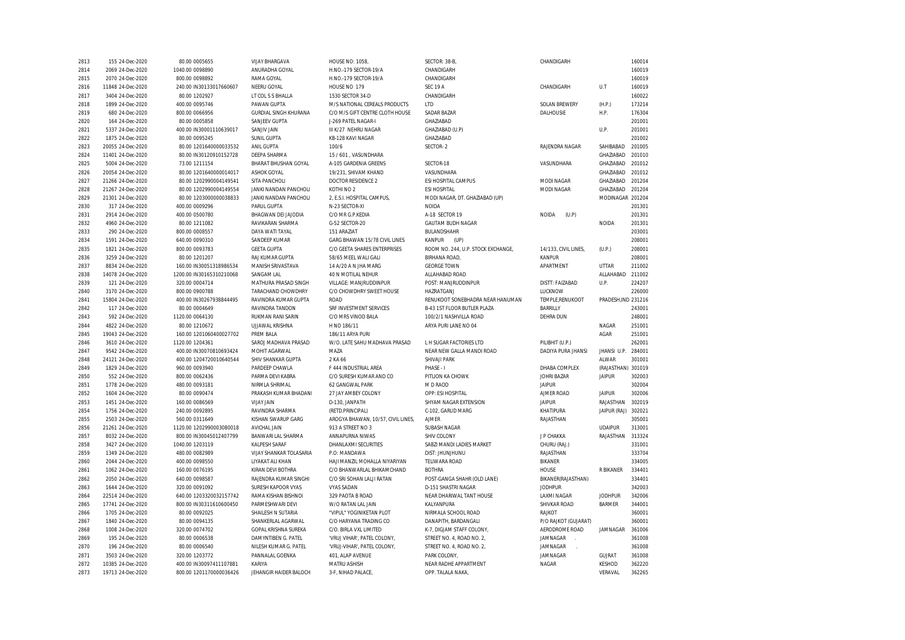| | | | | | | | | | | |
|---|---|---|---|---|---|---|---|---|---|---|
| 2813 | 155 | 24-Dec-2020 | 80.00 | 0005655 | VIJAY BHARGAVA | HOUSE NO: 1058, | SECTOR: 38-B, | CHANDIGARH | | 160014 |
| 2814 | 2069 | 24-Dec-2020 | 1040.00 | 0098890 | ANURADHA GOYAL | H.NO.-179 SECTOR-19/A | CHANDIGARH | | | 160019 |
| 2815 | 2070 | 24-Dec-2020 | 800.00 | 0098892 | RAMA GOYAL | H.NO.-179 SECTOR-19/A | CHANDIGARH | | | 160019 |
| 2816 | 11848 | 24-Dec-2020 | 240.00 | IN30133017660607 | NEERU GOYAL | HOUSE NO 179 | SEC 19 A | CHANDIGARH | U.T | 160019 |
| 2817 | 3404 | 24-Dec-2020 | 80.00 | 1202927 | LT COL S S BHALLA | 1530 SECTOR 34-D | CHANDIGARH | | | 160022 |
| 2818 | 1899 | 24-Dec-2020 | 400.00 | 0095746 | PAWAN GUPTA | M/S NATIONAL CEREALS PRODUCTS | LTD | SOLAN BREWERY | (H.P.) | 173214 |
| 2819 | 680 | 24-Dec-2020 | 800.00 | 0066956 | GURDIAL SINGH KHURANA | C/O M/S GIFT CENTRE CLOTH HOUSE | SADAR BAZAR | DALHOUSIE | H.P. | 176304 |
| 2820 | 164 | 24-Dec-2020 | 80.00 | 0005858 | SANJEEV GUPTA | J-269 PATEL NAGAR-I | GHAZIABAD | | | 201001 |
| 2821 | 5337 | 24-Dec-2020 | 400.00 | IN30001110639017 | SANJIV JAIN | III K/27 NEHRU NAGAR | GHAZIABAD (U.P) | | U.P. | 201001 |
| 2822 | 1875 | 24-Dec-2020 | 80.00 | 0095245 | SUNIL GUPTA | KB-128 KAVI NAGAR | GHAZIABAD | | | 201002 |
| 2823 | 20055 | 24-Dec-2020 | 80.00 | 1201640000033532 | ANIL GUPTA | 100/6 | SECTOR- 2 | RAJENDRA NAGAR | SAHIBABAD | 201005 |
| 2824 | 11401 | 24-Dec-2020 | 80.00 | IN30120910152728 | DEEPA SHARMA | 15 / 601 , VASUNDHARA | | | GHAZIABAD | 201010 |
| 2825 | 5004 | 24-Dec-2020 | 73.00 | 1211154 | BHARAT BHUSHAN GOYAL | A-105 GARDENIA GREENS | SECTOR-18 | VASUNDHARA | GHAZIABAD | 201012 |
| 2826 | 20054 | 24-Dec-2020 | 80.00 | 1201640000014017 | ASHOK GOYAL | 19/231, SHIVAM KHAND | VASUNDHARA | | GHAZIABAD | 201012 |
| 2827 | 21266 | 24-Dec-2020 | 80.00 | 1202990004149541 | SITA PANCHOLI | DOCTOR RESIDENCE 2 | ESI HOSPITAL CAMPUS | MODI NAGAR | GHAZIABAD | 201204 |
| 2828 | 21267 | 24-Dec-2020 | 80.00 | 1202990004149554 | JANKI NANDAN PANCHOLI | KOTHI NO 2 | ESI HOSPITAL | MODI NAGAR | GHAZIABAD | 201204 |
| 2829 | 21301 | 24-Dec-2020 | 80.00 | 1203000000038833 | JANKI NANDAN PANCHOLI | 2, E.S.I. HOSPITAL CAMPUS, | MODI NAGAR, DT. GHAZIABAD (UP) | | MODINAGAR | 201204 |
| 2830 | 317 | 24-Dec-2020 | 400.00 | 0009296 | PARUL GUPTA | N-23 SECTOR-XI | NOIDA | | | 201301 |
| 2831 | 2914 | 24-Dec-2020 | 400.00 | 0500780 | BHAGWAN DEI JAJODIA | C/O MR G.P.KEDIA | A-18 SECTOR 19 | NOIDA (U.P) | | 201301 |
| 2832 | 4960 | 24-Dec-2020 | 80.00 | 1211082 | RAVIKARAN SHARMA | G-52 SECTOR-20 | GAUTAM BUDH NAGAR | | NOIDA | 201301 |
| 2833 | 290 | 24-Dec-2020 | 800.00 | 0008557 | DAYA WATI TAYAL | 151 ARAZIAT | BULANDSHAHR | | | 203001 |
| 2834 | 1591 | 24-Dec-2020 | 640.00 | 0090310 | SANDEEP KUMAR | GARG BHAWAN 15/78 CIVIL LINES | KANPUR (UP) | | | 208001 |
| 2835 | 1821 | 24-Dec-2020 | 800.00 | 0093783 | GEETA GUPTA | C/O GEETA SHARES ENTERPRISES | ROOM NO. 244, U.P. STOCK EXCHANGE, | 14/133, CIVIL LINES, | (U.P.) | 208001 |
| 2836 | 3259 | 24-Dec-2020 | 80.00 | 1201207 | RAJ KUMAR GUPTA | 58/65 MEEL WALI GALI | BIRHANA ROAD, | KANPUR | | 208001 |
| 2837 | 8834 | 24-Dec-2020 | 160.00 | IN30051318986534 | MANISH SRIVASTAVA | 14 A/20 A N JHA MARG | GEORGE TOWN | APARTMENT | UTTAR | 211002 |
| 2838 | 14078 | 24-Dec-2020 | 1200.00 | IN30165310210068 | SANGAM LAL | 40 N MOTILAL NEHUR | ALLAHABAD ROAD | | ALLAHABAD | 211002 |
| 2839 | 121 | 24-Dec-2020 | 320.00 | 0004714 | MATHURA PRASAD SINGH | VILLAGE: MANJRUDDINPUR | POST: MANJRUDDINPUR | DISTT: FAIZABAD | U.P. | 224207 |
| 2840 | 3170 | 24-Dec-2020 | 800.00 | 0900788 | TARACHAND CHOWDHRY | C/O CHOWDHRY SWEET HOUSE | HAZRATGANJ | LUCKNOW | | 226000 |
| 2841 | 15804 | 24-Dec-2020 | 400.00 | IN30267938844495 | RAVINDRA KUMAR GUPTA | ROAD | RENUKOOT SONEBHADRA NEAR HANUMAN | TEMPLE,RENUKOOT | PRADESH,IND | 231216 |
| 2842 | 117 | 24-Dec-2020 | 80.00 | 0004649 | RAVINDRA TANDON | SRF INVESTMENT SERVICES | B-43 1ST FLOOR BUTLER PLAZA | BARRILLY | | 243001 |
| 2843 | 592 | 24-Dec-2020 | 1120.00 | 0064130 | RUKMAN RANI SARIN | C/O MRS VINOD BALA | 100/2/1 NASHVILLA ROAD | DEHRA DUN | | 248001 |
| 2844 | 4822 | 24-Dec-2020 | 80.00 | 1210672 | UJJAWAL KRISHNA | H NO 186/11 | ARYA PURI LANE NO 04 | | NAGAR | 251001 |
| 2845 | 19043 | 24-Dec-2020 | 160.00 | 1201060400027702 | PREM BALA | 186/11 ARYA PURI | | | AGAR | 251001 |
| 2846 | 3610 | 24-Dec-2020 | 1120.00 | 1204361 | SAROJ MADHAVA PRASAD | W/O. LATE SAHU MADHAVA PRASAD | L H SUGAR FACTORIES LTD | PILIBHIT (U.P.) | | 262001 |
| 2847 | 9542 | 24-Dec-2020 | 400.00 | IN30070810693424 | MOHIT AGARWAL | MAZA | NEAR NEW GALLA MANDI ROAD | DADIYA PURA JHANSI | JHANSI U.P. | 284001 |
| 2848 | 24121 | 24-Dec-2020 | 400.00 | 1204720010640544 | SHIV SHANKAR GUPTA | 2 KA 66 | SHIVAJI PARK | | ALWAR | 301001 |
| 2849 | 1829 | 24-Dec-2020 | 960.00 | 0093940 | PARDEEP CHAWLA | F 444 INDUSTRIAL AREA | PHASE - I | DHABA COMPLEX | (RAJASTHAN) | 301019 |
| 2850 | 552 | 24-Dec-2020 | 800.00 | 0062436 | PARMA DEVI KABRA | C/O SURESH KUMAR AND CO | PITLION KA CHOWK | JOHRI BAZAR | JAIPUR | 302003 |
| 2851 | 1778 | 24-Dec-2020 | 480.00 | 0093181 | NIRMLA SHRIMAL | 62 GANGWAL PARK | M D RAOD | JAIPUR | | 302004 |
| 2852 | 1604 | 24-Dec-2020 | 80.00 | 0090474 | PRAKASH KUMAR BHADANI | 27 JAY AMBEY COLONY | OPP: ESI HOSPITAL | AJMER ROAD | JAIPUR | 302006 |
| 2853 | 1451 | 24-Dec-2020 | 160.00 | 0086569 | VIJAY JAIN | D-130, JANPATH | SHYAM NAGAR EXTENSION | JAIPUR | RAJASTHAN | 302019 |
| 2854 | 1756 | 24-Dec-2020 | 240.00 | 0092895 | RAVINDRA SHARMA | (RETD.PRINCIPAL) | C-102, GARUD MARG | KHATIPURA | JAIPUR (RAJ) | 302021 |
| 2855 | 2503 | 24-Dec-2020 | 560.00 | 0311649 | KISHAN SWARUP GARG | AROGYA BHAWAN, 10/57, CIVIL LINES, | AJMER | RAJASTHAN | | 305001 |
| 2856 | 21261 | 24-Dec-2020 | 1120.00 | 1202990003080018 | AVICHAL JAIN | 913 A STREET NO 3 | SUBASH NAGAR | | UDAIPUR | 313001 |
| 2857 | 8032 | 24-Dec-2020 | 800.00 | IN30045012407799 | BANWARI LAL SHARMA | ANNAPURNA NIWAS | SHIV COLONY | J P CHAKKA | RAJASTHAN | 313324 |
| 2858 | 3427 | 24-Dec-2020 | 1040.00 | 1203119 | KALPESH SARAF | DHANLAXMI SECURITIES | SABZI MANDI LADIES MARKET | CHURU (RAJ.) | | 331001 |
| 2859 | 1349 | 24-Dec-2020 | 480.00 | 0082989 | VIJAY SHANKAR TOLASARIA | P.O: MANDAWA | DIST: JHUNJHUNU | RAJASTHAN | | 333704 |
| 2860 | 2044 | 24-Dec-2020 | 400.00 | 0098550 | LIYAKAT ALI KHAN | HAJI MANZIL MOHALLA NIYARIYAN | TELIWARA ROAD | BIKANER | | 334005 |
| 2861 | 1062 | 24-Dec-2020 | 160.00 | 0076195 | KIRAN DEVI BOTHRA | C/O BHANWARLAL BHIKAMCHAND | BOTHRA | HOUSE | R BIKANER | 334401 |
| 2862 | 2050 | 24-Dec-2020 | 640.00 | 0098587 | RAJENDRA KUMAR SINGHI | C/O SRI SOHAN LALJI RATAN | POST-GANGA SHAHR (OLD LANE) | BIKANER(RAJASTHAN) | | 334401 |
| 2863 | 1644 | 24-Dec-2020 | 320.00 | 0091092 | SURESH KAPOOR VYAS | VYAS SADAN | D-151 SHASTRI NAGAR | JODHPUR | | 342003 |
| 2864 | 22514 | 24-Dec-2020 | 640.00 | 1203320032157742 | RAMA KISHAN BISHNOI | 329 PAOTA B ROAD | NEAR DHARIWAL TANT HOUSE | LAXMI NAGAR | JODHPUR | 342006 |
| 2865 | 17741 | 24-Dec-2020 | 800.00 | IN30311610600450 | PARMESHWARI DEVI | W/O RATAN LAL JAIN | KALYANPURA | SHIVKAR ROAD | BARMER | 344001 |
| 2866 | 1705 | 24-Dec-2020 | 80.00 | 0092025 | SHAILESH N SUTARIA | "VIPUL" YOGINIKETAN PLOT | NIRMALA SCHOOL ROAD | RAJKOT | | 360001 |
| 2867 | 1840 | 24-Dec-2020 | 80.00 | 0094135 | SHANKERLAL AGARWAL | C/O HARYANA TRADING CO | DANAPITH, BARDANGALI | P/O RAJKOT (GUJARAT) | | 360001 |
| 2868 | 1008 | 24-Dec-2020 | 320.00 | 0074702 | GOPAL KRISHNA SUREKA | C/O. BIRLA VXL LIMITED | K-7, DIGJAM STAFF COLONY, | AERODROME ROAD | JAMNAGAR | 361006 |
| 2869 | 195 | 24-Dec-2020 | 80.00 | 0006538 | DAMYNTIBEN G. PATEL | 'VRUJ VIHAR', PATEL COLONY, | STREET NO. 4, ROAD NO. 2, | JAMNAGAR . | | 361008 |
| 2870 | 196 | 24-Dec-2020 | 80.00 | 0006540 | NILESH KUMAR G. PATEL | 'VRUJ-VIHAR', PATEL COLONY, | STREET NO. 4, ROAD NO. 2, | JAMNAGAR . | | 361008 |
| 2871 | 3503 | 24-Dec-2020 | 320.00 | 1203772 | PANNALAL GOENKA | 401, ALAP AVENUE | PARK COLONY, | JAMNAGAR | GUJRAT | 361008 |
| 2872 | 10385 | 24-Dec-2020 | 400.00 | IN30097411107881 | KARIYA | MATRU ASHISH | NEAR RADHE APPARTMENT | NAGAR | KESHOD | 362220 |
| 2873 | 19713 | 24-Dec-2020 | 800.00 | 1201170000036426 | JEHANGIR HAIDER BALOCH | 3-F, NIHAD PALACE, | OPP. TALALA NAKA, | | VERAVAL | 362265 |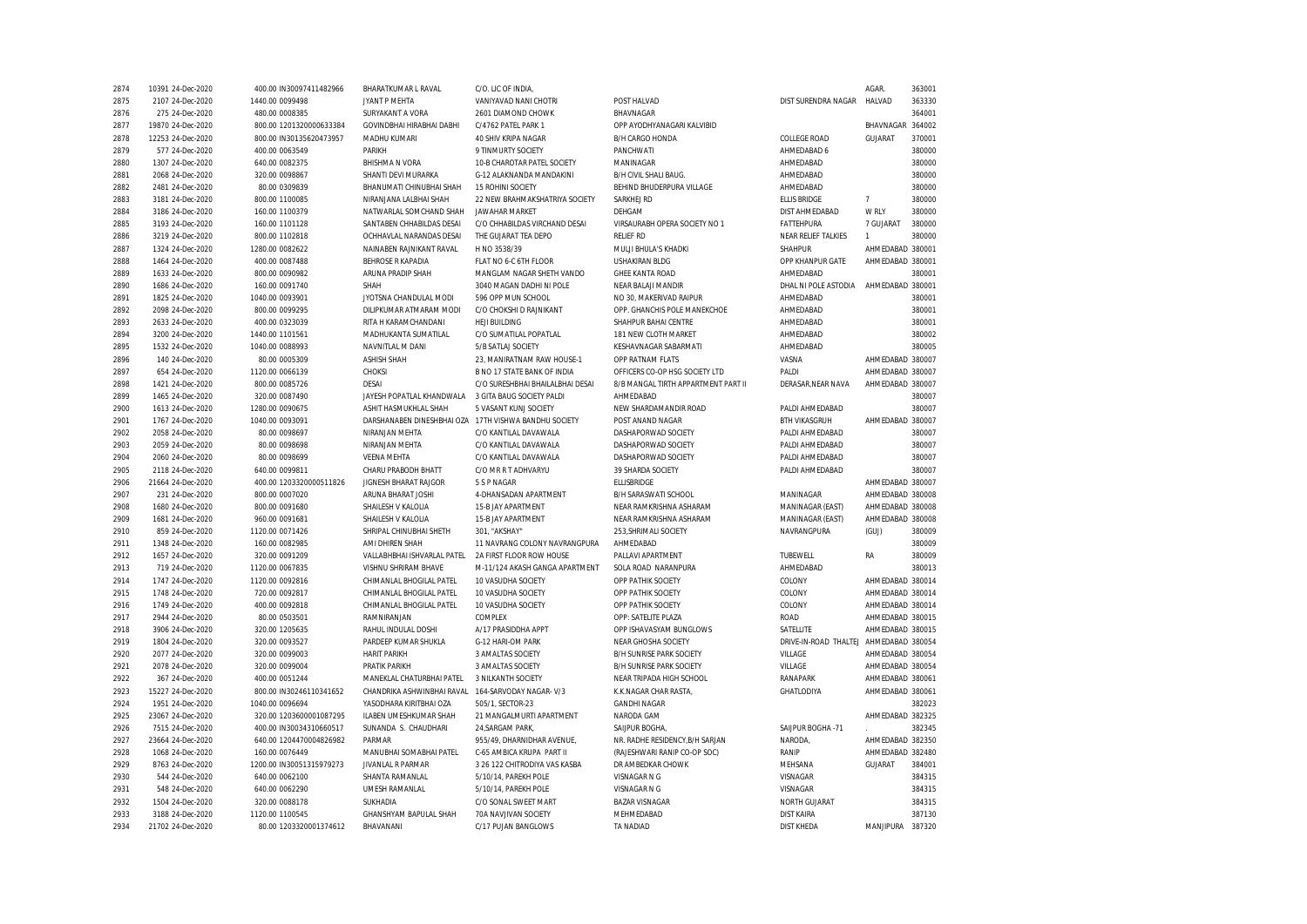| | | | | | | | | | | | |
|---|---|---|---|---|---|---|---|---|---|---|---|
| 2874 | 10391 | 24-Dec-2020 | 400.00 | IN30097411482966 | BHARATKUMAR L RAVAL | C/O. LIC OF INDIA, | | | AGAR. | 363001 |
| 2875 | 2107 | 24-Dec-2020 | 1440.00 | 0099498 | JYANT P MEHTA | VANIYAVAD NANI CHOTRI | POST HALVAD | DIST SURENDRA NAGAR | HALVAD | 363330 |
| 2876 | 275 | 24-Dec-2020 | 480.00 | 0008385 | SURYAKANT A VORA | 2601 DIAMOND CHOWK | BHAVNAGAR | | | 364001 |
| 2877 | 19870 | 24-Dec-2020 | 800.00 | 1201320000633384 | GOVINDBHAI HIRABHAI DABHI | C/4762 PATEL PARK 1 | OPP AYODHYANAGARI KALVIBID | | BHAVNAGAR | 364002 |
| 2878 | 12253 | 24-Dec-2020 | 800.00 | IN30135620473957 | MADHU KUMARI | 40 SHIV KRIPA NAGAR | B/H CARGO HONDA | COLLEGE ROAD | GUJARAT | 370001 |
| 2879 | 577 | 24-Dec-2020 | 400.00 | 0063549 | PARIKH | 9 TINMURTY SOCIETY | PANCHWATI | AHMEDABAD 6 | | 380000 |
| 2880 | 1307 | 24-Dec-2020 | 640.00 | 0082375 | BHISHMA N VORA | 10-B CHAROTAR PATEL SOCIETY | MANINAGAR | AHMEDABAD | | 380000 |
| 2881 | 2068 | 24-Dec-2020 | 320.00 | 0098867 | SHANTI DEVI MURARKA | G-12 ALAKNANDA MANDAKINI | B/H CIVIL SHALI BAUG. | AHMEDABAD | | 380000 |
| 2882 | 2481 | 24-Dec-2020 | 80.00 | 0309839 | BHANUMATI CHINUBHAI SHAH | 15 ROHINI SOCIETY | BEHIND BHUDERPURA VILLAGE | AHMEDABAD | | 380000 |
| 2883 | 3181 | 24-Dec-2020 | 800.00 | 1100085 | NIRANJANA LALBHAI SHAH | 22 NEW BRAHMAKSHATRIYA SOCIETY | SARKHEJ RD | ELLIS BRIDGE | 7 | 380000 |
| 2884 | 3186 | 24-Dec-2020 | 160.00 | 1100379 | NATWARLAL SOMCHAND SHAH | JAWAHAR MARKET | DEHGAM | DIST AHMEDABAD | W RLY | 380000 |
| 2885 | 3193 | 24-Dec-2020 | 160.00 | 1101128 | SANTABEN CHHABILDAS DESAI | C/O CHHABILDAS VIRCHAND DESAI | VIRSAURABH OPERA SOCIETY NO 1 | FATTEHPURA | 7 GUJARAT | 380000 |
| 2886 | 3219 | 24-Dec-2020 | 800.00 | 1102818 | OCHHAVLAL NARANDAS DESAI | THE GUJARAT TEA DEPO | RELIEF RD | NEAR RELIEF TALKIES | 1 | 380000 |
| 2887 | 1324 | 24-Dec-2020 | 1280.00 | 0082622 | NAINABEN RAJNIKANT RAVAL | H NO 3538/39 | MULJI BHULA'S KHADKI | SHAHPUR | AHMEDABAD | 380001 |
| 2888 | 1464 | 24-Dec-2020 | 400.00 | 0087488 | BEHROSE R KAPADIA | FLAT NO 6-C 6TH FLOOR | USHAKIRAN BLDG | OPP KHANPUR GATE | AHMEDABAD | 380001 |
| 2889 | 1633 | 24-Dec-2020 | 800.00 | 0090982 | ARUNA PRADIP SHAH | MANGLAM NAGAR SHETH VANDO | GHEE KANTA ROAD | AHMEDABAD | | 380001 |
| 2890 | 1686 | 24-Dec-2020 | 160.00 | 0091740 | SHAH | 3040 MAGAN DADHI NI POLE | NEAR BALAJI MANDIR | DHAL NI POLE ASTODIA | AHMEDABAD | 380001 |
| 2891 | 1825 | 24-Dec-2020 | 1040.00 | 0093901 | JYOTSNA CHANDULAL MODI | 596 OPP MUN SCHOOL | NO 30, MAKERIVAD RAIPUR | AHMEDABAD | | 380001 |
| 2892 | 2098 | 24-Dec-2020 | 800.00 | 0099295 | DILIPKUMAR ATMARAM MODI | C/O CHOKSHI D RAJNIKANT | OPP. GHANCHIS POLE MANEKCHOE | AHMEDABAD | | 380001 |
| 2893 | 2633 | 24-Dec-2020 | 400.00 | 0323039 | RITA H KARAMCHANDANI | HEJI BUILDING | SHAHPUR BAHAI CENTRE | AHMEDABAD | | 380001 |
| 2894 | 3200 | 24-Dec-2020 | 1440.00 | 1101561 | MADHUKANTA SUMATILAL | C/O SUMATILAL POPATLAL | 181 NEW CLOTH MARKET | AHMEDABAD | | 380002 |
| 2895 | 1532 | 24-Dec-2020 | 1040.00 | 0088993 | NAVNITLAL M DANI | 5/B SATLAJ SOCIETY | KESHAVNAGAR SABARMATI | AHMEDABAD | | 380005 |
| 2896 | 140 | 24-Dec-2020 | 80.00 | 0005309 | ASHISH SHAH | 23, MANIRATNAM RAW HOUSE-1 | OPP RATNAM FLATS | VASNA | AHMEDABAD | 380007 |
| 2897 | 654 | 24-Dec-2020 | 1120.00 | 0066139 | CHOKSI | B NO 17 STATE BANK OF INDIA | OFFICERS CO-OP HSG SOCIETY LTD | PALDI | AHMEDABAD | 380007 |
| 2898 | 1421 | 24-Dec-2020 | 800.00 | 0085726 | DESAI | C/O SURESHBHAI BHAILALBHAI DESAI | 8/B MANGAL TIRTH APPARTMENT PART II | DERASAR,NEAR NAVA | AHMEDABAD | 380007 |
| 2899 | 1465 | 24-Dec-2020 | 320.00 | 0087490 | JAYESH POPATLAL KHANDWALA | 3 GITA BAUG SOCIETY PALDI | AHMEDABAD | | | 380007 |
| 2900 | 1613 | 24-Dec-2020 | 1280.00 | 0090675 | ASHIT HASMUKHLAL SHAH | 5 VASANT KUNJ SOCIETY | NEW SHARDAMANDIR ROAD | PALDI AHMEDABAD | | 380007 |
| 2901 | 1767 | 24-Dec-2020 | 1040.00 | 0093091 | DARSHANABEN DINESHBHAI OZA | 17TH VISHWA BANDHU SOCIETY | POST ANAND NAGAR | BTH VIKASGRUH | AHMEDABAD | 380007 |
| 2902 | 2058 | 24-Dec-2020 | 80.00 | 0098697 | NIRANJAN MEHTA | C/O KANTILAL DAVAWALA | DASHAPORWAD SOCIETY | PALDI AHMEDABAD | | 380007 |
| 2903 | 2059 | 24-Dec-2020 | 80.00 | 0098698 | NIRANJAN MEHTA | C/O KANTILAL DAVAWALA | DASHAPORWAD SOCIETY | PALDI AHMEDABAD | | 380007 |
| 2904 | 2060 | 24-Dec-2020 | 80.00 | 0098699 | VEENA MEHTA | C/O KANTILAL DAVAWALA | DASHAPORWAD SOCIETY | PALDI AHMEDABAD | | 380007 |
| 2905 | 2118 | 24-Dec-2020 | 640.00 | 0099811 | CHARU PRABODH BHATT | C/O MR R T ADHVARYU | 39 SHARDA SOCIETY | PALDI AHMEDABAD | | 380007 |
| 2906 | 21664 | 24-Dec-2020 | 400.00 | 1203320000511826 | JIGNESH BHARAT RAJGOR | 5 S P NAGAR | ELLISBRIDGE | | AHMEDABAD | 380007 |
| 2907 | 231 | 24-Dec-2020 | 800.00 | 0007020 | ARUNA BHARAT JOSHI | 4-DHANSADAN APARTMENT | B/H SARASWATI SCHOOL | MANINAGAR | AHMEDABAD | 380008 |
| 2908 | 1680 | 24-Dec-2020 | 800.00 | 0091680 | SHAILESH V KALOLIA | 15-B JAY APARTMENT | NEAR RAMKRISHNA ASHARAM | MANINAGAR (EAST) | AHMEDABAD | 380008 |
| 2909 | 1681 | 24-Dec-2020 | 960.00 | 0091681 | SHAILESH V KALOLIA | 15-B JAY APARTMENT | NEAR RAMKRISHNA ASHARAM | MANINAGAR (EAST) | AHMEDABAD | 380008 |
| 2910 | 859 | 24-Dec-2020 | 1120.00 | 0071426 | SHRIPAL CHINUBHAI SHETH | 301, "AKSHAY" | 253,SHRIMALI SOCIETY | NAVRANGPURA | (GUJ) | 380009 |
| 2911 | 1348 | 24-Dec-2020 | 160.00 | 0082985 | AMI DHIREN SHAH | 11 NAVRANG COLONY NAVRANGPURA | AHMEDABAD | | | 380009 |
| 2912 | 1657 | 24-Dec-2020 | 320.00 | 0091209 | VALLABHBHAI ISHVARLAL PATEL | 2A FIRST FLOOR ROW HOUSE | PALLAVI APARTMENT | TUBEWELL | RA | 380009 |
| 2913 | 719 | 24-Dec-2020 | 1120.00 | 0067835 | VISHNU SHRIRAM BHAVE | M-11/124 AKASH GANGA APARTMENT | SOLA ROAD NARANPURA | AHMEDABAD | | 380013 |
| 2914 | 1747 | 24-Dec-2020 | 1120.00 | 0092816 | CHIMANLAL BHOGILAL PATEL | 10 VASUDHA SOCIETY | OPP PATHIK SOCIETY | COLONY | AHMEDABAD | 380014 |
| 2915 | 1748 | 24-Dec-2020 | 720.00 | 0092817 | CHIMANLAL BHOGILAL PATEL | 10 VASUDHA SOCIETY | OPP PATHIK SOCIETY | COLONY | AHMEDABAD | 380014 |
| 2916 | 1749 | 24-Dec-2020 | 400.00 | 0092818 | CHIMANLAL BHOGILAL PATEL | 10 VASUDHA SOCIETY | OPP PATHIK SOCIETY | COLONY | AHMEDABAD | 380014 |
| 2917 | 2944 | 24-Dec-2020 | 80.00 | 0503501 | RAMNIRANJAN | COMPLEX | OPP: SATELITE PLAZA | ROAD | AHMEDABAD | 380015 |
| 2918 | 3906 | 24-Dec-2020 | 320.00 | 1205635 | RAHUL INDULAL DOSHI | A/17 PRASIDDHA APPT | OPP ISHAVASYAM BUNGLOWS | SATELLITE | AHMEDABAD | 380015 |
| 2919 | 1804 | 24-Dec-2020 | 320.00 | 0093527 | PARDEEP KUMAR SHUKLA | G-12 HARI-OM PARK | NEAR GHOSHA SOCIETY | DRIVE-IN-ROAD THALTEJ | AHMEDABAD | 380054 |
| 2920 | 2077 | 24-Dec-2020 | 320.00 | 0099003 | HARIT PARIKH | 3 AMALTAS SOCIETY | B/H SUNRISE PARK SOCIETY | VILLAGE | AHMEDABAD | 380054 |
| 2921 | 2078 | 24-Dec-2020 | 320.00 | 0099004 | PRATIK PARIKH | 3 AMALTAS SOCIETY | B/H SUNRISE PARK SOCIETY | VILLAGE | AHMEDABAD | 380054 |
| 2922 | 367 | 24-Dec-2020 | 400.00 | 0051244 | MANEKLAL CHATURBHAI PATEL | 3 NILKANTH SOCIETY | NEAR TRIPADA HIGH SCHOOL | RANAPARK | AHMEDABAD | 380061 |
| 2923 | 15227 | 24-Dec-2020 | 800.00 | IN30246110341652 | CHANDRIKA ASHWINBHAI RAVAL | 164-SARVODAY NAGAR- V/3 | K.K.NAGAR CHAR RASTA, | GHATLODIYA | AHMEDABAD | 380061 |
| 2924 | 1951 | 24-Dec-2020 | 1040.00 | 0096694 | YASODHARA KIRITBHAI OZA | 505/1, SECTOR-23 | GANDHI NAGAR | | | 382023 |
| 2925 | 23067 | 24-Dec-2020 | 320.00 | 1203600001087295 | ILABEN UMESHKUMAR SHAH | 21 MANGALMURTI APARTMENT | NARODA GAM | | AHMEDABAD | 382325 |
| 2926 | 7515 | 24-Dec-2020 | 400.00 | IN30034310660517 | SUNANDA S. CHAUDHARI | 24,SARGAM PARK, | SAIJPUR BOGHA, | SAIJPUR BOGHA -71 | . | 382345 |
| 2927 | 23664 | 24-Dec-2020 | 640.00 | 1204470004826982 | PARMAR | 955/49, DHARNIDHAR AVENUE, | NR. RADHE RESIDENCY,B/H SARJAN | NARODA, | AHMEDABAD | 382350 |
| 2928 | 1068 | 24-Dec-2020 | 160.00 | 0076449 | MANUBHAI SOMABHAI PATEL | C-65 AMBICA KRUPA PART II | (RAJESHWARI RANIP CO-OP SOC) | RANIP | AHMEDABAD | 382480 |
| 2929 | 8763 | 24-Dec-2020 | 1200.00 | IN30051315979273 | JIVANLAL R PARMAR | 3 26 122 CHITRODIYA VAS KASBA | DR AMBEDKAR CHOWK | MEHSANA | GUJARAT | 384001 |
| 2930 | 544 | 24-Dec-2020 | 640.00 | 0062100 | SHANTA RAMANLAL | 5/10/14, PAREKH POLE | VISNAGAR N G | VISNAGAR | | 384315 |
| 2931 | 548 | 24-Dec-2020 | 640.00 | 0062290 | UMESH RAMANLAL | 5/10/14, PAREKH POLE | VISNAGAR N G | VISNAGAR | | 384315 |
| 2932 | 1504 | 24-Dec-2020 | 320.00 | 0088178 | SUKHADIA | C/O SONAL SWEET MART | BAZAR VISNAGAR | NORTH GUJARAT | | 384315 |
| 2933 | 3188 | 24-Dec-2020 | 1120.00 | 1100545 | GHANSHYAM BAPULAL SHAH | 70A NAVJIVAN SOCIETY | MEHMEDABAD | DIST KAIRA | | 387130 |
| 2934 | 21702 | 24-Dec-2020 | 80.00 | 1203320001374612 | BHAVANANI | C/17 PUJAN BANGLOWS | TA NADIAD | DIST KHEDA | MANJIPURA | 387320 |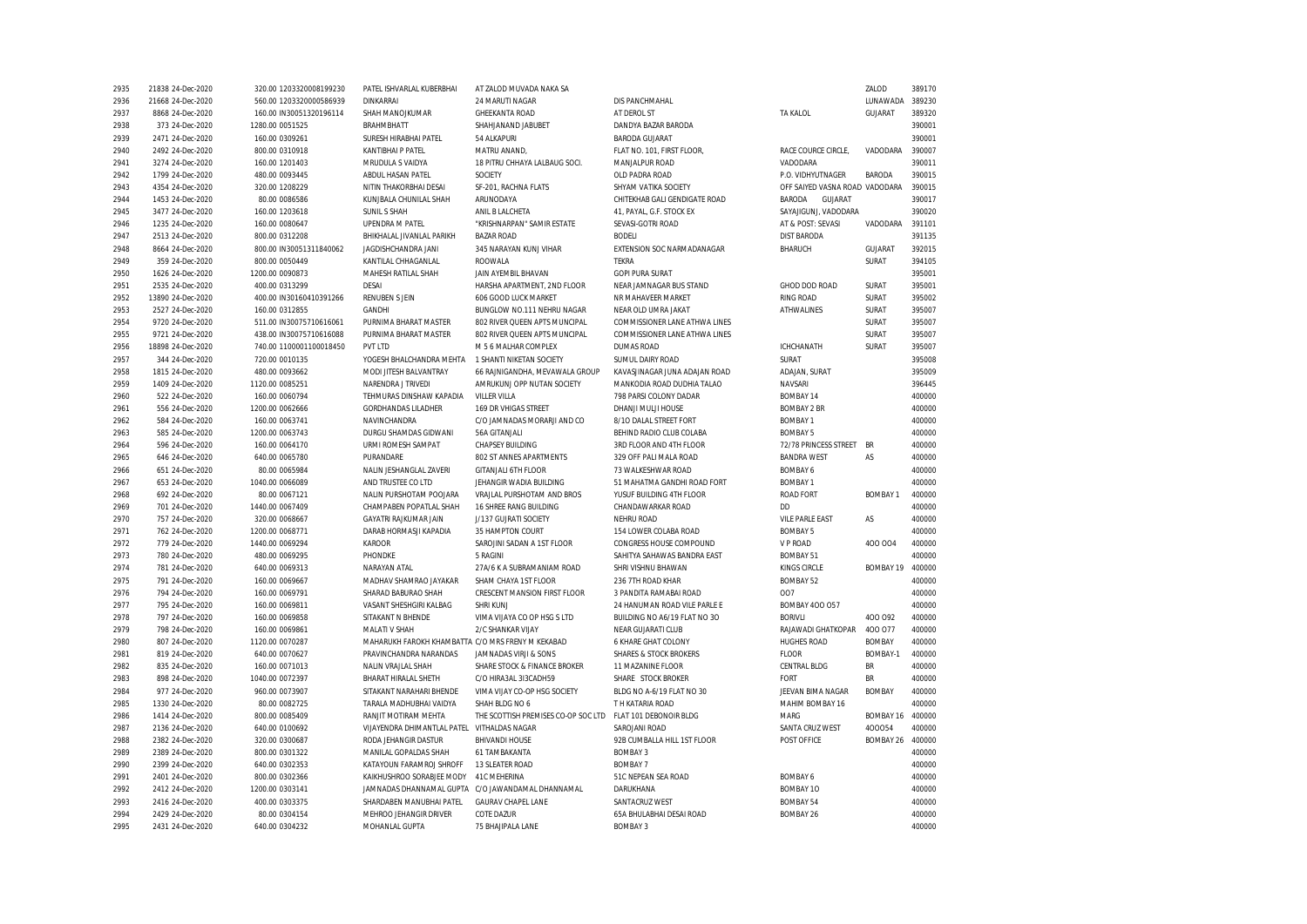| | | | | | | | | | |
|---|---|---|---|---|---|---|---|---|---|
| 2935 | 21838 24-Dec-2020 | 320.00 1203320008199230 | PATEL ISHVARLAL KUBERBHAI | AT ZALOD MUVADA NAKA SA | | | ZALOD | 389170 |
| 2936 | 21668 24-Dec-2020 | 560.00 1203320000586939 | DINKARRAI | 24 MARUTI NAGAR | DIS PANCHMAHAL | | LUNAWADA | 389230 |
| 2937 | 8868 24-Dec-2020 | 160.00 IN30051320196114 | SHAH MANOJKUMAR | GHEEKANTA ROAD | AT DEROL ST | TA KALOL | GUJARAT | 389320 |
| 2938 | 373 24-Dec-2020 | 1280.00 0051525 | BRAHMBHATT | SHAHJANAND JABUBET | DANDYA BAZAR BARODA | | | 390001 |
| 2939 | 2471 24-Dec-2020 | 160.00 0309261 | SURESH HIRABHAI PATEL | 54 ALKAPURI | BARODA GUJARAT | | | 390001 |
| 2940 | 2492 24-Dec-2020 | 800.00 0310918 | KANTIBHAI P PATEL | MATRU ANAND, | FLAT NO. 101, FIRST FLOOR, | RACE COURCE CIRCLE, | VADODARA | 390007 |
| 2941 | 3274 24-Dec-2020 | 160.00 1201403 | MRUDULA S VAIDYA | 18 PITRU CHHAYA LALBAUG SOCI. | MANJALPUR ROAD | VADODARA | | 390011 |
| 2942 | 1799 24-Dec-2020 | 480.00 0093445 | ABDUL HASAN PATEL | SOCIETY | OLD PADRA ROAD | P.O. VIDHYUTNAGER | BARODA | 390015 |
| 2943 | 4354 24-Dec-2020 | 320.00 1208229 | NITIN THAKORBHAI DESAI | SF-201, RACHNA FLATS | SHYAM VATIKA SOCIETY | OFF SAIYED VASNA ROAD | VADODARA | 390015 |
| 2944 | 1453 24-Dec-2020 | 80.00 0086586 | KUNJBALA CHUNILAL SHAH | ARUNODAYA | CHITEKHAB GALI GENDIGATE ROAD | BARODA GUJARAT | | 390017 |
| 2945 | 3477 24-Dec-2020 | 160.00 1203618 | SUNIL S SHAH | ANIL B LALCHETA | 41, PAYAL, G.F. STOCK EX | SAYAJIGUNJ, VADODARA | | 390020 |
| 2946 | 1235 24-Dec-2020 | 160.00 0080647 | UPENDRA M PATEL | "KRISHNARPAN" SAMIR ESTATE | SEVASI-GOTRI ROAD | AT & POST: SEVASI | VADODARA | 391101 |
| 2947 | 2513 24-Dec-2020 | 800.00 0312208 | BHIKHALAL JIVANLAL PARIKH | BAZAR ROAD | BODELI | DIST BARODA | | 391135 |
| 2948 | 8664 24-Dec-2020 | 800.00 IN30051311840062 | JAGDISHCHANDRA JANI | 345 NARAYAN KUNJ VIHAR | EXTENSION SOC NARMADANAGAR | BHARUCH | GUJARAT | 392015 |
| 2949 | 359 24-Dec-2020 | 800.00 0050449 | KANTILAL CHHAGANLAL | ROOWALA | TEKRA | | SURAT | 394105 |
| 2950 | 1626 24-Dec-2020 | 1200.00 0090873 | MAHESH RATILAL SHAH | JAIN AYEMBIL BHAVAN | GOPI PURA SURAT | | | 395001 |
| 2951 | 2535 24-Dec-2020 | 400.00 0313299 | DESAI | HARSHA APARTMENT, 2ND FLOOR | NEAR JAMNAGAR BUS STAND | GHOD DOD ROAD | SURAT | 395001 |
| 2952 | 13890 24-Dec-2020 | 400.00 IN30160410391266 | RENUBEN S JEIN | 606 GOOD LUCK MARKET | NR MAHAVEER MARKET | RING ROAD | SURAT | 395002 |
| 2953 | 2527 24-Dec-2020 | 160.00 0312855 | GANDHI | BUNGLOW NO.111 NEHRU NAGAR | NEAR OLD UMRA JAKAT | ATHWALINES | SURAT | 395007 |
| 2954 | 9720 24-Dec-2020 | 511.00 IN30075710616061 | PURNIMA BHARAT MASTER | 802 RIVER QUEEN APTS MUNCIPAL | COMMISSIONER LANE ATHWA LINES | | SURAT | 395007 |
| 2955 | 9721 24-Dec-2020 | 438.00 IN30075710616088 | PURNIMA BHARAT MASTER | 802 RIVER QUEEN APTS MUNCIPAL | COMMISSIONER LANE ATHWA LINES | | SURAT | 395007 |
| 2956 | 18898 24-Dec-2020 | 740.00 1100001100018450 | PVT LTD | M 5 6 MALHAR COMPLEX | DUMAS ROAD | ICHCHANATH | SURAT | 395007 |
| 2957 | 344 24-Dec-2020 | 720.00 0010135 | YOGESH BHALCHANDRA MEHTA | 1 SHANTI NIKETAN SOCIETY | SUMUL DAIRY ROAD | SURAT | | 395008 |
| 2958 | 1815 24-Dec-2020 | 480.00 0093662 | MODI JITESH BALVANTRAY | 66 RAJNIGANDHA, MEVAWALA GROUP | KAVASJINAGAR JUNA ADAJAN ROAD | ADAJAN, SURAT | | 395009 |
| 2959 | 1409 24-Dec-2020 | 1120.00 0085251 | NARENDRA J TRIVEDI | AMRUKUNJ OPP NUTAN SOCIETY | MANKODIA ROAD DUDHIA TALAO | NAVSARI | | 396445 |
| 2960 | 522 24-Dec-2020 | 160.00 0060794 | TEHMURAS DINSHAW KAPADIA | VILLER VILLA | 798 PARSI COLONY DADAR | BOMBAY 14 | | 400000 |
| 2961 | 556 24-Dec-2020 | 1200.00 0062666 | GORDHANDAS LILADHER | 169 DR VHIGAS STREET | DHANJI MULJI HOUSE | BOMBAY 2 BR | | 400000 |
| 2962 | 584 24-Dec-2020 | 160.00 0063741 | NAVINCHANDRA | C/O JAMNADAS MORARJI AND CO | 8/10 DALAL STREET FORT | BOMBAY 1 | | 400000 |
| 2963 | 585 24-Dec-2020 | 1200.00 0063743 | DURGU SHAMDAS GIDWANI | 56A GITANJALI | BEHIND RADIO CLUB COLABA | BOMBAY 5 | | 400000 |
| 2964 | 596 24-Dec-2020 | 160.00 0064170 | URMI ROMESH SAMPAT | CHAPSEY BUILDING | 3RD FLOOR AND 4TH FLOOR | 72/78 PRINCESS STREET | BR | 400000 |
| 2965 | 646 24-Dec-2020 | 640.00 0065780 | PURANDARE | 802 ST ANNES APARTMENTS | 329 OFF PALI MALA ROAD | BANDRA WEST | AS | 400000 |
| 2966 | 651 24-Dec-2020 | 80.00 0065984 | NALIN JESHANGLAL ZAVERI | GITANJALI 6TH FLOOR | 73 WALKESHWAR ROAD | BOMBAY 6 | | 400000 |
| 2967 | 653 24-Dec-2020 | 1040.00 0066089 | AND TRUSTEE CO LTD | JEHANGIR WADIA BUILDING | 51 MAHATMA GANDHI ROAD FORT | BOMBAY 1 | | 400000 |
| 2968 | 692 24-Dec-2020 | 80.00 0067121 | NALIN PURSHOTAM POOJARA | VRAJLAL PURSHOTAM AND BROS | YUSUF BUILDING 4TH FLOOR | ROAD FORT | BOMBAY 1 | 400000 |
| 2969 | 701 24-Dec-2020 | 1440.00 0067409 | CHAMPABEN POPATLAL SHAH | 16 SHREE RANG BUILDING | CHANDAWARKAR ROAD | DD | | 400000 |
| 2970 | 757 24-Dec-2020 | 320.00 0068667 | GAYATRI RAJKUMAR JAIN | J/137 GUJRATI SOCIETY | NEHRU ROAD | VILE PARLE EAST | AS | 400000 |
| 2971 | 762 24-Dec-2020 | 1200.00 0068771 | DARAB HORMASJI KAPADIA | 35 HAMPTON COURT | 154 LOWER COLABA ROAD | BOMBAY 5 | | 400000 |
| 2972 | 779 24-Dec-2020 | 1440.00 0069294 | KAROOR | SAROJINI SADAN A 1ST FLOOR | CONGRESS HOUSE COMPOUND | V P ROAD | 4OO OO4 | 400000 |
| 2973 | 780 24-Dec-2020 | 480.00 0069295 | PHONDKE | 5 RAGINI | SAHITYA SAHAWAS BANDRA EAST | BOMBAY 51 | | 400000 |
| 2974 | 781 24-Dec-2020 | 640.00 0069313 | NARAYAN ATAL | 27A/6 K A SUBRAMANIAM ROAD | SHRI VISHNU BHAWAN | KINGS CIRCLE | BOMBAY 19 | 400000 |
| 2975 | 791 24-Dec-2020 | 160.00 0069667 | MADHAV SHAMRAO JAYAKAR | SHAM CHAYA 1ST FLOOR | 236 7TH ROAD KHAR | BOMBAY 52 | | 400000 |
| 2976 | 794 24-Dec-2020 | 160.00 0069791 | SHARAD BABURAO SHAH | CRESCENT MANSION FIRST FLOOR | 3 PANDITA RAMABAI ROAD | OO7 | | 400000 |
| 2977 | 795 24-Dec-2020 | 160.00 0069811 | VASANT SHESHGIRI KALBAG | SHRI KUNJ | 24 HANUMAN ROAD VILE PARLE E | BOMBAY 4OO O57 | | 400000 |
| 2978 | 797 24-Dec-2020 | 160.00 0069858 | SITAKANT N BHENDE | VIMA VIJAYA CO OP HSG S LTD | BUILDING NO A6/19 FLAT NO 3O | BORIVLI | 4OO O92 | 400000 |
| 2979 | 798 24-Dec-2020 | 160.00 0069861 | MALATI V SHAH | 2/C SHANKAR VIJAY | NEAR GUJARATI CLUB | RAJAWADI GHATKOPAR | 4OO O77 | 400000 |
| 2980 | 807 24-Dec-2020 | 1120.00 0070287 | MAHARUKH FAROKH KHAMBATTA | C/O MRS FRENY M KEKABAD | 6 KHARE GHAT COLONY | HUGHES ROAD | BOMBAY | 400000 |
| 2981 | 819 24-Dec-2020 | 640.00 0070627 | PRAVINCHANDRA NARANDAS | JAMNADAS VIRJI & SONS | SHARES & STOCK BROKERS | FLOOR | BOMBAY-1 | 400000 |
| 2982 | 835 24-Dec-2020 | 160.00 0071013 | NALIN VRAJLAL SHAH | SHARE STOCK & FINANCE BROKER | 11 MAZANINE FLOOR | CENTRAL BLDG | BR | 400000 |
| 2983 | 898 24-Dec-2020 | 1040.00 0072397 | BHARAT HIRALAL SHETH | C/O HIRA3AL 3I3CADH59 | SHARE STOCK BROKER | FORT | BR | 400000 |
| 2984 | 977 24-Dec-2020 | 960.00 0073907 | SITAKANT NARAHARI BHENDE | VIMA VIJAY CO-OP HSG SOCIETY | BLDG NO A-6/19 FLAT NO 30 | JEEVAN BIMA NAGAR | BOMBAY | 400000 |
| 2985 | 1330 24-Dec-2020 | 80.00 0082725 | TARALA MADHUBHAI VAIDYA | SHAH BLDG NO 6 | T H KATARIA ROAD | MAHIM BOMBAY 16 | | 400000 |
| 2986 | 1414 24-Dec-2020 | 800.00 0085409 | RANJIT MOTIRAM MEHTA | THE SCOTTISH PREMISES CO-OP SOC LTD | FLAT 101 DEBONOIR BLDG | MARG | BOMBAY 16 | 400000 |
| 2987 | 2136 24-Dec-2020 | 640.00 0100692 | VIJAYENDRA DHIMANTLAL PATEL | VITHALDAS NAGAR | SAROJANI ROAD | SANTA CRUZ WEST | 4OOO54 | 400000 |
| 2988 | 2382 24-Dec-2020 | 320.00 0300687 | RODA JEHANGIR DASTUR | BHIVANDI HOUSE | 92B CUMBALLA HILL 1ST FLOOR | POST OFFICE | BOMBAY 26 | 400000 |
| 2989 | 2389 24-Dec-2020 | 800.00 0301322 | MANILAL GOPALDAS SHAH | 61 TAMBAKANTA | BOMBAY 3 | | | 400000 |
| 2990 | 2399 24-Dec-2020 | 640.00 0302353 | KATAYOUN FARAMROJ SHROFF | 13 SLEATER ROAD | BOMBAY 7 | | | 400000 |
| 2991 | 2401 24-Dec-2020 | 800.00 0302366 | KAIKHUSHROO SORABJEE MODY | 41C MEHERINA | 51C NEPEAN SEA ROAD | BOMBAY 6 | | 400000 |
| 2992 | 2412 24-Dec-2020 | 1200.00 0303141 | JAMNADAS DHANNAMAL GUPTA | C/O JAWANDAMAL DHANNAMAL | DARUKHANA | BOMBAY 1O | | 400000 |
| 2993 | 2416 24-Dec-2020 | 400.00 0303375 | SHARDABEN MANUBHAI PATEL | GAURAV CHAPEL LANE | SANTACRUZ WEST | BOMBAY 54 | | 400000 |
| 2994 | 2429 24-Dec-2020 | 80.00 0304154 | MEHROO JEHANGIR DRIVER | COTE DAZUR | 65A BHULABHAI DESAI ROAD | BOMBAY 26 | | 400000 |
| 2995 | 2431 24-Dec-2020 | 640.00 0304232 | MOHANLAL GUPTA | 75 BHAJIPALA LANE | BOMBAY 3 | | | 400000 |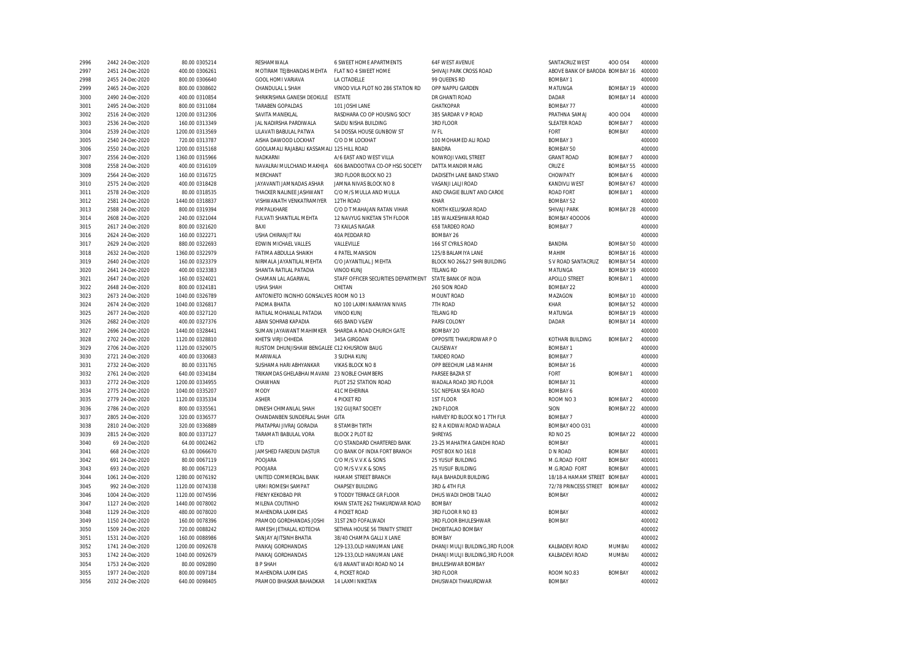| | | | | | | | | | | |
|---|---|---|---|---|---|---|---|---|---|---|
| 2996 | 2442 | 24-Dec-2020 | 80.00 | 0305214 | RESHAMWALA | 6 SWEET HOME APARTMENTS | 64F WEST AVENUE | SANTACRUZ WEST | 4OO O54 | 400000 |
| 2997 | 2451 | 24-Dec-2020 | 400.00 | 0306261 | MOTIRAM TEJBHANDAS MEHTA | FLAT NO 4 SWEET HOME | SHIVAJI PARK CROSS ROAD | ABOVE BANK OF BARODA | BOMBAY 16 | 400000 |
| 2998 | 2455 | 24-Dec-2020 | 800.00 | 0306640 | GOOL HOMI VARIAVA | LA CITADELLE | 99 QUEENS RD | BOMBAY 1 | | 400000 |
| 2999 | 2465 | 24-Dec-2020 | 800.00 | 0308602 | CHANDULAL L SHAH | VINOD VILA PLOT NO 286 STATION RD | OPP NAPPU GARDEN | MATUNGA | BOMBAY 19 | 400000 |
| 3000 | 2490 | 24-Dec-2020 | 400.00 | 0310854 | SHRIKRISHNA GANESH DEOKULE | ESTATE | DR GHANTI ROAD | DADAR | BOMBAY 14 | 400000 |
| 3001 | 2495 | 24-Dec-2020 | 800.00 | 0311084 | TARABEN GOPALDAS | 101 JOSHI LANE | GHATKOPAR | BOMBAY 77 | | 400000 |
| 3002 | 2516 | 24-Dec-2020 | 1200.00 | 0312306 | SAVITA MANEKLAL | RASDHARA CO OP HOUSING SOCY | 385 SARDAR V P ROAD | PRATHNA SAMAJ | 4OO OO4 | 400000 |
| 3003 | 2536 | 24-Dec-2020 | 160.00 | 0313349 | JAL NADIRSHA PARDIWALA | SAIDU NISHA BUILDING | 3RD FLOOR | SLEATER ROAD | BOMBAY 7 | 400000 |
| 3004 | 2539 | 24-Dec-2020 | 1200.00 | 0313569 | LILAVATI BABULAL PATWA | 54 DOSSA HOUSE GUNBOW ST | IV FL | FORT | BOMBAY | 400000 |
| 3005 | 2540 | 24-Dec-2020 | 720.00 | 0313787 | AISHA DAWOOD LOCKHAT | C/O D M LOCKHAT | 100 MOHAMED ALI ROAD | BOMBAY 3 | | 400000 |
| 3006 | 2550 | 24-Dec-2020 | 1200.00 | 0315168 | GOOLAMALI RAJABALI KASSAMALI | 125 HILL ROAD | BANDRA | BOMBAY 50 | | 400000 |
| 3007 | 2556 | 24-Dec-2020 | 1360.00 | 0315966 | NADKARNI | A/6 EAST AND WEST VILLA | NOWROJI VAKIL STREET | GRANT ROAD | BOMBAY 7 | 400000 |
| 3008 | 2558 | 24-Dec-2020 | 400.00 | 0316109 | NAVALRAI MULCHAND MAKHIJA | 606 BANDOOTWA CO-OP HSG SOCIETY | DATTA MANDIR MARG | CRUZ E | BOMBAY 55 | 400000 |
| 3009 | 2564 | 24-Dec-2020 | 160.00 | 0316725 | MERCHANT | 3RD FLOOR BLOCK NO 23 | DADISETH LANE BAND STAND | CHOWPATY | BOMBAY 6 | 400000 |
| 3010 | 2575 | 24-Dec-2020 | 400.00 | 0318428 | JAYAVANTI JAMNADAS ASHAR | JAMNA NIVAS BLOCK NO 8 | VASANJI LALJI ROAD | KANDIVLI WEST | BOMBAY 67 | 400000 |
| 3011 | 2578 | 24-Dec-2020 | 80.00 | 0318535 | THACKER NALINEE JASHWANT | C/O M/S MULLA AND MULLA | AND CRAGIE BLUNT AND CAROE | ROAD FORT | BOMBAY 1 | 400000 |
| 3012 | 2581 | 24-Dec-2020 | 1440.00 | 0318837 | VISHWANATH VENKATRAMIYER | 12TH ROAD | KHAR | BOMBAY 52 | | 400000 |
| 3013 | 2588 | 24-Dec-2020 | 800.00 | 0319394 | PIMPALKHARE | C/O D T MAHAJAN RATAN VIHAR | NORTH KELUSKAR ROAD | SHIVAJI PARK | BOMBAY 28 | 400000 |
| 3014 | 2608 | 24-Dec-2020 | 240.00 | 0321044 | FULVATI SHANTILAL MEHTA | 12 NAVYUG NIKETAN 5TH FLOOR | 185 WALKESHWAR ROAD | BOMBAY 4OOOO6 | | 400000 |
| 3015 | 2617 | 24-Dec-2020 | 800.00 | 0321620 | BAXI | 73 KAILAS NAGAR | 658 TARDEO ROAD | BOMBAY 7 | | 400000 |
| 3016 | 2624 | 24-Dec-2020 | 160.00 | 0322271 | USHA CHIRANJIT RAI | 40A PEDDAR RD | BOMBAY 26 | | | 400000 |
| 3017 | 2629 | 24-Dec-2020 | 880.00 | 0322693 | EDWIN MICHAEL VALLES | VALLEVILLE | 166 ST CYRILS ROAD | BANDRA | BOMBAY 50 | 400000 |
| 3018 | 2632 | 24-Dec-2020 | 1360.00 | 0322979 | FATIMA ABDULLA SHAIKH | 4 PATEL MANSION | 125/B BALAMIYA LANE | MAHIM | BOMBAY 16 | 400000 |
| 3019 | 2640 | 24-Dec-2020 | 160.00 | 0323379 | NIRMALA JAYANTILAL MEHTA | C/O JAYANTILAL J MEHTA | BLOCK NO 26&27 SHRI BUILDING | S V ROAD SANTACRUZ | BOMBAY 54 | 400000 |
| 3020 | 2641 | 24-Dec-2020 | 400.00 | 0323383 | SHANTA RATILAL PATADIA | VINOD KUNJ | TELANG RD | MATUNGA | BOMBAY 19 | 400000 |
| 3021 | 2647 | 24-Dec-2020 | 160.00 | 0324021 | CHAMAN LAL AGARWAL | STAFF OFFICER SECURITIES DEPARTMENT | STATE BANK OF INDIA | APOLLO STREET | BOMBAY 1 | 400000 |
| 3022 | 2648 | 24-Dec-2020 | 800.00 | 0324181 | USHA SHAH | CHETAN | 260 SION ROAD | BOMBAY 22 | | 400000 |
| 3023 | 2673 | 24-Dec-2020 | 1040.00 | 0326789 | ANTONIETO INCINHO GONSALVES | ROOM NO 13 | MOUNT ROAD | MAZAGON | BOMBAY 10 | 400000 |
| 3024 | 2674 | 24-Dec-2020 | 1040.00 | 0326817 | PADMA BHATIA | NO 100 LAXMI NARAYAN NIVAS | 7TH ROAD | KHAR | BOMBAY 52 | 400000 |
| 3025 | 2677 | 24-Dec-2020 | 400.00 | 0327120 | RATILAL MOHANLAL PATADIA | VINOD KUNJ | TELANG RD | MATUNGA | BOMBAY 19 | 400000 |
| 3026 | 2682 | 24-Dec-2020 | 400.00 | 0327376 | ABAN SOHRAB KAPADIA | 665 BAND V&EW | PARSI COLONY | DADAR | BOMBAY 14 | 400000 |
| 3027 | 2696 | 24-Dec-2020 | 1440.00 | 0328441 | SUMAN JAYAWANT MAHIMKER | SHARDA A ROAD CHURCH GATE | BOMBAY 20 | | | 400000 |
| 3028 | 2702 | 24-Dec-2020 | 1120.00 | 0328810 | KHETSI VIRJI CHHEDA | 345A GIRGOAN | OPPOSITE THAKURDWAR P O | KOTHARI BUILDING | BOMBAY 2 | 400000 |
| 3029 | 2706 | 24-Dec-2020 | 1120.00 | 0329075 | RUSTOM DHUNJISHAW BENGALEE | C12 KHUSROW BAUG | CAUSEWAY | BOMBAY 1 | | 400000 |
| 3030 | 2721 | 24-Dec-2020 | 400.00 | 0330683 | MARIWALA | 3 SUDHA KUNJ | TARDEO ROAD | BOMBAY 7 | | 400000 |
| 3031 | 2732 | 24-Dec-2020 | 80.00 | 0331765 | SUSHAMA HARI ABHYANKAR | VIKAS BLOCK NO 8 | OPP BEECHUM LAB MAHIM | BOMBAY 16 | | 400000 |
| 3032 | 2761 | 24-Dec-2020 | 640.00 | 0334184 | TRIKAMDAS GHELABHAI MAVANI | 23 NOBLE CHAMBERS | PARSEE BAZAR ST | FORT | BOMBAY 1 | 400000 |
| 3033 | 2772 | 24-Dec-2020 | 1200.00 | 0334955 | CHAWHAN | PLOT 252 STATION ROAD | WADALA ROAD 3RD FLOOR | BOMBAY 31 | | 400000 |
| 3034 | 2775 | 24-Dec-2020 | 1040.00 | 0335207 | MODY | 41C MEHERINA | 51C NEPEAN SEA ROAD | BOMBAY 6 | | 400000 |
| 3035 | 2779 | 24-Dec-2020 | 1120.00 | 0335334 | ASHER | 4 PICKET RD | 1ST FLOOR | ROOM NO 3 | BOMBAY 2 | 400000 |
| 3036 | 2786 | 24-Dec-2020 | 800.00 | 0335561 | DINESH CHIMANLAL SHAH | 192 GUJRAT SOCIETY | 2ND FLOOR | SION | BOMBAY 22 | 400000 |
| 3037 | 2805 | 24-Dec-2020 | 320.00 | 0336577 | CHANDANBEN SUNDERLAL SHAH | GITA | HARVEY RD BLOCK NO 1 7TH FLR | BOMBAY 7 | | 400000 |
| 3038 | 2810 | 24-Dec-2020 | 320.00 | 0336889 | PRATAPRAI JIVRAJ GORADIA | 8 STAMBH TIRTH | 82 R A KIDWAI ROAD WADALA | BOMBAY 4OO O31 | | 400000 |
| 3039 | 2815 | 24-Dec-2020 | 800.00 | 0337127 | TARAMATI BABULAL VORA | BLOCK 2 PLOT 82 | SHREYAS | RD NO 25 | BOMBAY 22 | 400000 |
| 3040 | 69 | 24-Dec-2020 | 64.00 | 0002462 | LTD | C/O STANDARD CHARTERED BANK | 23-25 MAHATMA GANDHI ROAD | BOMBAY | | 400001 |
| 3041 | 668 | 24-Dec-2020 | 63.00 | 0066670 | JAMSHED FAREDUN DASTUR | C/O BANK OF INDIA FORT BRANCH | POST BOX NO 1618 | D N ROAD | BOMBAY | 400001 |
| 3042 | 691 | 24-Dec-2020 | 80.00 | 0067119 | POOJARA | C/O M/S V.V.K & SONS | 25 YUSUF BUILDING | M.G.ROAD FORT | BOMBAY | 400001 |
| 3043 | 693 | 24-Dec-2020 | 80.00 | 0067123 | POOJARA | C/O M/S V.V.K & SONS | 25 YUSUF BUILDING | M.G.ROAD FORT | BOMBAY | 400001 |
| 3044 | 1061 | 24-Dec-2020 | 1280.00 | 0076192 | UNITED COMMERCIAL BANK | HAMAM STREET BRANCH | RAJA BAHADUR BUILDING | 18/18-A HAMAM STREET | BOMBAY | 400001 |
| 3045 | 992 | 24-Dec-2020 | 1120.00 | 0074338 | URMI ROMESH SAMPAT | CHAPSEY BUILDING | 3RD & 4TH FLR | 72/78 PRINCESS STREET | BOMBAY | 400002 |
| 3046 | 1004 | 24-Dec-2020 | 1120.00 | 0074596 | FRENY KEKOBAD PIR | 9 TODDY TERRACE GR FLOOR | DHUS WADI DHOBI TALAO | BOMBAY | | 400002 |
| 3047 | 1127 | 24-Dec-2020 | 1440.00 | 0078002 | MILENA COUTINHO | KHAN STATE 262 THAKURDWAR ROAD | BOMBAY | | | 400002 |
| 3048 | 1129 | 24-Dec-2020 | 480.00 | 0078020 | MAHENDRA LAXMIDAS | 4 PICKET ROAD | 3RD FLOOR R NO 83 | BOMBAY | | 400002 |
| 3049 | 1150 | 24-Dec-2020 | 160.00 | 0078396 | PRAMOD GORDHANDAS JOSHI | 31ST 2ND FOFALWADI | 3RD FLOOR BHULESHWAR | BOMBAY | | 400002 |
| 3050 | 1509 | 24-Dec-2020 | 720.00 | 0088242 | RAMESH JETHALAL KOTECHA | SETHNA HOUSE 56 TRINITY STREET | DHOBITALAO BOMBAY | | | 400002 |
| 3051 | 1531 | 24-Dec-2020 | 160.00 | 0088986 | SANJAY AJITSINH BHATIA | 38/40 CHAMPA GALLI X LANE | BOMBAY | | | 400002 |
| 3052 | 1741 | 24-Dec-2020 | 1200.00 | 0092678 | PANKAJ GORDHANDAS | 129-133,OLD HANUMAN LANE | DHANJI MULJI BUILDING,3RD FLOOR | KALBADEVI ROAD | MUMBAI | 400002 |
| 3053 | 1742 | 24-Dec-2020 | 1040.00 | 0092679 | PANKAJ GORDHANDAS | 129-133,OLD HANUMAN LANE | DHANJI MULJI BUILDING,3RD FLOOR | KALBADEVI ROAD | MUMBAI | 400002 |
| 3054 | 1753 | 24-Dec-2020 | 80.00 | 0092890 | B P SHAH | 6/8 ANANT WADI ROAD NO 14 | BHULESHWAR BOMBAY | | | 400002 |
| 3055 | 1977 | 24-Dec-2020 | 800.00 | 0097184 | MAHENDRA LAXMIDAS | 4, PICKET ROAD | 3RD FLOOR | ROOM NO.83 | BOMBAY | 400002 |
| 3056 | 2032 | 24-Dec-2020 | 640.00 | 0098405 | PRAMOD BHASKAR BAHADKAR | 14 LAXMI NIKETAN | DHUSWADI THAKURDWAR | BOMBAY | | 400002 |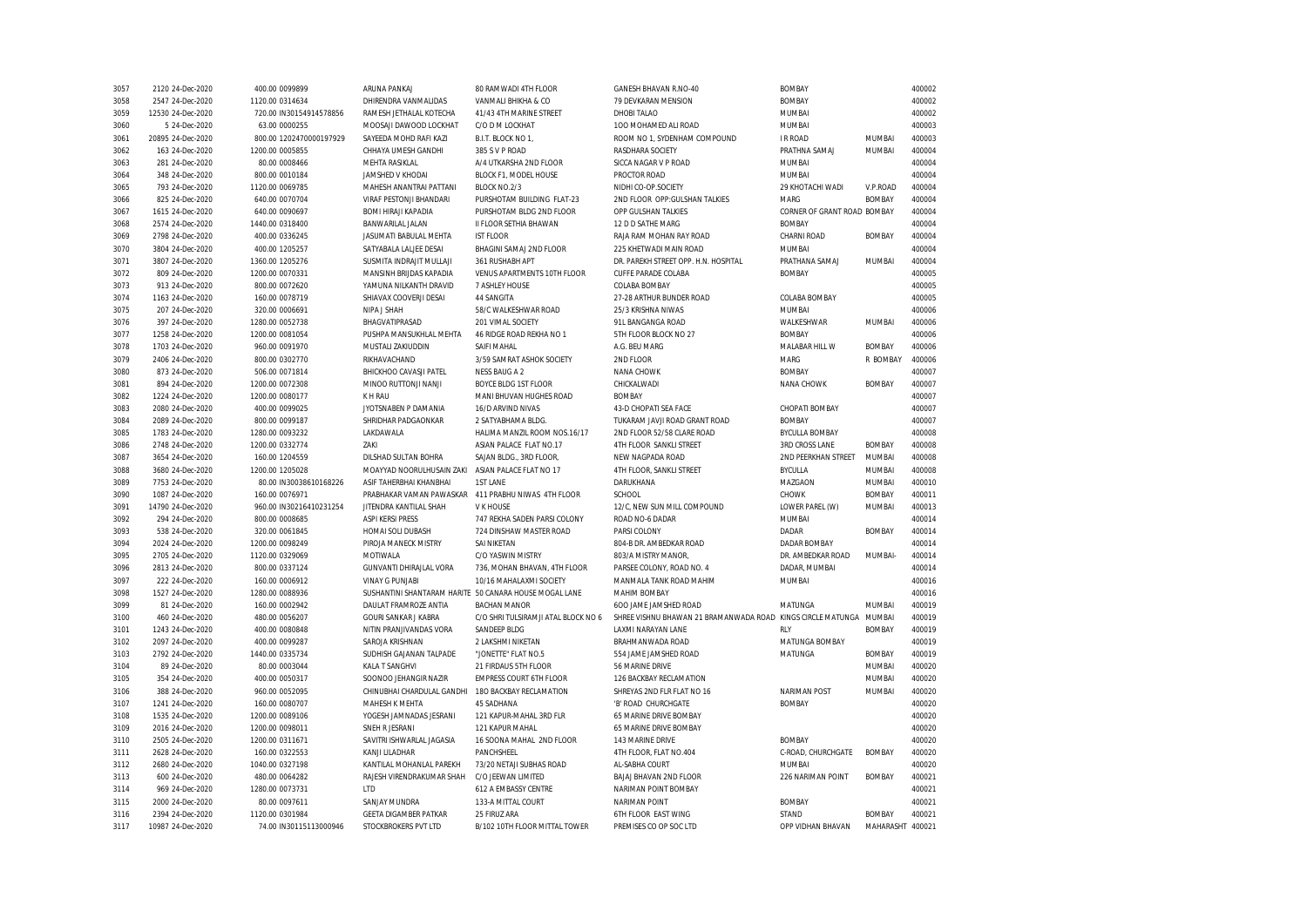| | | | | | | | | | |
|---|---|---|---|---|---|---|---|---|---|
| 3057 | 2120 24-Dec-2020 | 400.00 0099899 | ARUNA PANKAJ | 80 RAMWADI 4TH FLOOR | GANESH BHAVAN R.NO-40 | BOMBAY | | 400002 |
| 3058 | 2547 24-Dec-2020 | 1120.00 0314634 | DHIRENDRA VANMALIDAS | VANMALI BHIKHA & CO | 79 DEVKARAN MENSION | BOMBAY | | 400002 |
| 3059 | 12530 24-Dec-2020 | 720.00 IN30154914578856 | RAMESH JETHALAL KOTECHA | 41/43 4TH MARINE STREET | DHOBI TALAO | MUMBAI | | 400002 |
| 3060 | 5 24-Dec-2020 | 63.00 0000255 | MOOSAJI DAWOOD LOCKHAT | C/O D M LOCKHAT | 1OO MOHAMED ALI ROAD | MUMBAI | | 400003 |
| 3061 | 20895 24-Dec-2020 | 800.00 1202470000197929 | SAYEEDA MOHD RAFI KAZI | B.I.T. BLOCK NO 1, | ROOM NO 1, SYDENHAM COMPOUND | I R ROAD | MUMBAI | 400003 |
| 3062 | 163 24-Dec-2020 | 1200.00 0005855 | CHHAYA UMESH GANDHI | 385 S V P ROAD | RASDHARA SOCIETY | PRATHNA SAMAJ | MUMBAI | 400004 |
| 3063 | 281 24-Dec-2020 | 80.00 0008466 | MEHTA RASIKLAL | A/4 UTKARSHA 2ND FLOOR | SICCA NAGAR V P ROAD | MUMBAI | | 400004 |
| 3064 | 348 24-Dec-2020 | 800.00 0010184 | JAMSHED V KHODAI | BLOCK F1, MODEL HOUSE | PROCTOR ROAD | MUMBAI | | 400004 |
| 3065 | 793 24-Dec-2020 | 1120.00 0069785 | MAHESH ANANTRAI PATTANI | BLOCK NO.2/3 | NIDHI CO-OP.SOCIETY | 29 KHOTACHI WADI | V.P.ROAD | 400004 |
| 3066 | 825 24-Dec-2020 | 640.00 0070704 | VIRAF PESTONJI BHANDARI | PURSHOTAM BUILDING FLAT-23 | 2ND FLOOR OPP:GULSHAN TALKIES | MARG | BOMBAY | 400004 |
| 3067 | 1615 24-Dec-2020 | 640.00 0090697 | BOMI HIRAJI KAPADIA | PURSHOTAM BLDG 2ND FLOOR | OPP GULSHAN TALKIES | CORNER OF GRANT ROAD BOMBAY | | 400004 |
| 3068 | 2574 24-Dec-2020 | 1440.00 0318400 | BANWARILAL JALAN | II FLOOR SETHIA BHAWAN | 12 D D SATHE MARG | BOMBAY | | 400004 |
| 3069 | 2798 24-Dec-2020 | 400.00 0336245 | JASUMATI BABULAL MEHTA | IST FLOOR | RAJA RAM MOHAN RAY ROAD | CHARNI ROAD | BOMBAY | 400004 |
| 3070 | 3804 24-Dec-2020 | 400.00 1205257 | SATYABALA LALJEE DESAI | BHAGINI SAMAJ 2ND FLOOR | 225 KHETWADI MAIN ROAD | MUMBAI | | 400004 |
| 3071 | 3807 24-Dec-2020 | 1360.00 1205276 | SUSMITA INDRAJIT MULLAJI | 361 RUSHABH APT | DR. PAREKH STREET OPP. H.N. HOSPITAL | PRATHANA SAMAJ | MUMBAI | 400004 |
| 3072 | 809 24-Dec-2020 | 1200.00 0070331 | MANSINH BRIJDAS KAPADIA | VENUS APARTMENTS 10TH FLOOR | CUFFE PARADE COLABA | BOMBAY | | 400005 |
| 3073 | 913 24-Dec-2020 | 800.00 0072620 | YAMUNA NILKANTH DRAVID | 7 ASHLEY HOUSE | COLABA BOMBAY | | | 400005 |
| 3074 | 1163 24-Dec-2020 | 160.00 0078719 | SHIAVAX COOVERJI DESAI | 44 SANGITA | 27-28 ARTHUR BUNDER ROAD | COLABA BOMBAY | | 400005 |
| 3075 | 207 24-Dec-2020 | 320.00 0006691 | NIPA J SHAH | 58/C WALKESHWAR ROAD | 25/3 KRISHNA NIWAS | MUMBAI | | 400006 |
| 3076 | 397 24-Dec-2020 | 1280.00 0052738 | BHAGVATIPRASAD | 201 VIMAL SOCIETY | 91L BANGANGA ROAD | WALKESHWAR | MUMBAI | 400006 |
| 3077 | 1258 24-Dec-2020 | 1200.00 0081054 | PUSHPA MANSUKHLAL MEHTA | 46 RIDGE ROAD REKHA NO 1 | 5TH FLOOR BLOCK NO 27 | BOMBAY | | 400006 |
| 3078 | 1703 24-Dec-2020 | 960.00 0091970 | MUSTALI ZAKIUDDIN | SAIFI MAHAL | A.G. BEU MARG | MALABAR HILL W | BOMBAY | 400006 |
| 3079 | 2406 24-Dec-2020 | 800.00 0302770 | RIKHAVACHAND | 3/59 SAMRAT ASHOK SOCIETY | 2ND FLOOR | MARG | R BOMBAY | 400006 |
| 3080 | 873 24-Dec-2020 | 506.00 0071814 | BHICKHOO CAVASJI PATEL | NESS BAUG A 2 | NANA CHOWK | BOMBAY | | 400007 |
| 3081 | 894 24-Dec-2020 | 1200.00 0072308 | MINOO RUTTONJI NANJI | BOYCE BLDG 1ST FLOOR | CHICKALWADI | NANA CHOWK | BOMBAY | 400007 |
| 3082 | 1224 24-Dec-2020 | 1200.00 0080177 | K H RAU | MANI BHUVAN HUGHES ROAD | BOMBAY | | | 400007 |
| 3083 | 2080 24-Dec-2020 | 400.00 0099025 | JYOTSNABEN P DAMANIA | 16/D ARVIND NIVAS | 43-D CHOPATI SEA FACE | CHOPATI BOMBAY | | 400007 |
| 3084 | 2089 24-Dec-2020 | 800.00 0099187 | SHRIDHAR PADGAONKAR | 2 SATYABHAMA BLDG. | TUKARAM JAVJI ROAD GRANT ROAD | BOMBAY | | 400007 |
| 3085 | 1783 24-Dec-2020 | 1280.00 0093232 | LAKDAWALA | HALIMA MANZIL ROOM NOS.16/17 | 2ND FLOOR 52/58 CLARE ROAD | BYCULLA BOMBAY | | 400008 |
| 3086 | 2748 24-Dec-2020 | 1200.00 0332774 | ZAKI | ASIAN PALACE FLAT NO.17 | 4TH FLOOR SANKLI STREET | 3RD CROSS LANE | BOMBAY | 400008 |
| 3087 | 3654 24-Dec-2020 | 160.00 1204559 | DILSHAD SULTAN BOHRA | SAJAN BLDG., 3RD FLOOR, | NEW NAGPADA ROAD | 2ND PEERKHAN STREET | MUMBAI | 400008 |
| 3088 | 3680 24-Dec-2020 | 1200.00 1205028 | MOAYYAD NOORULHUSAIN ZAKI | ASIAN PALACE FLAT NO 17 | 4TH FLOOR, SANKLI STREET | BYCULLA | MUMBAI | 400008 |
| 3089 | 7753 24-Dec-2020 | 80.00 IN30038610168226 | ASIF TAHERBHAI KHANBHAI | 1ST LANE | DARUKHANA | MAZGAON | MUMBAI | 400010 |
| 3090 | 1087 24-Dec-2020 | 160.00 0076971 | PRABHAKAR VAMAN PAWASKAR | 411 PRABHU NIWAS 4TH FLOOR | SCHOOL | CHOWK | BOMBAY | 400011 |
| 3091 | 14790 24-Dec-2020 | 960.00 IN30216410231254 | JITENDRA KANTILAL SHAH | V K HOUSE | 12/C, NEW SUN MILL COMPOUND | LOWER PAREL (W) | MUMBAI | 400013 |
| 3092 | 294 24-Dec-2020 | 800.00 0008685 | ASPI KERSI PRESS | 747 REKHA SADEN PARSI COLONY | ROAD NO-6 DADAR | MUMBAI | | 400014 |
| 3093 | 538 24-Dec-2020 | 320.00 0061845 | HOMAI SOLI DUBASH | 724 DINSHAW MASTER ROAD | PARSI COLONY | DADAR | BOMBAY | 400014 |
| 3094 | 2024 24-Dec-2020 | 1200.00 0098249 | PIROJA MANECK MISTRY | SAI NIKETAN | 804-B DR. AMBEDKAR ROAD | DADAR BOMBAY | | 400014 |
| 3095 | 2705 24-Dec-2020 | 1120.00 0329069 | MOTIWALA | C/O YASWIN MISTRY | 803/A MISTRY MANOR, | DR. AMBEDKAR ROAD | MUMBAI- | 400014 |
| 3096 | 2813 24-Dec-2020 | 800.00 0337124 | GUNVANTI DHIRAJLAL VORA | 736, MOHAN BHAVAN, 4TH FLOOR | PARSEE COLONY, ROAD NO. 4 | DADAR, MUMBAI | | 400014 |
| 3097 | 222 24-Dec-2020 | 160.00 0006912 | VINAY G PUNJABI | 10/16 MAHALAXMI SOCIETY | MANMALA TANK ROAD MAHIM | MUMBAI | | 400016 |
| 3098 | 1527 24-Dec-2020 | 1280.00 0088936 | SUSHANTINI SHANTARAM HARITE | 50 CANARA HOUSE MOGAL LANE | MAHIM BOMBAY | | | 400016 |
| 3099 | 81 24-Dec-2020 | 160.00 0002942 | DAULAT FRAMROZE ANTIA | BACHAN MANOR | 6OO JAME JAMSHED ROAD | MATUNGA | MUMBAI | 400019 |
| 3100 | 460 24-Dec-2020 | 480.00 0056207 | GOURI SANKAR J KABRA | C/O SHRI TULSIRAMJI ATAL BLOCK NO 6 | SHREE VISHNU BHAWAN 21 BRAMANWADA ROAD | KINGS CIRCLE MATUNGA | MUMBAI | 400019 |
| 3101 | 1243 24-Dec-2020 | 400.00 0080848 | NITIN PRANJIVANDAS VORA | SANDEEP BLDG | LAXMI NARAYAN LANE | RLY | BOMBAY | 400019 |
| 3102 | 2097 24-Dec-2020 | 400.00 0099287 | SAROJA KRISHNAN | 2 LAKSHMI NIKETAN | BRAHMANWADA ROAD | MATUNGA BOMBAY | | 400019 |
| 3103 | 2792 24-Dec-2020 | 1440.00 0335734 | SUDHISH GAJANAN TALPADE | "JONETTE" FLAT NO.5 | 554 JAME JAMSHED ROAD | MATUNGA | BOMBAY | 400019 |
| 3104 | 89 24-Dec-2020 | 80.00 0003044 | KALA T SANGHVI | 21 FIRDAUS 5TH FLOOR | 56 MARINE DRIVE | | MUMBAI | 400020 |
| 3105 | 354 24-Dec-2020 | 400.00 0050317 | SOONOO JEHANGIR NAZIR | EMPRESS COURT 6TH FLOOR | 126 BACKBAY RECLAMATION | | MUMBAI | 400020 |
| 3106 | 388 24-Dec-2020 | 960.00 0052095 | CHINUBHAI CHARDULAL GANDHI | 180 BACKBAY RECLAMATION | SHREYAS 2ND FLR FLAT NO 16 | NARIMAN POST | MUMBAI | 400020 |
| 3107 | 1241 24-Dec-2020 | 160.00 0080707 | MAHESH K MEHTA | 45 SADHANA | 'B' ROAD CHURCHGATE | BOMBAY | | 400020 |
| 3108 | 1535 24-Dec-2020 | 1200.00 0089106 | YOGESH JAMNADAS JESRANI | 121 KAPUR-MAHAL 3RD FLR | 65 MARINE DRIVE BOMBAY | | | 400020 |
| 3109 | 2016 24-Dec-2020 | 1200.00 0098011 | SNEH R JESRANI | 121 KAPUR MAHAL | 65 MARINE DRIVE BOMBAY | | | 400020 |
| 3110 | 2505 24-Dec-2020 | 1200.00 0311671 | SAVITRI ISHWARLAL JAGASIA | 16 SOONA MAHAL 2ND FLOOR | 143 MARINE DRIVE | BOMBAY | | 400020 |
| 3111 | 2628 24-Dec-2020 | 160.00 0322553 | KANJI LILADHAR | PANCHSHEEL | 4TH FLOOR, FLAT NO.404 | C-ROAD, CHURCHGATE | BOMBAY | 400020 |
| 3112 | 2680 24-Dec-2020 | 1040.00 0327198 | KANTILAL MOHANLAL PAREKH | 73/20 NETAJI SUBHAS ROAD | AL-SABHA COURT | MUMBAI | | 400020 |
| 3113 | 600 24-Dec-2020 | 480.00 0064282 | RAJESH VIRENDRAKUMAR SHAH | C/O JEEWAN LIMITED | BAJAJ BHAVAN 2ND FLOOR | 226 NARIMAN POINT | BOMBAY | 400021 |
| 3114 | 969 24-Dec-2020 | 1280.00 0073731 | LTD | 612 A EMBASSY CENTRE | NARIMAN POINT BOMBAY | | | 400021 |
| 3115 | 2000 24-Dec-2020 | 80.00 0097611 | SANJAY MUNDRA | 133-A MITTAL COURT | NARIMAN POINT | BOMBAY | | 400021 |
| 3116 | 2394 24-Dec-2020 | 1120.00 0301984 | GEETA DIGAMBER PATKAR | 25 FIRUZ ARA | 6TH FLOOR EAST WING | STAND | BOMBAY | 400021 |
| 3117 | 10987 24-Dec-2020 | 74.00 IN30115113000946 | STOCKBROKERS PVT LTD | B/102 10TH FLOOR MITTAL TOWER | PREMISES CO OP SOC LTD | OPP VIDHAN BHAVAN | MAHARASHT | 400021 |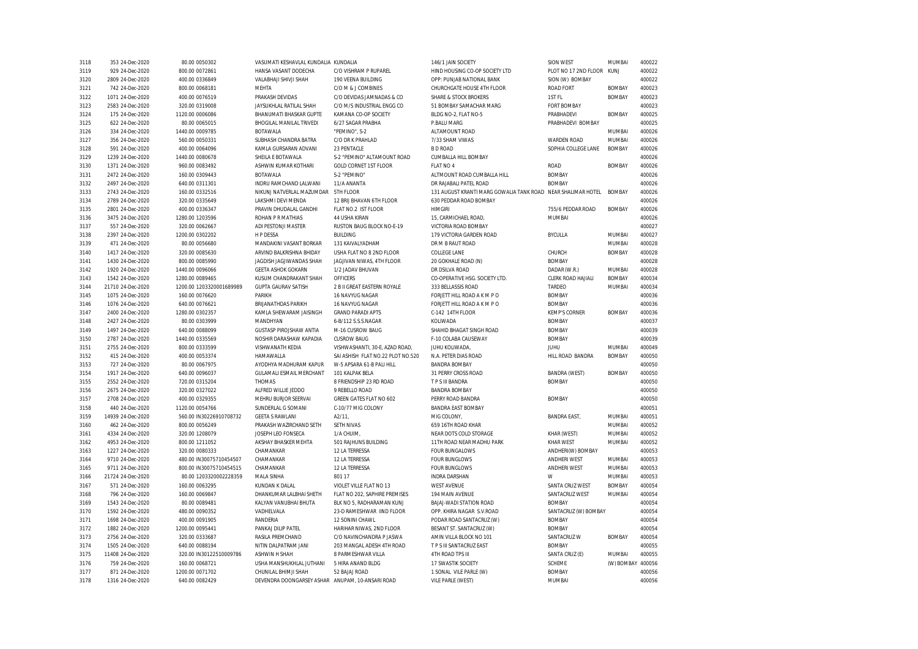| | | | | | | | | | |
|---|---|---|---|---|---|---|---|---|---|
| 3118 | 353 | 24-Dec-2020 | 80.00 | 0050302 | VASUMATI KESHAVLAL KUNDALIA | KUNDALIA | 146/1 JAIN SOCIETY | SION WEST | MUMBAI | 400022 |
| 3119 | 929 | 24-Dec-2020 | 800.00 | 0072861 | HANSA VASANT DODECHA | C/O VISHRAM P RUPAREL | HIND HOUSING CO-OP SOCIETY LTD | PLOT NO 17 2ND FLOOR | KUNJ | 400022 |
| 3120 | 2809 | 24-Dec-2020 | 400.00 | 0336849 | VALABHAJI SHIVJI SHAH | 190 VEENA BUILDING | OPP: PUNJAB NATIONAL BANK | SION (W) BOMBAY | | 400022 |
| 3121 | 742 | 24-Dec-2020 | 800.00 | 0068181 | MEHTA | C/O M & J COMBINES | CHURCHGATE HOUSE 4TH FLOOR | ROAD FORT | BOMBAY | 400023 |
| 3122 | 1071 | 24-Dec-2020 | 400.00 | 0076519 | PRAKASH DEVIDAS | C/O DEVIDAS JAMNADAS & CO | SHARE & STOCK BROKERS | 1ST FL | BOMBAY | 400023 |
| 3123 | 2583 | 24-Dec-2020 | 320.00 | 0319008 | JAYSUKHLAL RATILAL SHAH | C/O M/S INDUSTRIAL ENGG CO | 51 BOMBAY SAMACHAR MARG | FORT BOMBAY | | 400023 |
| 3124 | 175 | 24-Dec-2020 | 1120.00 | 0006086 | BHANUMATI BHASKAR GUPTE | KAMANA CO-OP SOCIETY | BLDG NO-2, FLAT NO-5 | PRABHADEVI | BOMBAY | 400025 |
| 3125 | 622 | 24-Dec-2020 | 80.00 | 0065015 | BHOGILAL MANILAL TRIVEDI | 6/27 SAGAR PRABHA | P.BALU MARG | PRABHADEVI BOMBAY | | 400025 |
| 3126 | 334 | 24-Dec-2020 | 1440.00 | 0009785 | BOTAWALA | "PEMINO", S-2 | ALTAMOUNT ROAD | | MUMBAI | 400026 |
| 3127 | 356 | 24-Dec-2020 | 560.00 | 0050331 | SUBHASH CHANDRA BATRA | C/O DR K PRAHLAD | 7/33 SHAM VIWAS | WARDEN ROAD | MUMBAI | 400026 |
| 3128 | 591 | 24-Dec-2020 | 400.00 | 0064096 | KAMLA GURSARAN ADVANI | 23 PENTACLE | B D ROAD | SOPHIA COLLEGE LANE | BOMBAY | 400026 |
| 3129 | 1239 | 24-Dec-2020 | 1440.00 | 0080678 | SHEILA E BOTAWALA | S-2 "PEMINO" ALTAMOUNT ROAD | CUMBALLA HILL BOMBAY | | | 400026 |
| 3130 | 1371 | 24-Dec-2020 | 960.00 | 0083492 | ASHWIN KUMAR KOTHARI | GOLD CORNET 1ST FLOOR | FLAT NO 4 | ROAD | BOMBAY | 400026 |
| 3131 | 2472 | 24-Dec-2020 | 160.00 | 0309443 | BOTAWALA | S-2 "PEMINO" | ALTMOUNT ROAD CUMBALLA HILL | BOMBAY | | 400026 |
| 3132 | 2497 | 24-Dec-2020 | 640.00 | 0311301 | INDRU RAMCHAND LALWANI | 11/A ANANTA | DR RAJABALI PATEL ROAD | BOMBAY | | 400026 |
| 3133 | 2743 | 24-Dec-2020 | 160.00 | 0332516 | NIKUNJ NATVERLAL MAZUMDAR | 5TH FLOOR | 131 AUGUST KRANTI MARG GOWALIA TANK ROAD | NEAR SHALIMAR HOTEL | BOMBAY | 400026 |
| 3134 | 2789 | 24-Dec-2020 | 320.00 | 0335649 | LAKSHMI DEVI MENDA | 12 BRIJ BHAVAN 6TH FLOOR | 630 PEDDAR ROAD BOMBAY | | | 400026 |
| 3135 | 2801 | 24-Dec-2020 | 400.00 | 0336347 | PRAVIN DHUDALAL GANDHI | FLAT NO.2 IST FLOOR | HIMGIRI | 755/6 PEDDAR ROAD | BOMBAY | 400026 |
| 3136 | 3475 | 24-Dec-2020 | 1280.00 | 1203596 | ROHAN P R MATHIAS | 44 USHA KIRAN | 15, CARMICHAEL ROAD, | MUMBAI | | 400026 |
| 3137 | 557 | 24-Dec-2020 | 320.00 | 0062667 | ADI PESTONJI MASTER | RUSTON BAUG BLOCK NO-E-19 | VICTORIA ROAD BOMBAY | | | 400027 |
| 3138 | 2397 | 24-Dec-2020 | 1200.00 | 0302202 | H P DESSA | BUILDING | 179 VICTORIA GARDEN ROAD | BYCULLA | MUMBAI | 400027 |
| 3139 | 471 | 24-Dec-2020 | 80.00 | 0056680 | MANDAKINI VASANT BORKAR | 131 KAIVALYADHAM | DR M B RAUT ROAD | | MUMBAI | 400028 |
| 3140 | 1417 | 24-Dec-2020 | 320.00 | 0085630 | ARVIND BALKRISHNA BHIDAY | USHA FLAT NO 8 2ND FLOOR | COLLEGE LANE | CHURCH | BOMBAY | 400028 |
| 3141 | 1430 | 24-Dec-2020 | 800.00 | 0085990 | JAGDISH JAGJIWANDAS SHAH | JAGJIVAN NIWAS, 4TH FLOOR | 20 GOKHALE ROAD (N) | BOMBAY | | 400028 |
| 3142 | 1920 | 24-Dec-2020 | 1440.00 | 0096066 | GEETA ASHOK GOKARN | 1/2 JADAV BHUVAN | DR DSILVA ROAD | DADAR (W.R.) | MUMBAI | 400028 |
| 3143 | 1542 | 24-Dec-2020 | 1280.00 | 0089465 | KUSUM CHANDRAKANT SHAH | OFFICERS | CO-OPERATIVE HSG. SOCIETY LTD. | CLERK ROAD HAJIALI | BOMBAY | 400034 |
| 3144 | 21710 | 24-Dec-2020 | 1200.00 | 1203320001689989 | GUPTA GAURAV SATISH | 2 B II GREAT EASTERN ROYALE | 333 BELLASSIS ROAD | TARDEO | MUMBAI | 400034 |
| 3145 | 1075 | 24-Dec-2020 | 160.00 | 0076620 | PARIKH | 16 NAVYUG NAGAR | FORJETT HILL ROAD A K M P O | BOMBAY | | 400036 |
| 3146 | 1076 | 24-Dec-2020 | 640.00 | 0076621 | BRIJANATHDAS PARIKH | 16 NAVYUG NAGAR | FORJETT HILL ROAD A K M P O | BOMBAY | | 400036 |
| 3147 | 2400 | 24-Dec-2020 | 1280.00 | 0302357 | KAMLA SHEWARAM JAISINGH | GRAND PARADI APTS | C-142 14TH FLOOR | KEMP'S CORNER | BOMBAY | 400036 |
| 3148 | 2427 | 24-Dec-2020 | 80.00 | 0303999 | MANDHYAN | 6-B/112 S.S.S.NAGAR | KOLIWADA | BOMBAY | | 400037 |
| 3149 | 1497 | 24-Dec-2020 | 640.00 | 0088099 | GUSTASP PIROJSHAW ANTIA | M-16 CUSROW BAUG | SHAHID BHAGAT SINGH ROAD | BOMBAY | | 400039 |
| 3150 | 2787 | 24-Dec-2020 | 1440.00 | 0335569 | NOSHIR DARASHAW KAPADIA | CUSROW BAUG | F-10 COLABA CAUSEWAY | BOMBAY | | 400039 |
| 3151 | 2755 | 24-Dec-2020 | 800.00 | 0333599 | VISHWANATH KEDIA | VISHWASHANTI, 30-E, AZAD ROAD, | JUHU KOLIWADA, | JUHU | MUMBAI | 400049 |
| 3152 | 415 | 24-Dec-2020 | 400.00 | 0053374 | HAMAWALLA | SAI ASHISH FLAT NO.22 PLOT NO.520 | N.A. PETER DIAS ROAD | HILL ROAD BANDRA | BOMBAY | 400050 |
| 3153 | 727 | 24-Dec-2020 | 80.00 | 0067975 | AYODHYA MADHURAM KAPUR | W-5 APSARA 61-B PALI HILL | BANDRA BOMBAY | | | 400050 |
| 3154 | 1917 | 24-Dec-2020 | 640.00 | 0096037 | GULAMALI ESMAIL MERCHANT | 101 KALPAK BELA | 31 PERRY CROSS ROAD | BANDRA (WEST) | BOMBAY | 400050 |
| 3155 | 2552 | 24-Dec-2020 | 720.00 | 0315204 | THOMAS | 8 FRIENDSHIP 23 RD ROAD | T P S III BANDRA | BOMBAY | | 400050 |
| 3156 | 2675 | 24-Dec-2020 | 320.00 | 0327022 | ALFRED WILLIE JEDDO | 9 REBELLO ROAD | BANDRA BOMBAY | | | 400050 |
| 3157 | 2708 | 24-Dec-2020 | 400.00 | 0329355 | MEHRU BURJOR SEERVAI | GREEN GATES FLAT NO 602 | PERRY ROAD BANDRA | BOMBAY | | 400050 |
| 3158 | 440 | 24-Dec-2020 | 1120.00 | 0054766 | SUNDERLAL G SOMANI | C-10/77 MIG COLONY | BANDRA EAST BOMBAY | | | 400051 |
| 3159 | 14939 | 24-Dec-2020 | 560.00 | IN30226910708732 | GEETA S RAWLANI | A2/11, | MIG COLONY, | BANDRA EAST, | MUMBAI | 400051 |
| 3160 | 462 | 24-Dec-2020 | 800.00 | 0056249 | PRAKASH WAZIRCHAND SETH | SETH NIVAS | 659 16TH ROAD KHAR | | MUMBAI | 400052 |
| 3161 | 4334 | 24-Dec-2020 | 320.00 | 1208079 | JOSEPH LEO FONSECA | 1/A CHUIM, | NEAR DOTS COLD STORAGE | KHAR (WEST) | MUMBAI | 400052 |
| 3162 | 4953 | 24-Dec-2020 | 800.00 | 1211052 | AKSHAY BHASKER MEHTA | 501 RAJHUNS BUILDING | 11TH ROAD NEAR MADHU PARK | KHAR WEST | MUMBAI | 400052 |
| 3163 | 1227 | 24-Dec-2020 | 320.00 | 0080333 | CHAMANKAR | 12 LA TERRESSA | FOUR BUNGALOWS | ANDHERI(W) BOMBAY | | 400053 |
| 3164 | 9710 | 24-Dec-2020 | 480.00 | IN30075710454507 | CHAMANKAR | 12 LA TERRESSA | FOUR BUNGLOWS | ANDHERI WEST | MUMBAI | 400053 |
| 3165 | 9711 | 24-Dec-2020 | 800.00 | IN30075710454515 | CHAMANKAR | 12 LA TERRESSA | FOUR BUNGLOWS | ANDHERI WEST | MUMBAI | 400053 |
| 3166 | 21724 | 24-Dec-2020 | 80.00 | 1203320002228359 | MALA SINHA | 801 17 | INDRA DARSHAN | W | MUMBAI | 400053 |
| 3167 | 571 | 24-Dec-2020 | 160.00 | 0063295 | KUNDAN K DALAL | VIOLET VILLE FLAT NO 13 | WEST AVENUE | SANTA CRUZ WEST | BOMBAY | 400054 |
| 3168 | 796 | 24-Dec-2020 | 160.00 | 0069847 | DHANKUMAR LALBHAI SHETH | FLAT NO 202, SAPHIRE PREMISES | 194 MAIN AVENUE | SANTACRUZ WEST | MUMBAI | 400054 |
| 3169 | 1543 | 24-Dec-2020 | 80.00 | 0089481 | KALYAN VANUBHAI BHUTA | BLK NO 5, RADHARAMAN KUNJ | BAJAJ-WADI STATION ROAD | BOMBAY | | 400054 |
| 3170 | 1592 | 24-Dec-2020 | 480.00 | 0090352 | VADHELVALA | 23-D RAMESHWAR IIND FLOOR | OPP. KHIRA NAGAR S.V.ROAD | SANTACRUZ (W) BOMBAY | | 400054 |
| 3171 | 1698 | 24-Dec-2020 | 400.00 | 0091905 | RANDERIA | 12 SONINI CHAWL | PODAR ROAD SANTACRUZ (W) | BOMBAY | | 400054 |
| 3172 | 1882 | 24-Dec-2020 | 1200.00 | 0095441 | PANKAJ DILIP PATEL | HARIHAR NIWAS, 2ND FLOOR | BESANT ST. SANTACRUZ (W) | BOMBAY | | 400054 |
| 3173 | 2756 | 24-Dec-2020 | 320.00 | 0333687 | RASILA PREMCHAND | C/O NAVINCHANDRA P JASWA | AMIN VILLA BLOCK NO 101 | SANTACRUZ W | BOMBAY | 400054 |
| 3174 | 1505 | 24-Dec-2020 | 640.00 | 0088194 | NITIN DALPATRAM JANI | 203 MANGAL ADESH 4TH ROAD | T P S III SANTACRUZ EAST | BOMBAY | | 400055 |
| 3175 | 11408 | 24-Dec-2020 | 320.00 | IN30122510009786 | ASHWIN H SHAH | 8 PARMESHWAR VILLA | 4TH ROAD TPS III | SANTA CRUZ (E) | MUMBAI | 400055 |
| 3176 | 759 | 24-Dec-2020 | 160.00 | 0068721 | USHA MANSHUKHLAL JUTHANI | 5 HIRA ANAND BLDG | 17 SWASTIK SOCIETY | SCHEME | (W) BOMBAY | 400056 |
| 3177 | 871 | 24-Dec-2020 | 1200.00 | 0071702 | CHUNILAL BHIMJI SHAH | 52 BAJAJ ROAD | 1 SONAL VILE PARLE (W) | BOMBAY | | 400056 |
| 3178 | 1316 | 24-Dec-2020 | 640.00 | 0082429 | DEVENDRA DOONGARSEY ASHAR | ANUPAM, 10-ANSARI ROAD | VILE PARLE (WEST) | MUMBAI | | 400056 |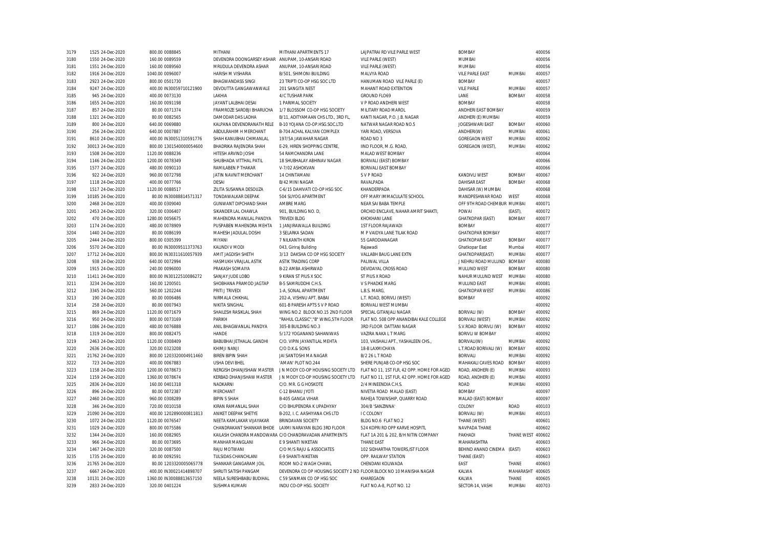| | | | | | | | | | |
|---|---|---|---|---|---|---|---|---|---|
| 3179 | 1525 24-Dec-2020 | 800.00 0088845 | MITHANI | MITHANI APARTMENTS 17 | LAJPATRAI RD VILE PARLE WEST | BOMBAY | | 400056 |
| 3180 | 1550 24-Dec-2020 | 160.00 0089559 | DEVENDRA DOONGARSEY ASHAR | ANUPAM, 10-ANSARI ROAD | VILE PARLE (WEST) | MUMBAI | | 400056 |
| 3181 | 1551 24-Dec-2020 | 160.00 0089560 | MRUDULA DEVENDRA ASHAR | ANUPAM, 10-ANSARI ROAD | VILE PARLE (WEST) | MUMBAI | | 400056 |
| 3182 | 1916 24-Dec-2020 | 1040.00 0096007 | HARISH M VISHARIA | B/501, SHIMONI BUILDING | MALVYA ROAD | VILE PARLE EAST | MUMBAI | 400057 |
| 3183 | 2923 24-Dec-2020 | 800.00 0501730 | BHAGWANDASS SINGI | 23 TRIPTI CO-OP HSG SOC LTD | HANUMAN ROAD VILE PARLE (E) | BOMBAY | | 400057 |
| 3184 | 9247 24-Dec-2020 | 400.00 IN30059710121900 | DEVDUTTA GANGAWANWALE | 201 SANGITA NEST | MAHANT ROAD EXTENTION | VILE PARLE | MUMBAI | 400057 |
| 3185 | 945 24-Dec-2020 | 400.00 0073130 | LAKHIA | 4/C TUSHAR PARK | GROUND FLO69 | LANE | BOMBAY | 400058 |
| 3186 | 1655 24-Dec-2020 | 160.00 0091198 | JAYANT LALBHAI DESAI | 1 PARIMAL SOCIETY | V P ROAD ANDHERI WEST | BOMBAY | | 400058 |
| 3187 | 857 24-Dec-2020 | 80.00 0071374 | FRAMROZE SAROBJI BHARUCHA | 1/7 BLOSSOM CO-OP HSG SOCIETY | MILITARY ROAD MAROL | ANDHERI EAST BOMBAY | | 400059 |
| 3188 | 1321 24-Dec-2020 | 80.00 0082565 | DAMODAR DAS LADHA | B/11, ADITYAMAAN CHS LTD., 3RD FL, | KANTI NAGAR, P.O. J.B. NAGAR | ANDHERI (E) MUMBAI | | 400059 |
| 3189 | 800 24-Dec-2020 | 640.00 0069880 | KALPANA DEVENDRANATH RELE | B-10 YOJANA CO-OP.HSG.SOC.LTD | NATWAR NAGAR ROAD NO.5 | JOGESHWARI EAST | BOMBAY | 400060 |
| 3190 | 256 24-Dec-2020 | 640.00 0007887 | ABDULRAHIM H MERCHANT | B-704 ACHAL KALYAN COMPLEX | YARI ROAD, VERSOVA | ANDHERI(W) | MUMBAI | 400061 |
| 3191 | 8610 24-Dec-2020 | 400.00 IN30051310591776 | SHAH KANUBHAI CHIMANLAL | 197/5A JAWAHAR NAGAR | ROAD NO 3 | GOREGAON WEST | MUMBAI | 400062 |
| 3192 | 30013 24-Dec-2020 | 800.00 1301540000054600 | BHADRIKA RAJENDRA SHAH | E-29, HIREN SHOPPING CENTRE, | IIND FLOOR, M.G. ROAD, | GOREGAON (WEST), | MUMBAI | 400062 |
| 3193 | 1508 24-Dec-2020 | 1120.00 0088236 | HITESH ARVIND JOSHI | 54 RAMCHANDRA LANE | MALAD WEST BOMBAY | | | 400064 |
| 3194 | 1146 24-Dec-2020 | 1200.00 0078349 | SHUBHADA VITTHAL PATIL | 18 SHUBHALAY ABHINAV NAGAR | BORIVALI (EAST) BOMBAY | | | 400066 |
| 3195 | 1577 24-Dec-2020 | 480.00 0090110 | RAMILABEN P THAKAR | V-7/02 ASHOKVAN | BORIVALI EAST BOMBAY | | | 400066 |
| 3196 | 922 24-Dec-2020 | 960.00 0072798 | JATIN NAVNIT MERCHANT | 14 CHINTAMANI | S V P ROAD | KANDIVLI WEST | BOMBAY | 400067 |
| 3197 | 1118 24-Dec-2020 | 400.00 0077766 | DESAI | B/42 MINI NAGAR | RAVALPADA | DAHISAR EAST | BOMBAY | 400068 |
| 3198 | 1517 24-Dec-2020 | 1120.00 0088517 | ZILITA SUSANNA DESOUZA | C-6/15 DAHIVATI CO-OP HSG SOC | KHANDERPADA | DAHISAR (W) MUMBAI | | 400068 |
| 3199 | 10185 24-Dec-2020 | 80.00 IN30088814571317 | TONDAWALKAR DEEPAK | 504 SUYOG APARTMENT | OFF MARY IMMACULATE SCHOOL | MANDPESHWAR ROAD | WEST | 400068 |
| 3200 | 2468 24-Dec-2020 | 400.00 0309040 | GUNWANT DIPCHAND SHAH | AMBRE MARG | NEAR SAI BABA TEMPLE | OFF 9TH ROAD CHEMBUR | MUMBAI | 400071 |
| 3201 | 2453 24-Dec-2020 | 320.00 0306407 | SIKANDER LAL CHAWLA | 901, BUILDING NO. D, | ORCHID ENCLAVE, NAHAR AMRIT SHAKTI, | POWAI | (EAST), | 400072 |
| 3202 | 470 24-Dec-2020 | 1280.00 0056675 | MAHENDRA MANILAL PANDYA | TRIVEDI BLDG | KHOKHANI LANE | GHATKOPAR (EAST) | BOMBAY | 400077 |
| 3203 | 1174 24-Dec-2020 | 480.00 0078909 | PUSPABEN MAHENDRA MEHTA | 1 JANJIRAWALLA BUILDING | 1ST FLOOR RAJAWADI | BOMBAY | | 400077 |
| 3204 | 1440 24-Dec-2020 | 80.00 0086199 | MAHESH JADULAL DOSHI | 3 SELARKA SADAN | M P VAIDYA LANE TILAK ROAD | GHATKOPAR BOMBAY | | 400077 |
| 3205 | 2444 24-Dec-2020 | 800.00 0305399 | MIYANI | 7 NILKANTH KIRON | 55 GARODIANAGAR | GHATKOPAR EAST | BOMBAY | 400077 |
| 3206 | 5570 24-Dec-2020 | 80.00 IN30009511373763 | KALINDI V MODI | 043, Giriraj Building | Rajawadi | Ghatkopar East | Mumbai | 400077 |
| 3207 | 17712 24-Dec-2020 | 800.00 IN30311610057939 | AMIT JAGDISH SHETH | 3/13 DAKSHA CO OP HSG SOCIETY | VALLABH BAUG LANE EXTN | GHATKOPAR(EAST) | MUMBAI | 400077 |
| 3208 | 938 24-Dec-2020 | 640.00 0072994 | HASMUKH VRAJLAL ASTIK | ASTIK TRADING CORP | PALIWAL VILLA | J NEHRU ROAD MULUND | BOMBAY | 400080 |
| 3209 | 1915 24-Dec-2020 | 240.00 0096000 | PRAKASH SOMAIYA | B-22 AMBA ASHIRWAD | DEVIDAYAL CROSS ROAD | MULUND WEST | BOMBAY | 400080 |
| 3210 | 11411 24-Dec-2020 | 800.00 IN30122510086272 | SANJAY JUDE LOBO | 9 KIRAN ST PIUS X SOC | ST PIUS X ROAD | NAHUR MULUND WEST | MUMBAI | 400080 |
| 3211 | 3234 24-Dec-2020 | 160.00 1200501 | SHOBHANA PRAMOD JAGTAP | B-5 SAMRUDDHI C.H.S. | V S PHADKE MARG | MULUND EAST | MUMBAI | 400081 |
| 3212 | 3345 24-Dec-2020 | 560.00 1202244 | PRITI J TRIVEDI | 1-A, SONAL APARTMENT | L.B.S. MARG, | GHATKOPAR WEST | MUMBAI | 400086 |
| 3213 | 190 24-Dec-2020 | 80.00 0006486 | NIRMALA CHIKHAL | 202-A, VISHNU APT. BABAI | L.T. ROAD, BORIVLI (WEST) | BOMBAY | | 400092 |
| 3214 | 258 24-Dec-2020 | 80.00 0007943 | NIKITA SINGHAL | 601-B PARESH APTS S V P ROAD | BORIVALI WEST MUMBAI | | | 400092 |
| 3215 | 869 24-Dec-2020 | 1120.00 0071679 | SHAILESH RASIKLAL SHAH | WING NO.2 BLOCK NO.15 2ND FLOOR | SPECIAL GITANJALI NAGAR | BORIVALI (W) | BOMBAY | 400092 |
| 3216 | 950 24-Dec-2020 | 800.00 0073169 | PARIKH | "RAHUL CLASSIC","B" WING,5TH FLOOR | FLAT NO. 508 OPP ANANDIBAI KALE COLLEGE | BORIVALI (WEST) | MUMBAI | 400092 |
| 3217 | 1086 24-Dec-2020 | 480.00 0076888 | ANIL BHAGWANLAL PANDYA | 305-B BUILDING NO.3 | 3RD FLOOR DATTANI NAGAR | S.V.ROAD BORIVLI (W) | BOMBAY | 400092 |
| 3218 | 1319 24-Dec-2020 | 800.00 0082475 | HANDE | 5/172 YOGANAND SAHANIWAS | VAZIRA NAKA L T MARG | BORIVLI W BOMBAY | | 400092 |
| 3219 | 2463 24-Dec-2020 | 1120.00 0308409 | BABUBHAI JETHALAL GANDHI | C/O. VIPIN JAYANTILAL MEHTA | 103, VAISHALI APT., YASHALEEN CHS., | BORIVALI(W) | MUMBAI | 400092 |
| 3220 | 2636 24-Dec-2020 | 320.00 0323208 | KHIMJI NANJI | C/O D.K.& SONS | 18-B LAXMICHAYA | L.T.ROAD BORIVALI (W) | BOMBAY | 400092 |
| 3221 | 21762 24-Dec-2020 | 800.00 1203320004911460 | BIREN BIPIN SHAH | JAI SANTOSHI MA NAGAR | B/2 26 L T ROAD | BORIVALI | MUMBAI | 400092 |
| 3222 | 723 24-Dec-2020 | 400.00 0067883 | USHA DEVI BHEL | 'AMAN' PLOT NO.244 | SHERE PUNJAB CO-OP HSG SOC | MAHAKALI CAVES ROAD | BOMBAY | 400093 |
| 3223 | 1158 24-Dec-2020 | 1200.00 0078673 | NERGISH DHANJISHAW MASTER | J N MODY CO-OP HOUSING SOCIETY LTD | FLAT NO 11, 1ST FLR, 42 OPP. HOME FOR AGED | ROAD, ANDHERI (E) | MUMBAI | 400093 |
| 3224 | 1159 24-Dec-2020 | 1360.00 0078674 | KERBAD DHANJISHAW MASTER | J N MODY CO-OP HOUSING SOCIETY LTD | FLAT NO 11, 1ST FLR, 42 OPP. HOME FOR AGED | ROAD, ANDHERI (E) | MUMBAI | 400093 |
| 3225 | 2836 24-Dec-2020 | 160.00 0401318 | NADKARNI | C/O. MR. G G HOSKOTE | 2/4 MINEENDIA C.H.S. | ROAD | MUMBAI | 400093 |
| 3226 | 896 24-Dec-2020 | 80.00 0072387 | MERCHANT | C-12 BHANU JYOTI | NIVETIA ROAD MALAD (EAST) | BOMBAY | | 400097 |
| 3227 | 2460 24-Dec-2020 | 960.00 0308289 | BIPIN S SHAH | B-405 GANGA VIHAR | RAHEJA TOWNSHIP, QUARRY ROAD | MALAD (EAST) BOMBAY | | 400097 |
| 3228 | 346 24-Dec-2020 | 720.00 0010158 | KIRAN RAMANLAL SHAH | C/O BHUPENDRA K UPADHYAY | 304/B 'SANZINNA' | COLONY | ROAD | 400103 |
| 3229 | 21090 24-Dec-2020 | 400.00 1202890000811813 | ANIKET DEEPAK SHETYE | B-202, I. C. AASHIYANA CHS LTD | I C COLONY | BORIVALI (W) | MUMBAI | 400103 |
| 3230 | 1072 24-Dec-2020 | 1120.00 0076547 | NEETA KAMLAKAR VIJAYAKAR | BRINDAVAN SOCIETY | BLDG NO.6 FLAT NO.2 | THANE (WEST) | | 400601 |
| 3231 | 1029 24-Dec-2020 | 800.00 0075586 | CHANDRAKANT SHANKAR BHIDE | LAXMI NARAYAN BLDG 3RD FLOOR | 524 KOPRI RD OPP KARVE HOSPITL | NAVPADA THANE | | 400602 |
| 3232 | 1344 24-Dec-2020 | 160.00 0082905 | KAILASH CHANDRA MANDOWARA | C/O CHANDRAVADAN APARTMENTS | FLAT 1A 201 & 202, B/H NITIN COMPANY | PAKHADI | THANE WEST | 400602 |
| 3233 | 966 24-Dec-2020 | 80.00 0073695 | MANHAR MANGLANI | E 9 SHANTI NIKETAN | THANE EAST | MAHARASHTRA | | 400603 |
| 3234 | 1467 24-Dec-2020 | 320.00 0087500 | RAJU MOTWANI | C/O M/S RAJU & ASSOCIATES | 102 SIDHARTHA TOWERS,IST FLOOR | BEHIND ANAND CINEMA | (EAST) | 400603 |
| 3235 | 1735 24-Dec-2020 | 80.00 0092591 | TULSIDAS CHANCHLANI | E-9 SHANTI-NIKETAN | OPP. RAILWAY STATION | THANE (EAST) | | 400603 |
| 3236 | 21765 24-Dec-2020 | 80.00 1203320005065778 | SHANKAR GANGARAM JOIL | ROOM NO-2 WAGH CHAWL | CHENDANI KOLIWADA | EAST | THANE | 400603 |
| 3237 | 6667 24-Dec-2020 | 400.00 IN30021414898707 | SHRUTI SATISH PANGAM | DEVENDRA CO OP HOUSING SOCIETY 2 ND | FLOOR BLOCK NO 10 MANISHA NAGAR | KALWA | MAHARASHT | 400605 |
| 3238 | 10131 24-Dec-2020 | 1360.00 IN30088813657150 | NEELA SURESHBABU BUDIHAL | C 59 SANMAN CO OP HSG SOC | KHAREGAON | KALWA | THANE | 400605 |
| 3239 | 2833 24-Dec-2020 | 320.00 0401224 | SUSHMA KUMARI | INDU CO-OP HSG. SOCIETY | FLAT NO.A-8, PLOT NO. 12 | SECTOR-14, VASHI | MUMBAI | 400703 |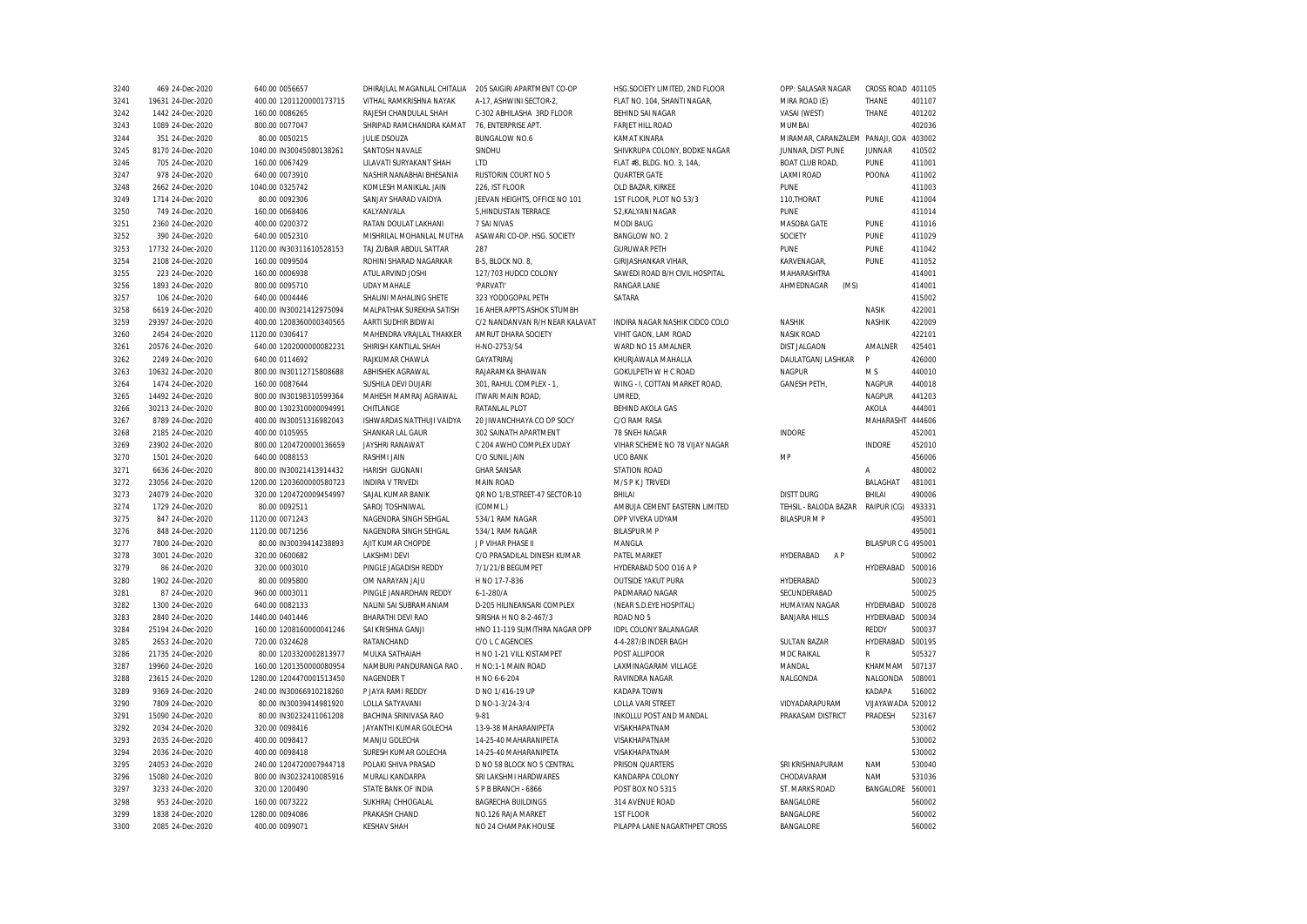| | | | | | | | | | |
|---|---|---|---|---|---|---|---|---|---|
| 3240 | 469 24-Dec-2020 | 640.00 0056657 | DHIRAJLAL MAGANLAL CHITALIA | 205 SAIGIRI APARTMENT CO-OP | HSG.SOCIETY LIMITED, 2ND FLOOR | OPP: SALASAR NAGAR | CROSS ROAD | 401105 |
| 3241 | 19631 24-Dec-2020 | 400.00 1201120000173715 | VITHAL RAMKRISHNA NAYAK | A-17, ASHWINI SECTOR-2, | FLAT NO. 104, SHANTI NAGAR, | MIRA ROAD (E) | THANE | 401107 |
| 3242 | 1442 24-Dec-2020 | 160.00 0086265 | RAJESH CHANDULAL SHAH | C-302 ABHILASHA 3RD FLOOR | BEHIND SAI NAGAR | VASAI (WEST) | THANE | 401202 |
| 3243 | 1089 24-Dec-2020 | 800.00 0077047 | SHRIPAD RAMCHANDRA KAMAT | 76, ENTERPRISE APT. | FARJET HILL ROAD | MUMBAI | | 402036 |
| 3244 | 351 24-Dec-2020 | 80.00 0050215 | JULIE DSOUZA | BUNGALOW NO.6 | KAMAT KINARA | MIRAMAR, CARANZALEM | PANAJI, GOA | 403002 |
| 3245 | 8170 24-Dec-2020 | 1040.00 IN30045080138261 | SANTOSH NAVALE | SINDHU | SHIVKRUPA COLONY, BODKE NAGAR | JUNNAR, DIST PUNE | JUNNAR | 410502 |
| 3246 | 705 24-Dec-2020 | 160.00 0067429 | LILAVATI SURYAKANT SHAH | LTD | FLAT #8, BLDG. NO. 3, 14A, | BOAT CLUB ROAD, | PUNE | 411001 |
| 3247 | 978 24-Dec-2020 | 640.00 0073910 | NASHIR NANABHAI BHESANIA | RUSTORIN COURT NO 5 | QUARTER GATE | LAXMI ROAD | POONA | 411002 |
| 3248 | 2662 24-Dec-2020 | 1040.00 0325742 | KOMLESH MANIKLAL JAIN | 226, IST FLOOR | OLD BAZAR, KIRKEE | PUNE | | 411003 |
| 3249 | 1714 24-Dec-2020 | 80.00 0092306 | SANJAY SHARAD VAIDYA | JEEVAN HEIGHTS, OFFICE NO 101 | 1ST FLOOR, PLOT NO 53/3 | 110,THORAT | PUNE | 411004 |
| 3250 | 749 24-Dec-2020 | 160.00 0068406 | KALYANVALA | 5,HINDUSTAN TERRACE | 52,KALYANI NAGAR | PUNE | | 411014 |
| 3251 | 2360 24-Dec-2020 | 400.00 0200372 | RATAN DOULAT LAKHANI | 7 SAI NIVAS | MODI BAUG | MASOBA GATE | PUNE | 411016 |
| 3252 | 390 24-Dec-2020 | 640.00 0052310 | MISHRILAL MOHANLAL MUTHA | ASAWARI CO-OP. HSG. SOCIETY | BANGLOW NO. 2 | SOCIETY | PUNE | 411029 |
| 3253 | 17732 24-Dec-2020 | 1120.00 IN30311610528153 | TAJ ZUBAIR ABDUL SATTAR | 287 | GURUWAR PETH | PUNE | PUNE | 411042 |
| 3254 | 2108 24-Dec-2020 | 160.00 0099504 | ROHINI SHARAD NAGARKAR | B-5, BLOCK NO. 8, | GIRIJASHANKAR VIHAR, | KARVENAGAR, | PUNE | 411052 |
| 3255 | 223 24-Dec-2020 | 160.00 0006938 | ATUL ARVIND JOSHI | 127/703 HUDCO COLONY | SAWEDI ROAD B/H CIVIL HOSPITAL | MAHARASHTRA | | 414001 |
| 3256 | 1893 24-Dec-2020 | 800.00 0095710 | UDAY MAHALE | 'PARVATI' | RANGAR LANE | AHMEDNAGAR (MS) | | 414001 |
| 3257 | 106 24-Dec-2020 | 640.00 0004446 | SHALINI MAHALING SHETE | 323 YODOGOPAL PETH | SATARA | | | 415002 |
| 3258 | 6619 24-Dec-2020 | 400.00 IN30021412975094 | MALPATHAK SUREKHA SATISH | 16 AHER APPTS ASHOK STUMBH | | | NASIK | 422001 |
| 3259 | 29397 24-Dec-2020 | 400.00 1208360000340565 | AARTI SUDHIR BIDWAI | C/2 NANDANVAN R/H NEAR KALAVAT | INDIRA NAGAR NASHIK CIDCO COLO | NASHIK | NASHIK | 422009 |
| 3260 | 2454 24-Dec-2020 | 1120.00 0306417 | MAHENDRA VRAJLAL THAKKER | AMRUT DHARA SOCIETY | VIHIT GAON, LAM ROAD | NASIK ROAD | | 422101 |
| 3261 | 20576 24-Dec-2020 | 640.00 1202000000082231 | SHIRISH KANTILAL SHAH | H-NO-2753/54 | WARD NO 15 AMALNER | DIST JALGAON | AMALNER | 425401 |
| 3262 | 2249 24-Dec-2020 | 640.00 0114692 | RAJKUMAR CHAWLA | GAYATRIRAJ | KHURJAWALA MAHALLA | DAULATGANJ LASHKAR | P | 426000 |
| 3263 | 10632 24-Dec-2020 | 800.00 IN30112715808688 | ABHISHEK AGRAWAL | RAJARAMKA BHAWAN | GOKULPETH W H C ROAD | NAGPUR | M S | 440010 |
| 3264 | 1474 24-Dec-2020 | 160.00 0087644 | SUSHILA DEVI DUJARI | 301, RAHUL COMPLEX - 1, | WING - I, COTTAN MARKET ROAD, | GANESH PETH, | NAGPUR | 440018 |
| 3265 | 14492 24-Dec-2020 | 800.00 IN30198310599364 | MAHESH MAMRAJ AGRAWAL | ITWARI MAIN ROAD, | UMRED, | | NAGPUR | 441203 |
| 3266 | 30213 24-Dec-2020 | 800.00 1302310000094991 | CHITLANGE | RATANLAL PLOT | BEHIND AKOLA GAS | | AKOLA | 444001 |
| 3267 | 8789 24-Dec-2020 | 400.00 IN30051316982043 | ISHWARDAS NATTHUJI VAIDYA | 20 JIWANCHHAYA CO OP SOCY | C/O RAM RASA | | MAHARASHT | 444606 |
| 3268 | 2185 24-Dec-2020 | 400.00 0105955 | SHANKAR LAL GAUR | 302 SAINATH APARTMENT | 78 SNEH NAGAR | INDORE | | 452001 |
| 3269 | 23902 24-Dec-2020 | 800.00 1204720000136659 | JAYSHRI RANAWAT | C 204 AWHO COMPLEX UDAY | VIHAR SCHEME NO 78 VIJAY NAGAR | | INDORE | 452010 |
| 3270 | 1501 24-Dec-2020 | 640.00 0088153 | RASHMI JAIN | C/O SUNIL JAIN | UCO BANK | MP | | 456006 |
| 3271 | 6636 24-Dec-2020 | 800.00 IN30021413914432 | HARISH GUGNANI | GHAR SANSAR | STATION ROAD | | A | 480002 |
| 3272 | 23056 24-Dec-2020 | 1200.00 1203600000580723 | INDIRA V TRIVEDI | MAIN ROAD | M/S P K J TRIVEDI | | BALAGHAT | 481001 |
| 3273 | 24079 24-Dec-2020 | 320.00 1204720009454997 | SAJAL KUMAR BANIK | QR NO 1/B,STREET-47 SECTOR-10 | BHILAI | DISTT DURG | BHILAI | 490006 |
| 3274 | 1729 24-Dec-2020 | 80.00 0092511 | SAROJ TOSHNIWAL | (COMML.) | AMBUJA CEMENT EASTERN LIMITED | TEHSIL - BALODA BAZAR | RAIPUR (CG) | 493331 |
| 3275 | 847 24-Dec-2020 | 1120.00 0071243 | NAGENDRA SINGH SEHGAL | 534/1 RAM NAGAR | OPP VIVEKA UDYAM | BILASPUR M P | | 495001 |
| 3276 | 848 24-Dec-2020 | 1120.00 0071256 | NAGENDRA SINGH SEHGAL | 534/1 RAM NAGAR | BILASPUR M P | | | 495001 |
| 3277 | 7800 24-Dec-2020 | 80.00 IN30039414238893 | AJIT KUMAR CHOPDE | J P VIHAR PHASE II | MANGLA | | BILASPUR C G | 495001 |
| 3278 | 3001 24-Dec-2020 | 320.00 0600682 | LAKSHMI DEVI | C/O PRASADILAL DINESH KUMAR | PATEL MARKET | HYDERABAD A P | | 500002 |
| 3279 | 86 24-Dec-2020 | 320.00 0003010 | PINGLE JAGADISH REDDY | 7/1/21/B BEGUMPET | HYDERABAD 5OO O16 A P | | HYDERABAD | 500016 |
| 3280 | 1902 24-Dec-2020 | 80.00 0095800 | OM NARAYAN JAJU | H NO 17-7-836 | OUTSIDE YAKUT PURA | HYDERABAD | | 500023 |
| 3281 | 87 24-Dec-2020 | 960.00 0003011 | PINGLE JANARDHAN REDDY | 6-1-280/A | PADMARAO NAGAR | SECUNDERABAD | | 500025 |
| 3282 | 1300 24-Dec-2020 | 640.00 0082133 | NALINI SAI SUBRAMANIAM | D-205 HILINEANSARI COMPLEX | (NEAR S.D.EYE HOSPITAL) | HUMAYAN NAGAR | HYDERABAD | 500028 |
| 3283 | 2840 24-Dec-2020 | 1440.00 0401446 | BHARATHI DEVI RAO | SIRISHA H NO 8-2-467/3 | ROAD NO 5 | BANJARA HILLS | HYDERABAD | 500034 |
| 3284 | 25194 24-Dec-2020 | 160.00 1208160000041246 | SAI KRISHNA GANJI | HNO 11-119 SUMITHRA NAGAR OPP | IDPL COLONY BALANAGAR | | REDDY | 500037 |
| 3285 | 2653 24-Dec-2020 | 720.00 0324628 | RATANCHAND | C/O L C AGENCIES | 4-4-287/B INDER BAGH | SULTAN BAZAR | HYDERABAD | 500195 |
| 3286 | 21735 24-Dec-2020 | 80.00 1203320002813977 | MULKA SATHAIAH | H NO 1-21 VILL KISTAMPET | POST ALLIPOOR | MDC RAIKAL | R | 505327 |
| 3287 | 19960 24-Dec-2020 | 160.00 1201350000080954 | NAMBURI PANDURANGA RAO . | H NO:1-1 MAIN ROAD | LAXMINAGARAM VILLAGE | MANDAL | KHAMMAM | 507137 |
| 3288 | 23615 24-Dec-2020 | 1280.00 1204470001513450 | NAGENDER T | H NO 6-6-204 | RAVINDRA NAGAR | NALGONDA | NALGONDA | 508001 |
| 3289 | 9369 24-Dec-2020 | 240.00 IN30066910218260 | P JAYA RAMI REDDY | D NO 1/416-19 UP | KADAPA TOWN | | KADAPA | 516002 |
| 3290 | 7809 24-Dec-2020 | 80.00 IN30039414981920 | LOLLA SATYAVANI | D NO-1-3/24-3/4 | LOLLA VARI STREET | VIDYADARAPURAM | VIJAYAWADA | 520012 |
| 3291 | 15090 24-Dec-2020 | 80.00 IN30232411061208 | BACHINA SRINIVASA RAO | 9-81 | INKOLLU POST AND MANDAL | PRAKASAM DISTRICT | PRADESH | 523167 |
| 3292 | 2034 24-Dec-2020 | 320.00 0098416 | JAYANTHI KUMAR GOLECHA | 13-9-38 MAHARANIPETA | VISAKHAPATNAM | | | 530002 |
| 3293 | 2035 24-Dec-2020 | 400.00 0098417 | MANJU GOLECHA | 14-25-40 MAHARANIPETA | VISAKHAPATNAM | | | 530002 |
| 3294 | 2036 24-Dec-2020 | 400.00 0098418 | SURESH KUMAR GOLECHA | 14-25-40 MAHARANIPETA | VISAKHAPATNAM | | | 530002 |
| 3295 | 24053 24-Dec-2020 | 240.00 1204720007944718 | POLAKI SHIVA PRASAD | D NO 58 BLOCK NO 5 CENTRAL | PRISON QUARTERS | SRI KRISHNAPURAM | NAM | 530040 |
| 3296 | 15080 24-Dec-2020 | 800.00 IN30232410085916 | MURALI KANDARPA | SRI LAKSHMI HARDWARES | KANDARPA COLONY | CHODAVARAM | NAM | 531036 |
| 3297 | 3233 24-Dec-2020 | 320.00 1200490 | STATE BANK OF INDIA | S P B BRANCH - 6866 | POST BOX NO 5315 | ST. MARKS ROAD | BANGALORE | 560001 |
| 3298 | 953 24-Dec-2020 | 160.00 0073222 | SUKHRAJ CHHOGALAL | BAGRECHA BUILDINGS | 314 AVENUE ROAD | BANGALORE | | 560002 |
| 3299 | 1838 24-Dec-2020 | 1280.00 0094086 | PRAKASH CHAND | NO.126 RAJA MARKET | 1ST FLOOR | BANGALORE | | 560002 |
| 3300 | 2085 24-Dec-2020 | 400.00 0099071 | KESHAV SHAH | NO 24 CHAMPAK HOUSE | PILAPPA LANE NAGARTHPET CROSS | BANGALORE | | 560002 |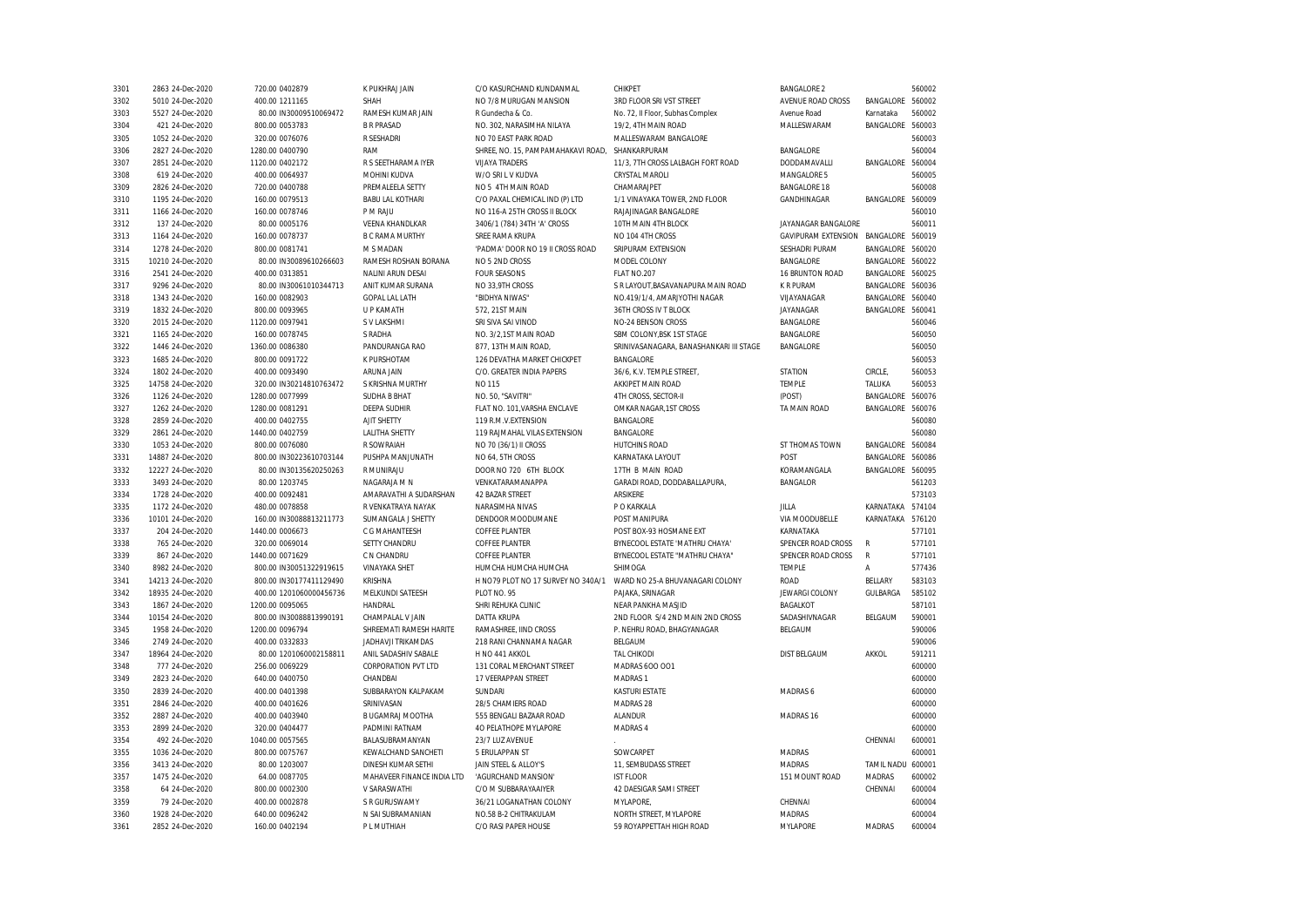| 3301 | 2863 | 24-Dec-2020 | 720.00 | 0402879 | K PUKHRAJ JAIN | C/O KASURCHAND KUNDANMAL | CHIKPET | BANGALORE 2 | | 560002 |
|---|---|---|---|---|---|---|---|---|---|---|
| 3302 | 5010 | 24-Dec-2020 | 400.00 | 1211165 | SHAH | NO 7/8 MURUGAN MANSION | 3RD FLOOR SRI VST STREET | AVENUE ROAD CROSS | BANGALORE | 560002 |
| 3303 | 5527 | 24-Dec-2020 | 80.00 | IN30009510069472 | RAMESH KUMAR JAIN | R Gundecha & Co. | No. 72, II Floor, Subhas Complex | Avenue Road | Karnataka | 560002 |
| 3304 | 421 | 24-Dec-2020 | 800.00 | 0053783 | B R PRASAD | NO. 302, NARASIMHA NILAYA | 19/2, 4TH MAIN ROAD | MALLESWARAM | BANGALORE | 560003 |
| 3305 | 1052 | 24-Dec-2020 | 320.00 | 0076076 | R SESHADRI | NO 70 EAST PARK ROAD | MALLESWARAM BANGALORE | | | 560003 |
| 3306 | 2827 | 24-Dec-2020 | 1280.00 | 0400790 | RAM | SHREE, NO. 15, PAMPAMAHAKAVI ROAD, | SHANKARPURAM | BANGALORE | | 560004 |
| 3307 | 2851 | 24-Dec-2020 | 1120.00 | 0402172 | R S SEETHARAMA IYER | VIJAYA TRADERS | 11/3, 7TH CROSS LALBAGH FORT ROAD | DODDAMAVALLI | BANGALORE | 560004 |
| 3308 | 619 | 24-Dec-2020 | 400.00 | 0064937 | MOHINI KUDVA | W/O SRI L V KUDVA | CRYSTAL MAROLI | MANGALORE 5 | | 560005 |
| 3309 | 2826 | 24-Dec-2020 | 720.00 | 0400788 | PREMALEELA SETTY | NO 5 4TH MAIN ROAD | CHAMARAJPET | BANGALORE 18 | | 560008 |
| 3310 | 1195 | 24-Dec-2020 | 160.00 | 0079513 | BABU LAL KOTHARI | C/O PAXAL CHEMICAL IND (P) LTD | 1/1 VINAYAKA TOWER, 2ND FLOOR | GANDHINAGAR | BANGALORE | 560009 |
| 3311 | 1166 | 24-Dec-2020 | 160.00 | 0078746 | P M RAJU | NO 116-A 25TH CROSS II BLOCK | RAJAJINAGAR BANGALORE | | | 560010 |
| 3312 | 137 | 24-Dec-2020 | 80.00 | 0005176 | VEENA KHANDLKAR | 3406/1 (784) 34TH 'A' CROSS | 10TH MAIN 4TH BLOCK | JAYANAGAR BANGALORE | | 560011 |
| 3313 | 1164 | 24-Dec-2020 | 160.00 | 0078737 | B C RAMA MURTHY | SREE RAMA KRUPA | NO 104 4TH CROSS | GAVIPURAM EXTENSION | BANGALORE | 560019 |
| 3314 | 1278 | 24-Dec-2020 | 800.00 | 0081741 | M S MADAN | 'PADMA' DOOR NO 19 II CROSS ROAD | SRIPURAM EXTENSION | SESHADRI PURAM | BANGALORE | 560020 |
| 3315 | 10210 | 24-Dec-2020 | 80.00 | IN30089610266603 | RAMESH ROSHAN BORANA | NO 5 2ND CROSS | MODEL COLONY | BANGALORE | BANGALORE | 560022 |
| 3316 | 2541 | 24-Dec-2020 | 400.00 | 0313851 | NALINI ARUN DESAI | FOUR SEASONS | FLAT NO.207 | 16 BRUNTON ROAD | BANGALORE | 560025 |
| 3317 | 9296 | 24-Dec-2020 | 80.00 | IN30061010344713 | ANIT KUMAR SURANA | NO 33,9TH CROSS | S R LAYOUT,BASAVANAPURA MAIN ROAD | K R PURAM | BANGALORE | 560036 |
| 3318 | 1343 | 24-Dec-2020 | 160.00 | 0082903 | GOPAL LAL LATH | "BIDHYA NIWAS" | NO.419/1/4, AMARJYOTHI NAGAR | VIJAYANAGAR | BANGALORE | 560040 |
| 3319 | 1832 | 24-Dec-2020 | 800.00 | 0093965 | U P KAMATH | 572, 21ST MAIN | 36TH CROSS IV T BLOCK | JAYANAGAR | BANGALORE | 560041 |
| 3320 | 2015 | 24-Dec-2020 | 1120.00 | 0097941 | S V LAKSHMI | SRI SIVA SAI VINOD | NO-24 BENSON CROSS | BANGALORE | | 560046 |
| 3321 | 1165 | 24-Dec-2020 | 160.00 | 0078745 | S RADHA | NO. 3/2,1ST MAIN ROAD | SBM COLONY,BSK 1ST STAGE | BANGALORE | | 560050 |
| 3322 | 1446 | 24-Dec-2020 | 1360.00 | 0086380 | PANDURANGA RAO | 877, 13TH MAIN ROAD, | SRINIVASANAGARA, BANASHANKARI III STAGE | BANGALORE | | 560050 |
| 3323 | 1685 | 24-Dec-2020 | 800.00 | 0091722 | K PURSHOTAM | 126 DEVATHA MARKET CHICKPET | BANGALORE | | | 560053 |
| 3324 | 1802 | 24-Dec-2020 | 400.00 | 0093490 | ARUNA JAIN | C/O. GREATER INDIA PAPERS | 36/6, K.V. TEMPLE STREET, | STATION | CIRCLE, | 560053 |
| 3325 | 14758 | 24-Dec-2020 | 320.00 | IN30214810763472 | S KRISHNA MURTHY | NO 115 | AKKIPET MAIN ROAD | TEMPLE | TALUKA | 560053 |
| 3326 | 1126 | 24-Dec-2020 | 1280.00 | 0077999 | SUDHA B BHAT | NO. 50, "SAVITRI" | 4TH CROSS, SECTOR-II | (POST) | BANGALORE | 560076 |
| 3327 | 1262 | 24-Dec-2020 | 1280.00 | 0081291 | DEEPA SUDHIR | FLAT NO. 101,VARSHA ENCLAVE | OMKAR NAGAR,1ST CROSS | TA MAIN ROAD | BANGALORE | 560076 |
| 3328 | 2859 | 24-Dec-2020 | 400.00 | 0402755 | AJIT SHETTY | 119 R.M.V.EXTENSION | BANGALORE | | | 560080 |
| 3329 | 2861 | 24-Dec-2020 | 1440.00 | 0402759 | LALITHA SHETTY | 119 RAJMAHAL VILAS EXTENSION | BANGALORE | | | 560080 |
| 3330 | 1053 | 24-Dec-2020 | 800.00 | 0076080 | R SOWRAIAH | NO 70 (36/1) II CROSS | HUTCHINS ROAD | ST THOMAS TOWN | BANGALORE | 560084 |
| 3331 | 14887 | 24-Dec-2020 | 800.00 | IN30223610703144 | PUSHPA MANJUNATH | NO 64, 5TH CROSS | KARNATAKA LAYOUT | POST | BANGALORE | 560086 |
| 3332 | 12227 | 24-Dec-2020 | 80.00 | IN30135620250263 | R MUNIRAJU | DOOR NO 720 6TH BLOCK | 17TH B MAIN ROAD | KORAMANGALA | BANGALORE | 560095 |
| 3333 | 3493 | 24-Dec-2020 | 80.00 | 1203745 | NAGARAJA M N | VENKATARAMANAPPA | GARADI ROAD, DODDABALLAPURA, | BANGALOR | | 561203 |
| 3334 | 1728 | 24-Dec-2020 | 400.00 | 0092481 | AMARAVATHI A SUDARSHAN | 42 BAZAR STREET | ARSIKERE | | | 573103 |
| 3335 | 1172 | 24-Dec-2020 | 480.00 | 0078858 | R VENKATRAYA NAYAK | NARASIMHA NIVAS | P O KARKALA | JILLA | KARNATAKA | 574104 |
| 3336 | 10101 | 24-Dec-2020 | 160.00 | IN30088813211773 | SUMANGALA J SHETTY | DENDOOR MOODUMANE | POST MANIPURA | VIA MOODUBELLE | KARNATAKA | 576120 |
| 3337 | 204 | 24-Dec-2020 | 1440.00 | 0006673 | C G MAHANTEESH | COFFEE PLANTER | POST BOX-93 HOSMANE EXT | KARNATAKA | | 577101 |
| 3338 | 765 | 24-Dec-2020 | 320.00 | 0069014 | SETTY CHANDRU | COFFEE PLANTER | BYNECOOL ESTATE 'MATHRU CHAYA' | SPENCER ROAD CROSS | R | 577101 |
| 3339 | 867 | 24-Dec-2020 | 1440.00 | 0071629 | C N CHANDRU | COFFEE PLANTER | BYNECOOL ESTATE "MATHRU CHAYA" | SPENCER ROAD CROSS | R | 577101 |
| 3340 | 8982 | 24-Dec-2020 | 800.00 | IN30051322919615 | VINAYAKA SHET | HUMCHA HUMCHA HUMCHA | SHIMOGA | TEMPLE | A | 577436 |
| 3341 | 14213 | 24-Dec-2020 | 800.00 | IN30177411129490 | KRISHNA | H NO79 PLOT NO 17 SURVEY NO 340A/1 | WARD NO 25-A BHUVANAGARI COLONY | ROAD | BELLARY | 583103 |
| 3342 | 18935 | 24-Dec-2020 | 400.00 | 1201060000456736 | MELKUNDI SATEESH | PLOT NO. 95 | PAJAKA, SRINAGAR | JEWARGI COLONY | GULBARGA | 585102 |
| 3343 | 1867 | 24-Dec-2020 | 1200.00 | 0095065 | HANDRAL | SHRI REHUKA CLINIC | NEAR PANKHA MASJID | BAGALKOT | | 587101 |
| 3344 | 10154 | 24-Dec-2020 | 800.00 | IN30088813990191 | CHAMPALAL V JAIN | DATTA KRUPA | 2ND FLOOR S/4 2ND MAIN 2ND CROSS | SADASHIVNAGAR | BELGAUM | 590001 |
| 3345 | 1958 | 24-Dec-2020 | 1200.00 | 0096794 | SHREEMATI RAMESH HARITE | RAMASHREE, IIND CROSS | P. NEHRU ROAD, BHAGYANAGAR | BELGAUM | | 590006 |
| 3346 | 2749 | 24-Dec-2020 | 400.00 | 0332833 | JADHAVJI TRIKAMDAS | 218 RANI CHANNAMA NAGAR | BELGAUM | | | 590006 |
| 3347 | 18964 | 24-Dec-2020 | 80.00 | 1201060002158811 | ANIL SADASHIV SABALE | H NO 441 AKKOL | TAL CHIKODI | DIST BELGAUM | AKKOL | 591211 |
| 3348 | 777 | 24-Dec-2020 | 256.00 | 0069229 | CORPORATION PVT LTD | 131 CORAL MERCHANT STREET | MADRAS 6OO OO1 | | | 600000 |
| 3349 | 2823 | 24-Dec-2020 | 640.00 | 0400750 | CHANDBAI | 17 VEERAPPAN STREET | MADRAS 1 | | | 600000 |
| 3350 | 2839 | 24-Dec-2020 | 400.00 | 0401398 | SUBBARAYON KALPAKAM | SUNDARI | KASTURI ESTATE | MADRAS 6 | | 600000 |
| 3351 | 2846 | 24-Dec-2020 | 400.00 | 0401626 | SRINIVASAN | 28/5 CHAMIERS ROAD | MADRAS 28 | | | 600000 |
| 3352 | 2887 | 24-Dec-2020 | 400.00 | 0403940 | B UGAMRAJ MOOTHA | 555 BENGALI BAZAAR ROAD | ALANDUR | MADRAS 16 | | 600000 |
| 3353 | 2899 | 24-Dec-2020 | 320.00 | 0404477 | PADMINI RATNAM | 4O PELATHOPE MYLAPORE | MADRAS 4 | | | 600000 |
| 3354 | 492 | 24-Dec-2020 | 1040.00 | 0057565 | BALASUBRAMANYAN | 23/7 LUZ AVENUE | . | | CHENNAI | 600001 |
| 3355 | 1036 | 24-Dec-2020 | 800.00 | 0075767 | KEWALCHAND SANCHETI | 5 ERULAPPAN ST | SOWCARPET | MADRAS | | 600001 |
| 3356 | 3413 | 24-Dec-2020 | 80.00 | 1203007 | DINESH KUMAR SETHI | JAIN STEEL & ALLOY'S | 11, SEMBUDASS STREET | MADRAS | TAMIL NADU | 600001 |
| 3357 | 1475 | 24-Dec-2020 | 64.00 | 0087705 | MAHAVEER FINANCE INDIA LTD | 'AGURCHAND MANSION' | IST FLOOR | 151 MOUNT ROAD | MADRAS | 600002 |
| 3358 | 64 | 24-Dec-2020 | 800.00 | 0002300 | V SARASWATHI | C/O M SUBBARAYAAIYER | 42 DAESIGAR SAMI STREET | | CHENNAI | 600004 |
| 3359 | 79 | 24-Dec-2020 | 400.00 | 0002878 | S R GURUSWAMY | 36/21 LOGANATHAN COLONY | MYLAPORE, | CHENNAI | | 600004 |
| 3360 | 1928 | 24-Dec-2020 | 640.00 | 0096242 | N SAI SUBRAMANIAN | NO.58 B-2 CHITRAKULAM | NORTH STREET, MYLAPORE | MADRAS | | 600004 |
| 3361 | 2852 | 24-Dec-2020 | 160.00 | 0402194 | P L MUTHIAH | C/O RASI PAPER HOUSE | 59 ROYAPPETTAH HIGH ROAD | MYLAPORE | MADRAS | 600004 |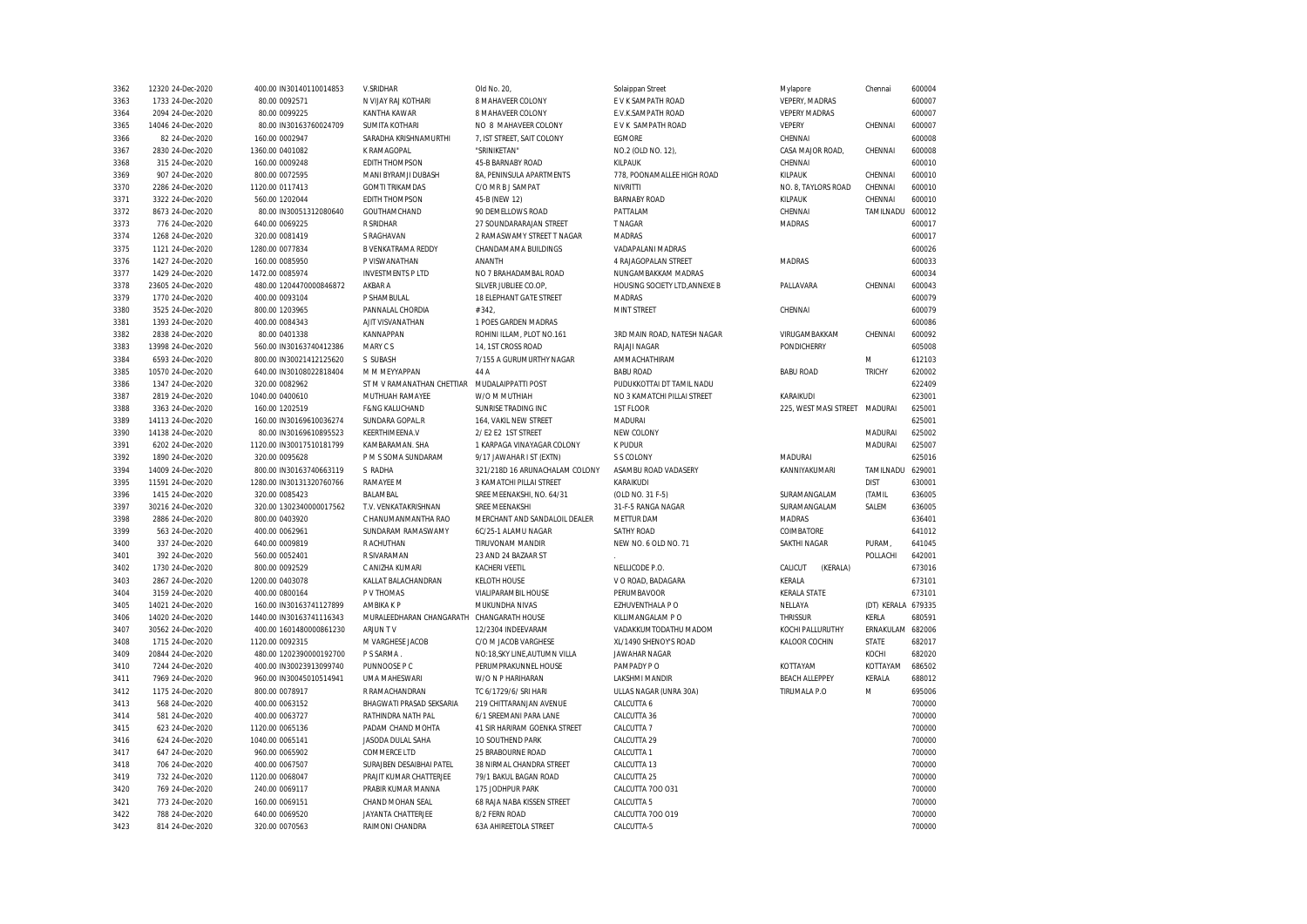| | | | | | | | | | | |
|---|---|---|---|---|---|---|---|---|---|---|
| 3362 | 12320 | 24-Dec-2020 | 400.00 | IN30140110014853 | V.SRIDHAR | Old No. 20, | Solaippan Street | Mylapore | Chennai | 600004 |
| 3363 | 1733 | 24-Dec-2020 | 80.00 | 0092571 | N VIJAY RAJ KOTHARI | 8 MAHAVEER COLONY | E V K SAMPATH ROAD | VEPERY, MADRAS | | 600007 |
| 3364 | 2094 | 24-Dec-2020 | 80.00 | 0099225 | KANTHA KAWAR | 8 MAHAVEER COLONY | E.V.K.SAMPATH ROAD | VEPERY MADRAS | | 600007 |
| 3365 | 14046 | 24-Dec-2020 | 80.00 | IN30163760024709 | SUMITA KOTHARI | NO 8 MAHAVEER COLONY | E V K SAMPATH ROAD | VEPERY | CHENNAI | 600007 |
| 3366 | 82 | 24-Dec-2020 | 160.00 | 0002947 | SARADHA KRISHNAMURTHI | 7, IST STREET, SAIT COLONY | EGMORE | CHENNAI | | 600008 |
| 3367 | 2830 | 24-Dec-2020 | 1360.00 | 0401082 | K RAMAGOPAL | "SRINIKETAN" | NO.2 (OLD NO. 12), | CASA MAJOR ROAD, | CHENNAI | 600008 |
| 3368 | 315 | 24-Dec-2020 | 160.00 | 0009248 | EDITH THOMPSON | 45-B BARNABY ROAD | KILPAUK | CHENNAI | | 600010 |
| 3369 | 907 | 24-Dec-2020 | 800.00 | 0072595 | MANI BYRAMJI DUBASH | 8A, PENINSULA APARTMENTS | 778, POONAMALLEE HIGH ROAD | KILPAUK | CHENNAI | 600010 |
| 3370 | 2286 | 24-Dec-2020 | 1120.00 | 0117413 | GOMTI TRIKAMDAS | C/O MR B J SAMPAT | NIVRITTI | NO. 8, TAYLORS ROAD | CHENNAI | 600010 |
| 3371 | 3322 | 24-Dec-2020 | 560.00 | 1202044 | EDITH THOMPSON | 45-B (NEW 12) | BARNABY ROAD | KILPAUK | CHENNAI | 600010 |
| 3372 | 8673 | 24-Dec-2020 | 80.00 | IN30051312080640 | GOUTHAMCHAND | 90 DEMELLOWS ROAD | PATTALAM | CHENNAI | TAMILNADU | 600012 |
| 3373 | 776 | 24-Dec-2020 | 640.00 | 0069225 | R SRIDHAR | 27 SOUNDARARAJAN STREET | T NAGAR | MADRAS | | 600017 |
| 3374 | 1268 | 24-Dec-2020 | 320.00 | 0081419 | S RAGHAVAN | 2 RAMASWAMY STREET T NAGAR | MADRAS | | | 600017 |
| 3375 | 1121 | 24-Dec-2020 | 1280.00 | 0077834 | B VENKATRAMA REDDY | CHANDAMAMA BUILDINGS | VADAPALANI MADRAS | | | 600026 |
| 3376 | 1427 | 24-Dec-2020 | 160.00 | 0085950 | P VISWANATHAN | ANANTH | 4 RAJAGOPALAN STREET | MADRAS | | 600033 |
| 3377 | 1429 | 24-Dec-2020 | 1472.00 | 0085974 | INVESTMENTS P LTD | NO 7 BRAHADAMBAL ROAD | NUNGAMBAKKAM MADRAS | | | 600034 |
| 3378 | 23605 | 24-Dec-2020 | 480.00 | 1204470000846872 | AKBAR A | SILVER JUBLIEE CO.OP, | HOUSING SOCIETY LTD,ANNEXE B | PALLAVARA | CHENNAI | 600043 |
| 3379 | 1770 | 24-Dec-2020 | 400.00 | 0093104 | P SHAMBULAL | 18 ELEPHANT GATE STREET | MADRAS | | | 600079 |
| 3380 | 3525 | 24-Dec-2020 | 800.00 | 1203965 | PANNALAL CHORDIA | # 342, | MINT STREET | CHENNAI | | 600079 |
| 3381 | 1393 | 24-Dec-2020 | 400.00 | 0084343 | AJIT VISVANATHAN | 1 POES GARDEN MADRAS | | | | 600086 |
| 3382 | 2838 | 24-Dec-2020 | 80.00 | 0401338 | KANNAPPAN | ROHINI ILLAM, PLOT NO.161 | 3RD MAIN ROAD, NATESH NAGAR | VIRUGAMBAKKAM | CHENNAI | 600092 |
| 3383 | 13998 | 24-Dec-2020 | 560.00 | IN30163740412386 | MARY C S | 14, 1ST CROSS ROAD | RAJAJI NAGAR | PONDICHERRY | | 605008 |
| 3384 | 6593 | 24-Dec-2020 | 800.00 | IN30021412125620 | S SUBASH | 7/155 A GURUMURTHY NAGAR | AMMACHATHIRAM | | M | 612103 |
| 3385 | 10570 | 24-Dec-2020 | 640.00 | IN30108022818404 | M M MEYYAPPAN | 44 A | BABU ROAD | BABU ROAD | TRICHY | 620002 |
| 3386 | 1347 | 24-Dec-2020 | 320.00 | 0082962 | ST M V RAMANATHAN CHETTIAR | MUDALAIPPATTI POST | PUDUKKOTTAI DT TAMIL NADU | | | 622409 |
| 3387 | 2819 | 24-Dec-2020 | 1040.00 | 0400610 | MUTHUAH RAMAYEE | W/O M MUTHIAH | NO 3 KAMATCHI PILLAI STREET | KARAIKUDI | | 623001 |
| 3388 | 3363 | 24-Dec-2020 | 160.00 | 1202519 | F&NG KALLICHAND | SUNRISE TRADING INC | 1ST FLOOR | 225, WEST MASI STREET | MADURAI | 625001 |
| 3389 | 14113 | 24-Dec-2020 | 160.00 | IN30169610036274 | SUNDARA GOPAL.R | 164, VAKIL NEW STREET | MADURAI | | | 625001 |
| 3390 | 14138 | 24-Dec-2020 | 80.00 | IN30169610895523 | KEERTHIMEENA.V | 2/ E2 E2 1ST STREET | NEW COLONY | | MADURAI | 625002 |
| 3391 | 6202 | 24-Dec-2020 | 1120.00 | IN30017510181799 | KAMBARAMAN. SHA | 1 KARPAGA VINAYAGAR COLONY | K PUDUR | | MADURAI | 625007 |
| 3392 | 1890 | 24-Dec-2020 | 320.00 | 0095628 | P M S SOMA SUNDARAM | 9/17 JAWAHAR I ST (EXTN) | S S COLONY | MADURAI | | 625016 |
| 3394 | 14009 | 24-Dec-2020 | 800.00 | IN30163740663119 | S RADHA | 321/218D 16 ARUNACHALAM COLONY | ASAMBU ROAD VADASERY | KANNIYAKUMARI | TAMILNADU | 629001 |
| 3395 | 11591 | 24-Dec-2020 | 1280.00 | IN30131320760766 | RAMAYEE M | 3 KAMATCHI PILLAI STREET | KARAIKUDI | | DIST | 630001 |
| 3396 | 1415 | 24-Dec-2020 | 320.00 | 0085423 | BALAMBAL | SREE MEENAKSHI, NO. 64/31 | (OLD NO. 31 F-5) | SURAMANGALAM | (TAMIL | 636005 |
| 3397 | 30216 | 24-Dec-2020 | 320.00 | 1302340000017562 | T.V. VENKATAKRISHNAN | SREE MEENAKSHI | 31-F-5 RANGA NAGAR | SURAMANGALAM | SALEM | 636005 |
| 3398 | 2886 | 24-Dec-2020 | 800.00 | 0403920 | C HANUMANMANTHA RAO | MERCHANT AND SANDALOIL DEALER | METTUR DAM | MADRAS | | 636401 |
| 3399 | 563 | 24-Dec-2020 | 400.00 | 0062961 | SUNDARAM RAMASWAMY | 6C/25-1 ALAMU NAGAR | SATHY ROAD | COIMBATORE | | 641012 |
| 3400 | 337 | 24-Dec-2020 | 640.00 | 0009819 | R ACHUTHAN | TIRUVONAM MANDIR | NEW NO. 6 OLD NO. 71 | SAKTHI NAGAR | PURAM, | 641045 |
| 3401 | 392 | 24-Dec-2020 | 560.00 | 0052401 | R SIVARAMAN | 23 AND 24 BAZAAR ST | . | | POLLACHI | 642001 |
| 3402 | 1730 | 24-Dec-2020 | 800.00 | 0092529 | C ANIZHA KUMARI | KACHERI VEETIL | NELLICODE P.O. | CALICUT (KERALA) | | 673016 |
| 3403 | 2867 | 24-Dec-2020 | 1200.00 | 0403078 | KALLAT BALACHANDRAN | KELOTH HOUSE | V O ROAD, BADAGARA | KERALA | | 673101 |
| 3404 | 3159 | 24-Dec-2020 | 400.00 | 0800164 | P V THOMAS | VIALIPARAMBIL HOUSE | PERUMBAVOOR | KERALA STATE | | 673101 |
| 3405 | 14021 | 24-Dec-2020 | 160.00 | IN30163741127899 | AMBIKA K P | MUKUNDHA NIVAS | EZHUVENTHALA P O | NELLAYA | (DT) KERALA | 679335 |
| 3406 | 14020 | 24-Dec-2020 | 1440.00 | IN30163741116343 | MURALEEDHARAN CHANGARATH | CHANGARATH HOUSE | KILLIMANGALAM P O | THRISSUR | KERLA | 680591 |
| 3407 | 30562 | 24-Dec-2020 | 400.00 | 1601480000861230 | ARJUN T V | 12/2304 INDEEVARAM | VADAKKUMTODATHU MADOM | KOCHI PALLURUTHY | ERNAKULAM | 682006 |
| 3408 | 1715 | 24-Dec-2020 | 1120.00 | 0092315 | M VARGHESE JACOB | C/O M JACOB VARGHESE | XL/1490 SHENOY'S ROAD | KALOOR COCHIN | STATE | 682017 |
| 3409 | 20844 | 24-Dec-2020 | 480.00 | 1202390000192700 | P S SARMA . | NO:18,SKY LINE,AUTUMN VILLA | JAWAHAR NAGAR | | KOCHI | 682020 |
| 3410 | 7244 | 24-Dec-2020 | 400.00 | IN30023913099740 | PUNNOOSE P C | PERUMPRAKUNNEL HOUSE | PAMPADY P O | KOTTAYAM | KOTTAYAM | 686502 |
| 3411 | 7969 | 24-Dec-2020 | 960.00 | IN30045010514941 | UMA MAHESWARI | W/O N P HARIHARAN | LAKSHMI MANDIR | BEACH ALLEPPEY | KERALA | 688012 |
| 3412 | 1175 | 24-Dec-2020 | 800.00 | 0078917 | R RAMACHANDRAN | TC 6/1729/6/ SRI HARI | ULLAS NAGAR (UNRA 30A) | TIRUMALA P.O | M | 695006 |
| 3413 | 568 | 24-Dec-2020 | 400.00 | 0063152 | BHAGWATI PRASAD SEKSARIA | 219 CHITTARANJAN AVENUE | CALCUTTA 6 | | | 700000 |
| 3414 | 581 | 24-Dec-2020 | 400.00 | 0063727 | RATHINDRA NATH PAL | 6/1 SREEMANI PARA LANE | CALCUTTA 36 | | | 700000 |
| 3415 | 623 | 24-Dec-2020 | 1120.00 | 0065136 | PADAM CHAND MOHTA | 41 SIR HARIRAM GOENKA STREET | CALCUTTA 7 | | | 700000 |
| 3416 | 624 | 24-Dec-2020 | 1040.00 | 0065141 | JASODA DULAL SAHA | 1O SOUTHEND PARK | CALCUTTA 29 | | | 700000 |
| 3417 | 647 | 24-Dec-2020 | 960.00 | 0065902 | COMMERCE LTD | 25 BRABOURNE ROAD | CALCUTTA 1 | | | 700000 |
| 3418 | 706 | 24-Dec-2020 | 400.00 | 0067507 | SURAJBEN DESAIBHAI PATEL | 38 NIRMAL CHANDRA STREET | CALCUTTA 13 | | | 700000 |
| 3419 | 732 | 24-Dec-2020 | 1120.00 | 0068047 | PRAJIT KUMAR CHATTERJEE | 79/1 BAKUL BAGAN ROAD | CALCUTTA 25 | | | 700000 |
| 3420 | 769 | 24-Dec-2020 | 240.00 | 0069117 | PRABIR KUMAR MANNA | 175 JODHPUR PARK | CALCUTTA 7OO O31 | | | 700000 |
| 3421 | 773 | 24-Dec-2020 | 160.00 | 0069151 | CHAND MOHAN SEAL | 68 RAJA NABA KISSEN STREET | CALCUTTA 5 | | | 700000 |
| 3422 | 788 | 24-Dec-2020 | 640.00 | 0069520 | JAYANTA CHATTERJEE | 8/2 FERN ROAD | CALCUTTA 7OO O19 | | | 700000 |
| 3423 | 814 | 24-Dec-2020 | 320.00 | 0070563 | RAIMONI CHANDRA | 63A AHIREETOLA STREET | CALCUTTA-5 | | | 700000 |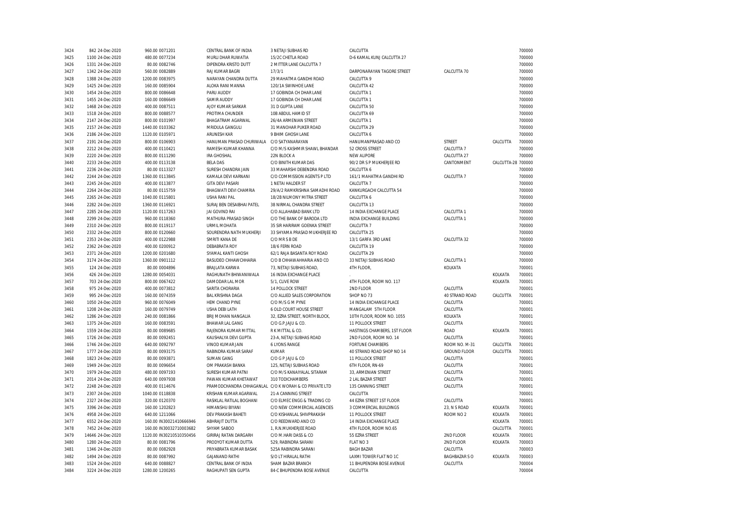| | | | | | | | | | | |
|---|---|---|---|---|---|---|---|---|---|---|
| 3424 | 842 | 24-Dec-2020 | 960.00 | 0071201 | CENTRAL BANK OF INDIA | 3 NETAJI SUBHAS RD | CALCUTTA | | | 700000 |
| 3425 | 1100 | 24-Dec-2020 | 480.00 | 0077234 | MURLI DHAR RUWATIA | 15/2C CHETLA ROAD | D-6 KAMAL KUNJ CALCUTTA 27 | | | 700000 |
| 3426 | 1331 | 24-Dec-2020 | 80.00 | 0082746 | DIPENDRA KRISTO DUTT | 2 MITTER LANE CALCUTTA 7 | | | | 700000 |
| 3427 | 1342 | 24-Dec-2020 | 560.00 | 0082889 | RAJ KUMAR BAGRI | 17/3/1 | DARPONARAYAN TAGORE STREET | CALCUTTA 70 | | 700000 |
| 3428 | 1388 | 24-Dec-2020 | 1200.00 | 0083975 | NARAYAN CHANDRA DUTTA | 29 MAHATMA GANDHI ROAD | CALCUTTA 9 | | | 700000 |
| 3429 | 1425 | 24-Dec-2020 | 160.00 | 0085904 | ALOKA RANI MANNA | 120/1A SWINHOE LANE | CALCUTTA 42 | | | 700000 |
| 3430 | 1454 | 24-Dec-2020 | 800.00 | 0086648 | PARU AUDDY | 17 GOBINDA CH DHAR LANE | CALCUTTA 1 | | | 700000 |
| 3431 | 1455 | 24-Dec-2020 | 160.00 | 0086649 | SAMIR AUDDY | 17 GOBINDA CH DHAR LANE | CALCUTTA 1 | | | 700000 |
| 3432 | 1468 | 24-Dec-2020 | 400.00 | 0087511 | AJOY KUMAR SARKAR | 31 D GUPTA LANE | CALCUTTA 50 | | | 700000 |
| 3433 | 1518 | 24-Dec-2020 | 800.00 | 0088577 | PROTIMA CHUNDER | 10B ABDUL HAMID ST | CALCUTTA 69 | | | 700000 |
| 3434 | 2147 | 24-Dec-2020 | 800.00 | 0101997 | BHAGATRAM AGARWAL | 26/4A ARMENIAN STREET | CALCUTTA 1 | | | 700000 |
| 3435 | 2157 | 24-Dec-2020 | 1440.00 | 0103362 | MRIDULA GANGULI | 31 MANOHAR PUKER ROAD | CALCUTTA 29 | | | 700000 |
| 3436 | 2186 | 24-Dec-2020 | 1120.00 | 0105971 | ARUNESH KAR | 9 BHIM GHOSH LANE | CALCUTTA 6 | | | 700000 |
| 3437 | 2191 | 24-Dec-2020 | 800.00 | 0106903 | HANUMAN PRASAD CHURIWALA | C/O SATYANARAYAN | HANUMANPRASAD AND CO | STREET | CALCUTTA | 700000 |
| 3438 | 2212 | 24-Dec-2020 | 400.00 | 0110421 | RAMESH KUMAR KHANNA | C/O M/S KASHMIR SHAWL BHANDAR | 52 CROSS STREET | CALCUTTA 7 | | 700000 |
| 3439 | 2220 | 24-Dec-2020 | 800.00 | 0111290 | IRA GHOSHAL | 22N BLOCK A | NEW ALIPORE | CALCUTTA 27 | | 700000 |
| 3440 | 2233 | 24-Dec-2020 | 400.00 | 0113138 | BELA DAS | C/O BINITH KUMAR DAS | 90/2 DR S P MUKHERJEE RD | CANTONMENT | CALCUTTA-28 | 700000 |
| 3441 | 2236 | 24-Dec-2020 | 80.00 | 0113327 | SURESH CHANDRA JAIN | 33 MAHARSHI DEBENDRA ROAD | CALCUTTA 6 | | | 700000 |
| 3442 | 2244 | 24-Dec-2020 | 1360.00 | 0113845 | KAMALA DEVI KARNANI | C/O COMMISSION AGENTS P LTD | 161/1 MAHATMA GANDHI RD | CALCUTTA 7 | | 700000 |
| 3443 | 2245 | 24-Dec-2020 | 400.00 | 0113877 | GITA DEVI PASARI | 1 NETAI HALDER ST | CALCUTTA 7 | | | 700000 |
| 3444 | 2264 | 24-Dec-2020 | 80.00 | 0115759 | BHAGWATI DEVI CHAMRIA | 29/A/2 RAMKRISHNA SAMADHI ROAD | KANKURGACHI CALCUTTA 54 | | | 700000 |
| 3445 | 2265 | 24-Dec-2020 | 1040.00 | 0115801 | USHA RANI PAL | 18/2B NILMONY MITRA STREET | CALCUTTA 6 | | | 700000 |
| 3446 | 2282 | 24-Dec-2020 | 1360.00 | 0116921 | SURAJ BEN DESAIBHAI PATEL | 38 NIRMAL CHANDRA STREET | CALCUTTA 13 | | | 700000 |
| 3447 | 2285 | 24-Dec-2020 | 1120.00 | 0117263 | JAI GOVIND RAI | C/O ALLAHABAD BANK LTD | 14 INDIA EXCHANGE PLACE | CALCUTTA 1 | | 700000 |
| 3448 | 2299 | 24-Dec-2020 | 960.00 | 0118360 | MATHURA PRASAD SINGH | C/O THE BANK OF BARODA LTD | INDIA EXCHANGE BUILDING | CALCUTTA 1 | | 700000 |
| 3449 | 2310 | 24-Dec-2020 | 800.00 | 0119117 | URMIL MOHATA | 35 SIR HARIRAM GOENKA STREET | CALCUTTA 7 | | | 700000 |
| 3450 | 2332 | 24-Dec-2020 | 800.00 | 0120660 | SOURENDRA NATH MUKHERJI | 33 SHYAMA PRASAD MUKHERJEE RD | CALCUTTA 25 | | | 700000 |
| 3451 | 2353 | 24-Dec-2020 | 400.00 | 0122988 | SMRITI KANA DE | C/O MR S B DE | 13/1 GARFA 3RD LANE | CALCUTTA 32 | | 700000 |
| 3452 | 2362 | 24-Dec-2020 | 400.00 | 0200912 | DEBABRATA ROY | 18/6 FERN ROAD | CALCUTTA 19 | | | 700000 |
| 3453 | 2371 | 24-Dec-2020 | 1200.00 | 0201680 | SYAMAL KANTI GHOSH | 62/1 RAJA BASANTA ROY ROAD | CALCUTTA 29 | | | 700000 |
| 3454 | 3174 | 24-Dec-2020 | 1360.00 | 0901112 | BASUDEO CHHAWCHHARIA | C/O B CHHAWAHHARIA AND CO | 33 NETAJI SUBHAS ROAD | CALCUTTA 1 | | 700000 |
| 3455 | 124 | 24-Dec-2020 | 80.00 | 0004896 | BRAJLATA KARWA | 73, NETAJI SUBHAS ROAD, | 4TH FLOOR, | KOLKATA | | 700001 |
| 3456 | 426 | 24-Dec-2020 | 1280.00 | 0054031 | RAGHUNATH BHIWANIWALA | 16 INDIA EXCHANGE PLACE | . | | KOLKATA | 700001 |
| 3457 | 703 | 24-Dec-2020 | 800.00 | 0067422 | DAMODAR LAL MOR | 5/1, CLIVE ROW | 4TH FLOOR, ROOM NO. 117 | | KOLKATA | 700001 |
| 3458 | 975 | 24-Dec-2020 | 400.00 | 0073812 | SARITA CHORARIA | 14 POLLOCK STREET | 2ND FLOOR | CALCUTTA | | 700001 |
| 3459 | 995 | 24-Dec-2020 | 160.00 | 0074359 | BAL KRISHNA DAGA | C/O ALLIED SALES CORPORATION | SHOP NO 73 | 40 STRAND ROAD | CALCUTTA | 700001 |
| 3460 | 1050 | 24-Dec-2020 | 960.00 | 0076049 | HEM CHAND PYNE | C/O M/S G M PYNE | 14 INDIA EXCHANGE PLACE | CALCUTTA | | 700001 |
| 3461 | 1208 | 24-Dec-2020 | 160.00 | 0079749 | USHA DEBI LATH | 6 OLD COURT HOUSE STREET | MANGALAM 5TH FLOOR | CALCUTTA | | 700001 |
| 3462 | 1286 | 24-Dec-2020 | 240.00 | 0081866 | BRIJ MOHAN NANGALIA | 32, EZRA STREET, NORTH BLOCK, | 10TH FLOOR, ROOM NO. 1055 | KOLKATA | | 700001 |
| 3463 | 1375 | 24-Dec-2020 | 160.00 | 0083591 | BHAWAR LAL GANG | C/O G.P.JAJU & CO. | 11 POLLOCK STREET | CALCUTTA | | 700001 |
| 3464 | 1559 | 24-Dec-2020 | 80.00 | 0089685 | RAJENDRA KUMAR MITTAL | R K MITTAL & CO. | HASTINGS CHAMBERS, 1ST FLOOR | ROAD | KOLKATA | 700001 |
| 3465 | 1726 | 24-Dec-2020 | 80.00 | 0092451 | KAUSHALYA DEVI GUPTA | 23-A, NETAJI SUBHAS ROAD | 2ND FLOOR, ROOM NO. 14 | CALCUTTA | | 700001 |
| 3466 | 1746 | 24-Dec-2020 | 640.00 | 0092797 | VINOD KUMAR JAIN | 6 LYONS RANGE | FORTUNE CHAMBERS | ROOM NO. M-31 | CALCUTTA | 700001 |
| 3467 | 1777 | 24-Dec-2020 | 80.00 | 0093175 | RABINDRA KUMAR SARAF | KUMAR | 40 STRAND ROAD SHOP NO 14 | GROUND FLOOR | CALCUTTA | 700001 |
| 3468 | 1823 | 24-Dec-2020 | 80.00 | 0093871 | SUMAN GANG | C/O G P JAJU & CO | 11 POLLOCK STREET | CALCUTTA | | 700001 |
| 3469 | 1949 | 24-Dec-2020 | 80.00 | 0096654 | OM PRAKASH BANKA | 125, NETAJI SUBHAS ROAD | 6TH FLOOR, RN-69 | CALCUTTA | | 700001 |
| 3470 | 1979 | 24-Dec-2020 | 480.00 | 0097193 | SURESH KUMAR PATNI | C/O M/S KANAIYALAL SITARAM | 33, ARMENIAN STREET | CALCUTTA | | 700001 |
| 3471 | 2014 | 24-Dec-2020 | 640.00 | 0097938 | PAWAN KUMAR KHETAWAT | 310 TODICHAMBERS | 2 LAL BAZAR STREET | CALCUTTA | | 700001 |
| 3472 | 2248 | 24-Dec-2020 | 400.00 | 0114676 | PRAMODCHANDRA CHHAGANLAL | C/O K WORAH & CO PRIVATE LTD | 135 CANNING STREET | CALCUTTA | | 700001 |
| 3473 | 2307 | 24-Dec-2020 | 1040.00 | 0118838 | KRISHAN KUMAR AGARWAL | 21-A CANNING STREET | CALCUTTA | | | 700001 |
| 3474 | 2327 | 24-Dec-2020 | 320.00 | 0120370 | RASIKLAL RATILAL BOGHANI | C/O ELMEC ENGG & TRADING CO | 44 EZRA STREET 1ST FLOOR | CALCUTTA | | 700001 |
| 3475 | 3396 | 24-Dec-2020 | 160.00 | 1202823 | HIMANSHU BIYANI | C/O NEW COMMERCIAL AGENCIES | 3 COMMERCIAL BUILDINGS | 23, N S ROAD | KOLKATA | 700001 |
| 3476 | 4958 | 24-Dec-2020 | 640.00 | 1211066 | DEV PRAKASH BAHETI | C/O KISHANLAL SHIVPRAKASH | 11 POLLOCK STREET | ROOM NO 2 | KOLKATA | 700001 |
| 3477 | 6552 | 24-Dec-2020 | 160.00 | IN30021410666946 | ABHRAJIT DUTTA | C/O REEDWARD AND CO | 14 INDIA EXCHANGE PLACE | | KOLKATA | 700001 |
| 3478 | 7452 | 24-Dec-2020 | 160.00 | IN30032710003682 | SHYAM SABOO | 1, R.N.MUKHERJEE ROAD | 4TH FLOOR, ROOM NO.65 | | CALCUTTA | 700001 |
| 3479 | 14646 | 24-Dec-2020 | 1120.00 | IN30210510350456 | GIRIRAJ RATAN DARGARH | C/O M.HARI DASS & CO | 55 EZRA STREET | 2ND FLOOR | KOLKATA | 700001 |
| 3480 | 1280 | 24-Dec-2020 | 80.00 | 0081796 | PRODYOT KUMAR DUTTA | 529, RABINDRA SARANI | FLAT NO 3 | 2ND FLOOR | KOLKATA | 700003 |
| 3481 | 1346 | 24-Dec-2020 | 80.00 | 0082928 | PRIYABRATA KUMAR BASAK | 525A RABINDRA SARANI | BAGH BAZAR | CALCUTTA | | 700003 |
| 3482 | 1494 | 24-Dec-2020 | 80.00 | 0087992 | GAJANAND RATHI | S/O LT HIRALAL RATHI | LAXMI TOWER FLAT NO 1C | BAGHBAZAR S O | KOLKATA | 700003 |
| 3483 | 1524 | 24-Dec-2020 | 640.00 | 0088827 | CENTRAL BANK OF INDIA | SHAM BAZAR BRANCH | 11 BHUPENDRA BOSE AVENUE | CALCUTTA | | 700004 |
| 3484 | 3224 | 24-Dec-2020 | 1280.00 | 1200265 | RAGHUPATI SEN GUPTA | 84-C BHUPENDRA BOSE AVENUE | CALCUTTA | | | 700004 |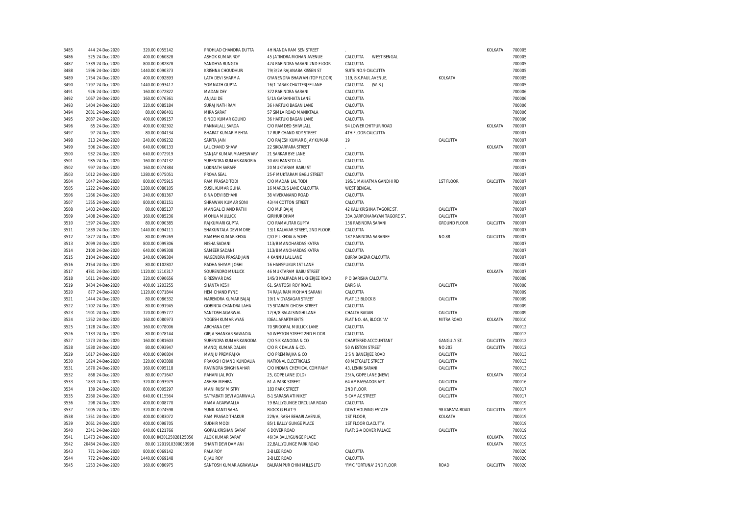| | | | | | | | | | |
|---|---|---|---|---|---|---|---|---|---|
| 3485 | 444 | 24-Dec-2020 | 320.00 | 0055142 | PROHLAD CHANDRA DUTTA | 4H NANDA RAM SEN STREET | . | | KOLKATA | 700005 |
| 3486 | 525 | 24-Dec-2020 | 400.00 | 0060828 | ASHOK KUMAR ROY | 45 JATINDRA MOHAN AVENUE | CALCUTTA WEST BENGAL | | | 700005 |
| 3487 | 1339 | 24-Dec-2020 | 800.00 | 0082878 | SANDHYA RUNGTA | 474 RABINDRA SARANI 2ND FLOOR | CALCUTTA | | | 700005 |
| 3488 | 1596 | 24-Dec-2020 | 1440.00 | 0090373 | KRISHNA CHOUDHURI | 79/3/2A RAJANABA KISSEN ST | SUITE NO.9 CALCUTTA | | | 700005 |
| 3489 | 1754 | 24-Dec-2020 | 400.00 | 0092893 | LATA DEVI SHARMA | GYANENDRA BHAWAN (TOP FLOOR) | 119, B.K.PAUL AVENUE, | KOLKATA | | 700005 |
| 3490 | 1797 | 24-Dec-2020 | 1440.00 | 0093417 | SOMNATH GUPTA | 16/1 TARAK CHATTERJEE LANE | CALCUTTA (W.B.) | | | 700005 |
| 3491 | 926 | 24-Dec-2020 | 160.00 | 0072822 | MADAN DEY | 372 RABINDRA SARANI | CALCUTTA | | | 700006 |
| 3492 | 1067 | 24-Dec-2020 | 160.00 | 0076361 | ANJALI DE | 5/1A GARANHATA LANE | CALCUTTA | | | 700006 |
| 3493 | 1404 | 24-Dec-2020 | 320.00 | 0085184 | SURAJ NATH RAM | 36 HARTUKI BAGAN LANE | CALCUTTA | | | 700006 |
| 3494 | 2031 | 24-Dec-2020 | 80.00 | 0098401 | MIRA SARAF | 57 SIMLA ROAD MANIKTALA | CALCUTTA | | | 700006 |
| 3495 | 2087 | 24-Dec-2020 | 400.00 | 0099157 | BINOD KUMAR GOUND | 36 HARTUKI BAGAN LANE | CALCUTTA | | | 700006 |
| 3496 | 65 | 24-Dec-2020 | 400.00 | 0002302 | PANNALALL SARDA | C/O RAMDEO SHIWLALL | 94 LOWER CHITPUR ROAD | | KOLKATA | 700007 |
| 3497 | 97 | 24-Dec-2020 | 80.00 | 0004134 | BHARAT KUMAR MEHTA | 17 RUP CHAND ROY STREET | 4TH FLOOR CALCUTTA | | | 700007 |
| 3498 | 313 | 24-Dec-2020 | 240.00 | 0009232 | SARITA JAIN | C/O RAJESH KUMAR BIJAY KUMAR | 19 | CALCUTTA | | 700007 |
| 3499 | 506 | 24-Dec-2020 | 640.00 | 0060133 | LAL CHAND SHAW | 22 SIKDARPARA STREET | . | | KOLKATA | 700007 |
| 3500 | 932 | 24-Dec-2020 | 640.00 | 0072919 | SANJAY KUMAR MAHESWARY | 21 SARKAR BYE LANE | CALCUTTA | | | 700007 |
| 3501 | 985 | 24-Dec-2020 | 160.00 | 0074132 | SURENDRA KUMAR KANORIA | 30 ARI BANSTOLLA | CALCUTTA | | | 700007 |
| 3502 | 997 | 24-Dec-2020 | 160.00 | 0074384 | LOKNATH SARAFF | 20 MUKTARAM BABU ST | CALCUTTA | | | 700007 |
| 3503 | 1012 | 24-Dec-2020 | 1280.00 | 0075051 | PROVA SEAL | 25-F MUKTARAM BABU STREET | CALCUTTA | | | 700007 |
| 3504 | 1047 | 24-Dec-2020 | 800.00 | 0075915 | RAM PRASAD TODI | C/O MADAN LAL TODI | 195/1 MAHATMA GANDHI RD | 1ST FLOOR | CALCUTTA | 700007 |
| 3505 | 1222 | 24-Dec-2020 | 1280.00 | 0080105 | SUSIL KUMAR GUHA | 16 MARCUS LANE CALCUTTA | WEST BENGAL | | | 700007 |
| 3506 | 1266 | 24-Dec-2020 | 240.00 | 0081367 | BINA DEVI BEHANI | 38 VIVEKANAND ROAD | CALCUTTA | | | 700007 |
| 3507 | 1355 | 24-Dec-2020 | 800.00 | 0083151 | SHRAWAN KUMAR SONI | 43/44 COTTON STREET | CALCUTTA | | | 700007 |
| 3508 | 1403 | 24-Dec-2020 | 80.00 | 0085137 | MANGAL CHAND RATHI | C/O M.P.BAJAJ | 42 KALI KRISHNA TAGORE ST. | CALCUTTA | | 700007 |
| 3509 | 1408 | 24-Dec-2020 | 160.00 | 0085236 | MOHUA MULLICK | GIRIHUR DHAM | 33A,DARPONARAYAN TAGORE ST. | CALCUTTA | | 700007 |
| 3510 | 1597 | 24-Dec-2020 | 80.00 | 0090385 | RAJKUMARI GUPTA | C/O RAMAUTAR GUPTA | 156 RABINDRA SARANI | GROUND FLOOR | CALCUTTA | 700007 |
| 3511 | 1839 | 24-Dec-2020 | 1440.00 | 0094111 | SHAKUNTALA DEVI MORE | 13/1 KALAKAR STREET, 2ND FLOOR | CALCUTTA | | | 700007 |
| 3512 | 1877 | 24-Dec-2020 | 80.00 | 0095269 | RAMESH KUMAR KEDIA | C/O P L KEDIA & SONS | 187 RABINDRA SARANEE | NO.88 | CALCUTTA | 700007 |
| 3513 | 2099 | 24-Dec-2020 | 800.00 | 0099306 | NISHA SADANI | 113/B MANOHARDAS KATRA | CALCUTTA | | | 700007 |
| 3514 | 2100 | 24-Dec-2020 | 640.00 | 0099308 | SAMEER SADANI | 113/B MANOHARDAS KATRA | CALCUTTA | | | 700007 |
| 3515 | 2104 | 24-Dec-2020 | 240.00 | 0099384 | NAGENDRA PRASAD JAIN | 4 KANNU LAL LANE | BURRA BAZAR CALCUTTA | | | 700007 |
| 3516 | 2154 | 24-Dec-2020 | 80.00 | 0102807 | RADHA SHYAM JOSHI | 16 HANSPUKUR 1ST LANE | CALCUTTA | | | 700007 |
| 3517 | 4781 | 24-Dec-2020 | 1120.00 | 1210317 | SOURENDRO MULLICK | 46 MUKTARAM BABU STREET | | | KOLKATA | 700007 |
| 3518 | 1611 | 24-Dec-2020 | 320.00 | 0090656 | BIRESWAR DAS | 145/3 KALIPADA MUKHERJEE ROAD | P O BARISHA CALCUTTA | | | 700008 |
| 3519 | 3434 | 24-Dec-2020 | 400.00 | 1203255 | SHANTA KESH | 61, SANTOSH ROY ROAD, | BARISHA | CALCUTTA | | 700008 |
| 3520 | 877 | 24-Dec-2020 | 1120.00 | 0071844 | HEM CHAND PYNE | 74 RAJA RAM MOHAN SARANI | CALCUTTA | | | 700009 |
| 3521 | 1444 | 24-Dec-2020 | 80.00 | 0086332 | NARENDRA KUMAR BAJAJ | 19/1 VIDYASAGAR STREET | FLAT 13 BLOCK B | CALCUTTA | | 700009 |
| 3522 | 1702 | 24-Dec-2020 | 80.00 | 0091945 | GOBINDA CHANDRA LAHA | 75 SITARAM GHOSH STREET | CALCUTTA | | | 700009 |
| 3523 | 1901 | 24-Dec-2020 | 720.00 | 0095777 | SANTOSH AGARWAL | 17/H/8 BALAI SINGHI LANE | CHALTA BAGAN | CALCUTTA | | 700009 |
| 3524 | 1252 | 24-Dec-2020 | 160.00 | 0080973 | YOGESH KUMAR VYAS | IDEAL APARTMENTS | FLAT NO. 4A, BLOCK "A" | MITRA ROAD | KOLKATA | 700010 |
| 3525 | 1128 | 24-Dec-2020 | 160.00 | 0078006 | ARCHANA DEY | 70 SRIGOPAL MULLICK LANE | CALCUTTA | | | 700012 |
| 3526 | 1133 | 24-Dec-2020 | 80.00 | 0078144 | GIRJA SHANKAR SAWADIA | 50 WESTON STREET 2ND FLOOR | CALCUTTA | | | 700012 |
| 3527 | 1273 | 24-Dec-2020 | 160.00 | 0081603 | SURENDRA KUMAR KANODIA | C/O S K KANODIA & CO | CHARTERED ACCOUNTANT | GANGULY ST. | CALCUTTA | 700012 |
| 3528 | 1830 | 24-Dec-2020 | 80.00 | 0093947 | MANOJ KUMAR DALAN | C/O R K DALAN & CO. | 50 WESTON STREET | NO.203 | CALCUTTA | 700012 |
| 3529 | 1617 | 24-Dec-2020 | 400.00 | 0090804 | MANJU PREMRAJKA | C/O PREMRAJKA & CO | 2 S N BANERJEE ROAD | CALCUTTA | | 700013 |
| 3530 | 1824 | 24-Dec-2020 | 320.00 | 0093888 | PRAKASH CHAND KUNDALIA | NATIONAL ELECTRICALS | 60 METCALFE STREET | CALCUTTA | | 700013 |
| 3531 | 1870 | 24-Dec-2020 | 160.00 | 0095118 | RAVINDRA SINGH NAHAR | C/O INDIAN CHEMICAL COMPANY | 43, LENIN SARANI | CALCUTTA | | 700013 |
| 3532 | 868 | 24-Dec-2020 | 80.00 | 0071647 | PAHARI LAL ROY | 25, GOPE LANE (OLD) | 25/A, GOPE LANE (NEW) | | KOLKATA | 700014 |
| 3533 | 1833 | 24-Dec-2020 | 320.00 | 0093979 | ASHISH MEHRA | 61-A PARK STREET | 64 AMBASSADOR APT. | CALCUTTA | | 700016 |
| 3534 | 139 | 24-Dec-2020 | 800.00 | 0005297 | MANI RUSY MISTRY | 183 PARK STREET | 2ND FLOOR | CALCUTTA | | 700017 |
| 3535 | 2260 | 24-Dec-2020 | 640.00 | 0115564 | SATYABATI DEVI AGARWALA | B-1 SARASWATI NIKET | 5 CAMAC STREET | CALCUTTA | | 700017 |
| 3536 | 298 | 24-Dec-2020 | 400.00 | 0008770 | RAMA AGARWALLA | 19 BALLYGUNGE CIRCULAR ROAD | CALCUTTA | | | 700019 |
| 3537 | 1005 | 24-Dec-2020 | 320.00 | 0074598 | SUNIL KANTI SAHA | BLOCK G FLAT 9 | GOVT HOUSING ESTATE | 98 KARAYA ROAD | CALCUTTA | 700019 |
| 3538 | 1351 | 24-Dec-2020 | 400.00 | 0083072 | RAM PRASAD THAKUR | 229/A, RASH BEHARI AVENUE, | 1ST FLOOR, | KOLKATA | | 700019 |
| 3539 | 2061 | 24-Dec-2020 | 400.00 | 0098705 | SUDHIR MODI | 85/1 BALLY GUNGE PLACE | 1ST FLOOR CLACUTTA | | | 700019 |
| 3540 | 2341 | 24-Dec-2020 | 640.00 | 0121766 | GOPAL KRISHAN SARAF | 6 DOVER ROAD | FLAT: 2-A DOVER PALACE | CALCUTTA | | 700019 |
| 3541 | 11473 | 24-Dec-2020 | 800.00 | IN30125028125056 | ALOK KUMAR SARAF | 46/3A BALLYGUNGE PLACE | | | KOLKATA, | 700019 |
| 3542 | 20484 | 24-Dec-2020 | 80.00 | 1201910300053998 | SHANTI DEVI DAMANI | 22,BALLYGUNGE PARK ROAD | | | KOLKATA | 700019 |
| 3543 | 771 | 24-Dec-2020 | 800.00 | 0069142 | PALA ROY | 2-B LEE ROAD | CALCUTTA | | | 700020 |
| 3544 | 772 | 24-Dec-2020 | 1440.00 | 0069148 | BIJALI ROY | 2-B LEE ROAD | CALCUTTA | | | 700020 |
| 3545 | 1253 | 24-Dec-2020 | 160.00 | 0080975 | SANTOSH KUMAR AGRAWALA | BALRAMPUR CHINI MILLS LTD | 'FMC FORTUNA' 2ND FLOOR | ROAD | CALCUTTA | 700020 |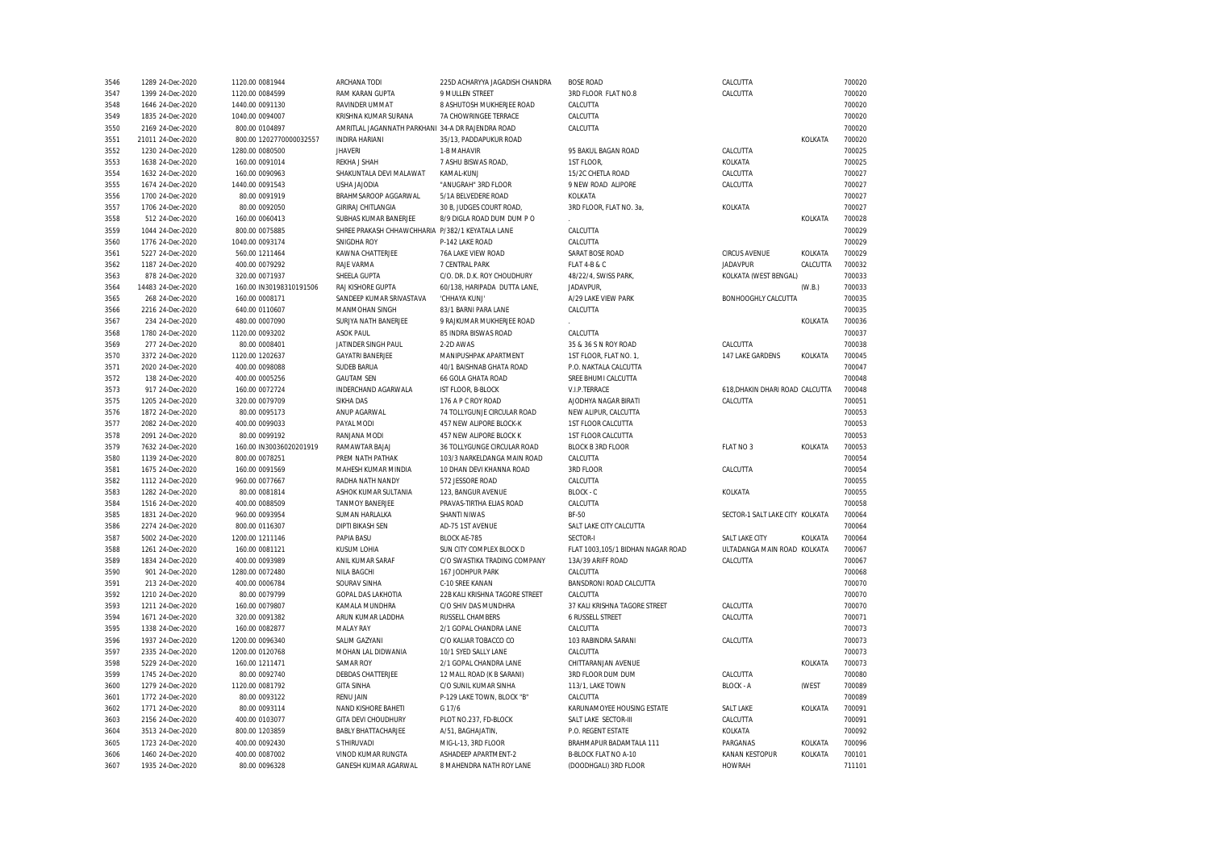| | | | | | | | | | | |
|---|---|---|---|---|---|---|---|---|---|---|
| 3546 | 1289 | 24-Dec-2020 | 1120.00 | 0081944 | ARCHANA TODI | 225D ACHARYYA JAGADISH CHANDRA | BOSE ROAD | CALCUTTA | | 700020 |
| 3547 | 1399 | 24-Dec-2020 | 1120.00 | 0084599 | RAM KARAN GUPTA | 9 MULLEN STREET | 3RD FLOOR FLAT NO.8 | CALCUTTA | | 700020 |
| 3548 | 1646 | 24-Dec-2020 | 1440.00 | 0091130 | RAVINDER UMMAT | 8 ASHUTOSH MUKHERJEE ROAD | CALCUTTA | | | 700020 |
| 3549 | 1835 | 24-Dec-2020 | 1040.00 | 0094007 | KRISHNA KUMAR SURANA | 7A CHOWRINGEE TERRACE | CALCUTTA | | | 700020 |
| 3550 | 2169 | 24-Dec-2020 | 800.00 | 0104897 | AMRITLAL JAGANNATH PARKHANI | 34-A DR RAJENDRA ROAD | CALCUTTA | | | 700020 |
| 3551 | 21011 | 24-Dec-2020 | 800.00 | 1202770000032557 | INDIRA HARIANI | 35/13, PADDAPUKUR ROAD | | | KOLKATA | 700020 |
| 3552 | 1230 | 24-Dec-2020 | 1280.00 | 0080500 | JHAVERI | 1-B MAHAVIR | 95 BAKUL BAGAN ROAD | CALCUTTA | | 700025 |
| 3553 | 1638 | 24-Dec-2020 | 160.00 | 0091014 | REKHA J SHAH | 7 ASHU BISWAS ROAD, | 1ST FLOOR, | KOLKATA | | 700025 |
| 3554 | 1632 | 24-Dec-2020 | 160.00 | 0090963 | SHAKUNTALA DEVI MALAWAT | KAMAL-KUNJ | 15/2C CHETLA ROAD | CALCUTTA | | 700027 |
| 3555 | 1674 | 24-Dec-2020 | 1440.00 | 0091543 | USHA JAJODIA | "ANUGRAH" 3RD FLOOR | 9 NEW ROAD ALIPORE | CALCUTTA | | 700027 |
| 3556 | 1700 | 24-Dec-2020 | 80.00 | 0091919 | BRAHMSAROOP AGGARWAL | 5/1A BELVEDERE ROAD | KOLKATA | | | 700027 |
| 3557 | 1706 | 24-Dec-2020 | 80.00 | 0092050 | GIRIRAJ CHITLANGIA | 30 B, JUDGES COURT ROAD, | 3RD FLOOR, FLAT NO. 3a, | KOLKATA | | 700027 |
| 3558 | 512 | 24-Dec-2020 | 160.00 | 0060413 | SUBHAS KUMAR BANERJEE | 8/9 DIGLA ROAD DUM DUM P O | . | | KOLKATA | 700028 |
| 3559 | 1044 | 24-Dec-2020 | 800.00 | 0075885 | SHREE PRAKASH CHHAWCHHARIA | P/382/1 KEYATALA LANE | CALCUTTA | | | 700029 |
| 3560 | 1776 | 24-Dec-2020 | 1040.00 | 0093174 | SNIGDHA ROY | P-142 LAKE ROAD | CALCUTTA | | | 700029 |
| 3561 | 5227 | 24-Dec-2020 | 560.00 | 1211464 | KAWNA CHATTERJEE | 76A LAKE VIEW ROAD | SARAT BOSE ROAD | CIRCUS AVENUE | KOLKATA | 700029 |
| 3562 | 1187 | 24-Dec-2020 | 400.00 | 0079292 | RAJE VARMA | 7 CENTRAL PARK | FLAT 4-B & C | JADAVPUR | CALCUTTA | 700032 |
| 3563 | 878 | 24-Dec-2020 | 320.00 | 0071937 | SHEELA GUPTA | C/O. DR. D.K. ROY CHOUDHURY | 48/22/4, SWISS PARK, | KOLKATA (WEST BENGAL) | | 700033 |
| 3564 | 14483 | 24-Dec-2020 | 160.00 | IN30198310191506 | RAJ KISHORE GUPTA | 60/138, HARIPADA DUTTA LANE, | JADAVPUR, | | (W.B.) | 700033 |
| 3565 | 268 | 24-Dec-2020 | 160.00 | 0008171 | SANDEEP KUMAR SRIVASTAVA | 'CHHAYA KUNJ' | A/29 LAKE VIEW PARK | BONHOOGHLY CALCUTTA | | 700035 |
| 3566 | 2216 | 24-Dec-2020 | 640.00 | 0110607 | MANMOHAN SINGH | 83/1 BARNI PARA LANE | CALCUTTA | | | 700035 |
| 3567 | 234 | 24-Dec-2020 | 480.00 | 0007090 | SURJYA NATH BANERJEE | 9 RAJKUMAR MUKHERJEE ROAD | . | | KOLKATA | 700036 |
| 3568 | 1780 | 24-Dec-2020 | 1120.00 | 0093202 | ASOK PAUL | 85 INDRA BISWAS ROAD | CALCUTTA | | | 700037 |
| 3569 | 277 | 24-Dec-2020 | 80.00 | 0008401 | JATINDER SINGH PAUL | 2-2D AWAS | 35 & 36 S N ROY ROAD | CALCUTTA | | 700038 |
| 3570 | 3372 | 24-Dec-2020 | 1120.00 | 1202637 | GAYATRI BANERJEE | MANIPUSHPAK APARTMENT | 1ST FLOOR, FLAT NO. 1, | 147 LAKE GARDENS | KOLKATA | 700045 |
| 3571 | 2020 | 24-Dec-2020 | 400.00 | 0098088 | SUDEB BARUA | 40/1 BAISHNAB GHATA ROAD | P.O. NAKTALA CALCUTTA | | | 700047 |
| 3572 | 138 | 24-Dec-2020 | 400.00 | 0005256 | GAUTAM SEN | 66 GOLA GHATA ROAD | SREE BHUMI CALCUTTA | | | 700048 |
| 3573 | 917 | 24-Dec-2020 | 160.00 | 0072724 | INDERCHAND AGARWALA | IST FLOOR, B-BLOCK | V.I.P.TERRACE | 618,DHAKIN DHARI ROAD CALCUTTA | | 700048 |
| 3575 | 1205 | 24-Dec-2020 | 320.00 | 0079709 | SIKHA DAS | 176 A P C ROY ROAD | AJODHYA NAGAR BIRATI | CALCUTTA | | 700051 |
| 3576 | 1872 | 24-Dec-2020 | 80.00 | 0095173 | ANUP AGARWAL | 74 TOLLYGUNJE CIRCULAR ROAD | NEW ALIPUR, CALCUTTA | | | 700053 |
| 3577 | 2082 | 24-Dec-2020 | 400.00 | 0099033 | PAYAL MODI | 457 NEW ALIPORE BLOCK-K | 1ST FLOOR CALCUTTA | | | 700053 |
| 3578 | 2091 | 24-Dec-2020 | 80.00 | 0099192 | RANJANA MODI | 457 NEW ALIPORE BLOCK K | 1ST FLOOR CALCUTTA | | | 700053 |
| 3579 | 7632 | 24-Dec-2020 | 160.00 | IN30036020201919 | RAMAWTAR BAJAJ | 36 TOLLYGUNGE CIRCULAR ROAD | BLOCK B 3RD FLOOR | FLAT NO 3 | KOLKATA | 700053 |
| 3580 | 1139 | 24-Dec-2020 | 800.00 | 0078251 | PREM NATH PATHAK | 103/3 NARKELDANGA MAIN ROAD | CALCUTTA | | | 700054 |
| 3581 | 1675 | 24-Dec-2020 | 160.00 | 0091569 | MAHESH KUMAR MINDIA | 10 DHAN DEVI KHANNA ROAD | 3RD FLOOR | CALCUTTA | | 700054 |
| 3582 | 1112 | 24-Dec-2020 | 960.00 | 0077667 | RADHA NATH NANDY | 572 JESSORE ROAD | CALCUTTA | | | 700055 |
| 3583 | 1282 | 24-Dec-2020 | 80.00 | 0081814 | ASHOK KUMAR SULTANIA | 123, BANGUR AVENUE | BLOCK - C | KOLKATA | | 700055 |
| 3584 | 1516 | 24-Dec-2020 | 400.00 | 0088509 | TANMOY BANERJEE | PRAVAS-TIRTHA ELIAS ROAD | CALCUTTA | | | 700058 |
| 3585 | 1831 | 24-Dec-2020 | 960.00 | 0093954 | SUMAN HARLALKA | SHANTI NIWAS | BF-50 | SECTOR-1 SALT LAKE CITY KOLKATA | | 700064 |
| 3586 | 2274 | 24-Dec-2020 | 800.00 | 0116307 | DIPTI BIKASH SEN | AD-75 1ST AVENUE | SALT LAKE CITY CALCUTTA | | | 700064 |
| 3587 | 5002 | 24-Dec-2020 | 1200.00 | 1211146 | PAPIA BASU | BLOCK AE-785 | SECTOR-I | SALT LAKE CITY | KOLKATA | 700064 |
| 3588 | 1261 | 24-Dec-2020 | 160.00 | 0081121 | KUSUM LOHIA | SUN CITY COMPLEX BLOCK D | FLAT 1003,105/1 BIDHAN NAGAR ROAD | ULTADANGA MAIN ROAD KOLKATA | | 700067 |
| 3589 | 1834 | 24-Dec-2020 | 400.00 | 0093989 | ANIL KUMAR SARAF | C/O SWASTIKA TRADING COMPANY | 13A/39 ARIFF ROAD | CALCUTTA | | 700067 |
| 3590 | 901 | 24-Dec-2020 | 1280.00 | 0072480 | NILA BAGCHI | 167 JODHPUR PARK | CALCUTTA | | | 700068 |
| 3591 | 213 | 24-Dec-2020 | 400.00 | 0006784 | SOURAV SINHA | C-10 SREE KANAN | BANSDRONI ROAD CALCUTTA | | | 700070 |
| 3592 | 1210 | 24-Dec-2020 | 80.00 | 0079799 | GOPAL DAS LAKHOTIA | 22B KALI KRISHNA TAGORE STREET | CALCUTTA | | | 700070 |
| 3593 | 1211 | 24-Dec-2020 | 160.00 | 0079807 | KAMALA MUNDHRA | C/O SHIV DAS MUNDHRA | 37 KALI KRISHNA TAGORE STREET | CALCUTTA | | 700070 |
| 3594 | 1671 | 24-Dec-2020 | 320.00 | 0091382 | ARUN KUMAR LADDHA | RUSSELL CHAMBERS | 6 RUSSELL STREET | CALCUTTA | | 700071 |
| 3595 | 1338 | 24-Dec-2020 | 160.00 | 0082877 | MALAY RAY | 2/1 GOPAL CHANDRA LANE | CALCUTTA | | | 700073 |
| 3596 | 1937 | 24-Dec-2020 | 1200.00 | 0096340 | SALIM GAZYANI | C/O KALIAR TOBACCO CO | 103 RABINDRA SARANI | CALCUTTA | | 700073 |
| 3597 | 2335 | 24-Dec-2020 | 1200.00 | 0120768 | MOHAN LAL DIDWANIA | 10/1 SYED SALLY LANE | CALCUTTA | | | 700073 |
| 3598 | 5229 | 24-Dec-2020 | 160.00 | 1211471 | SAMAR ROY | 2/1 GOPAL CHANDRA LANE | CHITTARANJAN AVENUE | | KOLKATA | 700073 |
| 3599 | 1745 | 24-Dec-2020 | 80.00 | 0092740 | DEBDAS CHATTERJEE | 12 MALL ROAD (K B SARANI) | 3RD FLOOR DUM DUM | CALCUTTA | | 700080 |
| 3600 | 1279 | 24-Dec-2020 | 1120.00 | 0081792 | GITA SINHA | C/O SUNIL KUMAR SINHA | 113/1, LAKE TOWN | BLOCK - A | (WEST | 700089 |
| 3601 | 1772 | 24-Dec-2020 | 80.00 | 0093122 | RENU JAIN | P-129 LAKE TOWN, BLOCK "B" | CALCUTTA | | | 700089 |
| 3602 | 1771 | 24-Dec-2020 | 80.00 | 0093114 | NAND KISHORE BAHETI | G 17/6 | KARUNAMOYEE HOUSING ESTATE | SALT LAKE | KOLKATA | 700091 |
| 3603 | 2156 | 24-Dec-2020 | 400.00 | 0103077 | GITA DEVI CHOUDHURY | PLOT NO.237, FD-BLOCK | SALT LAKE SECTOR-III | CALCUTTA | | 700091 |
| 3604 | 3513 | 24-Dec-2020 | 800.00 | 1203859 | BABLY BHATTACHARJEE | A/51, BAGHAJATIN, | P.O. REGENT ESTATE | KOLKATA | | 700092 |
| 3605 | 1723 | 24-Dec-2020 | 400.00 | 0092430 | S THIRUVADI | MIG-L-13, 3RD FLOOR | BRAHMAPUR BADAMTALA 111 | PARGANAS | KOLKATA | 700096 |
| 3606 | 1460 | 24-Dec-2020 | 400.00 | 0087002 | VINOD KUMAR RUNGTA | ASHADEEP APARTMENT-2 | B-BLOCK FLAT NO A-10 | KANAN KESTOPUR | KOLKATA | 700101 |
| 3607 | 1935 | 24-Dec-2020 | 80.00 | 0096328 | GANESH KUMAR AGARWAL | 8 MAHENDRA NATH ROY LANE | (DOODHGALI) 3RD FLOOR | HOWRAH | | 711101 |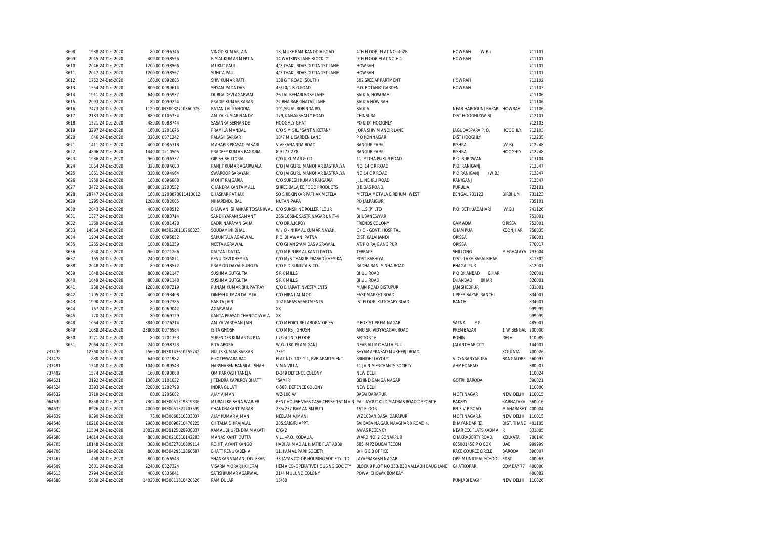| | | | | | | | | | | |
|---|---|---|---|---|---|---|---|---|---|---|
| | 3608 | 1938 24-Dec-2020 | 80.00 0096346 | VINOD KUMAR JAIN | 18, MUKHRAM KANODIA ROAD | 4TH FLOOR, FLAT NO.-402B | HOWRAH (W.B.) | | 711101 |
| | 3609 | 2045 24-Dec-2020 | 400.00 0098556 | BIMAL KUMAR MERTIA | 14 WATKINS LANE BLOCK 'C' | 9TH FLOOR FLAT NO H-1 | HOWRAH | | 711101 |
| | 3610 | 2046 24-Dec-2020 | 1200.00 0098566 | MUKUT PAUL | 4/3 THAKURDAS DUTTA 1ST LANE | HOWRAH | | | 711101 |
| | 3611 | 2047 24-Dec-2020 | 1200.00 0098567 | SUHITA PAUL | 4/3 THAKURDAS DUTTA 1ST LANE | HOWRAH | | | 711101 |
| | 3612 | 1752 24-Dec-2020 | 160.00 0092885 | SHIV KUMAR RATHI | 138 G T ROAD (SOUTH) | 502 SREE APPARTMENT | HOWRAH | | 711102 |
| | 3613 | 1554 24-Dec-2020 | 800.00 0089614 | SHYAM PADA DAS | 45/20/1 B.G.ROAD | P.O. BOTANIC GARDEN | HOWRAH | | 711103 |
| | 3614 | 1911 24-Dec-2020 | 640.00 0095937 | DURGA DEVI AGARWAL | 26 LAL BEHARI BOSE LANE | SALKIA, HOWRAH | | | 711106 |
| | 3615 | 2093 24-Dec-2020 | 80.00 0099224 | PRADIP KUMAR KARAR | 22 BHAIRAB GHATAK LANE | SALKIA HOWRAH | | | 711106 |
| | 3616 | 7473 24-Dec-2020 | 1120.00 IN30032710360975 | RATAN LAL KANODIA | 101,SRI AUROBINDA RD. | SALKIA | NEAR HAROGUNJ BAZAR | HOWRAH | 711106 |
| | 3617 | 2183 24-Dec-2020 | 880.00 0105734 | AMIYA KUMAR NANDY | 179, KANAKSHALLY ROAD | CHINSURA | DIST HOOGHLY(W.B) | | 712101 |
| | 3618 | 1521 24-Dec-2020 | 480.00 0088744 | SASANKA SEKHAR DE | HOOGHLY GHAT | PO & DT HOOGHLY | | | 712103 |
| | 3619 | 3297 24-Dec-2020 | 160.00 1201676 | PRAMILA MANDAL | C/O S M SIL, "SANTINIKETAN" | JORA SHIV MANDIR LANE | JAGUDASPARA P. O. | HOOGHLY, | 712103 |
| | 3620 | 846 24-Dec-2020 | 320.00 0071242 | PALASH SARKAR | 10/7 M L GARDEN LANE | P O KONNAGAR | DIST HOOGHLY | | 712235 |
| | 3621 | 1411 24-Dec-2020 | 400.00 0085318 | MAHABIR PRASAD PASARI | VIVEKANANDA ROAD | BANGUR PARK | RISHRA | (W.B) | 712248 |
| | 3622 | 4806 24-Dec-2020 | 1440.00 1210505 | PRADEEP KUMAR BAGARIA | 89/277-278 | BANGUR PARK | RISHRA | HOOGHLY | 712248 |
| | 3623 | 1936 24-Dec-2020 | 960.00 0096337 | GIRISH BHUTORIA | C/O K KUMAR & CO | 11, MITHA PUKUR ROAD | P.O. BURDWAN | | 713104 |
| | 3624 | 1854 24-Dec-2020 | 320.00 0094680 | RANJIT KUMAR AGARWALA | C/O JAI GURU MANOHAR BASTRALYA | NO. 14 C R ROAD | P.O. RANIGANJ | | 713347 |
| | 3625 | 1861 24-Dec-2020 | 320.00 0094964 | SWAROOP SARAYAN | C/O JAI GURU MANOHAR BASTRALYA | NO 14 C R ROAD | P O RANIGANJ (W.B.) | | 713347 |
| | 3626 | 1959 24-Dec-2020 | 160.00 0096808 | MOHIT RAJGARIA | C/O SURESH KUMAR RAJGARIA | J. L. NEHRU ROAD | RANIGANJ | | 713347 |
| | 3627 | 3472 24-Dec-2020 | 800.00 1203532 | CHANDRA KANTA MALL | SHREE BALAJEE FOOD PRODUCTS | B B DAS ROAD, | PURULIA | | 723101 |
| | 3628 | 29747 24-Dec-2020 | 160.00 1208870011413012 | BHASKAR PATHAK | SO SHIBKINKAR PATHAK METELA | METELA METALA BIRBHUM WEST | BENGAL 731123 | BIRBHUM | 731123 |
| | 3629 | 1295 24-Dec-2020 | 1280.00 0082005 | NIHARENDU BAL | NUTAN PARA | PO JALPAIGURI | | | 735101 |
| | 3630 | 2043 24-Dec-2020 | 400.00 0098512 | BHAWANI SHANKAR TOSANIWAL | C/O SUNSHINE ROLLER FLOUR | MILLS (P) LTD | P.O. BETHUADAHARI | (W.B.) | 741126 |
| | 3631 | 1377 24-Dec-2020 | 160.00 0083714 | SANDHYARANI SAMANT | 265/1668-E SASTRINAGAR UNIT-4 | BHUBANESWAR | | | 751001 |
| | 3632 | 1269 24-Dec-2020 | 80.00 0081428 | BADRI NARAYAN SAHA | C/O DR.A.K.ROY | FRIENDS COLONY | GAMADIA | ORISSA | 753001 |
| | 3633 | 14854 24-Dec-2020 | 80.00 IN30220110768323 | SOUDAMINI DHAL | W / O - NIRMAL KUMAR NAYAK | C / O - GOVT. HOSPITAL | CHAMPUA | KEONJHAR | 758035 |
| | 3634 | 1904 24-Dec-2020 | 80.00 0095852 | SAKUNTALA AGARWAL | P.O. BHAWANI PATNA | DIST. KALAHANDI | ORISSA | | 766001 |
| | 3635 | 1265 24-Dec-2020 | 160.00 0081359 | NEETA AGRAWAL | C/O GHANSYAM DAS AGRAWAL | AT/P O RAJGANG PUR | ORISSA | | 770017 |
| | 3636 | 850 24-Dec-2020 | 960.00 0071266 | KALYANI DATTA | C/O MR NIRMAL KANTI DATTA | TERRACE | SHILLONG | MEGHALAYA | 793004 |
| | 3637 | 165 24-Dec-2020 | 240.00 0005871 | RENU DEVI KHEMKA | C/O M/S THAKUR PRASAD KHEMKA | POST BARHIYA | DIST.-LAKHISARAI BIHAR | | 811302 |
| | 3638 | 2048 24-Dec-2020 | 80.00 0098572 | PRAMOD DAYAL RUNGTA | C/O P D RUNGTA & CO. | RADHA RANI SINHA ROAD | BHAGALPUR | | 812001 |
| | 3639 | 1648 24-Dec-2020 | 800.00 0091147 | SUSHMA GUTGUTIA | S R K MILLS | BHULI ROAD | P O DHANBAD BIHAR | | 826001 |
| | 3640 | 1649 24-Dec-2020 | 800.00 0091148 | SUSHMA GUTGUTIA | S R K MILLS | BHULI ROAD | DHANBAD BIHAR | | 826001 |
| | 3641 | 238 24-Dec-2020 | 1280.00 0007219 | PUNAM KUMAR BHUPATRAY | C/O BHARAT INVESTMENTS | MAIN ROAD BISTUPUR | JAMSHEDPUR | | 831001 |
| | 3642 | 1795 24-Dec-2020 | 400.00 0093408 | DINESH KUMAR DALMIA | C/O HIRA LAL MODI | EAST MARKET ROAD | UPPER BAZAR, RANCHI | | 834001 |
| | 3643 | 1990 24-Dec-2020 | 80.00 0097385 | BABITA JAIN | 102 PARAS APARTMENTS | IST FLOOR, KUTCHARY ROAD | RANCHI | | 834001 |
| | 3644 | 767 24-Dec-2020 | 80.00 0069042 | AGARWALA | XX | | | | 999999 |
| | 3645 | 770 24-Dec-2020 | 80.00 0069129 | KANTA PRASAD CHANGOIWALA | XX | | | | 999999 |
| | 3648 | 1064 24-Dec-2020 | 3840.00 0076214 | AMIYA VARDHAN JAIN | C/O MEDICURE LABORATORIES | P BOX-51 PREM NAGAR | SATNA MP | | 485001 |
| | 3649 | 1088 24-Dec-2020 | 23806.00 0076984 | ISITA GHOSH | C/O MRS J GHOSH | ANU SRI VIDYASAGAR ROAD | PREMBAZAR | 1 W BENGAL | 700000 |
| | 3650 | 3271 24-Dec-2020 | 80.00 1201353 | SURENDER KUMAR GUPTA | I-7/24 2ND FLOOR | SECTOR 16 | ROHINI | DELHI | 110089 |
| | 3651 | 2064 24-Dec-2020 | 240.00 0098723 | RITA ARORA | W.G.-180 ISLAM GANJ | NEAR ALI MOHALLA PULI | JALANDHAR CITY | | 144001 |
| 737439 | | 12360 24-Dec-2020 | 2560.00 IN30143610255742 | NIKUS KUMAR SARKAR | 73/C | SHYAMAPRASAD MUKHERJI ROAD | | KOLKATA | 700026 |
| 737478 | | 880 24-Dec-2020 | 640.00 0071982 | E KOTESWARA RAO | FLAT NO. 103 G-1, BVR APARTMENT | SRINIDHI LAYOUT | VIDYARANYAPURA | BANGALORE | 560097 |
| 737491 | | 1548 24-Dec-2020 | 1040.00 0089543 | HARSHABEN BANSILAL SHAH | VIMA-VILLA | 11 JAIN MERCHANTS SOCIETY | AHMEDABAD | | 380007 |
| 737492 | | 1574 24-Dec-2020 | 160.00 0090068 | OM PARKASH TANEJA | D-349 DEFENCE COLONY | NEW DELHI | | | 110024 |
| 964521 | | 3192 24-Dec-2020 | 1360.00 1101032 | JITENDRA KAPILROY BHATT | "SAMIR" | BEHIND GANGA NAGAR | GOTRI BARODA | | 390021 |
| 964524 | | 3393 24-Dec-2020 | 3280.00 1202798 | INDRA GULATI | C-588, DEFENCE COLONY | NEW DELHI | | | 110000 |
| 964532 | | 3719 24-Dec-2020 | 80.00 1205082 | AJAY AJMANI | WZ-108 A/I | BASAI DARAPUR | MOTI NAGAR | NEW DELHI | 110015 |
| 964630 | | 8858 24-Dec-2020 | 7302.00 IN30051319819336 | MURALI KRISHNA WARIER | PENT HOUSE VARS CASA CERISE 1ST MAIN | PAI LAYOUT OLD MADRAS ROAD OPPOSITE | BAKERY | KARNATAKA | 560016 |
| 964632 | | 8926 24-Dec-2020 | 4000.00 IN30051321707599 | CHANDRAKANT PARAB | 235/237 RAMAN SMRUTI | 1ST FLOOR | RN 3 V P ROAD | MAHARASHT | 400004 |
| 964639 | | 9390 24-Dec-2020 | 73.00 IN30068510333037 | AJAY KUMAR AJMANI | NEELAM AJMANI | WZ 108A/I,BASAI DARAPUR | MOTI NAGAR,N | NEW DELHI | 110015 |
| 964648 | | 10216 24-Dec-2020 | 2960.00 IN30090710478225 | CHITALIA DHIRAJLAL | 205,SAIGIRI APPT, | SAI BABA NAGAR, NAVGHAR X ROAD 4, | BHAYANDAR (E), | DIST. THANE | 401105 |
| 964663 | | 11504 24-Dec-2020 | 10832.00 IN30125028938837 | KAMAL BHUPENDRA MAKATI | C/G/2 | AWAS REGENCY | NEAR ECC FLATS KADMA | R | 831005 |
| 964686 | | 14614 24-Dec-2020 | 800.00 IN30210510142283 | MANAS KANTI DUTTA | VILL.+P.O. KODALIA, | WARD NO. 2 SONARPUR | CHAKRABORTY ROAD, | KOLKATA | 700146 |
| 964705 | | 18148 24-Dec-2020 | 380.00 IN30327010809114 | ROHIT JAYANT KANGO | HADI AHMAD AL KHATIB FLAT A809 | 685 IMPZ DUBAI TECOM | 685001458 P O BOX | UAE | 999999 |
| 964708 | | 18496 24-Dec-2020 | 800.00 IN30429512860687 | BHATT RENUKABEN A | 11, KAMAL PARK SOCIETY | B/H G E B OFFICE | RACE COURCE CIRCLE | BARODA | 390007 |
| 737467 | | 468 24-Dec-2020 | 800.00 0056543 | SHANKAR VAMAN JOGLEKAR | 33 JAYAS CO-OP HOUSING SOCIETY LTD | JAYAPRAKASH NAGAR | OPP MUNICIPAL SCHOOL | EAST | 400063 |
| 964509 | | 2681 24-Dec-2020 | 2240.00 0327324 | VISARIA MORARJI KHERAJ | HEMA CO-OPERATIVE HOUSING SOCIETY | BLOCK 9 PLOT NO 353/B38 VALLABH BAUG LANE | GHATKOPAR | BOMBAY 77 | 400000 |
| 964513 | | 2794 24-Dec-2020 | 400.00 0335841 | SATISHKUMAR AGARWAL | 21/4 MULUND COLONY | POWAI CHOWK BOMBAY | | | 400082 |
| 964588 | | 5689 24-Dec-2020 | 14020.00 IN30011810420526 | RAM DULARI | 15/60 | | PUNJABI BAGH | NEW DELHI | 110026 |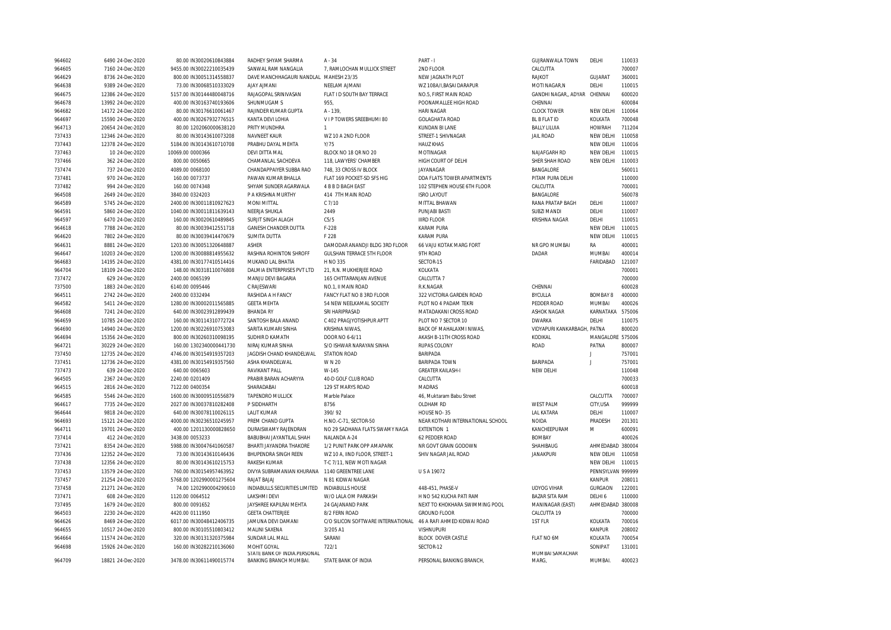| | | | | | | | | | | |
|---|---|---|---|---|---|---|---|---|---|---|
| 964602 | 6490 | 24-Dec-2020 | 80.00 | IN30020610843884 | RADHEY SHYAM SHARMA | A - 34 | PART - I | GUJRANWALA TOWN | DELHI | 110033 |
| 964605 | 7160 | 24-Dec-2020 | 9455.00 | IN30022210035439 | SANWAL RAM NANGALIA | 7, RAMLOCHAN MULLICK STREET | 2ND FLOOR | CALCUTTA | | 700007 |
| 964629 | 8736 | 24-Dec-2020 | 800.00 | IN30051314558837 | DAVE MANCHHAGAURI NANDLAL | MAHESH 23/35 | NEW JAGNATH PLOT | RAJKOT | GUJARAT | 360001 |
| 964638 | 9389 | 24-Dec-2020 | 73.00 | IN30068510333029 | AJAY AJMANI | NEELAM AJMANI | WZ 108A/I,BASAI DARAPUR | MOTI NAGAR,N | DELHI | 110015 |
| 964675 | 12386 | 24-Dec-2020 | 5157.00 | IN30144480048716 | RAJAGOPAL SRINIVASAN | FLAT I D SOUTH BAY TERRACE | NO.5, FIRST MAIN ROAD | GANDHI NAGAR,, ADYAR | CHENNAI | 600020 |
| 964678 | 13992 | 24-Dec-2020 | 400.00 | IN30163740193606 | SHUNMUGAM S | 955, | POONAMALLEE HIGH ROAD | CHENNAI | | 600084 |
| 964682 | 14172 | 24-Dec-2020 | 80.00 | IN30176610061467 | RAJINDER KUMAR GUPTA | A - 139, | HARI NAGAR | CLOCK TOWER | NEW DELHI | 110064 |
| 964697 | 15590 | 24-Dec-2020 | 400.00 | IN30267932776515 | KANTA DEVI LOHIA | V I P TOWERS SREEBHUMI 80 | GOLAGHATA ROAD | BL B FLAT ID | KOLKATA | 700048 |
| 964713 | 20654 | 24-Dec-2020 | 80.00 | 1202060000638120 | PRITY MUNDHRA | 1 | KUNDAN BI LANE | BALLY LILUIA | HOWRAH | 711204 |
| 737433 | 12346 | 24-Dec-2020 | 80.00 | IN30143610073208 | NAVNEET KAUR | WZ 10 A 2ND FLOOR | STREET-1 SHIVNAGAR | JAIL ROAD | NEW DELHI | 110058 |
| 737443 | 12378 | 24-Dec-2020 | 5184.00 | IN30143610710708 | PRABHU DAYAL MEHTA | Y/75 | HAUZ KHAS | | NEW DELHI | 110016 |
| 737463 | 10 | 24-Dec-2020 | 10069.00 | 0000366 | DEVI DITTA MAL | BLOCK NO 18 QR NO 20 | MOTINAGAR | NAJAFGARH RD | NEW DELHI | 110015 |
| 737466 | 362 | 24-Dec-2020 | 800.00 | 0050665 | CHAMANLAL SACHDEVA | 118, LAWYERS' CHAMBER | HIGH COURT OF DELHI | SHER SHAH ROAD | NEW DELHI | 110003 |
| 737474 | 737 | 24-Dec-2020 | 4089.00 | 0068100 | CHANDAPPAIYER SUBBA RAO | 748, 33 CROSS IV BLOCK | JAYANAGAR | BANGALORE | | 560011 |
| 737481 | 970 | 24-Dec-2020 | 160.00 | 0073737 | PAWAN KUMAR BHALLA | FLAT 169 POCKET-SD SFS HIG | DDA FLATS TOWER APARTMENTS | PITAM PURA DELHI | | 110000 |
| 737482 | 994 | 24-Dec-2020 | 160.00 | 0074348 | SHYAM SUNDER AGARWALA | 4 B B D BAGH EAST | 102 STEPHEN HOUSE 6TH FLOOR | CALCUTTA | | 700001 |
| 964508 | 2649 | 24-Dec-2020 | 3840.00 | 0324203 | P A KRISHNA MURTHY | 414 7TH MAIN ROAD | ISRO LAYOUT | BANGALORE | | 560078 |
| 964589 | 5745 | 24-Dec-2020 | 2400.00 | IN30011810927623 | MONI MITTAL | C 7/10 | MITTAL BHAWAN | RANA PRATAP BAGH | DELHI | 110007 |
| 964591 | 5860 | 24-Dec-2020 | 1040.00 | IN30011811639143 | NEERJA SHUKLA | 2449 | PUNJABI BASTI | SUBZI MANDI | DELHI | 110007 |
| 964597 | 6470 | 24-Dec-2020 | 160.00 | IN30020610489845 | SURJIT SINGH ALAGH | C5/5 | IIIRD FLOOR | KRISHNA NAGAR | DELHI | 110051 |
| 964618 | 7788 | 24-Dec-2020 | 80.00 | IN30039412551718 | GANESH CHANDER DUTTA | F-228 | KARAM PURA | | NEW DELHI | 110015 |
| 964620 | 7802 | 24-Dec-2020 | 80.00 | IN30039414470679 | SUMITA DUTTA | F 228 | KARAM PURA | | NEW DELHI | 110015 |
| 964631 | 8881 | 24-Dec-2020 | 1203.00 | IN30051320648887 | ASHER | DAMODAR ANANDJI BLDG 3RD FLOOR | 66 VAJU KOTAK MARG FORT | NR GPO MUMBAI | RA | 400001 |
| 964647 | 10203 | 24-Dec-2020 | 1200.00 | IN30088814955632 | RASHNA ROHINTON SHROFF | GULSHAN TERRACE 5TH FLOOR | 9TH ROAD | DADAR | MUMBAI | 400014 |
| 964683 | 14195 | 24-Dec-2020 | 4381.00 | IN30177410514416 | MUKAND LAL BHATIA | H NO 335 | SECTOR-15 | | FARIDABAD | 121007 |
| 964704 | 18109 | 24-Dec-2020 | 148.00 | IN30318110076808 | DALMIA ENTERPRISES PVT LTD | 21, R.N. MUKHERJEE ROAD | KOLKATA | | | 700001 |
| 737472 | 629 | 24-Dec-2020 | 2400.00 | 0065199 | MANJU DEVI BAGARIA | 165 CHITTARANJAN AVENUE | CALCUTTA 7 | | | 700000 |
| 737500 | 1883 | 24-Dec-2020 | 6140.00 | 0095446 | C RAJESWARI | NO.1, II MAIN ROAD | R.K.NAGAR | CHENNAI | | 600028 |
| 964511 | 2742 | 24-Dec-2020 | 2400.00 | 0332494 | RASHIDA A H FANCY | FANCY FLAT NO 8 3RD FLOOR | 322 VICTORIA GARDEN ROAD | BYCULLA | BOMBAY 8 | 400000 |
| 964582 | 5411 | 24-Dec-2020 | 1280.00 | IN30002011565885 | GEETA MEHTA | 54 NEW NEELKAMAL SOCIETY | PLOT NO 4 PADAM TEKRI | PEDDER ROAD | MUMBAI | 400026 |
| 964608 | 7241 | 24-Dec-2020 | 640.00 | IN30023912899439 | BHANDA RY | SRI HARIPRASAD | MATADAKANI CROSS ROAD | ASHOK NAGAR | KARNATAKA | 575006 |
| 964659 | 10785 | 24-Dec-2020 | 160.00 | IN30114310772724 | SANTOSH BALA ANAND | C 402 PRAGJYOTISHPUR APTT | PLOT NO 7 SECTOR 10 | DWARKA | DELHI | 110075 |
| 964690 | 14940 | 24-Dec-2020 | 1200.00 | IN30226910753083 | SARITA KUMARI SINHA | KRISHNA NIWAS, | BACK OF MAHALAXMI NIWAS, | VIDYAPURI KANKARBAGH, | PATNA | 800020 |
| 964694 | 15356 | 24-Dec-2020 | 800.00 | IN30260310098195 | SUDHIR D KAMATH | DOOR NO 6-6/11 | AKASH B-11TH CROSS ROAD | KODIKAL | MANGALORE | 575006 |
| 964721 | 30229 | 24-Dec-2020 | 160.00 | 1302340000441730 | NIRAJ KUMAR SINHA | S/O ISHWAR NARAYAN SINHA | RUPAS COLONY | ROAD | PATNA | 800007 |
| 737450 | 12735 | 24-Dec-2020 | 4746.00 | IN30154919357203 | JAGDISH CHAND KHANDELWAL | STATION ROAD | BARIPADA | | J | 757001 |
| 737451 | 12736 | 24-Dec-2020 | 4381.00 | IN30154919357560 | ASHA KHANDELWAL | W N 20 | BARIPADA TOWN | BARIPADA | J | 757001 |
| 737473 | 639 | 24-Dec-2020 | 640.00 | 0065603 | RAVIKANT PALL | W-145 | GREATER KAILASH-I | NEW DELHI | | 110048 |
| 964505 | 2367 | 24-Dec-2020 | 2240.00 | 0201409 | PRABIR BARAN ACHARYYA | 40-D GOLF CLUB ROAD | CALCUTTA | | | 700033 |
| 964515 | 2816 | 24-Dec-2020 | 7122.00 | 0400354 | SHARADABAI | 129 ST MARYS ROAD | MADRAS | | | 600018 |
| 964585 | 5546 | 24-Dec-2020 | 1600.00 | IN30009510556879 | TAPENDRO MULLICK | Marble Palace | 46, Muktaram Babu Street | | CALCUTTA | 700007 |
| 964617 | 7735 | 24-Dec-2020 | 2027.00 | IN30037810282408 | P SIDDHARTH | 8756 | OLDHAM RD | WEST PALM | CITY,USA | 999999 |
| 964644 | 9818 | 24-Dec-2020 | 640.00 | IN30078110026115 | LALIT KUMAR | 390/ 92 | HOUSE NO- 35 | LAL KATARA | DELHI | 110007 |
| 964693 | 15121 | 24-Dec-2020 | 4000.00 | IN30236510245957 | PREM CHAND GUPTA | H.NO.-C-71, SECTOR-50 | NEAR KOTHARI INTERNATIONAL SCHOOL | NOIDA | PRADESH | 201301 |
| 964711 | 19701 | 24-Dec-2020 | 400.00 | 1201130000828650 | DURAISWAMY RAJENDRAN | NO 29 SADHANA FLATS SWAMY NAGA | EXTENTION 1 | KANCHEEPURAM | M | 600091 |
| 737414 | 412 | 24-Dec-2020 | 3438.00 | 0053233 | BABUBHAI JAYANTILAL SHAH | NALANDA A-24 | 62 PEDDER ROAD | BOMBAY | | 400026 |
| 737421 | 8354 | 24-Dec-2020 | 5988.00 | IN30047641060587 | BHARTI JAYANDRA THAKORE | 1/2 PUNIT PARK OPP AMAPARK | NR GOVT GRAIN GODOWN | SHAHIBAUG | AHMEDABAD | 380004 |
| 737436 | 12352 | 24-Dec-2020 | 73.00 | IN30143610146436 | BHUPENDRA SINGH REEN | WZ 10 A, IIND FLOOR, STREET-1 | SHIV NAGAR JAIL ROAD | JANAKPURI | NEW DELHI | 110058 |
| 737438 | 12356 | 24-Dec-2020 | 80.00 | IN30143610215753 | RAKESH KUMAR | T-C 7/11, NEW MOTI NAGAR | | | NEW DELHI | 110015 |
| 737453 | 13579 | 24-Dec-2020 | 760.00 | IN30154957463952 | DIVYA SUBRAMANIAN KHURANA | 1140 GREENTREE LANE | U S A 19072 | | PENNSYLVAN | 999999 |
| 737457 | 21254 | 24-Dec-2020 | 5768.00 | 1202990001275604 | RAJAT BAJAJ | N 81 KIDWAI NAGAR | | | KANPUR | 208011 |
| 737458 | 21271 | 24-Dec-2020 | 74.00 | 1202990004290610 | INDIABULLS SECURITIES LIMITED | INDIABULLS HOUSE | 448-451, PHASE-V | UDYOG VIHAR | GURGAON | 122001 |
| 737471 | 608 | 24-Dec-2020 | 1120.00 | 0064512 | LAKSHMI DEVI | W/O LALA OM PARKASH | H NO 542 KUCHA PATI RAM | BAZAR SITA RAM | DELHI 6 | 110000 |
| 737495 | 1679 | 24-Dec-2020 | 800.00 | 0091652 | JAYSHREE KAPILRAI MEHTA | 24 GAJANAND PARK | NEXT TO KHOKHARA SWIMMING POOL | MANINAGAR (EAST) | AHMEDABAD | 380008 |
| 964503 | 2230 | 24-Dec-2020 | 4420.00 | 0111950 | GEETA CHATTERJEE | 8/2 FERN ROAD | GROUND FLOOR | CALCUTTA 19 | | 700000 |
| 964626 | 8469 | 24-Dec-2020 | 6017.00 | IN30048412406735 | JAMUNA DEVI DAMANI | C/O SILICON SOFTWARE INTERNATIONAL | 46 A RAFI AHMED KIDWAI ROAD | 1ST FLR | KOLKATA | 700016 |
| 964655 | 10517 | 24-Dec-2020 | 800.00 | IN30105510803412 | MALINI SAXENA | 3/205 A1 | VISHNUPURI | | KANPUR | 208002 |
| 964664 | 11574 | 24-Dec-2020 | 320.00 | IN30131320375984 | SUNDAR LAL MALL | SARANI | BLOCK DOVER CASTLE | FLAT NO 6M | KOLKATA | 700054 |
| 964698 | 15926 | 24-Dec-2020 | 160.00 | IN30282210136060 | MOHIT GOYAL | 722/1 | SECTOR-12 | | SONIPAT | 131001 |
| 964709 | 18821 | 24-Dec-2020 | 3478.00 | IN30611490015774 | STATE BANK OF INDIA.PERSONAL BANKING BRANCH MUMBAI. | STATE BANK OF INDIA | PERSONAL BANKING BRANCH, | MUMBAI SAMACHAR MARG, | MUMBAI. | 400023 |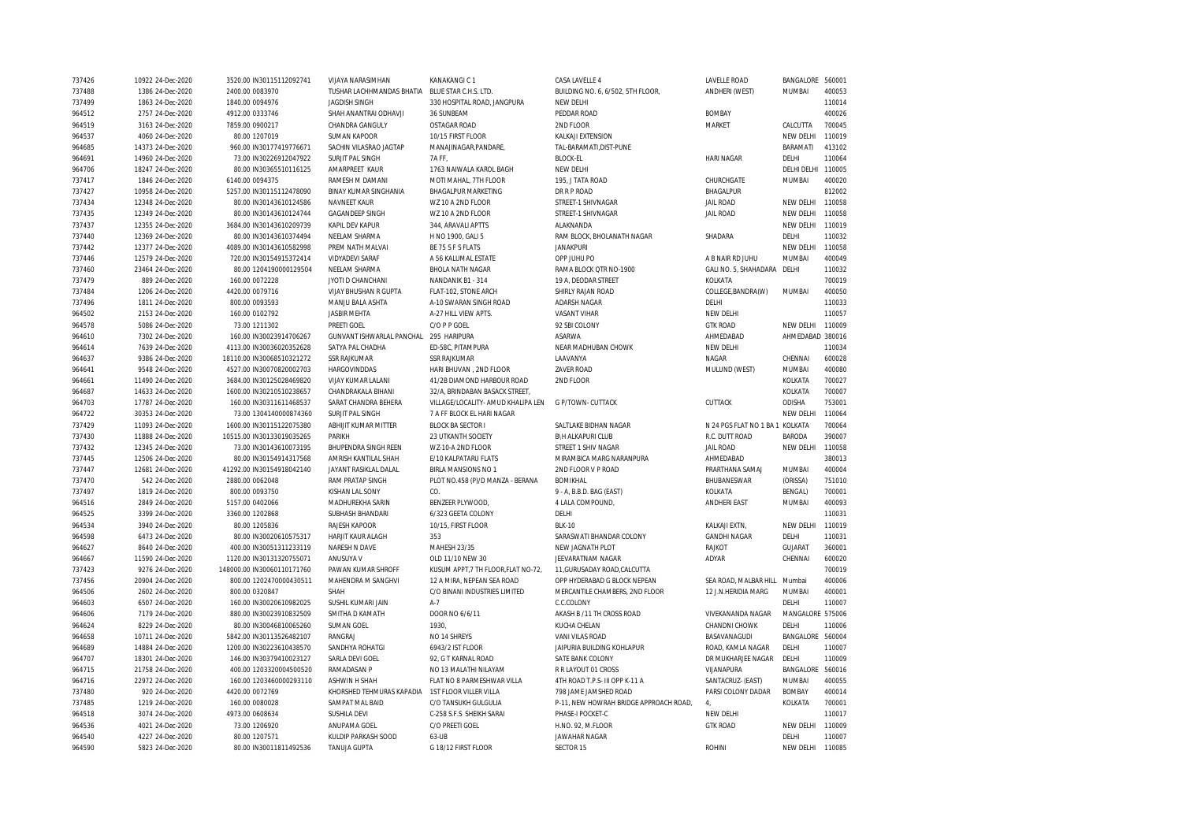| | | | | | | | | | | |
|---|---|---|---|---|---|---|---|---|---|---|
| 737426 | 10922 | 24-Dec-2020 | 3520.00 | IN30115112092741 | VIJAYA NARASIMHAN | KANAKANGI C 1 | CASA LAVELLE 4 | LAVELLE ROAD | BANGALORE | 560001 |
| 737488 | 1386 | 24-Dec-2020 | 2400.00 | 0083970 | TUSHAR LACHHMANDAS BHATIA | BLUE STAR C.H.S. LTD. | BUILDING NO. 6, 6/502, 5TH FLOOR, | ANDHERI (WEST) | MUMBAI | 400053 |
| 737499 | 1863 | 24-Dec-2020 | 1840.00 | 0094976 | JAGDISH SINGH | 330 HOSPITAL ROAD, JANGPURA | NEW DELHI | | | 110014 |
| 964512 | 2757 | 24-Dec-2020 | 4912.00 | 0333746 | SHAH ANANTRAI ODHAVJI | 36 SUNBEAM | PEDDAR ROAD | BOMBAY | | 400026 |
| 964519 | 3163 | 24-Dec-2020 | 7859.00 | 0900217 | CHANDRA GANGULY | OSTAGAR ROAD | 2ND FLOOR | MARKET | CALCUTTA | 700045 |
| 964537 | 4060 | 24-Dec-2020 | 80.00 | 1207019 | SUMAN KAPOOR | 10/15 FIRST FLOOR | KALKAJI EXTENSION | | NEW DELHI | 110019 |
| 964685 | 14373 | 24-Dec-2020 | 960.00 | IN30177419776671 | SACHIN VILASRAO JAGTAP | MANAJINAGAR,PANDARE, | TAL-BARAMATI,DIST-PUNE | | BARAMATI | 413102 |
| 964691 | 14960 | 24-Dec-2020 | 73.00 | IN30226912047922 | SURJIT PAL SINGH | 7A FF, | BLOCK-EL | HARI NAGAR | DELHI | 110064 |
| 964706 | 18247 | 24-Dec-2020 | 80.00 | IN30365510116125 | AMARPREET KAUR | 1763 NAIWALA KAROL BAGH | NEW DELHI | | DELHI DELHI | 110005 |
| 737417 | 1846 | 24-Dec-2020 | 6140.00 | 0094375 | RAMESH M DAMANI | MOTI MAHAL, 7TH FLOOR | 195, J TATA ROAD | CHURCHGATE | MUMBAI | 400020 |
| 737427 | 10958 | 24-Dec-2020 | 5257.00 | IN30115112478090 | BINAY KUMAR SINGHANIA | BHAGALPUR MARKETING | DR R P ROAD | BHAGALPUR | | 812002 |
| 737434 | 12348 | 24-Dec-2020 | 80.00 | IN30143610124586 | NAVNEET KAUR | WZ 10 A 2ND FLOOR | STREET-1 SHIVNAGAR | JAIL ROAD | NEW DELHI | 110058 |
| 737435 | 12349 | 24-Dec-2020 | 80.00 | IN30143610124744 | GAGANDEEP SINGH | WZ 10 A 2ND FLOOR | STREET-1 SHIVNAGAR | JAIL ROAD | NEW DELHI | 110058 |
| 737437 | 12355 | 24-Dec-2020 | 3684.00 | IN30143610209739 | KAPIL DEV KAPUR | 344, ARAVALI APTTS | ALAKNANDA | | NEW DELHI | 110019 |
| 737440 | 12369 | 24-Dec-2020 | 80.00 | IN30143610374494 | NEELAM SHARMA | H NO 1900, GALI 5 | RAM BLOCK, BHOLANATH NAGAR | SHADARA | DELHI | 110032 |
| 737442 | 12377 | 24-Dec-2020 | 4089.00 | IN30143610582998 | PREM NATH MALVAI | BE 75 S F S FLATS | JANAKPURI | | NEW DELHI | 110058 |
| 737446 | 12579 | 24-Dec-2020 | 720.00 | IN30154915372414 | VIDYADEVI SARAF | A 56 KALUMAL ESTATE | OPP JUHU PO | A B NAIR RD JUHU | MUMBAI | 400049 |
| 737460 | 23464 | 24-Dec-2020 | 80.00 | 1204190000129504 | NEELAM SHARMA | BHOLA NATH NAGAR | RAMA BLOCK QTR NO-1900 | GALI NO. 5, SHAHADARA | DELHI | 110032 |
| 737479 | 889 | 24-Dec-2020 | 160.00 | 0072228 | JYOTI D CHANCHANI | NANDANIK B1 - 314 | 19 A, DEODAR STREET | KOLKATA | | 700019 |
| 737484 | 1206 | 24-Dec-2020 | 4420.00 | 0079716 | VIJAY BHUSHAN R GUPTA | FLAT-102, STONE ARCH | SHIRLY RAJAN ROAD | COLLEGE,BANDRA(W) | MUMBAI | 400050 |
| 737496 | 1811 | 24-Dec-2020 | 800.00 | 0093593 | MANJU BALA ASHTA | A-10 SWARAN SINGH ROAD | ADARSH NAGAR | DELHI | | 110033 |
| 964502 | 2153 | 24-Dec-2020 | 160.00 | 0102792 | JASBIR MEHTA | A-27 HILL VIEW APTS. | VASANT VIHAR | NEW DELHI | | 110057 |
| 964578 | 5086 | 24-Dec-2020 | 73.00 | 1211302 | PREETI GOEL | C/O P P GOEL | 92 SBI COLONY | GTK ROAD | NEW DELHI | 110009 |
| 964610 | 7302 | 24-Dec-2020 | 160.00 | IN30023914706267 | GUNVANT ISHWARLAL PANCHAL | 295 HARIPURA | ASARWA | AHMEDABAD | AHMEDABAD | 380016 |
| 964614 | 7639 | 24-Dec-2020 | 4113.00 | IN30036020352628 | SATYA PAL CHADHA | ED-58C, PITAMPURA | NEAR MADHUBAN CHOWK | NEW DELHI | | 110034 |
| 964637 | 9386 | 24-Dec-2020 | 18110.00 | IN30068510321272 | SSR RAJKUMAR | SSR RAJKUMAR | LAAVANYA | NAGAR | CHENNAI | 600028 |
| 964641 | 9548 | 24-Dec-2020 | 4527.00 | IN30070820002703 | HARGOVINDDAS | HARI BHUVAN , 2ND FLOOR | ZAVER ROAD | MULUND (WEST) | MUMBAI | 400080 |
| 964661 | 11490 | 24-Dec-2020 | 3684.00 | IN30125028469820 | VIJAY KUMAR LALANI | 41/2B DIAMOND HARBOUR ROAD | 2ND FLOOR | | KOLKATA | 700027 |
| 964687 | 14633 | 24-Dec-2020 | 1600.00 | IN30210510238657 | CHANDRAKALA BIHANI | 32/A, BRINDABAN BASACK STREET, | | | KOLKATA | 700007 |
| 964703 | 17787 | 24-Dec-2020 | 160.00 | IN30311611468537 | SARAT CHANDRA BEHERA | VILLAGE/LOCALITY- AMUD KHALIPA LEN | G P/TOWN- CUTTACK | CUTTACK | ODISHA | 753001 |
| 964722 | 30353 | 24-Dec-2020 | 73.00 | 1304140000874360 | SURJIT PAL SINGH | 7 A FF BLOCK EL HARI NAGAR | | | NEW DELHI | 110064 |
| 737429 | 11093 | 24-Dec-2020 | 1600.00 | IN30115122075380 | ABHIJIT KUMAR MITTER | BLOCK BA SECTOR I | SALTLAKE BIDHAN NAGAR | N 24 PGS FLAT NO 1 BA 1 | KOLKATA | 700064 |
| 737430 | 11888 | 24-Dec-2020 | 10515.00 | IN30133019035265 | PARIKH | 23 UTKANTH SOCIETY | B\H ALKAPURI CLUB | R.C. DUTT ROAD | BARODA | 390007 |
| 737432 | 12345 | 24-Dec-2020 | 73.00 | IN30143610073195 | BHUPENDRA SINGH REEN | WZ-10-A 2ND FLOOR | STREET 1 SHIV NAGAR | JAIL ROAD | NEW DELHI | 110058 |
| 737445 | 12506 | 24-Dec-2020 | 80.00 | IN30154914317568 | AMRISH KANTILAL SHAH | E/10 KALPATARU FLATS | MIRAMBICA MARG NARANPURA | AHMEDABAD | | 380013 |
| 737447 | 12681 | 24-Dec-2020 | 41292.00 | IN30154918042140 | JAYANT RASIKLAL DALAL | BIRLA MANSIONS NO 1 | 2ND FLOOR V P ROAD | PRARTHANA SAMAJ | MUMBAI | 400004 |
| 737470 | 542 | 24-Dec-2020 | 2880.00 | 0062048 | RAM PRATAP SINGH | PLOT NO.458 (P)/D MANZA - BERANA | BOMIKHAL | BHUBANESWAR | (ORISSA) | 751010 |
| 737497 | 1819 | 24-Dec-2020 | 800.00 | 0093750 | KISHAN LAL SONY | CO. | 9 - A, B.B.D. BAG (EAST) | KOLKATA | BENGAL) | 700001 |
| 964516 | 2849 | 24-Dec-2020 | 5157.00 | 0402066 | MADHUREKHA SARIN | BENZEER PLYWOOD, | 4 LALA COMPOUND, | ANDHERI EAST | MUMBAI | 400093 |
| 964525 | 3399 | 24-Dec-2020 | 3360.00 | 1202868 | SUBHASH BHANDARI | 6/323 GEETA COLONY | DELHI | | | 110031 |
| 964534 | 3940 | 24-Dec-2020 | 80.00 | 1205836 | RAJESH KAPOOR | 10/15, FIRST FLOOR | BLK-10 | KALKAJI EXTN, | NEW DELHI | 110019 |
| 964598 | 6473 | 24-Dec-2020 | 80.00 | IN30020610575317 | HARJIT KAUR ALAGH | 353 | SARASWATI BHANDAR COLONY | GANDHI NAGAR | DELHI | 110031 |
| 964627 | 8640 | 24-Dec-2020 | 400.00 | IN30051311233119 | NARESH N DAVE | MAHESH 23/35 | NEW JAGNATH PLOT | RAJKOT | GUJARAT | 360001 |
| 964667 | 11590 | 24-Dec-2020 | 1120.00 | IN30131320755071 | ANUSUYA V | OLD 11/10 NEW 30 | JEEVARATNAM NAGAR | ADYAR | CHENNAI | 600020 |
| 737423 | 9276 | 24-Dec-2020 | 148000.00 | IN30060110171760 | PAWAN KUMAR SHROFF | KUSUM APPT,7 TH FLOOR,FLAT NO-72, | 11,GURUSADAY ROAD,CALCUTTA | | | 700019 |
| 737456 | 20904 | 24-Dec-2020 | 800.00 | 1202470000430511 | MAHENDRA M SANGHVI | 12 A MIRA, NEPEAN SEA ROAD | OPP HYDERABAD G BLOCK NEPEAN | SEA ROAD, MALBAR HILL | Mumbai | 400006 |
| 964506 | 2602 | 24-Dec-2020 | 800.00 | 0320847 | SHAH | C/O BINANI INDUSTRIES LIMITED | MERCANTILE CHAMBERS, 2ND FLOOR | 12 J.N.HERIDIA MARG | MUMBAI | 400001 |
| 964603 | 6507 | 24-Dec-2020 | 160.00 | IN30020610982025 | SUSHIL KUMARI JAIN | A-7 | C.C.COLONY | | DELHI | 110007 |
| 964606 | 7179 | 24-Dec-2020 | 880.00 | IN30023910832509 | SMITHA D KAMATH | DOOR NO 6/6/11 | AKASH B /11 TH CROSS ROAD | VIVEKANANDA NAGAR | MANGALORE | 575006 |
| 964624 | 8229 | 24-Dec-2020 | 80.00 | IN30046810065260 | SUMAN GOEL | 1930, | KUCHA CHELAN | CHANDNI CHOWK | DELHI | 110006 |
| 964658 | 10711 | 24-Dec-2020 | 5842.00 | IN30113526482107 | RANGRAJ | NO 14 SHREYS | VANI VILAS ROAD | BASAVANAGUDI | BANGALORE | 560004 |
| 964689 | 14884 | 24-Dec-2020 | 1200.00 | IN30223610438570 | SANDHYA ROHATGI | 6943/2 IST FLOOR | JAIPURIA BUILDING KOHLAPUR | ROAD, KAMLA NAGAR | DELHI | 110007 |
| 964707 | 18301 | 24-Dec-2020 | 146.00 | IN30379410023127 | SARLA DEVI GOEL | 92, G T KARNAL ROAD | SATE BANK COLONY | DR MUKHARJEE NAGAR | DELHI | 110009 |
| 964715 | 21758 | 24-Dec-2020 | 400.00 | 1203320004500520 | RAMADASAN P | NO 13 MALATHI NILAYAM | R R LAYOUT 01 CROSS | VIJANAPURA | BANGALORE | 560016 |
| 964716 | 22972 | 24-Dec-2020 | 160.00 | 1203460000293110 | ASHWIN H SHAH | FLAT NO 8 PARMESHWAR VILLA | 4TH ROAD T.P.S- III OPP K-11 A | SANTACRUZ- (EAST) | MUMBAI | 400055 |
| 737480 | 920 | 24-Dec-2020 | 4420.00 | 0072769 | KHORSHED TEHMURAS KAPADIA | 1ST FLOOR VILLER VILLA | 798 JAME JAMSHED ROAD | PARSI COLONY DADAR | BOMBAY | 400014 |
| 737485 | 1219 | 24-Dec-2020 | 160.00 | 0080028 | SAMPAT MAL BAID | C/O TANSUKH GULGULIA | P-11, NEW HOWRAH BRIDGE APPROACH ROAD, | 4, | KOLKATA | 700001 |
| 964518 | 3074 | 24-Dec-2020 | 4973.00 | 0608634 | SUSHILA DEVI | C-258 S.F.S SHEIKH SARAI | PHASE-I POCKET-C | NEW DELHI | | 110017 |
| 964536 | 4021 | 24-Dec-2020 | 73.00 | 1206920 | ANUPAMA GOEL | C/O PREETI GOEL | H.NO. 92, M.FLOOR | GTK ROAD | NEW DELHI | 110009 |
| 964540 | 4227 | 24-Dec-2020 | 80.00 | 1207571 | KULDIP PARKASH SOOD | 63-UB | JAWAHAR NAGAR | | DELHI | 110007 |
| 964590 | 5823 | 24-Dec-2020 | 80.00 | IN30011811492536 | TANUJA GUPTA | G 18/12 FIRST FLOOR | SECTOR 15 | ROHINI | NEW DELHI | 110085 |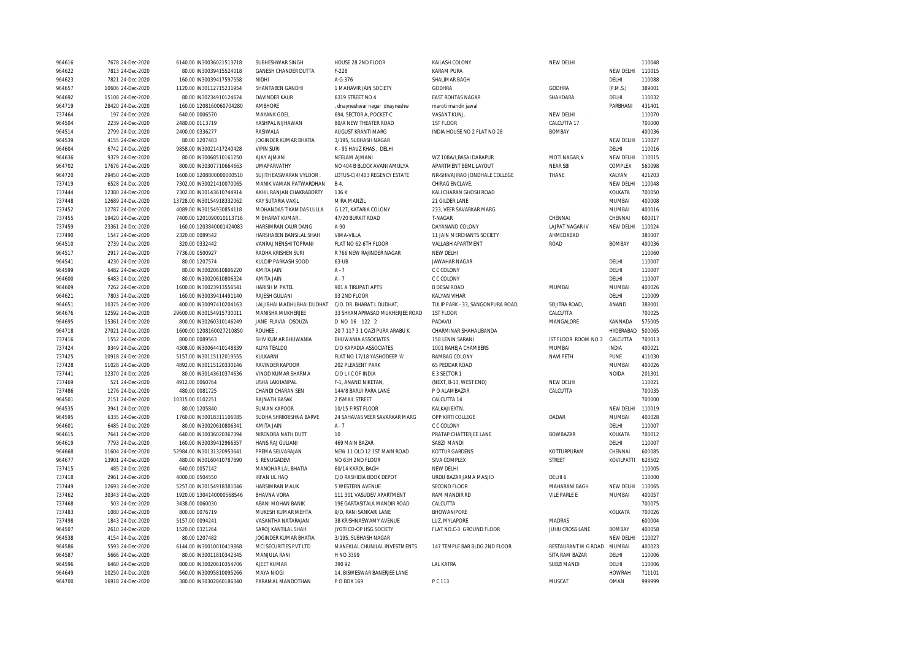| | | | | | | | | | |
|---|---|---|---|---|---|---|---|---|---|
| 964616 | 7678 | 24-Dec-2020 | 6140.00 | IN30036021513718 | SUBHESHWAR SINGH | HOUSE 28 2ND FLOOR | KAILASH COLONY | NEW DELHI | | 110048 |
| 964622 | 7813 | 24-Dec-2020 | 80.00 | IN30039415524018 | GANESH CHANDER DUTTA | F-228 | KARAM PURA | | NEW DELHI | 110015 |
| 964623 | 7821 | 24-Dec-2020 | 160.00 | IN30039417597558 | NIDHI | A-G-376 | SHALIMAR BAGH | | DELHI | 110088 |
| 964657 | 10606 | 24-Dec-2020 | 1120.00 | IN30112715231954 | SHANTABEN GANDHI | 1 MAHAVIR JAIN SOCIETY | GODHRA | GODHRA | (P.M.S.) | 389001 |
| 964692 | 15108 | 24-Dec-2020 | 80.00 | IN30234910124624 | DAVINDER KAUR | 6319 STREET NO 4 | EAST ROHTAS NAGAR | SHAHDARA | DELHI | 110032 |
| 964719 | 28420 | 24-Dec-2020 | 160.00 | 1208160060704280 | AMBHORE | , dnayneshwar nagar dnayneshw | maroti mandir jawal | | PARBHANI | 431401 |
| 737464 | 197 | 24-Dec-2020 | 640.00 | 0006570 | MAYANK GOEL | 694, SECTOR A, POCKET-C | VASANT KUNJ, | NEW DELHI . | | 110070 |
| 964504 | 2239 | 24-Dec-2020 | 2480.00 | 0113719 | YASHPAL NIJHAWAN | 80/A NEW THEATER ROAD | 1ST FLOOR | CALCUTTA 17 | | 700000 |
| 964514 | 2799 | 24-Dec-2020 | 2400.00 | 0336277 | RASIWALA | AUGUST KRANTI MARG | INDIA HOUSE NO 2 FLAT NO 28 | BOMBAY | | 400036 |
| 964539 | 4155 | 24-Dec-2020 | 80.00 | 1207483 | JOGINDER KUMAR BHATIA | 3/195, SUBHASH NAGAR | | | NEW DELHI | 110027 |
| 964604 | 6742 | 24-Dec-2020 | 9858.00 | IN30021417240428 | VIPIN SURI | K - 95 HAUZ KHAS , DELHI | | | DELHI | 110016 |
| 964636 | 9379 | 24-Dec-2020 | 80.00 | IN30068510161250 | AJAY AJMANI | NEELAM AJMANI | WZ 108A/I,BASAI DARAPUR | MOTI NAGAR,N | NEW DELHI | 110015 |
| 964702 | 17676 | 24-Dec-2020 | 800.00 | IN30307710664663 | UMAPARVATHY | NO 404 B BLOCK AVANI AMULYA | APARTMENT BEML LAYOUT | NEAR SBI | COMPLEX | 560098 |
| 964720 | 29450 | 24-Dec-2020 | 1600.00 | 1208800000000510 | SUJITH EASWARAN VYLOOR . | LOTUS-C/4/403 REGENCY ESTATE | NR-SHIVAJIRAO JONDHALE COLLEGE | THANE | KALYAN | 421203 |
| 737419 | 6528 | 24-Dec-2020 | 7302.00 | IN30021410070065 | MANIK VAMAN PATWARDHAN | B-4, | CHIRAG ENCLAVE, | | NEW DELHI | 110048 |
| 737444 | 12380 | 24-Dec-2020 | 7302.00 | IN30143610744914 | AKHIL RANJAN CHAKRABORTY | 136 K | KALI CHARAN GHOSH ROAD | | KOLKATA | 700050 |
| 737448 | 12689 | 24-Dec-2020 | 13728.00 | IN30154918332062 | KAY SUTARIA VAKIL | MIRA MANZIL | 21 GILDER LANE | | MUMBAI | 400008 |
| 737452 | 12787 | 24-Dec-2020 | 4089.00 | IN30154930854118 | MOHANDAS TIKAMDAS LULLA | G 127, KATARIA COLONY | 233, VEER SAVARKAR MARG | | MUMBAI | 400016 |
| 737455 | 19420 | 24-Dec-2020 | 7400.00 | 1201090010113716 | M BHARAT KUMAR . | 47/20 BURKIT ROAD | T-NAGAR | CHENNAI | CHENNAI | 600017 |
| 737459 | 23361 | 24-Dec-2020 | 160.00 | 1203840001424083 | HARSIMRAN CAUR DANG | A-90 | DAYANAND COLONY | LAJPAT NAGAR-IV | NEW DELHI | 110024 |
| 737490 | 1547 | 24-Dec-2020 | 2320.00 | 0089542 | HARSHABEN BANSILAL SHAH | VIMA-VILLA | 11 JAIN MERCHANTS SOCIETY | AHMEDABAD | | 380007 |
| 964510 | 2739 | 24-Dec-2020 | 320.00 | 0332442 | VANRAJ NENSHI TOPRANI | FLAT NO 62-6TH FLOOR | VALLABH APARTMENT | ROAD | BOMBAY | 400036 |
| 964517 | 2917 | 24-Dec-2020 | 7736.00 | 0500927 | RADHA KRISHEN SURI | R 766 NEW RAJINDER NAGAR | NEW DELHI | | | 110060 |
| 964541 | 4230 | 24-Dec-2020 | 80.00 | 1207574 | KULDIP PARKASH SOOD | 63-UB | JAWAHAR NAGAR | | DELHI | 110007 |
| 964599 | 6482 | 24-Dec-2020 | 80.00 | IN30020610806220 | AMITA JAIN | A - 7 | C C COLONY | | DELHI | 110007 |
| 964600 | 6483 | 24-Dec-2020 | 80.00 | IN30020610806324 | AMITA JAIN | A - 7 | C C COLONY | | DELHI | 110007 |
| 964609 | 7262 | 24-Dec-2020 | 1600.00 | IN30023913556541 | HARISH M PATEL | 901 A TIRUPATI APTS | B DESAI ROAD | MUMBAI | MUMBAI | 400026 |
| 964621 | 7803 | 24-Dec-2020 | 160.00 | IN30039414491140 | RAJESH GULIANI | 93 2ND FLOOR | KALYAN VIHAR | | DELHI | 110009 |
| 964651 | 10375 | 24-Dec-2020 | 400.00 | IN30097410204163 | LALJIBHAI MADHUBHAI DUDHAT | C/O. DR. BHARAT L DUDHAT, | TULIP PARK - 33, SANGONPURA ROAD, | SOJITRA ROAD, | ANAND | 388001 |
| 964676 | 12592 | 24-Dec-2020 | 29600.00 | IN30154915730011 | MANISHA MUKHERJEE | 33 SHYAMAPRASAD MUKHERJEE ROAD | 1ST FLOOR | CALCUTTA | | 700025 |
| 964695 | 15361 | 24-Dec-2020 | 800.00 | IN30260310146249 | JANE FLAVIA DSOUZA | D NO 16 122 2 | PADAVU | MANGALORE | KANNADA | 575005 |
| 964718 | 27021 | 24-Dec-2020 | 1600.00 | 1208160027210850 | ROUHEE . | 20 7 117 3 1 QAZI PURA ARABU K | CHARMINAR SHAHALIBANDA | | HYDERABAD | 500065 |
| 737416 | 1552 | 24-Dec-2020 | 800.00 | 0089563 | SHIV KUMAR BHUWANIA | BHUWANIA ASSOCIATES | 158 LENIN SARANI | IST FLOOR ROOM NO.3 | CALCUTTA | 700013 |
| 737424 | 9349 | 24-Dec-2020 | 4308.00 | IN30064410148839 | ALIYA TEALDO | C/O KAPADIA ASSOCIATES | 1001 RAHEJA CHAMBERS | MUMBAI | INDIA | 400021 |
| 737425 | 10918 | 24-Dec-2020 | 5157.00 | IN30115112019555 | KULKARNI | FLAT NO 17/18 YASHODEEP 'A' | RAMBAG COLONY | NAVI PETH | PUNE | 411030 |
| 737428 | 11028 | 24-Dec-2020 | 4892.00 | IN30115120330146 | RAVINDER KAPOOR | 202 PLEASENT PARK | 65 PEDDAR ROAD | | MUMBAI | 400026 |
| 737441 | 12370 | 24-Dec-2020 | 80.00 | IN30143610374636 | VINOD KUMAR SHARMA | C/O L I C OF INDIA | E 3 SECTOR 1 | | NOIDA | 201301 |
| 737469 | 521 | 24-Dec-2020 | 4912.00 | 0060764 | USHA LAKHANPAL | F-1, ANAND NIKETAN, | (NEXT, B-13, WEST END) | NEW DELHI | | 110021 |
| 737486 | 1276 | 24-Dec-2020 | 480.00 | 0081725 | CHANDI CHARAN SEN | 144/8 BARUI PARA LANE | P O ALAMBAZAR | CALCUTTA | | 700035 |
| 964501 | 2151 | 24-Dec-2020 | 10315.00 | 0102251 | RAJNATH BASAK | 2 ISMAIL STREET | CALCUTTA 14 | | | 700000 |
| 964535 | 3941 | 24-Dec-2020 | 80.00 | 1205840 | SUMAN KAPOOR | 10/15 FIRST FLOOR | KALKAJI EXTN. | | NEW DELHI | 110019 |
| 964595 | 6335 | 24-Dec-2020 | 1760.00 | IN30018311106085 | SUDHA SHRIKRISHNA BARVE | 24 SAHAVAS VEER SAVARKAR MARG | OPP KIRTI COLLEGE | DADAR | MUMBAI | 400028 |
| 964601 | 6485 | 24-Dec-2020 | 80.00 | IN30020610806341 | AMITA JAIN | A - 7 | C C COLONY | | DELHI | 110007 |
| 964615 | 7641 | 24-Dec-2020 | 640.00 | IN30036020367394 | NIRENDRA NATH DUTT | 10 | PRATAP CHATTERJEE LANE | BOWBAZAR | KOLKATA | 700012 |
| 964619 | 7793 | 24-Dec-2020 | 160.00 | IN30039412966357 | HANS RAJ GULIANI | 469 MAIN BAZAR | SABZI MANDI | | DELHI | 110007 |
| 964668 | 11604 | 24-Dec-2020 | 52984.00 | IN30131320953641 | PREMA SELVARAJAN | NEW 11 OLD 12 1ST MAIN ROAD | KOTTUR GARDENS | KOTTURPURAM | CHENNAI | 600085 |
| 964677 | 13901 | 24-Dec-2020 | 480.00 | IN30160410787890 | S RENUGADEVI | NO 63H 2ND FLOOR | SIVA COMPLEX | STREET | KOVILPATTI | 628502 |
| 737415 | 485 | 24-Dec-2020 | 640.00 | 0057142 | MANOHAR LAL BHATIA | 60/14 KAROL BAGH | NEW DELHI | | | 110005 |
| 737418 | 2961 | 24-Dec-2020 | 4000.00 | 0504550 | IRFAN UL HAQ | C/O RASHIDIA BOOK DEPOT | URDU BAZAR JAMA MASJID | DELHI 6 | | 110000 |
| 737449 | 12693 | 24-Dec-2020 | 5257.00 | IN30154918381046 | HARSIMRAN MALIK | 5 WESTERN AVENUE | SECOND FLOOR | MAHARANI BAGH | NEW DELHI | 110065 |
| 737462 | 30343 | 24-Dec-2020 | 1920.00 | 1304140000568546 | BHAVNA VORA | 111 301 VASUDEV APARTMENT | RAM MANDIR RD | VILE PARLE E | MUMBAI | 400057 |
| 737468 | 503 | 24-Dec-2020 | 3438.00 | 0060030 | ABANI MOHAN BANIK | 19E GARTASITALA MANDIR ROAD | CALCUTTA | | | 700075 |
| 737483 | 1080 | 24-Dec-2020 | 800.00 | 0076719 | MUKESH KUMAR MEHTA | 9/D, RANI SANKARI LANE | BHOWANIPORE | | KOLKATA | 700026 |
| 737498 | 1843 | 24-Dec-2020 | 5157.00 | 0094241 | VASANTHA NATARAJAN | 38 KRISHNASWAMY AVENUE | LUZ, MYLAPORE | MADRAS | | 600004 |
| 964507 | 2610 | 24-Dec-2020 | 1520.00 | 0321264 | SAROJ KANTILAL SHAH | JYOTI CO-OP HSG SOCIETY | FLAT NO.C-3 GROUND FLOOR | JUHU CROSS LANE | BOMBAY | 400058 |
| 964538 | 4154 | 24-Dec-2020 | 80.00 | 1207482 | JOGINDER KUMAR BHATIA | 3/195, SUBHASH NAGAR | | | NEW DELHI | 110027 |
| 964586 | 5593 | 24-Dec-2020 | 6144.00 | IN30010010419868 | MCI SECURITIES PVT LTD | MANEKLAL CHUNILAL INVESTMENTS | 147 TEMPLE BAR BLDG 2ND FLOOR | RESTAURANT M G ROAD | MUMBAI | 400023 |
| 964587 | 5666 | 24-Dec-2020 | 80.00 | IN30011810342345 | MANJULA RANI | H NO 3399 | | SITA RAM BAZAR | DELHI | 110006 |
| 964596 | 6460 | 24-Dec-2020 | 800.00 | IN30020610354706 | AJEET KUMAR | 390 92 | LAL KATRA | SUBZI MANDI | DELHI | 110006 |
| 964649 | 10250 | 24-Dec-2020 | 560.00 | IN30095810095266 | MAYA NIOGI | 14, BISWESWAR BANERJEE LANE | | | HOWRAH | 711101 |
| 964700 | 16918 | 24-Dec-2020 | 380.00 | IN30302860186340 | PARAMAL MANDOTHAN | P O BOX 169 | P C 113 | MUSCAT | OMAN | 999999 |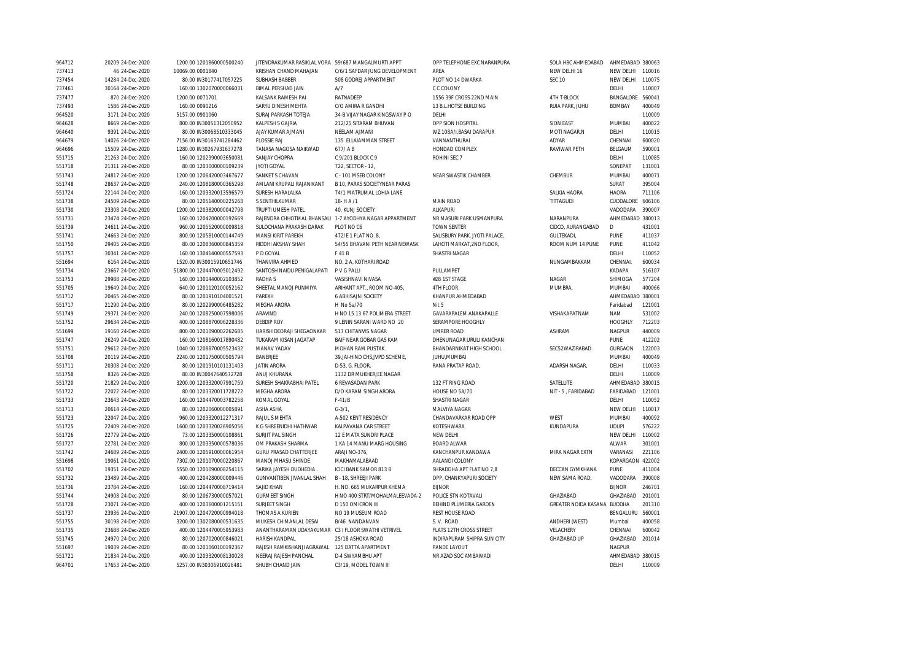| | | | | | | | | | | |
|---|---|---|---|---|---|---|---|---|---|---|
| 964712 | 20209 | 24-Dec-2020 | 1200.00 | 1201860000500240 | JITENDRAKUMAR RASIKLAL VORA | 59/687 MANGALMURTI APPT | OPP TELEPHONE EXC NARANPURA | SOLA HBC AHMEDABAD | AHMEDABAD | 380063 |
| 737413 | 46 | 24-Dec-2020 | 10069.00 | 0001840 | KRISHAN CHAND MAHAJAN | C/6/1 SAFDAR JUNG DEVELOPMENT | AREA | NEW DELHI 16 | NEW DELHI | 110016 |
| 737454 | 14284 | 24-Dec-2020 | 80.00 | IN30177417057225 | SUBHASH BABBER | 508 GODREJ APPARTMENT | PLOT NO 14 DWARKA | SEC 10 | NEW DELHI | 110075 |
| 737461 | 30164 | 24-Dec-2020 | 160.00 | 1302070000066031 | BIMAL PERSHAD JAIN | A/7 | C C COLONY | | DELHI | 110007 |
| 737477 | 870 | 24-Dec-2020 | 1200.00 | 0071701 | KALSANK RAMESH PAI | RATNADEEP | 1556 39F CROSS 22ND MAIN | 4TH T-BLOCK | BANGALORE | 560041 |
| 737493 | 1586 | 24-Dec-2020 | 160.00 | 0090216 | SARYU DINESH MEHTA | C/O AMIRA R GANDHI | 13 B.L.HOTSE BUILDING | RUIA PARK, JUHU | BOMBAY | 400049 |
| 964520 | 3171 | 24-Dec-2020 | 5157.00 | 0901060 | SURAJ PARKASH TOTEJA | 34-B VIJAY NAGAR KINGSWAY P O | DELHI | | | 110009 |
| 964628 | 8669 | 24-Dec-2020 | 800.00 | IN30051312050952 | KALPESH S GAJRIA | 212/25 SITARAM BHUVAN | OPP SION HOSPITAL | SION EAST | MUMBAI | 400022 |
| 964640 | 9391 | 24-Dec-2020 | 80.00 | IN30068510333045 | AJAY KUMAR AJMANI | NEELAM AJMANI | WZ 108A/I,BASAI DARAPUR | MOTI NAGAR,N | DELHI | 110015 |
| 964679 | 14026 | 24-Dec-2020 | 7156.00 | IN30163741284462 | FLOSSIE RAJ | 135 ELLAIAMMAN STREET | VANNANTHURAI | ADYAR | CHENNAI | 600020 |
| 964696 | 15509 | 24-Dec-2020 | 1280.00 | IN30267931637278 | TANASA NAGOSA NAIKWAD | 677/ A B | HONDAD COMPLEX | RAVIWAR PETH | BELGAUM | 590001 |
| 551715 | 21263 | 24-Dec-2020 | 160.00 | 1202990003650081 | SANJAY CHOPRA | C 9/201 BLOCK C 9 | ROHINI SEC 7 | | DELHI | 110085 |
| 551718 | 21311 | 24-Dec-2020 | 80.00 | 1203000000109239 | JYOTI GOYAL | 722, SECTOR - 12, | | | SONEPAT | 131001 |
| 551743 | 24817 | 24-Dec-2020 | 1200.00 | 1206420003467677 | SANKET S CHAVAN | C - 101 MSEB COLONY | NEAR SWASTIK CHAMBER | CHEMBUR | MUMBAI | 400071 |
| 551748 | 28637 | 24-Dec-2020 | 240.00 | 1208180000365298 | AMLANI KRUPALI RAJANIKANT | B 10, PARAS SOCIETYNEAR PARAS | | | SURAT | 395004 |
| 551724 | 22144 | 24-Dec-2020 | 160.00 | 1203320013596579 | SURESH HARALALKA | 74/1 MATRUMAL LOHIA LANE | | SALKIA HAORA | HAORA | 711106 |
| 551738 | 24509 | 24-Dec-2020 | 80.00 | 1205140000225268 | S SENTHILKUMAR | 18- H A /1 | MAIN ROAD | TITTAGUDI | CUDDALORE | 606106 |
| 551730 | 23308 | 24-Dec-2020 | 1200.00 | 1203820000042798 | TRUPTI UMESH PATEL | 40, KUNJ SOCIETY | ALKAPURI | | VADODARA | 390007 |
| 551731 | 23474 | 24-Dec-2020 | 160.00 | 1204200000192669 | RAJENDRA CHHOTMAL BHANSALI | 1-7 AYODHYA NAGAR APPARTMENT | NR MASURI PARK USMANPURA | NARANPURA | AHMEDABAD | 380013 |
| 551739 | 24611 | 24-Dec-2020 | 960.00 | 1205520000009818 | SULOCHANA PRAKASH DARAK | PLOT NO C6 | TOWN SENTER | CIDCO, AURANGABAD | D | 431001 |
| 551741 | 24663 | 24-Dec-2020 | 800.00 | 1205810000144749 | MANSI KIRIT PAREKH | 472/E 1 FLAT NO. 8, | SALISBURY PARK, JYOTI PALACE, | GULTEKADI, | PUNE | 411037 |
| 551750 | 29405 | 24-Dec-2020 | 80.00 | 1208360000845359 | RIDDHI AKSHAY SHAH | 54/55 BHAVANI PETH NEAR NEWASK | LAHOTI MARKAT,2ND FLOOR, | ROOM NUM 14 PUNE | PUNE | 411042 |
| 551757 | 30341 | 24-Dec-2020 | 160.00 | 1304140000557593 | P D GOYAL | F 41 B | SHASTRI NAGAR | | DELHI | 110052 |
| 551694 | 6164 | 24-Dec-2020 | 1520.00 | IN30015910651746 | THANVIRA AHMED | NO. 2 A, KOTHARI ROAD | | NUNGAMBAKKAM | CHENNAI. | 600034 |
| 551734 | 23667 | 24-Dec-2020 | 51800.00 | 1204470005012492 | SANTOSH NAIDU PENIGALAPATI | P V G PALLI | PULLAMPET | | KADAPA | 516107 |
| 551753 | 29988 | 24-Dec-2020 | 160.00 | 1301440002103852 | RADHA S | VASISHNAVI NIVASA | #28 1ST STAGE | NAGAR | SHIMOGA | 577204 |
| 551705 | 19649 | 24-Dec-2020 | 640.00 | 1201120100052162 | SHEETAL MANOJ PUNMIYA | ARIHANT APT., ROOM NO-405, | 4TH FLOOR, | MUMBRA, | MUMBAI | 400066 |
| 551712 | 20465 | 24-Dec-2020 | 80.00 | 1201910104001521 | PAREKH | 6 ABHISAJNI SOCIETY | KHANPUR AHMEDABAD | | AHMEDABAD | 380001 |
| 551717 | 21290 | 24-Dec-2020 | 80.00 | 1202990006485282 | MEGHA ARORA | H No 5a/70 | Nit 5 | | Faridabad | 121001 |
| 551749 | 29371 | 24-Dec-2020 | 240.00 | 1208250007598006 | ARAVIND | H NO 15 13 67 POLIMERA STREET | GAVARAPALEM ANAKAPALLE | VISHAKAPATNAM | NAM | 531002 |
| 551752 | 29634 | 24-Dec-2020 | 400.00 | 1208870006228336 | DEBDIP ROY | 9 LENIN SARANI WARD NO 20 | SERAMPORE HOOGHLY | | HOOGHLY | 712203 |
| 551699 | 19160 | 24-Dec-2020 | 800.00 | 1201090002262685 | HARISH DEORAJI SHEGAONKAR | 517 CHITANVIS NAGAR | UMRER ROAD | ASHRAM | NAGPUR | 440009 |
| 551747 | 26249 | 24-Dec-2020 | 160.00 | 1208160017890482 | TUKARAM KISAN JAGATAP | BAIF NEAR GOBAR GAS KAM | DHENUNAGAR URULI KANCHAN | | PUNE | 412202 |
| 551751 | 29612 | 24-Dec-2020 | 1040.00 | 1208870005523432 | MANAV YADAV | MOHAN RAM PUSTAK | BHANDARNIKAT HIGH SCHOOL | SEC52WAZIRABAD | GURGAON | 122003 |
| 551708 | 20119 | 24-Dec-2020 | 2240.00 | 1201750000505794 | BANERJEE | 39,JAI-HIND CHS,JVPD SCHEME, | JUHU,MUMBAI | | MUMBAI | 400049 |
| 551711 | 20308 | 24-Dec-2020 | 80.00 | 1201910101131403 | JATIN ARORA | D-53, G. FLOOR, | RANA PRATAP ROAD, | ADARSH NAGAR, | DELHI | 110033 |
| 551758 | 8326 | 24-Dec-2020 | 80.00 | IN30047640572728 | ANUJ KHURANA | 1132 DR MUKHERJEE NAGAR | | | DELHI | 110009 |
| 551720 | 21829 | 24-Dec-2020 | 3200.00 | 1203320007991759 | SURESH SHAKRABHAI PATEL | 6 REVASADAN PARK | 132 FT RING ROAD | SATELLITE | AHMEDABAD | 380015 |
| 551722 | 22022 | 24-Dec-2020 | 80.00 | 1203320011728272 | MEGHA ARORA | D/O KARAM SINGH ARORA | HOUSE NO 5A/70 | NIT - 5 , FARIDABAD | FARIDABAD | 121001 |
| 551733 | 23643 | 24-Dec-2020 | 160.00 | 1204470003782258 | KOMAL GOYAL | F-41/B | SHASTRI NAGAR | | DELHI | 110052 |
| 551713 | 20614 | 24-Dec-2020 | 80.00 | 1202060000005891 | ASHA ASHA | G-3/1, | MALVIYA NAGAR | | NEW DELHI | 110017 |
| 551723 | 22047 | 24-Dec-2020 | 960.00 | 1203320012271317 | RAJUL S MEHTA | A-502 KENT RESIDENCY | CHANDAVARKAR ROAD OPP | WEST | MUMBAI | 400092 |
| 551725 | 22409 | 24-Dec-2020 | 1600.00 | 1203320026905056 | K G SHREENIDHI HATHWAR | KALPAVANA CAR STREET | KOTESHWARA | KUNDAPURA | UDUPI | 576222 |
| 551726 | 22779 | 24-Dec-2020 | 73.00 | 1203350000108861 | SURJIT PAL SINGH | 12 E MATA SUNDRI PLACE | NEW DELHI | | NEW DELHI | 110002 |
| 551727 | 22781 | 24-Dec-2020 | 800.00 | 1203350000578036 | OM PRAKASH SHARMA | 1 KA 14 MANU MARG HOUSING | BOARD ALWAR | | ALWAR | 301001 |
| 551742 | 24689 | 24-Dec-2020 | 2400.00 | 1205910000061954 | GURU PRASAD CHATTERJEE | ARAJI NO-376, | KANCHANPUR KANDAWA | MIRA NAGAR EXTN | VARANASI | 221106 |
| 551698 | 19061 | 24-Dec-2020 | 7302.00 | 1201070000220867 | MANOJ MHASU SHINDE | MAKHAMALABAAD | AALANDI COLONY | | KOPARGAON | 422002 |
| 551702 | 19351 | 24-Dec-2020 | 5550.00 | 1201090008254115 | SARIKA JAYESH DUDHEDIA . | ICICI BANK SAMOR 813 B | SHRADDHA APT FLAT NO 7,8 | DECCAN GYMKHANA | PUNE | 411004 |
| 551732 | 23489 | 24-Dec-2020 | 400.00 | 1204280000009446 | GUNVANTIBEN JIVANLAL SHAH | B - 18, SHREEJI PARK | OPP, CHANKYAPURI SOCIETY | NEW SAMA ROAD. | VADODARA | 390008 |
| 551736 | 23784 | 24-Dec-2020 | 160.00 | 1204470008719414 | SAJID KHAN | H. NO. 665 MUKARPUR KHEMA | BIJNOR | | BIJNOR | 246701 |
| 551744 | 24908 | 24-Dec-2020 | 80.00 | 1206730000057021 | GURMEET SINGH | H NO 400 STRT/MOHALMALEEVADA-2 | POLICE STN-KOTAVALI | GHAZIABAD | GHAZIABAD | 201001 |
| 551728 | 23071 | 24-Dec-2020 | 400.00 | 1203600001215151 | SURJEET SINGH | D 150 OMICRON III | BEHIND PLUMERIA GARDEN | GREATER NOIDA KASANA | BUDDHA | 201310 |
| 551737 | 23936 | 24-Dec-2020 | 21907.00 | 1204720000994018 | THOMAS A KURIEN | NO 19 MUSEUM ROAD | REST HOUSE ROAD | | BENGALURU | 560001 |
| 551755 | 30198 | 24-Dec-2020 | 3200.00 | 1302080000531635 | MUKESH CHIMANLAL DESAI | B/46 NANDANVAN | S. V. ROAD | ANDHERI (WEST) | Mumbai | 400058 |
| 551735 | 23688 | 24-Dec-2020 | 400.00 | 1204470005953983 | ANANTHARAMAN UDAYAKUMAR | C3 I FLOOR SWATHI VETRIVEL | FLATS 12TH CROSS STREET | VELACHERY | CHENNAI | 600042 |
| 551745 | 24970 | 24-Dec-2020 | 80.00 | 1207020000846021 | HARISH KANDPAL | 25/18 ASHOKA ROAD | INDIRAPURAM SHIPRA SUN CITY | GHAZIABAD UP | GHAZIABAD | 201014 |
| 551697 | 19039 | 24-Dec-2020 | 80.00 | 1201060100192367 | RAJESH RAMKISHANJI AGRAWAL | 125 DATTA APARTMENT | PANDE LAYOUT | | NAGPUR | |
| 551721 | 21834 | 24-Dec-2020 | 400.00 | 1203320008130028 | NEERAJ RAJESH PANCHAL | D-4 SWYAMBHU APT | NR AZAD SOC AMBAWADI | | AHMEDABAD | 380015 |
| 964701 | 17653 | 24-Dec-2020 | 5257.00 | IN30306910026481 | SHUBH CHAND JAIN | C3/19, MODEL TOWN III | | | DELHI | 110009 |